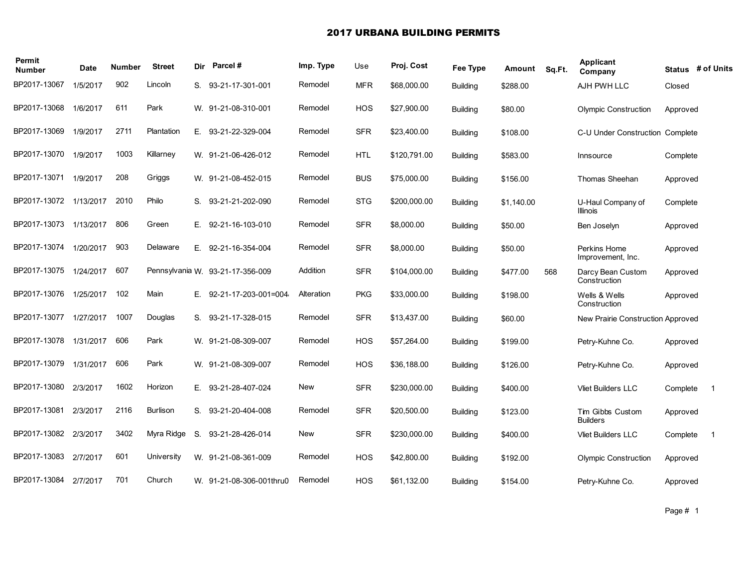# 2017 URBANA BUILDING PERMITS

| Permit Number | Date | Number | Street | Dir | Parcel # | Imp. Type | Use | Proj. Cost | Fee Type | Amount | Sq.Ft. | Applicant Company | Status | # of Units |
|---|---|---|---|---|---|---|---|---|---|---|---|---|---|---|
| BP2017-13067 | 1/5/2017 | 902 | Lincoln | S. | 93-21-17-301-001 | Remodel | MFR | $68,000.00 | Building | $288.00 | | AJH PWH LLC | Closed | |
| BP2017-13068 | 1/6/2017 | 611 | Park | W. | 91-21-08-310-001 | Remodel | HOS | $27,900.00 | Building | $80.00 | | Olympic Construction | Approved | |
| BP2017-13069 | 1/9/2017 | 2711 | Plantation | E. | 93-21-22-329-004 | Remodel | SFR | $23,400.00 | Building | $108.00 | | C-U Under Construction | Complete | |
| BP2017-13070 | 1/9/2017 | 1003 | Killarney | W. | 91-21-06-426-012 | Remodel | HTL | $120,791.00 | Building | $583.00 | | Innsource | Complete | |
| BP2017-13071 | 1/9/2017 | 208 | Griggs | W. | 91-21-08-452-015 | Remodel | BUS | $75,000.00 | Building | $156.00 | | Thomas Sheehan | Approved | |
| BP2017-13072 | 1/13/2017 | 2010 | Philo | S. | 93-21-21-202-090 | Remodel | STG | $200,000.00 | Building | $1,140.00 | | U-Haul Company of Illinois | Complete | |
| BP2017-13073 | 1/13/2017 | 806 | Green | E. | 92-21-16-103-010 | Remodel | SFR | $8,000.00 | Building | $50.00 | | Ben Joselyn | Approved | |
| BP2017-13074 | 1/20/2017 | 903 | Delaware | E. | 92-21-16-354-004 | Remodel | SFR | $8,000.00 | Building | $50.00 | | Perkins Home Improvement, Inc. | Approved | |
| BP2017-13075 | 1/24/2017 | 607 | Pennsylvania | W. | 93-21-17-356-009 | Addition | SFR | $104,000.00 | Building | $477.00 | 568 | Darcy Bean Custom Construction | Approved | |
| BP2017-13076 | 1/25/2017 | 102 | Main | E. | 92-21-17-203-001=004 | Alteration | PKG | $33,000.00 | Building | $198.00 | | Wells & Wells Construction | Approved | |
| BP2017-13077 | 1/27/2017 | 1007 | Douglas | S. | 93-21-17-328-015 | Remodel | SFR | $13,437.00 | Building | $60.00 | | New Prairie Construction | Approved | |
| BP2017-13078 | 1/31/2017 | 606 | Park | W. | 91-21-08-309-007 | Remodel | HOS | $57,264.00 | Building | $199.00 | | Petry-Kuhne Co. | Approved | |
| BP2017-13079 | 1/31/2017 | 606 | Park | W. | 91-21-08-309-007 | Remodel | HOS | $36,188.00 | Building | $126.00 | | Petry-Kuhne Co. | Approved | |
| BP2017-13080 | 2/3/2017 | 1602 | Horizon | E. | 93-21-28-407-024 | New | SFR | $230,000.00 | Building | $400.00 | | Vliet Builders LLC | Complete | 1 |
| BP2017-13081 | 2/3/2017 | 2116 | Burlison | S. | 93-21-20-404-008 | Remodel | SFR | $20,500.00 | Building | $123.00 | | Tim Gibbs Custom Builders | Approved | |
| BP2017-13082 | 2/3/2017 | 3402 | Myra Ridge | S. | 93-21-28-426-014 | New | SFR | $230,000.00 | Building | $400.00 | | Vliet Builders LLC | Complete | 1 |
| BP2017-13083 | 2/7/2017 | 601 | University | W. | 91-21-08-361-009 | Remodel | HOS | $42,800.00 | Building | $192.00 | | Olympic Construction | Approved | |
| BP2017-13084 | 2/7/2017 | 701 | Church | W. | 91-21-08-306-001thru0 | Remodel | HOS | $61,132.00 | Building | $154.00 | | Petry-Kuhne Co. | Approved | |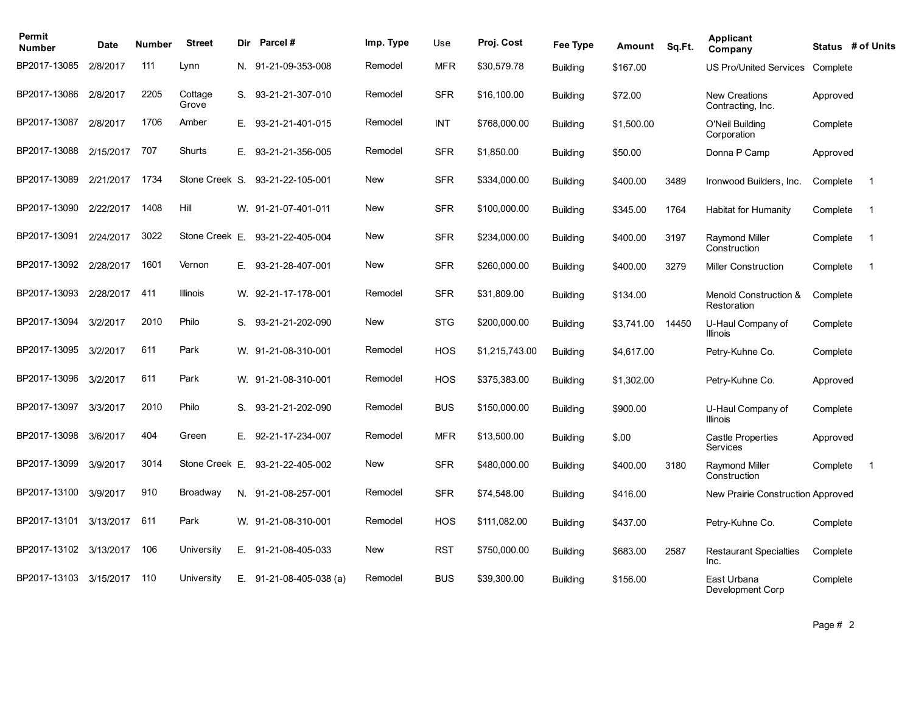| Permit Number | Date | Number | Street | Dir | Parcel # | Imp. Type | Use | Proj. Cost | Fee Type | Amount | Sq.Ft. | Applicant Company | Status | # of Units |
|---|---|---|---|---|---|---|---|---|---|---|---|---|---|---|
| BP2017-13085 | 2/8/2017 | 111 | Lynn | N. | 91-21-09-353-008 | Remodel | MFR | $30,579.78 | Building | $167.00 | | US Pro/United Services | Complete | |
| BP2017-13086 | 2/8/2017 | 2205 | Cottage Grove | S. | 93-21-21-307-010 | Remodel | SFR | $16,100.00 | Building | $72.00 | | New Creations Contracting, Inc. | Approved | |
| BP2017-13087 | 2/8/2017 | 1706 | Amber | E. | 93-21-21-401-015 | Remodel | INT | $768,000.00 | Building | $1,500.00 | | O'Neil Building Corporation | Complete | |
| BP2017-13088 | 2/15/2017 | 707 | Shurts | E. | 93-21-21-356-005 | Remodel | SFR | $1,850.00 | Building | $50.00 | | Donna P Camp | Approved | |
| BP2017-13089 | 2/21/2017 | 1734 | Stone Creek | S. | 93-21-22-105-001 | New | SFR | $334,000.00 | Building | $400.00 | 3489 | Ironwood Builders, Inc. | Complete | 1 |
| BP2017-13090 | 2/22/2017 | 1408 | Hill | W. | 91-21-07-401-011 | New | SFR | $100,000.00 | Building | $345.00 | 1764 | Habitat for Humanity | Complete | 1 |
| BP2017-13091 | 2/24/2017 | 3022 | Stone Creek | E. | 93-21-22-405-004 | New | SFR | $234,000.00 | Building | $400.00 | 3197 | Raymond Miller Construction | Complete | 1 |
| BP2017-13092 | 2/28/2017 | 1601 | Vernon | E. | 93-21-28-407-001 | New | SFR | $260,000.00 | Building | $400.00 | 3279 | Miller Construction | Complete | 1 |
| BP2017-13093 | 2/28/2017 | 411 | Illinois | W. | 92-21-17-178-001 | Remodel | SFR | $31,809.00 | Building | $134.00 | | Menold Construction & Restoration | Complete | |
| BP2017-13094 | 3/2/2017 | 2010 | Philo | S. | 93-21-21-202-090 | New | STG | $200,000.00 | Building | $3,741.00 | 14450 | U-Haul Company of Illinois | Complete | |
| BP2017-13095 | 3/2/2017 | 611 | Park | W. | 91-21-08-310-001 | Remodel | HOS | $1,215,743.00 | Building | $4,617.00 | | Petry-Kuhne Co. | Complete | |
| BP2017-13096 | 3/2/2017 | 611 | Park | W. | 91-21-08-310-001 | Remodel | HOS | $375,383.00 | Building | $1,302.00 | | Petry-Kuhne Co. | Approved | |
| BP2017-13097 | 3/3/2017 | 2010 | Philo | S. | 93-21-21-202-090 | Remodel | BUS | $150,000.00 | Building | $900.00 | | U-Haul Company of Illinois | Complete | |
| BP2017-13098 | 3/6/2017 | 404 | Green | E. | 92-21-17-234-007 | Remodel | MFR | $13,500.00 | Building | $.00 | | Castle Properties Services | Approved | |
| BP2017-13099 | 3/9/2017 | 3014 | Stone Creek | E. | 93-21-22-405-002 | New | SFR | $480,000.00 | Building | $400.00 | 3180 | Raymond Miller Construction | Complete | 1 |
| BP2017-13100 | 3/9/2017 | 910 | Broadway | N. | 91-21-08-257-001 | Remodel | SFR | $74,548.00 | Building | $416.00 | | New Prairie Construction | Approved | |
| BP2017-13101 | 3/13/2017 | 611 | Park | W. | 91-21-08-310-001 | Remodel | HOS | $111,082.00 | Building | $437.00 | | Petry-Kuhne Co. | Complete | |
| BP2017-13102 | 3/13/2017 | 106 | University | E. | 91-21-08-405-033 | New | RST | $750,000.00 | Building | $683.00 | 2587 | Restaurant Specialties Inc. | Complete | |
| BP2017-13103 | 3/15/2017 | 110 | University | E. | 91-21-08-405-038 (a) | Remodel | BUS | $39,300.00 | Building | $156.00 | | East Urbana Development Corp | Complete | |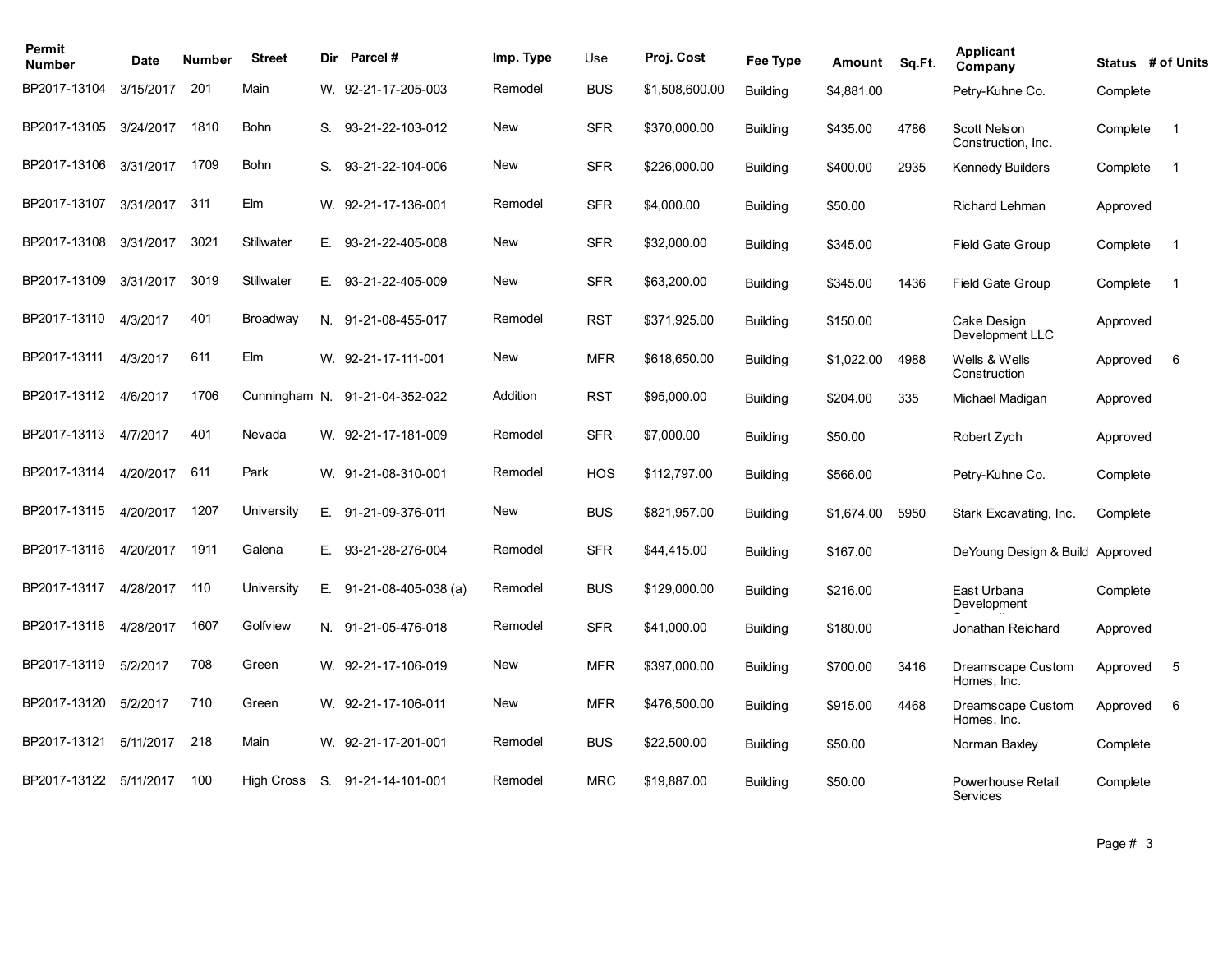| Permit Number | Date | Number | Street | Dir | Parcel # | Imp. Type | Use | Proj. Cost | Fee Type | Amount | Sq.Ft. | Applicant Company | Status | # of Units |
|---|---|---|---|---|---|---|---|---|---|---|---|---|---|---|
| BP2017-13104 | 3/15/2017 | 201 | Main | W. | 92-21-17-205-003 | Remodel | BUS | $1,508,600.00 | Building | $4,881.00 | | Petry-Kuhne Co. | Complete | |
| BP2017-13105 | 3/24/2017 | 1810 | Bohn | S. | 93-21-22-103-012 | New | SFR | $370,000.00 | Building | $435.00 | 4786 | Scott Nelson Construction, Inc. | Complete | 1 |
| BP2017-13106 | 3/31/2017 | 1709 | Bohn | S. | 93-21-22-104-006 | New | SFR | $226,000.00 | Building | $400.00 | 2935 | Kennedy Builders | Complete | 1 |
| BP2017-13107 | 3/31/2017 | 311 | Elm | W. | 92-21-17-136-001 | Remodel | SFR | $4,000.00 | Building | $50.00 | | Richard Lehman | Approved | |
| BP2017-13108 | 3/31/2017 | 3021 | Stillwater | E. | 93-21-22-405-008 | New | SFR | $32,000.00 | Building | $345.00 | | Field Gate Group | Complete | 1 |
| BP2017-13109 | 3/31/2017 | 3019 | Stillwater | E. | 93-21-22-405-009 | New | SFR | $63,200.00 | Building | $345.00 | 1436 | Field Gate Group | Complete | 1 |
| BP2017-13110 | 4/3/2017 | 401 | Broadway | N. | 91-21-08-455-017 | Remodel | RST | $371,925.00 | Building | $150.00 | | Cake Design Development LLC | Approved | |
| BP2017-13111 | 4/3/2017 | 611 | Elm | W. | 92-21-17-111-001 | New | MFR | $618,650.00 | Building | $1,022.00 | 4988 | Wells & Wells Construction | Approved | 6 |
| BP2017-13112 | 4/6/2017 | 1706 | Cunningham | N. | 91-21-04-352-022 | Addition | RST | $95,000.00 | Building | $204.00 | 335 | Michael Madigan | Approved | |
| BP2017-13113 | 4/7/2017 | 401 | Nevada | W. | 92-21-17-181-009 | Remodel | SFR | $7,000.00 | Building | $50.00 | | Robert Zych | Approved | |
| BP2017-13114 | 4/20/2017 | 611 | Park | W. | 91-21-08-310-001 | Remodel | HOS | $112,797.00 | Building | $566.00 | | Petry-Kuhne Co. | Complete | |
| BP2017-13115 | 4/20/2017 | 1207 | University | E. | 91-21-09-376-011 | New | BUS | $821,957.00 | Building | $1,674.00 | 5950 | Stark Excavating, Inc. | Complete | |
| BP2017-13116 | 4/20/2017 | 1911 | Galena | E. | 93-21-28-276-004 | Remodel | SFR | $44,415.00 | Building | $167.00 | | DeYoung Design & Build | Approved | |
| BP2017-13117 | 4/28/2017 | 110 | University | E. | 91-21-08-405-038 (a) | Remodel | BUS | $129,000.00 | Building | $216.00 | | East Urbana Development | Complete | |
| BP2017-13118 | 4/28/2017 | 1607 | Golfview | N. | 91-21-05-476-018 | Remodel | SFR | $41,000.00 | Building | $180.00 | | Jonathan Reichard | Approved | |
| BP2017-13119 | 5/2/2017 | 708 | Green | W. | 92-21-17-106-019 | New | MFR | $397,000.00 | Building | $700.00 | 3416 | Dreamscape Custom Homes, Inc. | Approved | 5 |
| BP2017-13120 | 5/2/2017 | 710 | Green | W. | 92-21-17-106-011 | New | MFR | $476,500.00 | Building | $915.00 | 4468 | Dreamscape Custom Homes, Inc. | Approved | 6 |
| BP2017-13121 | 5/11/2017 | 218 | Main | W. | 92-21-17-201-001 | Remodel | BUS | $22,500.00 | Building | $50.00 | | Norman Baxley | Complete | |
| BP2017-13122 | 5/11/2017 | 100 | High Cross | S. | 91-21-14-101-001 | Remodel | MRC | $19,887.00 | Building | $50.00 | | Powerhouse Retail Services | Complete | |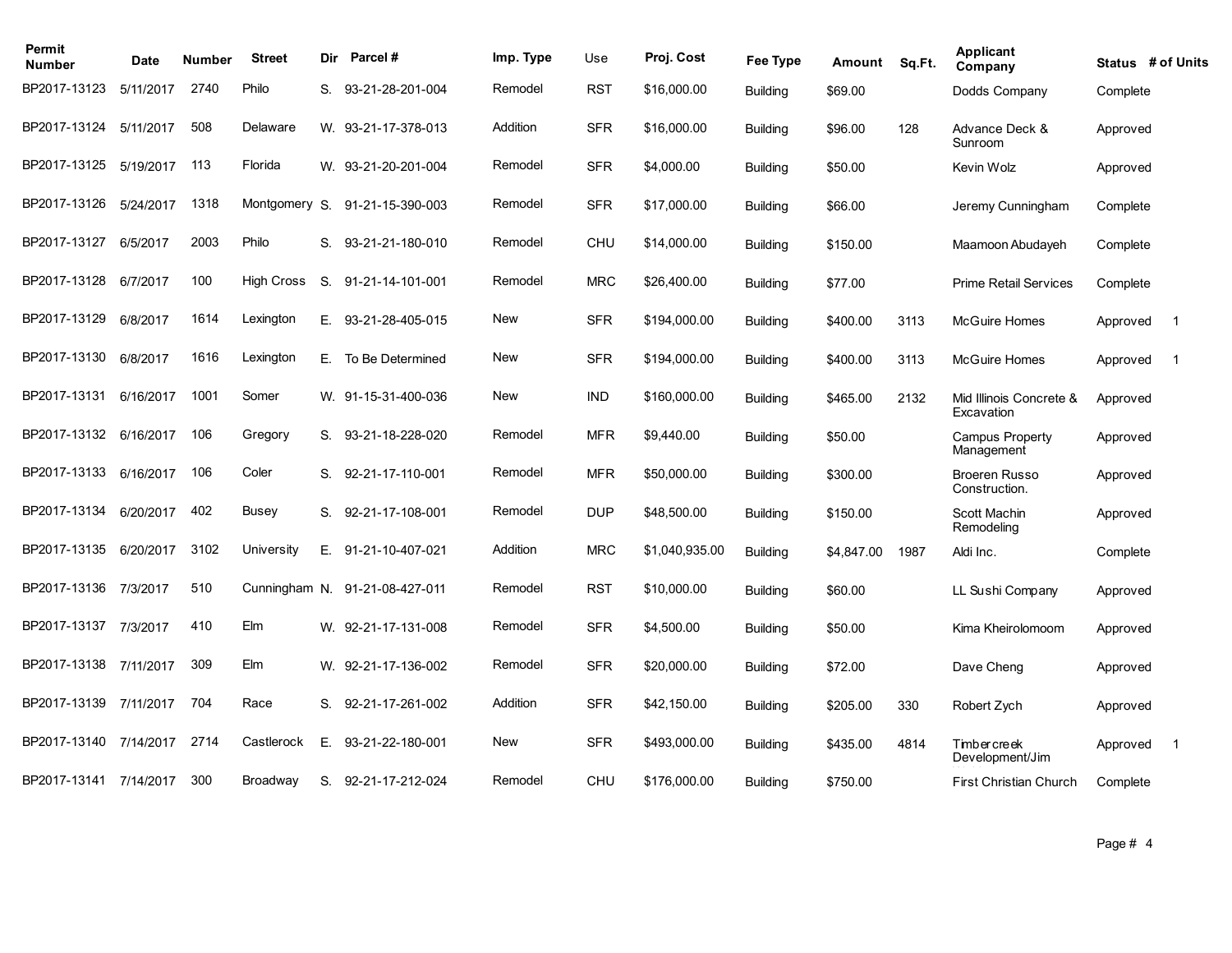| Permit Number | Date | Number | Street | Dir | Parcel # | Imp. Type | Use | Proj. Cost | Fee Type | Amount | Sq.Ft. | Applicant Company | Status | # of Units |
|---|---|---|---|---|---|---|---|---|---|---|---|---|---|---|
| BP2017-13123 | 5/11/2017 | 2740 | Philo | S. | 93-21-28-201-004 | Remodel | RST | $16,000.00 | Building | $69.00 | | Dodds Company | Complete | |
| BP2017-13124 | 5/11/2017 | 508 | Delaware | W. | 93-21-17-378-013 | Addition | SFR | $16,000.00 | Building | $96.00 | 128 | Advance Deck & Sunroom | Approved | |
| BP2017-13125 | 5/19/2017 | 113 | Florida | W. | 93-21-20-201-004 | Remodel | SFR | $4,000.00 | Building | $50.00 | | Kevin Wolz | Approved | |
| BP2017-13126 | 5/24/2017 | 1318 | Montgomery | S. | 91-21-15-390-003 | Remodel | SFR | $17,000.00 | Building | $66.00 | | Jeremy Cunningham | Complete | |
| BP2017-13127 | 6/5/2017 | 2003 | Philo | S. | 93-21-21-180-010 | Remodel | CHU | $14,000.00 | Building | $150.00 | | Maamoon Abudayeh | Complete | |
| BP2017-13128 | 6/7/2017 | 100 | High Cross | S. | 91-21-14-101-001 | Remodel | MRC | $26,400.00 | Building | $77.00 | | Prime Retail Services | Complete | |
| BP2017-13129 | 6/8/2017 | 1614 | Lexington | E. | 93-21-28-405-015 | New | SFR | $194,000.00 | Building | $400.00 | 3113 | McGuire Homes | Approved | 1 |
| BP2017-13130 | 6/8/2017 | 1616 | Lexington | E. | To Be Determined | New | SFR | $194,000.00 | Building | $400.00 | 3113 | McGuire Homes | Approved | 1 |
| BP2017-13131 | 6/16/2017 | 1001 | Somer | W. | 91-15-31-400-036 | New | IND | $160,000.00 | Building | $465.00 | 2132 | Mid Illinois Concrete & Excavation | Approved | |
| BP2017-13132 | 6/16/2017 | 106 | Gregory | S. | 93-21-18-228-020 | Remodel | MFR | $9,440.00 | Building | $50.00 | | Campus Property Management | Approved | |
| BP2017-13133 | 6/16/2017 | 106 | Coler | S. | 92-21-17-110-001 | Remodel | MFR | $50,000.00 | Building | $300.00 | | Broeren Russo Construction. | Approved | |
| BP2017-13134 | 6/20/2017 | 402 | Busey | S. | 92-21-17-108-001 | Remodel | DUP | $48,500.00 | Building | $150.00 | | Scott Machin Remodeling | Approved | |
| BP2017-13135 | 6/20/2017 | 3102 | University | E. | 91-21-10-407-021 | Addition | MRC | $1,040,935.00 | Building | $4,847.00 | 1987 | Aldi Inc. | Complete | |
| BP2017-13136 | 7/3/2017 | 510 | Cunningham | N. | 91-21-08-427-011 | Remodel | RST | $10,000.00 | Building | $60.00 | | LL Sushi Company | Approved | |
| BP2017-13137 | 7/3/2017 | 410 | Elm | W. | 92-21-17-131-008 | Remodel | SFR | $4,500.00 | Building | $50.00 | | Kima Kheirolomoom | Approved | |
| BP2017-13138 | 7/11/2017 | 309 | Elm | W. | 92-21-17-136-002 | Remodel | SFR | $20,000.00 | Building | $72.00 | | Dave Cheng | Approved | |
| BP2017-13139 | 7/11/2017 | 704 | Race | S. | 92-21-17-261-002 | Addition | SFR | $42,150.00 | Building | $205.00 | 330 | Robert Zych | Approved | |
| BP2017-13140 | 7/14/2017 | 2714 | Castlerock | E. | 93-21-22-180-001 | New | SFR | $493,000.00 | Building | $435.00 | 4814 | Timbercreek Development/Jim | Approved | 1 |
| BP2017-13141 | 7/14/2017 | 300 | Broadway | S. | 92-21-17-212-024 | Remodel | CHU | $176,000.00 | Building | $750.00 | | First Christian Church | Complete | |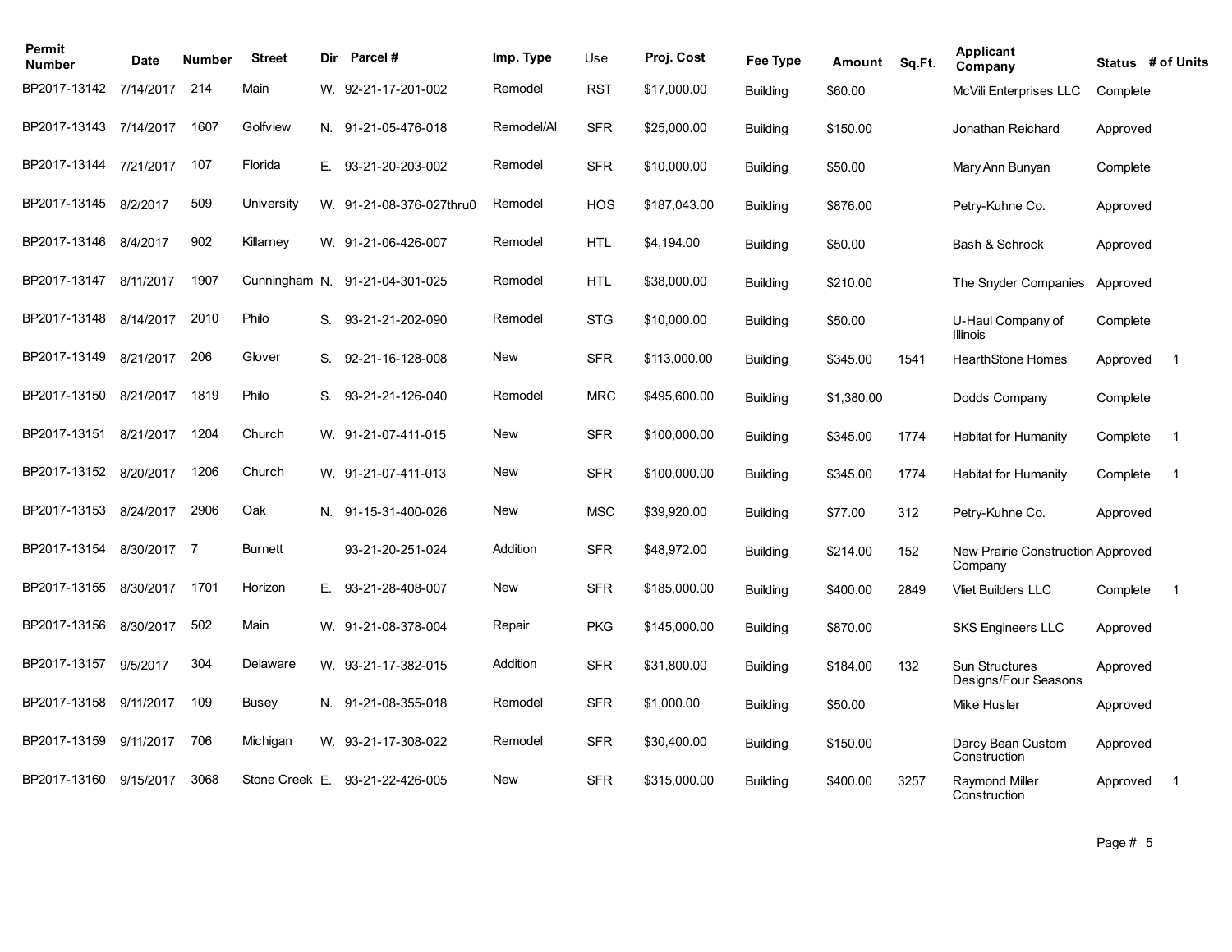| Permit Number | Date | Number | Street | Dir | Parcel # | Imp. Type | Use | Proj. Cost | Fee Type | Amount | Sq.Ft. | Applicant Company | Status | # of Units |
|---|---|---|---|---|---|---|---|---|---|---|---|---|---|---|
| BP2017-13142 | 7/14/2017 | 214 | Main | W. | 92-21-17-201-002 | Remodel | RST | $17,000.00 | Building | $60.00 | | McVili Enterprises LLC | Complete | |
| BP2017-13143 | 7/14/2017 | 1607 | Golfview | N. | 91-21-05-476-018 | Remodel/Al | SFR | $25,000.00 | Building | $150.00 | | Jonathan Reichard | Approved | |
| BP2017-13144 | 7/21/2017 | 107 | Florida | E. | 93-21-20-203-002 | Remodel | SFR | $10,000.00 | Building | $50.00 | | Mary Ann Bunyan | Complete | |
| BP2017-13145 | 8/2/2017 | 509 | University | W. | 91-21-08-376-027thru0 | Remodel | HOS | $187,043.00 | Building | $876.00 | | Petry-Kuhne Co. | Approved | |
| BP2017-13146 | 8/4/2017 | 902 | Killarney | W. | 91-21-06-426-007 | Remodel | HTL | $4,194.00 | Building | $50.00 | | Bash & Schrock | Approved | |
| BP2017-13147 | 8/11/2017 | 1907 | Cunningham | N. | 91-21-04-301-025 | Remodel | HTL | $38,000.00 | Building | $210.00 | | The Snyder Companies | Approved | |
| BP2017-13148 | 8/14/2017 | 2010 | Philo | S. | 93-21-21-202-090 | Remodel | STG | $10,000.00 | Building | $50.00 | | U-Haul Company of Illinois | Complete | |
| BP2017-13149 | 8/21/2017 | 206 | Glover | S. | 92-21-16-128-008 | New | SFR | $113,000.00 | Building | $345.00 | 1541 | HearthStone Homes | Approved | 1 |
| BP2017-13150 | 8/21/2017 | 1819 | Philo | S. | 93-21-21-126-040 | Remodel | MRC | $495,600.00 | Building | $1,380.00 | | Dodds Company | Complete | |
| BP2017-13151 | 8/21/2017 | 1204 | Church | W. | 91-21-07-411-015 | New | SFR | $100,000.00 | Building | $345.00 | 1774 | Habitat for Humanity | Complete | 1 |
| BP2017-13152 | 8/20/2017 | 1206 | Church | W. | 91-21-07-411-013 | New | SFR | $100,000.00 | Building | $345.00 | 1774 | Habitat for Humanity | Complete | 1 |
| BP2017-13153 | 8/24/2017 | 2906 | Oak | N. | 91-15-31-400-026 | New | MSC | $39,920.00 | Building | $77.00 | 312 | Petry-Kuhne Co. | Approved | |
| BP2017-13154 | 8/30/2017 | 7 | Burnett | | 93-21-20-251-024 | Addition | SFR | $48,972.00 | Building | $214.00 | 152 | New Prairie Construction Company | Approved | |
| BP2017-13155 | 8/30/2017 | 1701 | Horizon | E. | 93-21-28-408-007 | New | SFR | $185,000.00 | Building | $400.00 | 2849 | Vliet Builders LLC | Complete | 1 |
| BP2017-13156 | 8/30/2017 | 502 | Main | W. | 91-21-08-378-004 | Repair | PKG | $145,000.00 | Building | $870.00 | | SKS Engineers LLC | Approved | |
| BP2017-13157 | 9/5/2017 | 304 | Delaware | W. | 93-21-17-382-015 | Addition | SFR | $31,800.00 | Building | $184.00 | 132 | Sun Structures Designs/Four Seasons | Approved | |
| BP2017-13158 | 9/11/2017 | 109 | Busey | N. | 91-21-08-355-018 | Remodel | SFR | $1,000.00 | Building | $50.00 | | Mike Husler | Approved | |
| BP2017-13159 | 9/11/2017 | 706 | Michigan | W. | 93-21-17-308-022 | Remodel | SFR | $30,400.00 | Building | $150.00 | | Darcy Bean Custom Construction | Approved | |
| BP2017-13160 | 9/15/2017 | 3068 | Stone Creek | E. | 93-21-22-426-005 | New | SFR | $315,000.00 | Building | $400.00 | 3257 | Raymond Miller Construction | Approved | 1 |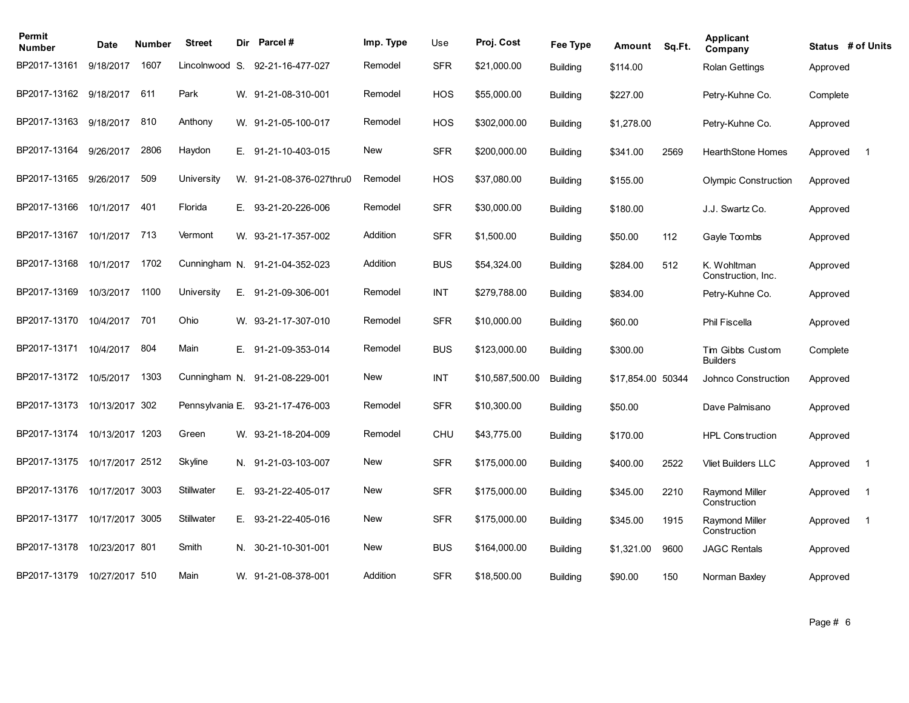| Permit Number | Date | Number | Street | Dir | Parcel # | Imp. Type | Use | Proj. Cost | Fee Type | Amount | Sq.Ft. | Applicant Company | Status | # of Units |
|---|---|---|---|---|---|---|---|---|---|---|---|---|---|---|
| BP2017-13161 | 9/18/2017 | 1607 | Lincolnwood | S. | 92-21-16-477-027 | Remodel | SFR | $21,000.00 | Building | $114.00 | | Rolan Gettings | Approved | |
| BP2017-13162 | 9/18/2017 | 611 | Park | W. | 91-21-08-310-001 | Remodel | HOS | $55,000.00 | Building | $227.00 | | Petry-Kuhne Co. | Complete | |
| BP2017-13163 | 9/18/2017 | 810 | Anthony | W. | 91-21-05-100-017 | Remodel | HOS | $302,000.00 | Building | $1,278.00 | | Petry-Kuhne Co. | Approved | |
| BP2017-13164 | 9/26/2017 | 2806 | Haydon | E. | 91-21-10-403-015 | New | SFR | $200,000.00 | Building | $341.00 | 2569 | HearthStone Homes | Approved | 1 |
| BP2017-13165 | 9/26/2017 | 509 | University | W. | 91-21-08-376-027thru0 | Remodel | HOS | $37,080.00 | Building | $155.00 | | Olympic Construction | Approved | |
| BP2017-13166 | 10/1/2017 | 401 | Florida | E. | 93-21-20-226-006 | Remodel | SFR | $30,000.00 | Building | $180.00 | | J.J. Swartz Co. | Approved | |
| BP2017-13167 | 10/1/2017 | 713 | Vermont | W. | 93-21-17-357-002 | Addition | SFR | $1,500.00 | Building | $50.00 | 112 | Gayle Toombs | Approved | |
| BP2017-13168 | 10/1/2017 | 1702 | Cunningham | N. | 91-21-04-352-023 | Addition | BUS | $54,324.00 | Building | $284.00 | 512 | K. Wohltman Construction, Inc. | Approved | |
| BP2017-13169 | 10/3/2017 | 1100 | University | E. | 91-21-09-306-001 | Remodel | INT | $279,788.00 | Building | $834.00 | | Petry-Kuhne Co. | Approved | |
| BP2017-13170 | 10/4/2017 | 701 | Ohio | W. | 93-21-17-307-010 | Remodel | SFR | $10,000.00 | Building | $60.00 | | Phil Fiscella | Approved | |
| BP2017-13171 | 10/4/2017 | 804 | Main | E. | 91-21-09-353-014 | Remodel | BUS | $123,000.00 | Building | $300.00 | | Tim Gibbs Custom Builders | Complete | |
| BP2017-13172 | 10/5/2017 | 1303 | Cunningham | N. | 91-21-08-229-001 | New | INT | $10,587,500.00 | Building | $17,854.00 | 50344 | Johnco Construction | Approved | |
| BP2017-13173 | 10/13/2017 | 302 | Pennsylvania | E. | 93-21-17-476-003 | Remodel | SFR | $10,300.00 | Building | $50.00 | | Dave Palmisano | Approved | |
| BP2017-13174 | 10/13/2017 | 1203 | Green | W. | 93-21-18-204-009 | Remodel | CHU | $43,775.00 | Building | $170.00 | | HPL Construction | Approved | |
| BP2017-13175 | 10/17/2017 | 2512 | Skyline | N. | 91-21-03-103-007 | New | SFR | $175,000.00 | Building | $400.00 | 2522 | Vliet Builders LLC | Approved | 1 |
| BP2017-13176 | 10/17/2017 | 3003 | Stillwater | E. | 93-21-22-405-017 | New | SFR | $175,000.00 | Building | $345.00 | 2210 | Raymond Miller Construction | Approved | 1 |
| BP2017-13177 | 10/17/2017 | 3005 | Stillwater | E. | 93-21-22-405-016 | New | SFR | $175,000.00 | Building | $345.00 | 1915 | Raymond Miller Construction | Approved | 1 |
| BP2017-13178 | 10/23/2017 | 801 | Smith | N. | 30-21-10-301-001 | New | BUS | $164,000.00 | Building | $1,321.00 | 9600 | JAGC Rentals | Approved | |
| BP2017-13179 | 10/27/2017 | 510 | Main | W. | 91-21-08-378-001 | Addition | SFR | $18,500.00 | Building | $90.00 | 150 | Norman Baxley | Approved | |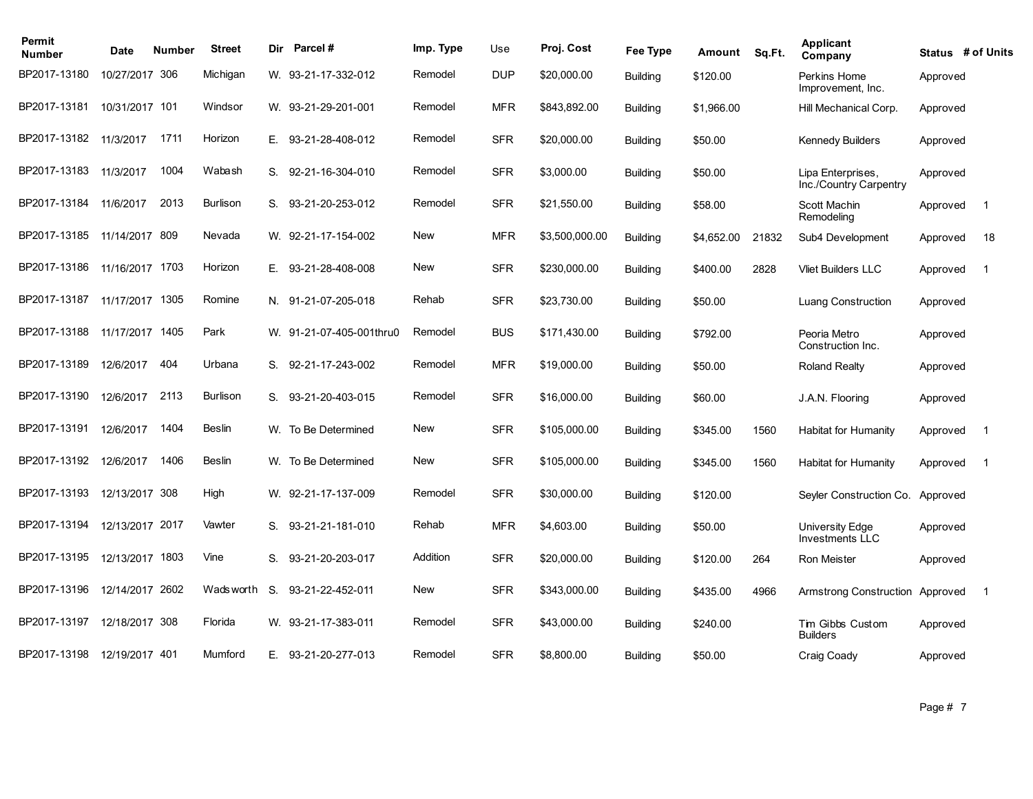| Permit Number | Date | Number | Street | Dir | Parcel # | Imp. Type | Use | Proj. Cost | Fee Type | Amount | Sq.Ft. | Applicant Company | Status | # of Units |
|---|---|---|---|---|---|---|---|---|---|---|---|---|---|---|
| BP2017-13180 | 10/27/2017 | 306 | Michigan | W. | 93-21-17-332-012 | Remodel | DUP | $20,000.00 | Building | $120.00 | | Perkins Home Improvement, Inc. | Approved | |
| BP2017-13181 | 10/31/2017 | 101 | Windsor | W. | 93-21-29-201-001 | Remodel | MFR | $843,892.00 | Building | $1,966.00 | | Hill Mechanical Corp. | Approved | |
| BP2017-13182 | 11/3/2017 | 1711 | Horizon | E. | 93-21-28-408-012 | Remodel | SFR | $20,000.00 | Building | $50.00 | | Kennedy Builders | Approved | |
| BP2017-13183 | 11/3/2017 | 1004 | Wabash | S. | 92-21-16-304-010 | Remodel | SFR | $3,000.00 | Building | $50.00 | | Lipa Enterprises, Inc./Country Carpentry | Approved | |
| BP2017-13184 | 11/6/2017 | 2013 | Burlison | S. | 93-21-20-253-012 | Remodel | SFR | $21,550.00 | Building | $58.00 | | Scott Machin Remodeling | Approved | 1 |
| BP2017-13185 | 11/14/2017 | 809 | Nevada | W. | 92-21-17-154-002 | New | MFR | $3,500,000.00 | Building | $4,652.00 | 21832 | Sub4 Development | Approved | 18 |
| BP2017-13186 | 11/16/2017 | 1703 | Horizon | E. | 93-21-28-408-008 | New | SFR | $230,000.00 | Building | $400.00 | 2828 | Vliet Builders LLC | Approved | 1 |
| BP2017-13187 | 11/17/2017 | 1305 | Romine | N. | 91-21-07-205-018 | Rehab | SFR | $23,730.00 | Building | $50.00 | | Luang Construction | Approved | |
| BP2017-13188 | 11/17/2017 | 1405 | Park | W. | 91-21-07-405-001thru0 | Remodel | BUS | $171,430.00 | Building | $792.00 | | Peoria Metro Construction Inc. | Approved | |
| BP2017-13189 | 12/6/2017 | 404 | Urbana | S. | 92-21-17-243-002 | Remodel | MFR | $19,000.00 | Building | $50.00 | | Roland Realty | Approved | |
| BP2017-13190 | 12/6/2017 | 2113 | Burlison | S. | 93-21-20-403-015 | Remodel | SFR | $16,000.00 | Building | $60.00 | | J.A.N. Flooring | Approved | |
| BP2017-13191 | 12/6/2017 | 1404 | Beslin | W. | To Be Determined | New | SFR | $105,000.00 | Building | $345.00 | 1560 | Habitat for Humanity | Approved | 1 |
| BP2017-13192 | 12/6/2017 | 1406 | Beslin | W. | To Be Determined | New | SFR | $105,000.00 | Building | $345.00 | 1560 | Habitat for Humanity | Approved | 1 |
| BP2017-13193 | 12/13/2017 | 308 | High | W. | 92-21-17-137-009 | Remodel | SFR | $30,000.00 | Building | $120.00 | | Seyler Construction Co. | Approved | |
| BP2017-13194 | 12/13/2017 | 2017 | Vawter | S. | 93-21-21-181-010 | Rehab | MFR | $4,603.00 | Building | $50.00 | | University Edge Investments LLC | Approved | |
| BP2017-13195 | 12/13/2017 | 1803 | Vine | S. | 93-21-20-203-017 | Addition | SFR | $20,000.00 | Building | $120.00 | 264 | Ron Meister | Approved | |
| BP2017-13196 | 12/14/2017 | 2602 | Wadsworth | S. | 93-21-22-452-011 | New | SFR | $343,000.00 | Building | $435.00 | 4966 | Armstrong Construction | Approved | 1 |
| BP2017-13197 | 12/18/2017 | 308 | Florida | W. | 93-21-17-383-011 | Remodel | SFR | $43,000.00 | Building | $240.00 | | Tim Gibbs Custom Builders | Approved | |
| BP2017-13198 | 12/19/2017 | 401 | Mumford | E. | 93-21-20-277-013 | Remodel | SFR | $8,800.00 | Building | $50.00 | | Craig Coady | Approved | |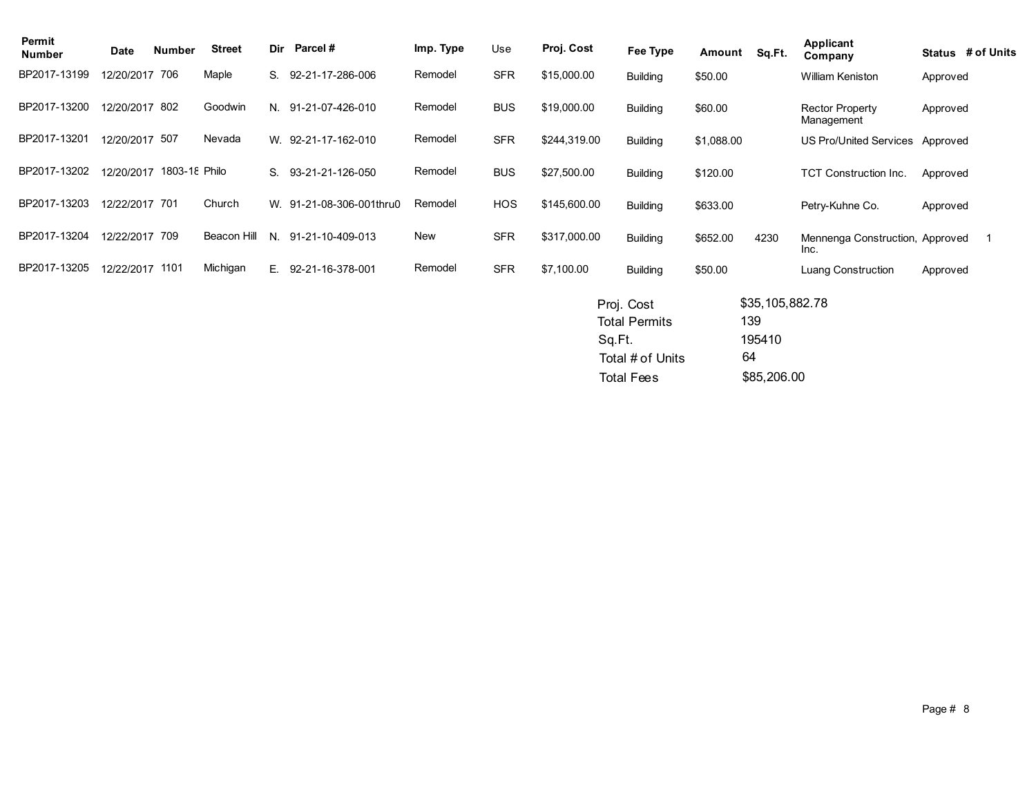| Permit Number | Date | Number | Street | Dir | Parcel # | Imp. Type | Use | Proj. Cost | Fee Type | Amount | Sq.Ft. | Applicant Company | Status | # of Units |
|---|---|---|---|---|---|---|---|---|---|---|---|---|---|---|
| BP2017-13199 | 12/20/2017 | 706 | Maple | S. | 92-21-17-286-006 | Remodel | SFR | $15,000.00 | Building | $50.00 | | William Keniston | Approved | |
| BP2017-13200 | 12/20/2017 | 802 | Goodwin | N. | 91-21-07-426-010 | Remodel | BUS | $19,000.00 | Building | $60.00 | | Rector Property Management | Approved | |
| BP2017-13201 | 12/20/2017 | 507 | Nevada | W. | 92-21-17-162-010 | Remodel | SFR | $244,319.00 | Building | $1,088.00 | | US Pro/United Services | Approved | |
| BP2017-13202 | 12/20/2017 | 1803-18 | Philo | S. | 93-21-21-126-050 | Remodel | BUS | $27,500.00 | Building | $120.00 | | TCT Construction Inc. | Approved | |
| BP2017-13203 | 12/22/2017 | 701 | Church | W. | 91-21-08-306-001thru0 | Remodel | HOS | $145,600.00 | Building | $633.00 | | Petry-Kuhne Co. | Approved | |
| BP2017-13204 | 12/22/2017 | 709 | Beacon Hill | N. | 91-21-10-409-013 | New | SFR | $317,000.00 | Building | $652.00 | 4230 | Mennenga Construction, Inc. | Approved | 1 |
| BP2017-13205 | 12/22/2017 | 1101 | Michigan | E. | 92-21-16-378-001 | Remodel | SFR | $7,100.00 | Building | $50.00 | | Luang Construction | Approved | |

| | |
|---|---|
| Proj. Cost | $35,105,882.78 |
| Total Permits | 139 |
| Sq.Ft. | 195410 |
| Total # of Units | 64 |
| Total Fees | $85,206.00 |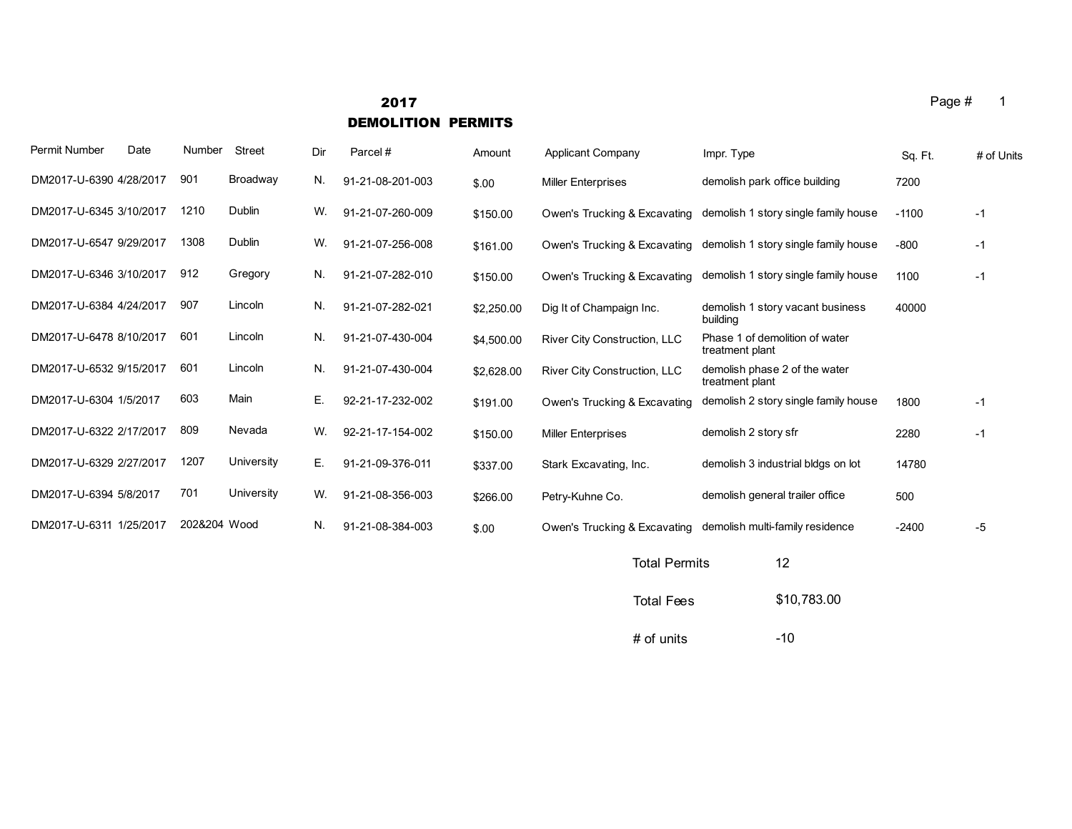# 2017
## DEMOLITION PERMITS

| Permit Number | Date | Number | Street | Dir | Parcel # | Amount | Applicant Company | Impr. Type | Sq. Ft. | # of Units |
|---|---|---|---|---|---|---|---|---|---|---|
| DM2017-U-6390 | 4/28/2017 | 901 | Broadway | N. | 91-21-08-201-003 | $.00 | Miller Enterprises | demolish park office building | 7200 | |
| DM2017-U-6345 | 3/10/2017 | 1210 | Dublin | W. | 91-21-07-260-009 | $150.00 | Owen's Trucking & Excavating | demolish 1 story single family house | -1100 | -1 |
| DM2017-U-6547 | 9/29/2017 | 1308 | Dublin | W. | 91-21-07-256-008 | $161.00 | Owen's Trucking & Excavating | demolish 1 story single family house | -800 | -1 |
| DM2017-U-6346 | 3/10/2017 | 912 | Gregory | N. | 91-21-07-282-010 | $150.00 | Owen's Trucking & Excavating | demolish 1 story single family house | 1100 | -1 |
| DM2017-U-6384 | 4/24/2017 | 907 | Lincoln | N. | 91-21-07-282-021 | $2,250.00 | Dig It of Champaign Inc. | demolish 1 story vacant business building | 40000 | |
| DM2017-U-6478 | 8/10/2017 | 601 | Lincoln | N. | 91-21-07-430-004 | $4,500.00 | River City Construction, LLC | Phase 1 of demolition of water treatment plant | | |
| DM2017-U-6532 | 9/15/2017 | 601 | Lincoln | N. | 91-21-07-430-004 | $2,628.00 | River City Construction, LLC | demolish phase 2 of the water treatment plant | | |
| DM2017-U-6304 | 1/5/2017 | 603 | Main | E. | 92-21-17-232-002 | $191.00 | Owen's Trucking & Excavating | demolish 2 story single family house | 1800 | -1 |
| DM2017-U-6322 | 2/17/2017 | 809 | Nevada | W. | 92-21-17-154-002 | $150.00 | Miller Enterprises | demolish 2 story sfr | 2280 | -1 |
| DM2017-U-6329 | 2/27/2017 | 1207 | University | E. | 91-21-09-376-011 | $337.00 | Stark Excavating, Inc. | demolish 3 industrial bldgs on lot | 14780 | |
| DM2017-U-6394 | 5/8/2017 | 701 | University | W. | 91-21-08-356-003 | $266.00 | Petry-Kuhne Co. | demolish general trailer office | 500 | |
| DM2017-U-6311 | 1/25/2017 | 202&204 | Wood | N. | 91-21-08-384-003 | $.00 | Owen's Trucking & Excavating | demolish multi-family residence | -2400 | -5 |

| | |
|---|---|
| Total Permits | 12 |
| Total Fees | $10,783.00 |
| # of units | -10 |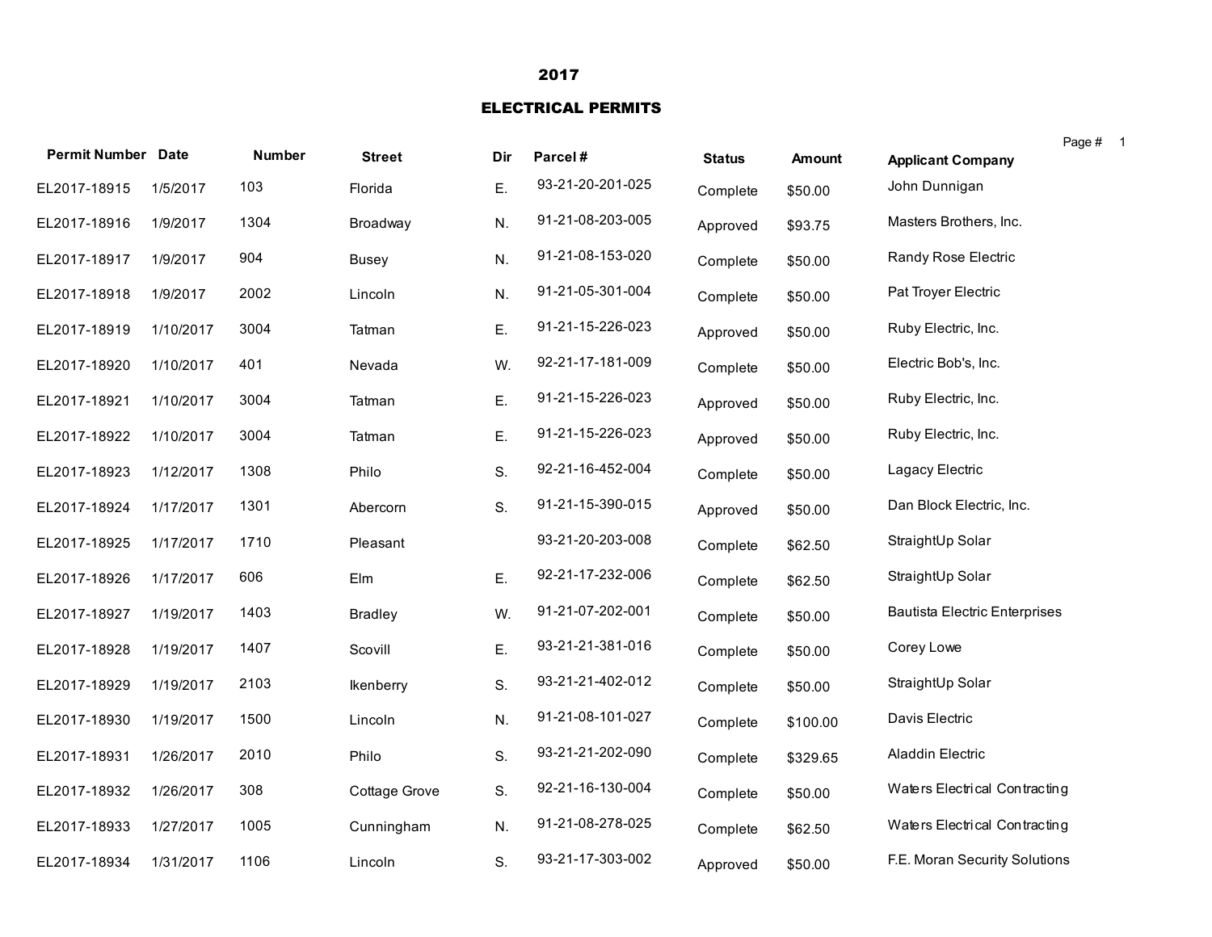# 2017

## ELECTRICAL PERMITS

| Permit Number | Date | Number | Street | Dir | Parcel # | Status | Amount | Applicant Company |
|---|---|---|---|---|---|---|---|---|
| EL2017-18915 | 1/5/2017 | 103 | Florida | E. | 93-21-20-201-025 | Complete | $50.00 | John Dunnigan |
| EL2017-18916 | 1/9/2017 | 1304 | Broadway | N. | 91-21-08-203-005 | Approved | $93.75 | Masters Brothers, Inc. |
| EL2017-18917 | 1/9/2017 | 904 | Busey | N. | 91-21-08-153-020 | Complete | $50.00 | Randy Rose Electric |
| EL2017-18918 | 1/9/2017 | 2002 | Lincoln | N. | 91-21-05-301-004 | Complete | $50.00 | Pat Troyer Electric |
| EL2017-18919 | 1/10/2017 | 3004 | Tatman | E. | 91-21-15-226-023 | Approved | $50.00 | Ruby Electric, Inc. |
| EL2017-18920 | 1/10/2017 | 401 | Nevada | W. | 92-21-17-181-009 | Complete | $50.00 | Electric Bob's, Inc. |
| EL2017-18921 | 1/10/2017 | 3004 | Tatman | E. | 91-21-15-226-023 | Approved | $50.00 | Ruby Electric, Inc. |
| EL2017-18922 | 1/10/2017 | 3004 | Tatman | E. | 91-21-15-226-023 | Approved | $50.00 | Ruby Electric, Inc. |
| EL2017-18923 | 1/12/2017 | 1308 | Philo | S. | 92-21-16-452-004 | Complete | $50.00 | Lagacy Electric |
| EL2017-18924 | 1/17/2017 | 1301 | Abercorn | S. | 91-21-15-390-015 | Approved | $50.00 | Dan Block Electric, Inc. |
| EL2017-18925 | 1/17/2017 | 1710 | Pleasant | | 93-21-20-203-008 | Complete | $62.50 | StraightUp Solar |
| EL2017-18926 | 1/17/2017 | 606 | Elm | E. | 92-21-17-232-006 | Complete | $62.50 | StraightUp Solar |
| EL2017-18927 | 1/19/2017 | 1403 | Bradley | W. | 91-21-07-202-001 | Complete | $50.00 | Bautista Electric Enterprises |
| EL2017-18928 | 1/19/2017 | 1407 | Scovill | E. | 93-21-21-381-016 | Complete | $50.00 | Corey Lowe |
| EL2017-18929 | 1/19/2017 | 2103 | Ikenberry | S. | 93-21-21-402-012 | Complete | $50.00 | StraightUp Solar |
| EL2017-18930 | 1/19/2017 | 1500 | Lincoln | N. | 91-21-08-101-027 | Complete | $100.00 | Davis Electric |
| EL2017-18931 | 1/26/2017 | 2010 | Philo | S. | 93-21-21-202-090 | Complete | $329.65 | Aladdin Electric |
| EL2017-18932 | 1/26/2017 | 308 | Cottage Grove | S. | 92-21-16-130-004 | Complete | $50.00 | Waters Electrical Contracting |
| EL2017-18933 | 1/27/2017 | 1005 | Cunningham | N. | 91-21-08-278-025 | Complete | $62.50 | Waters Electrical Contracting |
| EL2017-18934 | 1/31/2017 | 1106 | Lincoln | S. | 93-21-17-303-002 | Approved | $50.00 | F.E. Moran Security Solutions |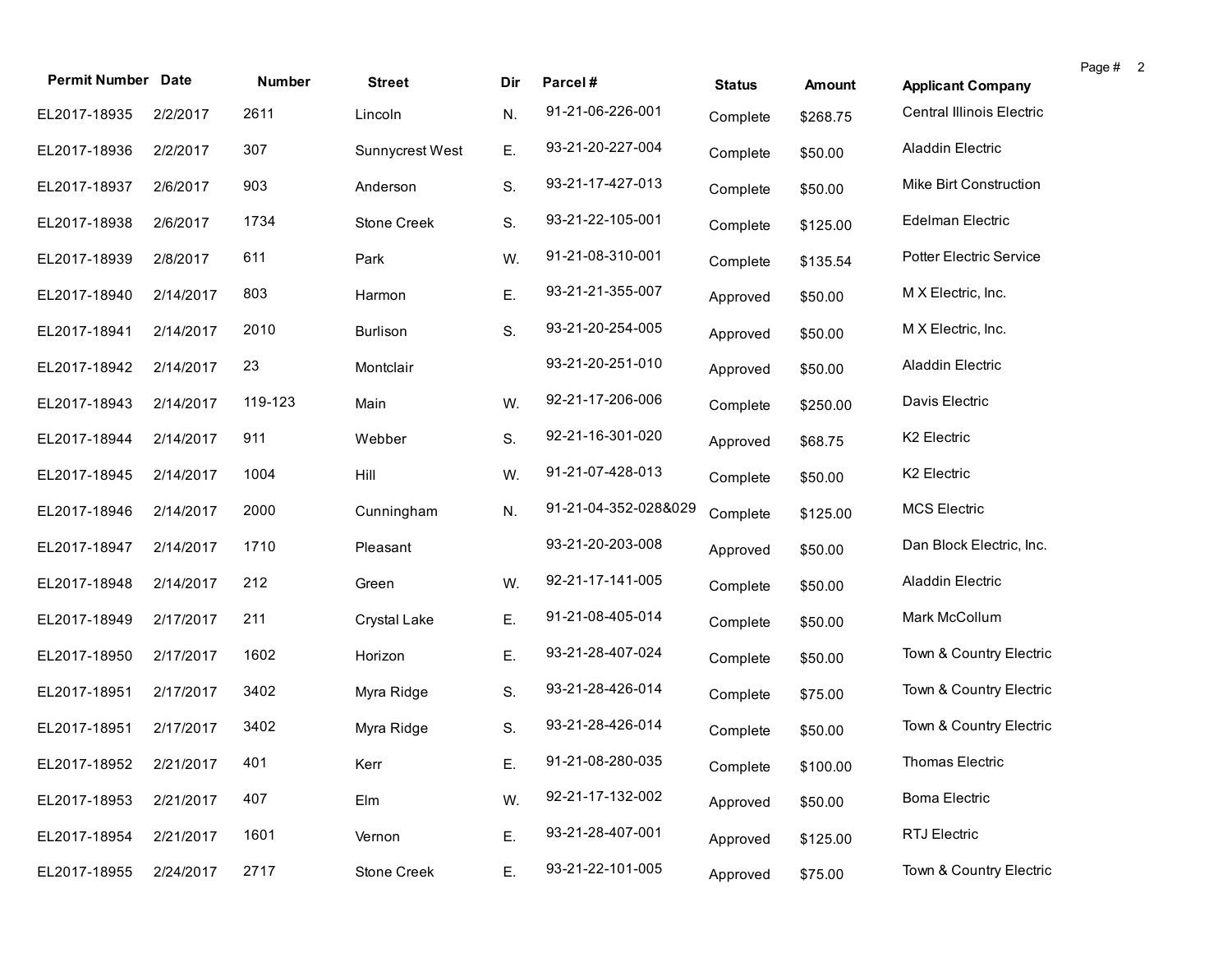| Permit Number | Date | Number | Street | Dir | Parcel # | Status | Amount | Applicant Company |
|---|---|---|---|---|---|---|---|---|
| EL2017-18935 | 2/2/2017 | 2611 | Lincoln | N. | 91-21-06-226-001 | Complete | $268.75 | Central Illinois Electric |
| EL2017-18936 | 2/2/2017 | 307 | Sunnycrest West | E. | 93-21-20-227-004 | Complete | $50.00 | Aladdin Electric |
| EL2017-18937 | 2/6/2017 | 903 | Anderson | S. | 93-21-17-427-013 | Complete | $50.00 | Mike Birt Construction |
| EL2017-18938 | 2/6/2017 | 1734 | Stone Creek | S. | 93-21-22-105-001 | Complete | $125.00 | Edelman Electric |
| EL2017-18939 | 2/8/2017 | 611 | Park | W. | 91-21-08-310-001 | Complete | $135.54 | Potter Electric Service |
| EL2017-18940 | 2/14/2017 | 803 | Harmon | E. | 93-21-21-355-007 | Approved | $50.00 | M X Electric, Inc. |
| EL2017-18941 | 2/14/2017 | 2010 | Burlison | S. | 93-21-20-254-005 | Approved | $50.00 | M X Electric, Inc. |
| EL2017-18942 | 2/14/2017 | 23 | Montclair | | 93-21-20-251-010 | Approved | $50.00 | Aladdin Electric |
| EL2017-18943 | 2/14/2017 | 119-123 | Main | W. | 92-21-17-206-006 | Complete | $250.00 | Davis Electric |
| EL2017-18944 | 2/14/2017 | 911 | Webber | S. | 92-21-16-301-020 | Approved | $68.75 | K2 Electric |
| EL2017-18945 | 2/14/2017 | 1004 | Hill | W. | 91-21-07-428-013 | Complete | $50.00 | K2 Electric |
| EL2017-18946 | 2/14/2017 | 2000 | Cunningham | N. | 91-21-04-352-028&029 | Complete | $125.00 | MCS Electric |
| EL2017-18947 | 2/14/2017 | 1710 | Pleasant | | 93-21-20-203-008 | Approved | $50.00 | Dan Block Electric, Inc. |
| EL2017-18948 | 2/14/2017 | 212 | Green | W. | 92-21-17-141-005 | Complete | $50.00 | Aladdin Electric |
| EL2017-18949 | 2/17/2017 | 211 | Crystal Lake | E. | 91-21-08-405-014 | Complete | $50.00 | Mark McCollum |
| EL2017-18950 | 2/17/2017 | 1602 | Horizon | E. | 93-21-28-407-024 | Complete | $50.00 | Town & Country Electric |
| EL2017-18951 | 2/17/2017 | 3402 | Myra Ridge | S. | 93-21-28-426-014 | Complete | $75.00 | Town & Country Electric |
| EL2017-18951 | 2/17/2017 | 3402 | Myra Ridge | S. | 93-21-28-426-014 | Complete | $50.00 | Town & Country Electric |
| EL2017-18952 | 2/21/2017 | 401 | Kerr | E. | 91-21-08-280-035 | Complete | $100.00 | Thomas Electric |
| EL2017-18953 | 2/21/2017 | 407 | Elm | W. | 92-21-17-132-002 | Approved | $50.00 | Boma Electric |
| EL2017-18954 | 2/21/2017 | 1601 | Vernon | E. | 93-21-28-407-001 | Approved | $125.00 | RTJ Electric |
| EL2017-18955 | 2/24/2017 | 2717 | Stone Creek | E. | 93-21-22-101-005 | Approved | $75.00 | Town & Country Electric |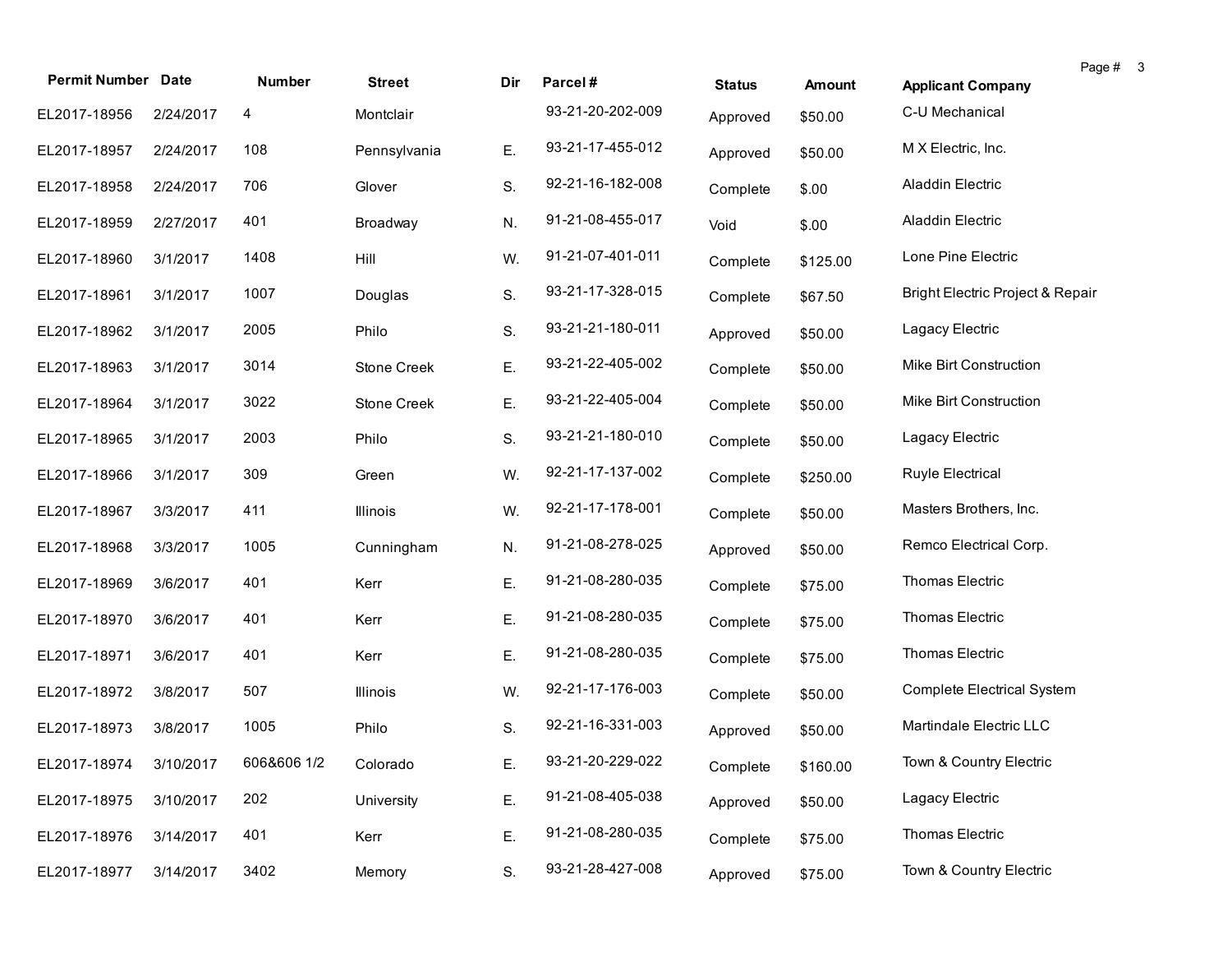| Permit Number | Date | Number | Street | Dir | Parcel # | Status | Amount | Applicant Company |
|---|---|---|---|---|---|---|---|---|
| EL2017-18956 | 2/24/2017 | 4 | Montclair | | 93-21-20-202-009 | Approved | $50.00 | C-U Mechanical |
| EL2017-18957 | 2/24/2017 | 108 | Pennsylvania | E. | 93-21-17-455-012 | Approved | $50.00 | M X Electric, Inc. |
| EL2017-18958 | 2/24/2017 | 706 | Glover | S. | 92-21-16-182-008 | Complete | $.00 | Aladdin Electric |
| EL2017-18959 | 2/27/2017 | 401 | Broadway | N. | 91-21-08-455-017 | Void | $.00 | Aladdin Electric |
| EL2017-18960 | 3/1/2017 | 1408 | Hill | W. | 91-21-07-401-011 | Complete | $125.00 | Lone Pine Electric |
| EL2017-18961 | 3/1/2017 | 1007 | Douglas | S. | 93-21-17-328-015 | Complete | $67.50 | Bright Electric Project & Repair |
| EL2017-18962 | 3/1/2017 | 2005 | Philo | S. | 93-21-21-180-011 | Approved | $50.00 | Lagacy Electric |
| EL2017-18963 | 3/1/2017 | 3014 | Stone Creek | E. | 93-21-22-405-002 | Complete | $50.00 | Mike Birt Construction |
| EL2017-18964 | 3/1/2017 | 3022 | Stone Creek | E. | 93-21-22-405-004 | Complete | $50.00 | Mike Birt Construction |
| EL2017-18965 | 3/1/2017 | 2003 | Philo | S. | 93-21-21-180-010 | Complete | $50.00 | Lagacy Electric |
| EL2017-18966 | 3/1/2017 | 309 | Green | W. | 92-21-17-137-002 | Complete | $250.00 | Ruyle Electrical |
| EL2017-18967 | 3/3/2017 | 411 | Illinois | W. | 92-21-17-178-001 | Complete | $50.00 | Masters Brothers, Inc. |
| EL2017-18968 | 3/3/2017 | 1005 | Cunningham | N. | 91-21-08-278-025 | Approved | $50.00 | Remco Electrical Corp. |
| EL2017-18969 | 3/6/2017 | 401 | Kerr | E. | 91-21-08-280-035 | Complete | $75.00 | Thomas Electric |
| EL2017-18970 | 3/6/2017 | 401 | Kerr | E. | 91-21-08-280-035 | Complete | $75.00 | Thomas Electric |
| EL2017-18971 | 3/6/2017 | 401 | Kerr | E. | 91-21-08-280-035 | Complete | $75.00 | Thomas Electric |
| EL2017-18972 | 3/8/2017 | 507 | Illinois | W. | 92-21-17-176-003 | Complete | $50.00 | Complete Electrical System |
| EL2017-18973 | 3/8/2017 | 1005 | Philo | S. | 92-21-16-331-003 | Approved | $50.00 | Martindale Electric LLC |
| EL2017-18974 | 3/10/2017 | 606&606 1/2 | Colorado | E. | 93-21-20-229-022 | Complete | $160.00 | Town & Country Electric |
| EL2017-18975 | 3/10/2017 | 202 | University | E. | 91-21-08-405-038 | Approved | $50.00 | Lagacy Electric |
| EL2017-18976 | 3/14/2017 | 401 | Kerr | E. | 91-21-08-280-035 | Complete | $75.00 | Thomas Electric |
| EL2017-18977 | 3/14/2017 | 3402 | Memory | S. | 93-21-28-427-008 | Approved | $75.00 | Town & Country Electric |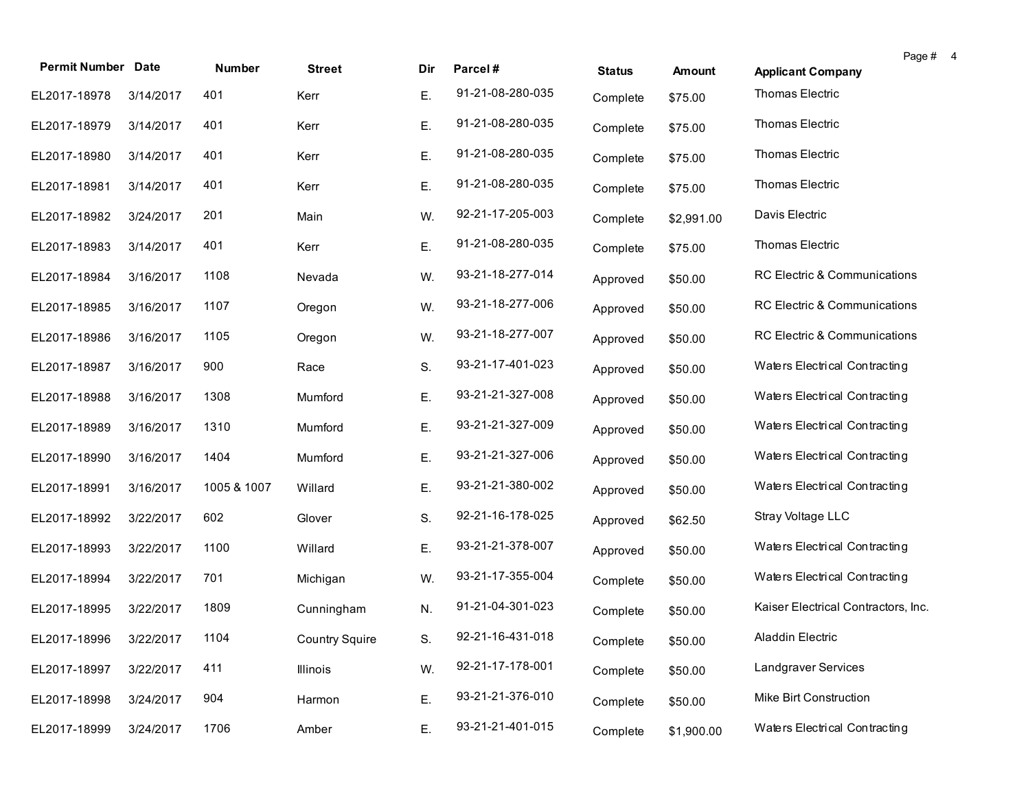| Permit Number | Date | Number | Street | Dir | Parcel # | Status | Amount | Applicant Company |
|---|---|---|---|---|---|---|---|---|
| EL2017-18978 | 3/14/2017 | 401 | Kerr | E. | 91-21-08-280-035 | Complete | $75.00 | Thomas Electric |
| EL2017-18979 | 3/14/2017 | 401 | Kerr | E. | 91-21-08-280-035 | Complete | $75.00 | Thomas Electric |
| EL2017-18980 | 3/14/2017 | 401 | Kerr | E. | 91-21-08-280-035 | Complete | $75.00 | Thomas Electric |
| EL2017-18981 | 3/14/2017 | 401 | Kerr | E. | 91-21-08-280-035 | Complete | $75.00 | Thomas Electric |
| EL2017-18982 | 3/24/2017 | 201 | Main | W. | 92-21-17-205-003 | Complete | $2,991.00 | Davis Electric |
| EL2017-18983 | 3/14/2017 | 401 | Kerr | E. | 91-21-08-280-035 | Complete | $75.00 | Thomas Electric |
| EL2017-18984 | 3/16/2017 | 1108 | Nevada | W. | 93-21-18-277-014 | Approved | $50.00 | RC Electric & Communications |
| EL2017-18985 | 3/16/2017 | 1107 | Oregon | W. | 93-21-18-277-006 | Approved | $50.00 | RC Electric & Communications |
| EL2017-18986 | 3/16/2017 | 1105 | Oregon | W. | 93-21-18-277-007 | Approved | $50.00 | RC Electric & Communications |
| EL2017-18987 | 3/16/2017 | 900 | Race | S. | 93-21-17-401-023 | Approved | $50.00 | Waters Electrical Contracting |
| EL2017-18988 | 3/16/2017 | 1308 | Mumford | E. | 93-21-21-327-008 | Approved | $50.00 | Waters Electrical Contracting |
| EL2017-18989 | 3/16/2017 | 1310 | Mumford | E. | 93-21-21-327-009 | Approved | $50.00 | Waters Electrical Contracting |
| EL2017-18990 | 3/16/2017 | 1404 | Mumford | E. | 93-21-21-327-006 | Approved | $50.00 | Waters Electrical Contracting |
| EL2017-18991 | 3/16/2017 | 1005 & 1007 | Willard | E. | 93-21-21-380-002 | Approved | $50.00 | Waters Electrical Contracting |
| EL2017-18992 | 3/22/2017 | 602 | Glover | S. | 92-21-16-178-025 | Approved | $62.50 | Stray Voltage LLC |
| EL2017-18993 | 3/22/2017 | 1100 | Willard | E. | 93-21-21-378-007 | Approved | $50.00 | Waters Electrical Contracting |
| EL2017-18994 | 3/22/2017 | 701 | Michigan | W. | 93-21-17-355-004 | Complete | $50.00 | Waters Electrical Contracting |
| EL2017-18995 | 3/22/2017 | 1809 | Cunningham | N. | 91-21-04-301-023 | Complete | $50.00 | Kaiser Electrical Contractors, Inc. |
| EL2017-18996 | 3/22/2017 | 1104 | Country Squire | S. | 92-21-16-431-018 | Complete | $50.00 | Aladdin Electric |
| EL2017-18997 | 3/22/2017 | 411 | Illinois | W. | 92-21-17-178-001 | Complete | $50.00 | Landgraver Services |
| EL2017-18998 | 3/24/2017 | 904 | Harmon | E. | 93-21-21-376-010 | Complete | $50.00 | Mike Birt Construction |
| EL2017-18999 | 3/24/2017 | 1706 | Amber | E. | 93-21-21-401-015 | Complete | $1,900.00 | Waters Electrical Contracting |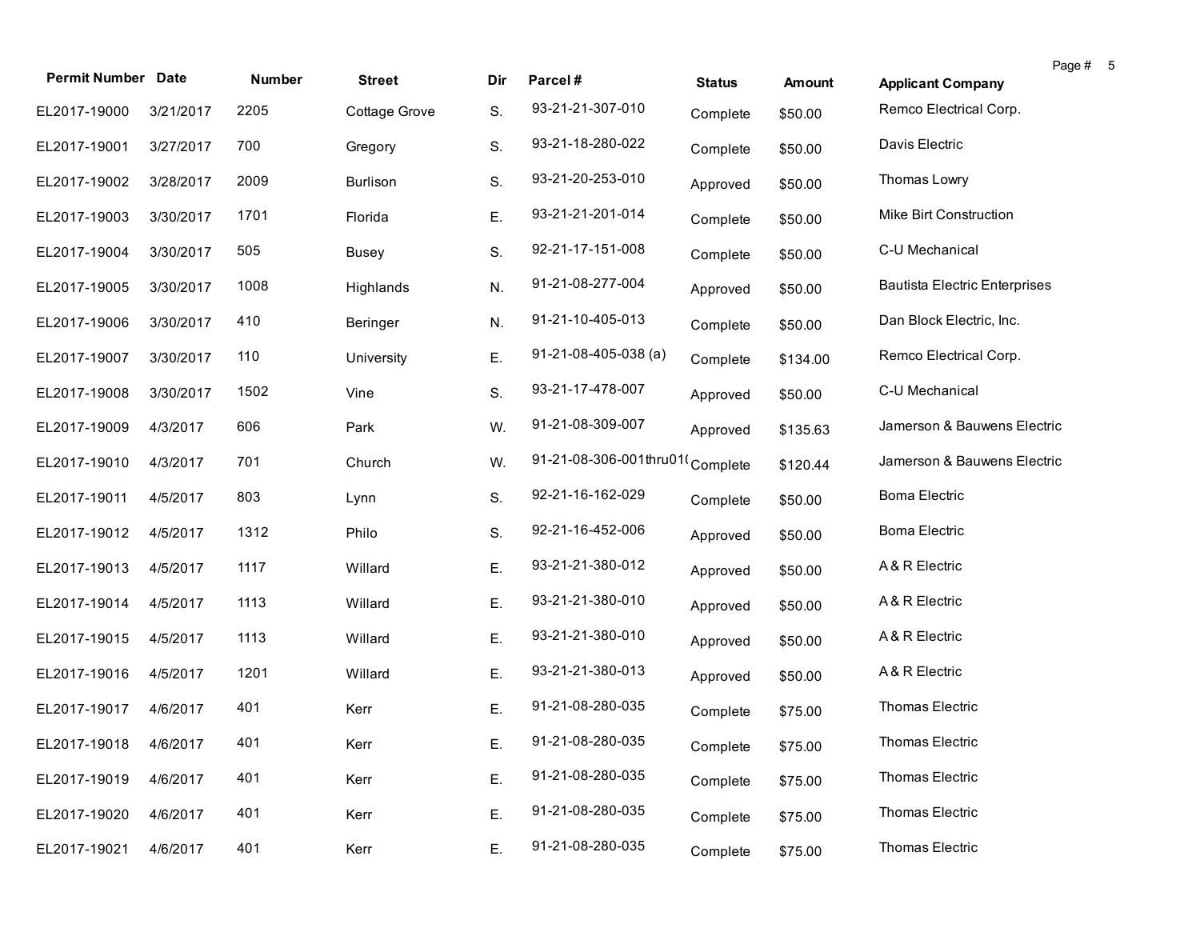| Permit Number | Date | Number | Street | Dir | Parcel # | Status | Amount | Applicant Company |
|---|---|---|---|---|---|---|---|---|
| EL2017-19000 | 3/21/2017 | 2205 | Cottage Grove | S. | 93-21-21-307-010 | Complete | $50.00 | Remco Electrical Corp. |
| EL2017-19001 | 3/27/2017 | 700 | Gregory | S. | 93-21-18-280-022 | Complete | $50.00 | Davis Electric |
| EL2017-19002 | 3/28/2017 | 2009 | Burlison | S. | 93-21-20-253-010 | Approved | $50.00 | Thomas Lowry |
| EL2017-19003 | 3/30/2017 | 1701 | Florida | E. | 93-21-21-201-014 | Complete | $50.00 | Mike Birt Construction |
| EL2017-19004 | 3/30/2017 | 505 | Busey | S. | 92-21-17-151-008 | Complete | $50.00 | C-U Mechanical |
| EL2017-19005 | 3/30/2017 | 1008 | Highlands | N. | 91-21-08-277-004 | Approved | $50.00 | Bautista Electric Enterprises |
| EL2017-19006 | 3/30/2017 | 410 | Beringer | N. | 91-21-10-405-013 | Complete | $50.00 | Dan Block Electric, Inc. |
| EL2017-19007 | 3/30/2017 | 110 | University | E. | 91-21-08-405-038 (a) | Complete | $134.00 | Remco Electrical Corp. |
| EL2017-19008 | 3/30/2017 | 1502 | Vine | S. | 93-21-17-478-007 | Approved | $50.00 | C-U Mechanical |
| EL2017-19009 | 4/3/2017 | 606 | Park | W. | 91-21-08-309-007 | Approved | $135.63 | Jamerson & Bauwens Electric |
| EL2017-19010 | 4/3/2017 | 701 | Church | W. | 91-21-08-306-001thru01( | Complete | $120.44 | Jamerson & Bauwens Electric |
| EL2017-19011 | 4/5/2017 | 803 | Lynn | S. | 92-21-16-162-029 | Complete | $50.00 | Boma Electric |
| EL2017-19012 | 4/5/2017 | 1312 | Philo | S. | 92-21-16-452-006 | Approved | $50.00 | Boma Electric |
| EL2017-19013 | 4/5/2017 | 1117 | Willard | E. | 93-21-21-380-012 | Approved | $50.00 | A & R Electric |
| EL2017-19014 | 4/5/2017 | 1113 | Willard | E. | 93-21-21-380-010 | Approved | $50.00 | A & R Electric |
| EL2017-19015 | 4/5/2017 | 1113 | Willard | E. | 93-21-21-380-010 | Approved | $50.00 | A & R Electric |
| EL2017-19016 | 4/5/2017 | 1201 | Willard | E. | 93-21-21-380-013 | Approved | $50.00 | A & R Electric |
| EL2017-19017 | 4/6/2017 | 401 | Kerr | E. | 91-21-08-280-035 | Complete | $75.00 | Thomas Electric |
| EL2017-19018 | 4/6/2017 | 401 | Kerr | E. | 91-21-08-280-035 | Complete | $75.00 | Thomas Electric |
| EL2017-19019 | 4/6/2017 | 401 | Kerr | E. | 91-21-08-280-035 | Complete | $75.00 | Thomas Electric |
| EL2017-19020 | 4/6/2017 | 401 | Kerr | E. | 91-21-08-280-035 | Complete | $75.00 | Thomas Electric |
| EL2017-19021 | 4/6/2017 | 401 | Kerr | E. | 91-21-08-280-035 | Complete | $75.00 | Thomas Electric |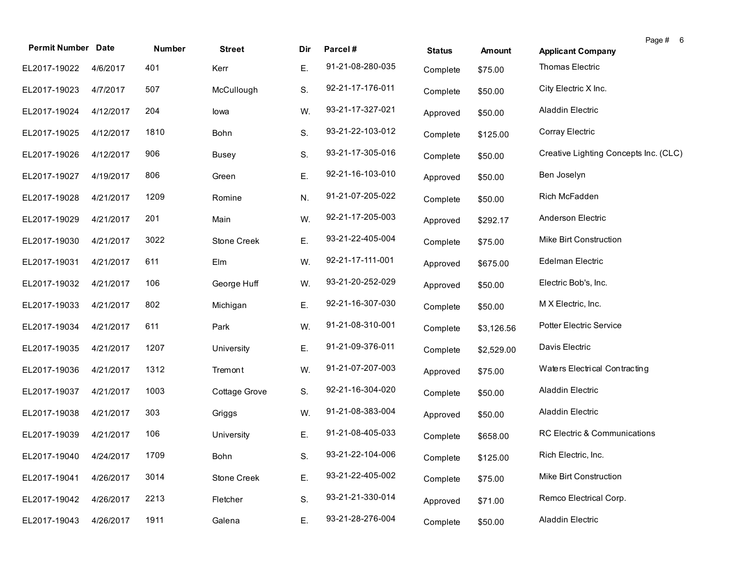| Permit Number | Date | Number | Street | Dir | Parcel # | Status | Amount | Applicant Company |
|---|---|---|---|---|---|---|---|---|
| EL2017-19022 | 4/6/2017 | 401 | Kerr | E. | 91-21-08-280-035 | Complete | $75.00 | Thomas Electric |
| EL2017-19023 | 4/7/2017 | 507 | McCullough | S. | 92-21-17-176-011 | Complete | $50.00 | City Electric X Inc. |
| EL2017-19024 | 4/12/2017 | 204 | Iowa | W. | 93-21-17-327-021 | Approved | $50.00 | Aladdin Electric |
| EL2017-19025 | 4/12/2017 | 1810 | Bohn | S. | 93-21-22-103-012 | Complete | $125.00 | Corray Electric |
| EL2017-19026 | 4/12/2017 | 906 | Busey | S. | 93-21-17-305-016 | Complete | $50.00 | Creative Lighting Concepts Inc. (CLC) |
| EL2017-19027 | 4/19/2017 | 806 | Green | E. | 92-21-16-103-010 | Approved | $50.00 | Ben Joselyn |
| EL2017-19028 | 4/21/2017 | 1209 | Romine | N. | 91-21-07-205-022 | Complete | $50.00 | Rich McFadden |
| EL2017-19029 | 4/21/2017 | 201 | Main | W. | 92-21-17-205-003 | Approved | $292.17 | Anderson Electric |
| EL2017-19030 | 4/21/2017 | 3022 | Stone Creek | E. | 93-21-22-405-004 | Complete | $75.00 | Mike Birt Construction |
| EL2017-19031 | 4/21/2017 | 611 | Elm | W. | 92-21-17-111-001 | Approved | $675.00 | Edelman Electric |
| EL2017-19032 | 4/21/2017 | 106 | George Huff | W. | 93-21-20-252-029 | Approved | $50.00 | Electric Bob's, Inc. |
| EL2017-19033 | 4/21/2017 | 802 | Michigan | E. | 92-21-16-307-030 | Complete | $50.00 | M X Electric, Inc. |
| EL2017-19034 | 4/21/2017 | 611 | Park | W. | 91-21-08-310-001 | Complete | $3,126.56 | Potter Electric Service |
| EL2017-19035 | 4/21/2017 | 1207 | University | E. | 91-21-09-376-011 | Complete | $2,529.00 | Davis Electric |
| EL2017-19036 | 4/21/2017 | 1312 | Tremont | W. | 91-21-07-207-003 | Approved | $75.00 | Waters Electrical Contracting |
| EL2017-19037 | 4/21/2017 | 1003 | Cottage Grove | S. | 92-21-16-304-020 | Complete | $50.00 | Aladdin Electric |
| EL2017-19038 | 4/21/2017 | 303 | Griggs | W. | 91-21-08-383-004 | Approved | $50.00 | Aladdin Electric |
| EL2017-19039 | 4/21/2017 | 106 | University | E. | 91-21-08-405-033 | Complete | $658.00 | RC Electric & Communications |
| EL2017-19040 | 4/24/2017 | 1709 | Bohn | S. | 93-21-22-104-006 | Complete | $125.00 | Rich Electric, Inc. |
| EL2017-19041 | 4/26/2017 | 3014 | Stone Creek | E. | 93-21-22-405-002 | Complete | $75.00 | Mike Birt Construction |
| EL2017-19042 | 4/26/2017 | 2213 | Fletcher | S. | 93-21-21-330-014 | Approved | $71.00 | Remco Electrical Corp. |
| EL2017-19043 | 4/26/2017 | 1911 | Galena | E. | 93-21-28-276-004 | Complete | $50.00 | Aladdin Electric |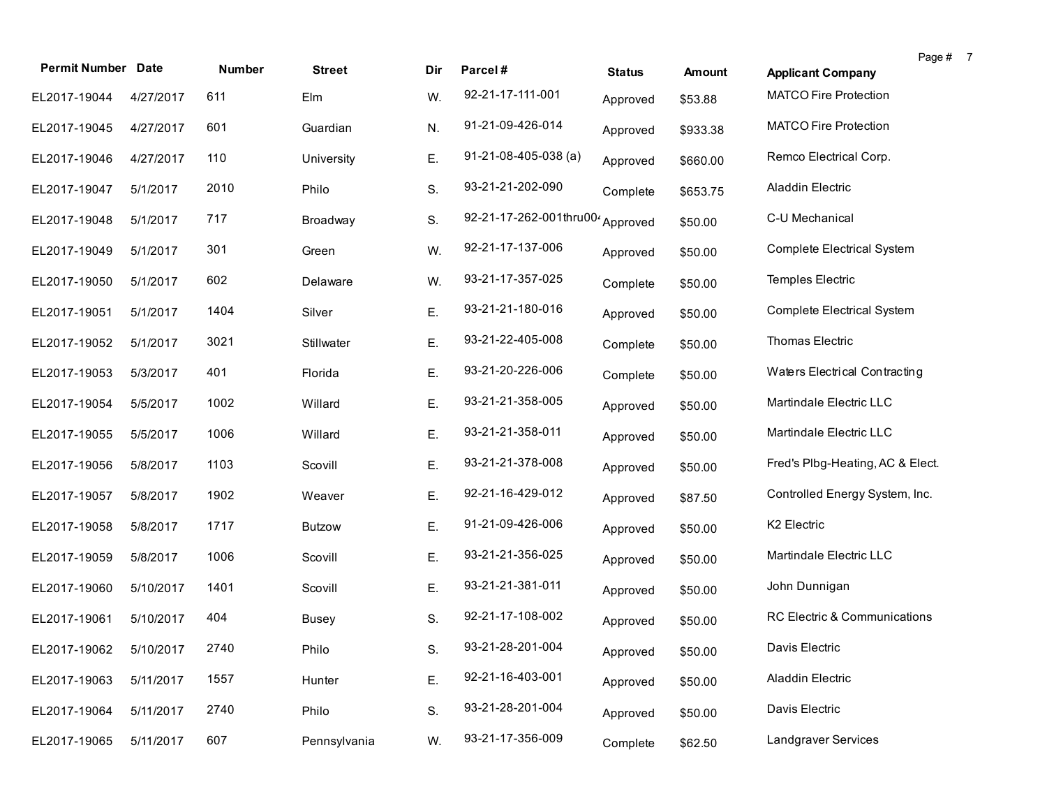| Permit Number | Date | Number | Street | Dir | Parcel # | Status | Amount | Applicant Company |
|---|---|---|---|---|---|---|---|---|
| EL2017-19044 | 4/27/2017 | 611 | Elm | W. | 92-21-17-111-001 | Approved | $53.88 | MATCO Fire Protection |
| EL2017-19045 | 4/27/2017 | 601 | Guardian | N. | 91-21-09-426-014 | Approved | $933.38 | MATCO Fire Protection |
| EL2017-19046 | 4/27/2017 | 110 | University | E. | 91-21-08-405-038 (a) | Approved | $660.00 | Remco Electrical Corp. |
| EL2017-19047 | 5/1/2017 | 2010 | Philo | S. | 93-21-21-202-090 | Complete | $653.75 | Aladdin Electric |
| EL2017-19048 | 5/1/2017 | 717 | Broadway | S. | 92-21-17-262-001thru004 | Approved | $50.00 | C-U Mechanical |
| EL2017-19049 | 5/1/2017 | 301 | Green | W. | 92-21-17-137-006 | Approved | $50.00 | Complete Electrical System |
| EL2017-19050 | 5/1/2017 | 602 | Delaware | W. | 93-21-17-357-025 | Complete | $50.00 | Temples Electric |
| EL2017-19051 | 5/1/2017 | 1404 | Silver | E. | 93-21-21-180-016 | Approved | $50.00 | Complete Electrical System |
| EL2017-19052 | 5/1/2017 | 3021 | Stillwater | E. | 93-21-22-405-008 | Complete | $50.00 | Thomas Electric |
| EL2017-19053 | 5/3/2017 | 401 | Florida | E. | 93-21-20-226-006 | Complete | $50.00 | Waters Electrical Contracting |
| EL2017-19054 | 5/5/2017 | 1002 | Willard | E. | 93-21-21-358-005 | Approved | $50.00 | Martindale Electric LLC |
| EL2017-19055 | 5/5/2017 | 1006 | Willard | E. | 93-21-21-358-011 | Approved | $50.00 | Martindale Electric LLC |
| EL2017-19056 | 5/8/2017 | 1103 | Scovill | E. | 93-21-21-378-008 | Approved | $50.00 | Fred's Plbg-Heating, AC & Elect. |
| EL2017-19057 | 5/8/2017 | 1902 | Weaver | E. | 92-21-16-429-012 | Approved | $87.50 | Controlled Energy System, Inc. |
| EL2017-19058 | 5/8/2017 | 1717 | Butzow | E. | 91-21-09-426-006 | Approved | $50.00 | K2 Electric |
| EL2017-19059 | 5/8/2017 | 1006 | Scovill | E. | 93-21-21-356-025 | Approved | $50.00 | Martindale Electric LLC |
| EL2017-19060 | 5/10/2017 | 1401 | Scovill | E. | 93-21-21-381-011 | Approved | $50.00 | John Dunnigan |
| EL2017-19061 | 5/10/2017 | 404 | Busey | S. | 92-21-17-108-002 | Approved | $50.00 | RC Electric & Communications |
| EL2017-19062 | 5/10/2017 | 2740 | Philo | S. | 93-21-28-201-004 | Approved | $50.00 | Davis Electric |
| EL2017-19063 | 5/11/2017 | 1557 | Hunter | E. | 92-21-16-403-001 | Approved | $50.00 | Aladdin Electric |
| EL2017-19064 | 5/11/2017 | 2740 | Philo | S. | 93-21-28-201-004 | Approved | $50.00 | Davis Electric |
| EL2017-19065 | 5/11/2017 | 607 | Pennsylvania | W. | 93-21-17-356-009 | Complete | $62.50 | Landgraver Services |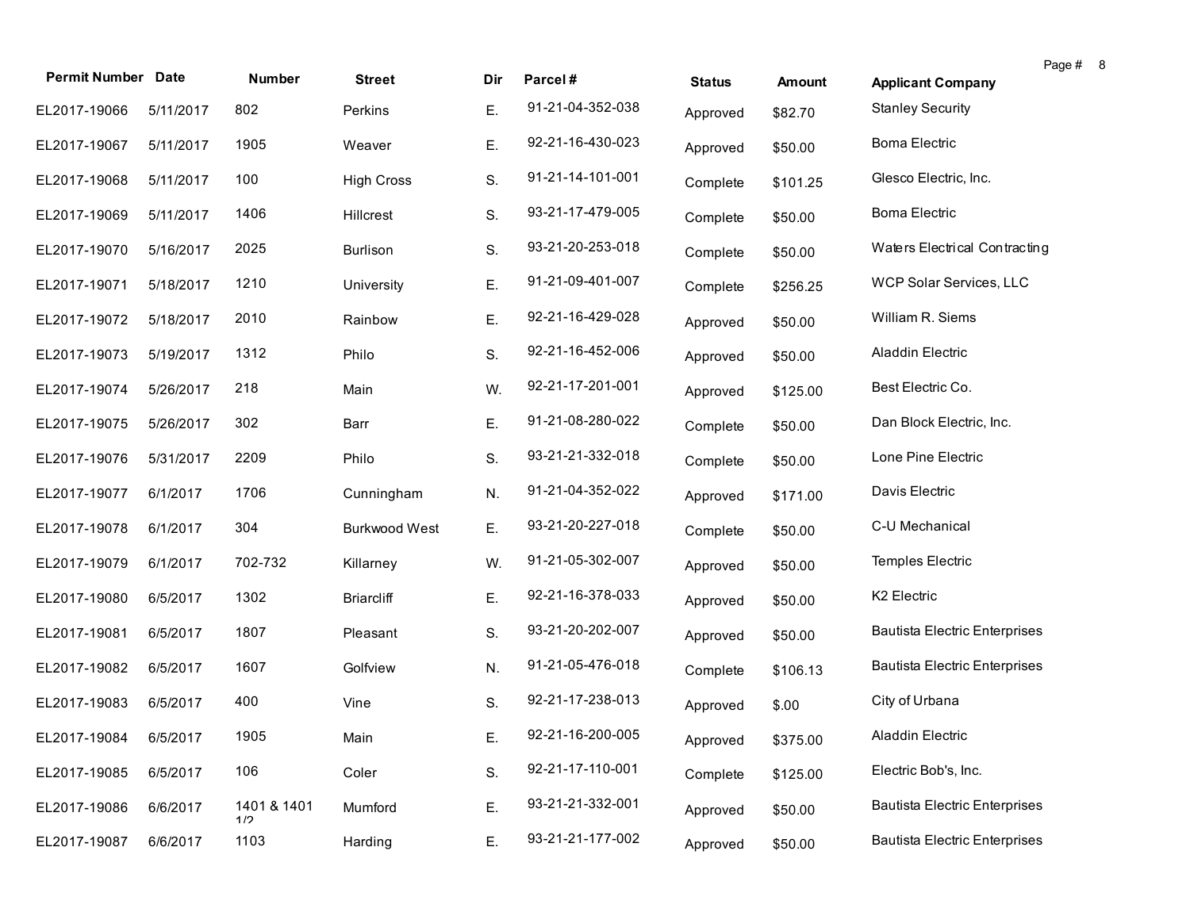| Permit Number | Date | Number | Street | Dir | Parcel # | Status | Amount | Applicant Company |
|---|---|---|---|---|---|---|---|---|
| EL2017-19066 | 5/11/2017 | 802 | Perkins | E. | 91-21-04-352-038 | Approved | $82.70 | Stanley Security |
| EL2017-19067 | 5/11/2017 | 1905 | Weaver | E. | 92-21-16-430-023 | Approved | $50.00 | Boma Electric |
| EL2017-19068 | 5/11/2017 | 100 | High Cross | S. | 91-21-14-101-001 | Complete | $101.25 | Glesco Electric, Inc. |
| EL2017-19069 | 5/11/2017 | 1406 | Hillcrest | S. | 93-21-17-479-005 | Complete | $50.00 | Boma Electric |
| EL2017-19070 | 5/16/2017 | 2025 | Burlison | S. | 93-21-20-253-018 | Complete | $50.00 | Waters Electrical Contracting |
| EL2017-19071 | 5/18/2017 | 1210 | University | E. | 91-21-09-401-007 | Complete | $256.25 | WCP Solar Services, LLC |
| EL2017-19072 | 5/18/2017 | 2010 | Rainbow | E. | 92-21-16-429-028 | Approved | $50.00 | William R. Siems |
| EL2017-19073 | 5/19/2017 | 1312 | Philo | S. | 92-21-16-452-006 | Approved | $50.00 | Aladdin Electric |
| EL2017-19074 | 5/26/2017 | 218 | Main | W. | 92-21-17-201-001 | Approved | $125.00 | Best Electric Co. |
| EL2017-19075 | 5/26/2017 | 302 | Barr | E. | 91-21-08-280-022 | Complete | $50.00 | Dan Block Electric, Inc. |
| EL2017-19076 | 5/31/2017 | 2209 | Philo | S. | 93-21-21-332-018 | Complete | $50.00 | Lone Pine Electric |
| EL2017-19077 | 6/1/2017 | 1706 | Cunningham | N. | 91-21-04-352-022 | Approved | $171.00 | Davis Electric |
| EL2017-19078 | 6/1/2017 | 304 | Burkwood West | E. | 93-21-20-227-018 | Complete | $50.00 | C-U Mechanical |
| EL2017-19079 | 6/1/2017 | 702-732 | Killarney | W. | 91-21-05-302-007 | Approved | $50.00 | Temples Electric |
| EL2017-19080 | 6/5/2017 | 1302 | Briarcliff | E. | 92-21-16-378-033 | Approved | $50.00 | K2 Electric |
| EL2017-19081 | 6/5/2017 | 1807 | Pleasant | S. | 93-21-20-202-007 | Approved | $50.00 | Bautista Electric Enterprises |
| EL2017-19082 | 6/5/2017 | 1607 | Golfview | N. | 91-21-05-476-018 | Complete | $106.13 | Bautista Electric Enterprises |
| EL2017-19083 | 6/5/2017 | 400 | Vine | S. | 92-21-17-238-013 | Approved | $.00 | City of Urbana |
| EL2017-19084 | 6/5/2017 | 1905 | Main | E. | 92-21-16-200-005 | Approved | $375.00 | Aladdin Electric |
| EL2017-19085 | 6/5/2017 | 106 | Coler | S. | 92-21-17-110-001 | Complete | $125.00 | Electric Bob's, Inc. |
| EL2017-19086 | 6/6/2017 | 1401 & 1401 1/2 | Mumford | E. | 93-21-21-332-001 | Approved | $50.00 | Bautista Electric Enterprises |
| EL2017-19087 | 6/6/2017 | 1103 | Harding | E. | 93-21-21-177-002 | Approved | $50.00 | Bautista Electric Enterprises |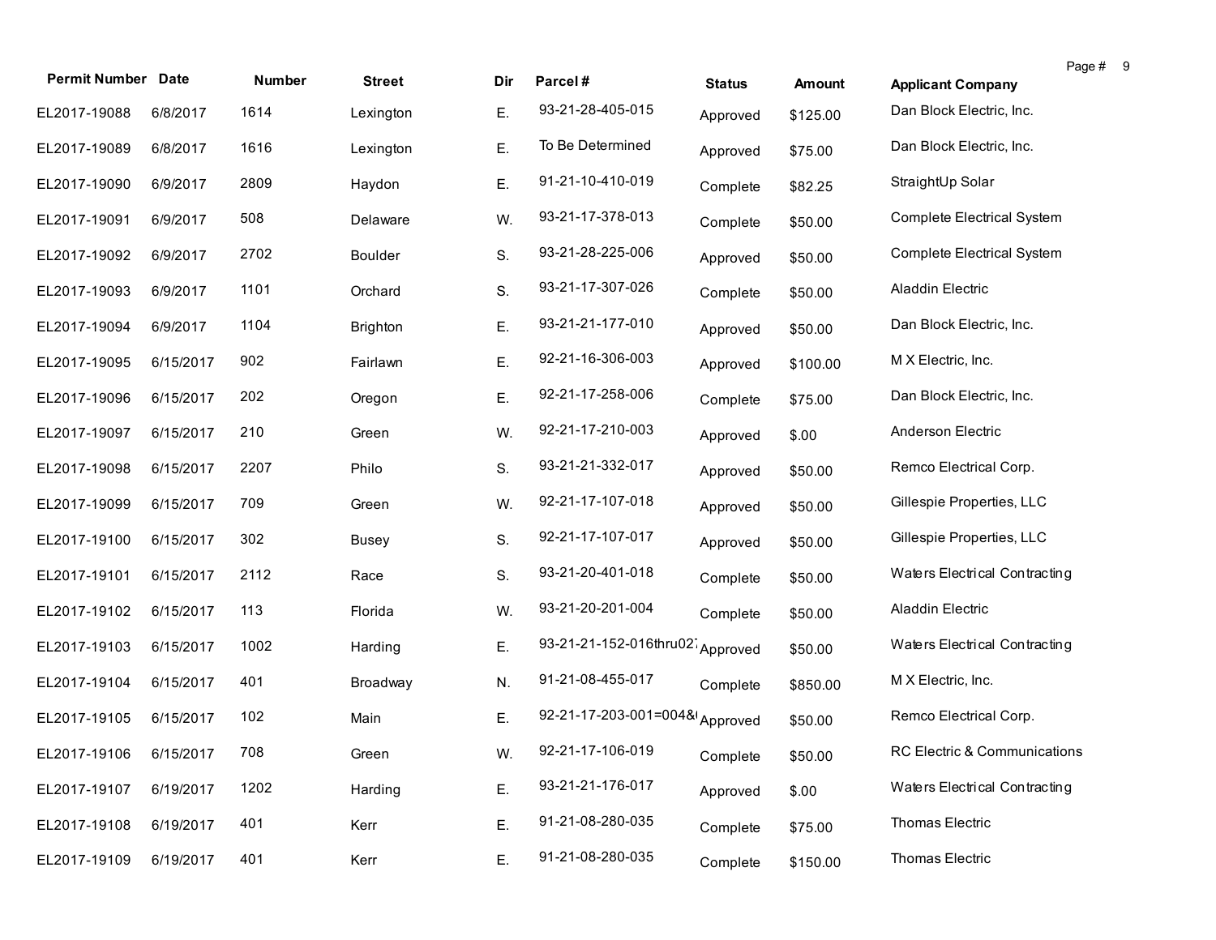| Permit Number | Date | Number | Street | Dir | Parcel # | Status | Amount | Applicant Company |
|---|---|---|---|---|---|---|---|---|
| EL2017-19088 | 6/8/2017 | 1614 | Lexington | E. | 93-21-28-405-015 | Approved | $125.00 | Dan Block Electric, Inc. |
| EL2017-19089 | 6/8/2017 | 1616 | Lexington | E. | To Be Determined | Approved | $75.00 | Dan Block Electric, Inc. |
| EL2017-19090 | 6/9/2017 | 2809 | Haydon | E. | 91-21-10-410-019 | Complete | $82.25 | StraightUp Solar |
| EL2017-19091 | 6/9/2017 | 508 | Delaware | W. | 93-21-17-378-013 | Complete | $50.00 | Complete Electrical System |
| EL2017-19092 | 6/9/2017 | 2702 | Boulder | S. | 93-21-28-225-006 | Approved | $50.00 | Complete Electrical System |
| EL2017-19093 | 6/9/2017 | 1101 | Orchard | S. | 93-21-17-307-026 | Complete | $50.00 | Aladdin Electric |
| EL2017-19094 | 6/9/2017 | 1104 | Brighton | E. | 93-21-21-177-010 | Approved | $50.00 | Dan Block Electric, Inc. |
| EL2017-19095 | 6/15/2017 | 902 | Fairlawn | E. | 92-21-16-306-003 | Approved | $100.00 | M X Electric, Inc. |
| EL2017-19096 | 6/15/2017 | 202 | Oregon | E. | 92-21-17-258-006 | Complete | $75.00 | Dan Block Electric, Inc. |
| EL2017-19097 | 6/15/2017 | 210 | Green | W. | 92-21-17-210-003 | Approved | $.00 | Anderson Electric |
| EL2017-19098 | 6/15/2017 | 2207 | Philo | S. | 93-21-21-332-017 | Approved | $50.00 | Remco Electrical Corp. |
| EL2017-19099 | 6/15/2017 | 709 | Green | W. | 92-21-17-107-018 | Approved | $50.00 | Gillespie Properties, LLC |
| EL2017-19100 | 6/15/2017 | 302 | Busey | S. | 92-21-17-107-017 | Approved | $50.00 | Gillespie Properties, LLC |
| EL2017-19101 | 6/15/2017 | 2112 | Race | S. | 93-21-20-401-018 | Complete | $50.00 | Waters Electrical Contracting |
| EL2017-19102 | 6/15/2017 | 113 | Florida | W. | 93-21-20-201-004 | Complete | $50.00 | Aladdin Electric |
| EL2017-19103 | 6/15/2017 | 1002 | Harding | E. | 93-21-21-152-016thru027 | Approved | $50.00 | Waters Electrical Contracting |
| EL2017-19104 | 6/15/2017 | 401 | Broadway | N. | 91-21-08-455-017 | Complete | $850.00 | M X Electric, Inc. |
| EL2017-19105 | 6/15/2017 | 102 | Main | E. | 92-21-17-203-001=004&( | Approved | $50.00 | Remco Electrical Corp. |
| EL2017-19106 | 6/15/2017 | 708 | Green | W. | 92-21-17-106-019 | Complete | $50.00 | RC Electric & Communications |
| EL2017-19107 | 6/19/2017 | 1202 | Harding | E. | 93-21-21-176-017 | Approved | $.00 | Waters Electrical Contracting |
| EL2017-19108 | 6/19/2017 | 401 | Kerr | E. | 91-21-08-280-035 | Complete | $75.00 | Thomas Electric |
| EL2017-19109 | 6/19/2017 | 401 | Kerr | E. | 91-21-08-280-035 | Complete | $150.00 | Thomas Electric |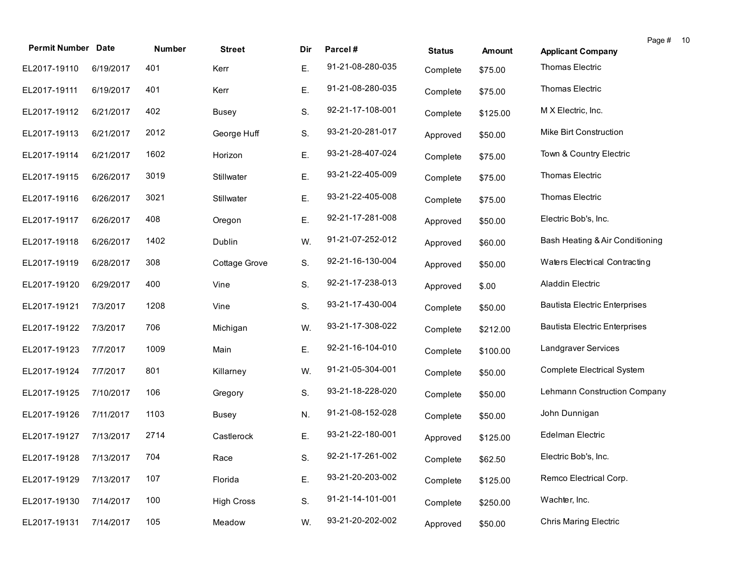| Permit Number | Date | Number | Street | Dir | Parcel # | Status | Amount | Applicant Company |
|---|---|---|---|---|---|---|---|---|
| EL2017-19110 | 6/19/2017 | 401 | Kerr | E. | 91-21-08-280-035 | Complete | $75.00 | Thomas Electric |
| EL2017-19111 | 6/19/2017 | 401 | Kerr | E. | 91-21-08-280-035 | Complete | $75.00 | Thomas Electric |
| EL2017-19112 | 6/21/2017 | 402 | Busey | S. | 92-21-17-108-001 | Complete | $125.00 | M X Electric, Inc. |
| EL2017-19113 | 6/21/2017 | 2012 | George Huff | S. | 93-21-20-281-017 | Approved | $50.00 | Mike Birt Construction |
| EL2017-19114 | 6/21/2017 | 1602 | Horizon | E. | 93-21-28-407-024 | Complete | $75.00 | Town & Country Electric |
| EL2017-19115 | 6/26/2017 | 3019 | Stillwater | E. | 93-21-22-405-009 | Complete | $75.00 | Thomas Electric |
| EL2017-19116 | 6/26/2017 | 3021 | Stillwater | E. | 93-21-22-405-008 | Complete | $75.00 | Thomas Electric |
| EL2017-19117 | 6/26/2017 | 408 | Oregon | E. | 92-21-17-281-008 | Approved | $50.00 | Electric Bob's, Inc. |
| EL2017-19118 | 6/26/2017 | 1402 | Dublin | W. | 91-21-07-252-012 | Approved | $60.00 | Bash Heating & Air Conditioning |
| EL2017-19119 | 6/28/2017 | 308 | Cottage Grove | S. | 92-21-16-130-004 | Approved | $50.00 | Waters Electrical Contracting |
| EL2017-19120 | 6/29/2017 | 400 | Vine | S. | 92-21-17-238-013 | Approved | $.00 | Aladdin Electric |
| EL2017-19121 | 7/3/2017 | 1208 | Vine | S. | 93-21-17-430-004 | Complete | $50.00 | Bautista Electric Enterprises |
| EL2017-19122 | 7/3/2017 | 706 | Michigan | W. | 93-21-17-308-022 | Complete | $212.00 | Bautista Electric Enterprises |
| EL2017-19123 | 7/7/2017 | 1009 | Main | E. | 92-21-16-104-010 | Complete | $100.00 | Landgraver Services |
| EL2017-19124 | 7/7/2017 | 801 | Killarney | W. | 91-21-05-304-001 | Complete | $50.00 | Complete Electrical System |
| EL2017-19125 | 7/10/2017 | 106 | Gregory | S. | 93-21-18-228-020 | Complete | $50.00 | Lehmann Construction Company |
| EL2017-19126 | 7/11/2017 | 1103 | Busey | N. | 91-21-08-152-028 | Complete | $50.00 | John Dunnigan |
| EL2017-19127 | 7/13/2017 | 2714 | Castlerock | E. | 93-21-22-180-001 | Approved | $125.00 | Edelman Electric |
| EL2017-19128 | 7/13/2017 | 704 | Race | S. | 92-21-17-261-002 | Complete | $62.50 | Electric Bob's, Inc. |
| EL2017-19129 | 7/13/2017 | 107 | Florida | E. | 93-21-20-203-002 | Complete | $125.00 | Remco Electrical Corp. |
| EL2017-19130 | 7/14/2017 | 100 | High Cross | S. | 91-21-14-101-001 | Complete | $250.00 | Wachter, Inc. |
| EL2017-19131 | 7/14/2017 | 105 | Meadow | W. | 93-21-20-202-002 | Approved | $50.00 | Chris Maring Electric |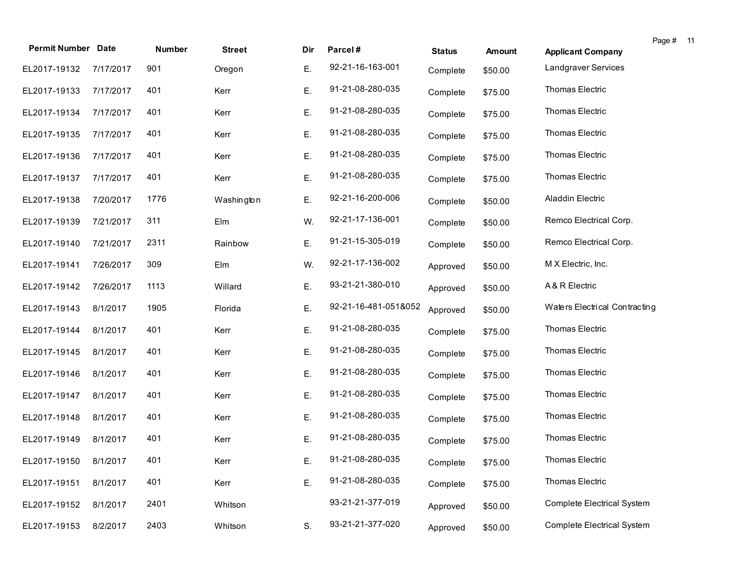| Permit Number | Date | Number | Street | Dir | Parcel # | Status | Amount | Applicant Company |
|---|---|---|---|---|---|---|---|---|
| EL2017-19132 | 7/17/2017 | 901 | Oregon | E. | 92-21-16-163-001 | Complete | $50.00 | Landgraver Services |
| EL2017-19133 | 7/17/2017 | 401 | Kerr | E. | 91-21-08-280-035 | Complete | $75.00 | Thomas Electric |
| EL2017-19134 | 7/17/2017 | 401 | Kerr | E. | 91-21-08-280-035 | Complete | $75.00 | Thomas Electric |
| EL2017-19135 | 7/17/2017 | 401 | Kerr | E. | 91-21-08-280-035 | Complete | $75.00 | Thomas Electric |
| EL2017-19136 | 7/17/2017 | 401 | Kerr | E. | 91-21-08-280-035 | Complete | $75.00 | Thomas Electric |
| EL2017-19137 | 7/17/2017 | 401 | Kerr | E. | 91-21-08-280-035 | Complete | $75.00 | Thomas Electric |
| EL2017-19138 | 7/20/2017 | 1776 | Washington | E. | 92-21-16-200-006 | Complete | $50.00 | Aladdin Electric |
| EL2017-19139 | 7/21/2017 | 311 | Elm | W. | 92-21-17-136-001 | Complete | $50.00 | Remco Electrical Corp. |
| EL2017-19140 | 7/21/2017 | 2311 | Rainbow | E. | 91-21-15-305-019 | Complete | $50.00 | Remco Electrical Corp. |
| EL2017-19141 | 7/26/2017 | 309 | Elm | W. | 92-21-17-136-002 | Approved | $50.00 | M X Electric, Inc. |
| EL2017-19142 | 7/26/2017 | 1113 | Willard | E. | 93-21-21-380-010 | Approved | $50.00 | A & R Electric |
| EL2017-19143 | 8/1/2017 | 1905 | Florida | E. | 92-21-16-481-051&052 | Approved | $50.00 | Waters Electrical Contracting |
| EL2017-19144 | 8/1/2017 | 401 | Kerr | E. | 91-21-08-280-035 | Complete | $75.00 | Thomas Electric |
| EL2017-19145 | 8/1/2017 | 401 | Kerr | E. | 91-21-08-280-035 | Complete | $75.00 | Thomas Electric |
| EL2017-19146 | 8/1/2017 | 401 | Kerr | E. | 91-21-08-280-035 | Complete | $75.00 | Thomas Electric |
| EL2017-19147 | 8/1/2017 | 401 | Kerr | E. | 91-21-08-280-035 | Complete | $75.00 | Thomas Electric |
| EL2017-19148 | 8/1/2017 | 401 | Kerr | E. | 91-21-08-280-035 | Complete | $75.00 | Thomas Electric |
| EL2017-19149 | 8/1/2017 | 401 | Kerr | E. | 91-21-08-280-035 | Complete | $75.00 | Thomas Electric |
| EL2017-19150 | 8/1/2017 | 401 | Kerr | E. | 91-21-08-280-035 | Complete | $75.00 | Thomas Electric |
| EL2017-19151 | 8/1/2017 | 401 | Kerr | E. | 91-21-08-280-035 | Complete | $75.00 | Thomas Electric |
| EL2017-19152 | 8/1/2017 | 2401 | Whitson | | 93-21-21-377-019 | Approved | $50.00 | Complete Electrical System |
| EL2017-19153 | 8/2/2017 | 2403 | Whitson | S. | 93-21-21-377-020 | Approved | $50.00 | Complete Electrical System |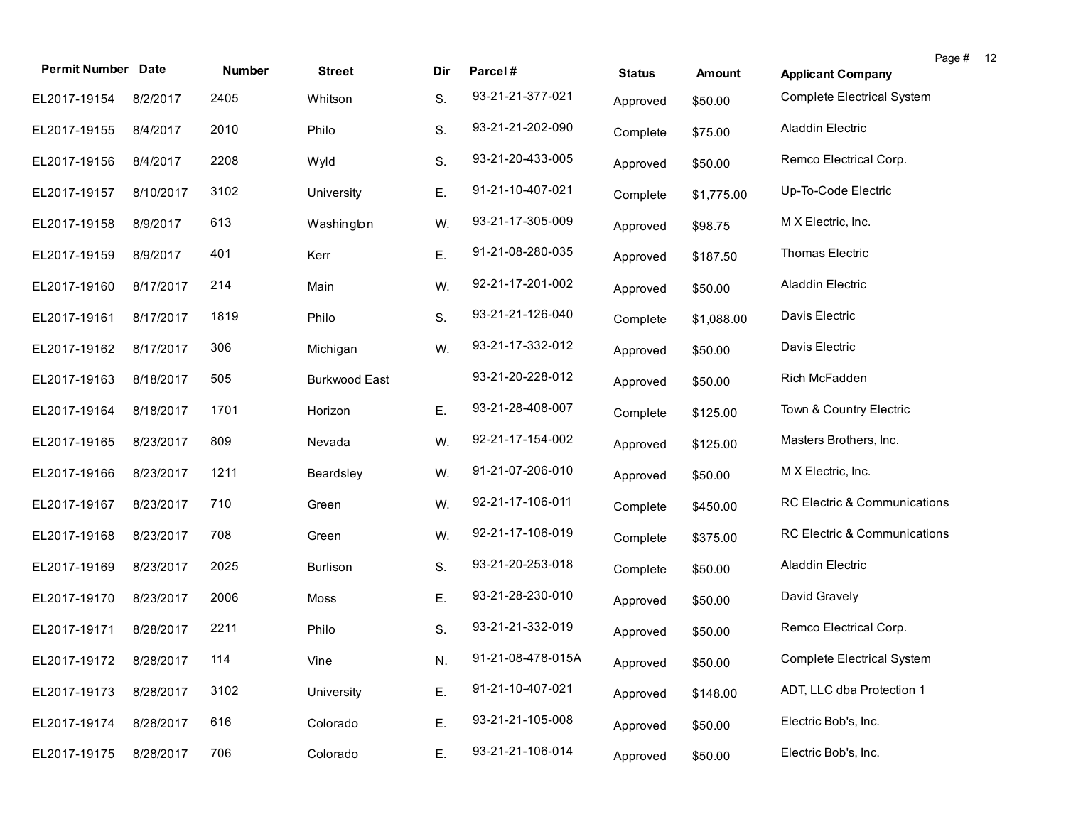| Permit Number | Date | Number | Street | Dir | Parcel # | Status | Amount | Applicant Company |
|---|---|---|---|---|---|---|---|---|
| EL2017-19154 | 8/2/2017 | 2405 | Whitson | S. | 93-21-21-377-021 | Approved | $50.00 | Complete Electrical System |
| EL2017-19155 | 8/4/2017 | 2010 | Philo | S. | 93-21-21-202-090 | Complete | $75.00 | Aladdin Electric |
| EL2017-19156 | 8/4/2017 | 2208 | Wyld | S. | 93-21-20-433-005 | Approved | $50.00 | Remco Electrical Corp. |
| EL2017-19157 | 8/10/2017 | 3102 | University | E. | 91-21-10-407-021 | Complete | $1,775.00 | Up-To-Code Electric |
| EL2017-19158 | 8/9/2017 | 613 | Washington | W. | 93-21-17-305-009 | Approved | $98.75 | M X Electric, Inc. |
| EL2017-19159 | 8/9/2017 | 401 | Kerr | E. | 91-21-08-280-035 | Approved | $187.50 | Thomas Electric |
| EL2017-19160 | 8/17/2017 | 214 | Main | W. | 92-21-17-201-002 | Approved | $50.00 | Aladdin Electric |
| EL2017-19161 | 8/17/2017 | 1819 | Philo | S. | 93-21-21-126-040 | Complete | $1,088.00 | Davis Electric |
| EL2017-19162 | 8/17/2017 | 306 | Michigan | W. | 93-21-17-332-012 | Approved | $50.00 | Davis Electric |
| EL2017-19163 | 8/18/2017 | 505 | Burkwood East | | 93-21-20-228-012 | Approved | $50.00 | Rich McFadden |
| EL2017-19164 | 8/18/2017 | 1701 | Horizon | E. | 93-21-28-408-007 | Complete | $125.00 | Town & Country Electric |
| EL2017-19165 | 8/23/2017 | 809 | Nevada | W. | 92-21-17-154-002 | Approved | $125.00 | Masters Brothers, Inc. |
| EL2017-19166 | 8/23/2017 | 1211 | Beardsley | W. | 91-21-07-206-010 | Approved | $50.00 | M X Electric, Inc. |
| EL2017-19167 | 8/23/2017 | 710 | Green | W. | 92-21-17-106-011 | Complete | $450.00 | RC Electric & Communications |
| EL2017-19168 | 8/23/2017 | 708 | Green | W. | 92-21-17-106-019 | Complete | $375.00 | RC Electric & Communications |
| EL2017-19169 | 8/23/2017 | 2025 | Burlison | S. | 93-21-20-253-018 | Complete | $50.00 | Aladdin Electric |
| EL2017-19170 | 8/23/2017 | 2006 | Moss | E. | 93-21-28-230-010 | Approved | $50.00 | David Gravely |
| EL2017-19171 | 8/28/2017 | 2211 | Philo | S. | 93-21-21-332-019 | Approved | $50.00 | Remco Electrical Corp. |
| EL2017-19172 | 8/28/2017 | 114 | Vine | N. | 91-21-08-478-015A | Approved | $50.00 | Complete Electrical System |
| EL2017-19173 | 8/28/2017 | 3102 | University | E. | 91-21-10-407-021 | Approved | $148.00 | ADT, LLC dba Protection 1 |
| EL2017-19174 | 8/28/2017 | 616 | Colorado | E. | 93-21-21-105-008 | Approved | $50.00 | Electric Bob's, Inc. |
| EL2017-19175 | 8/28/2017 | 706 | Colorado | E. | 93-21-21-106-014 | Approved | $50.00 | Electric Bob's, Inc. |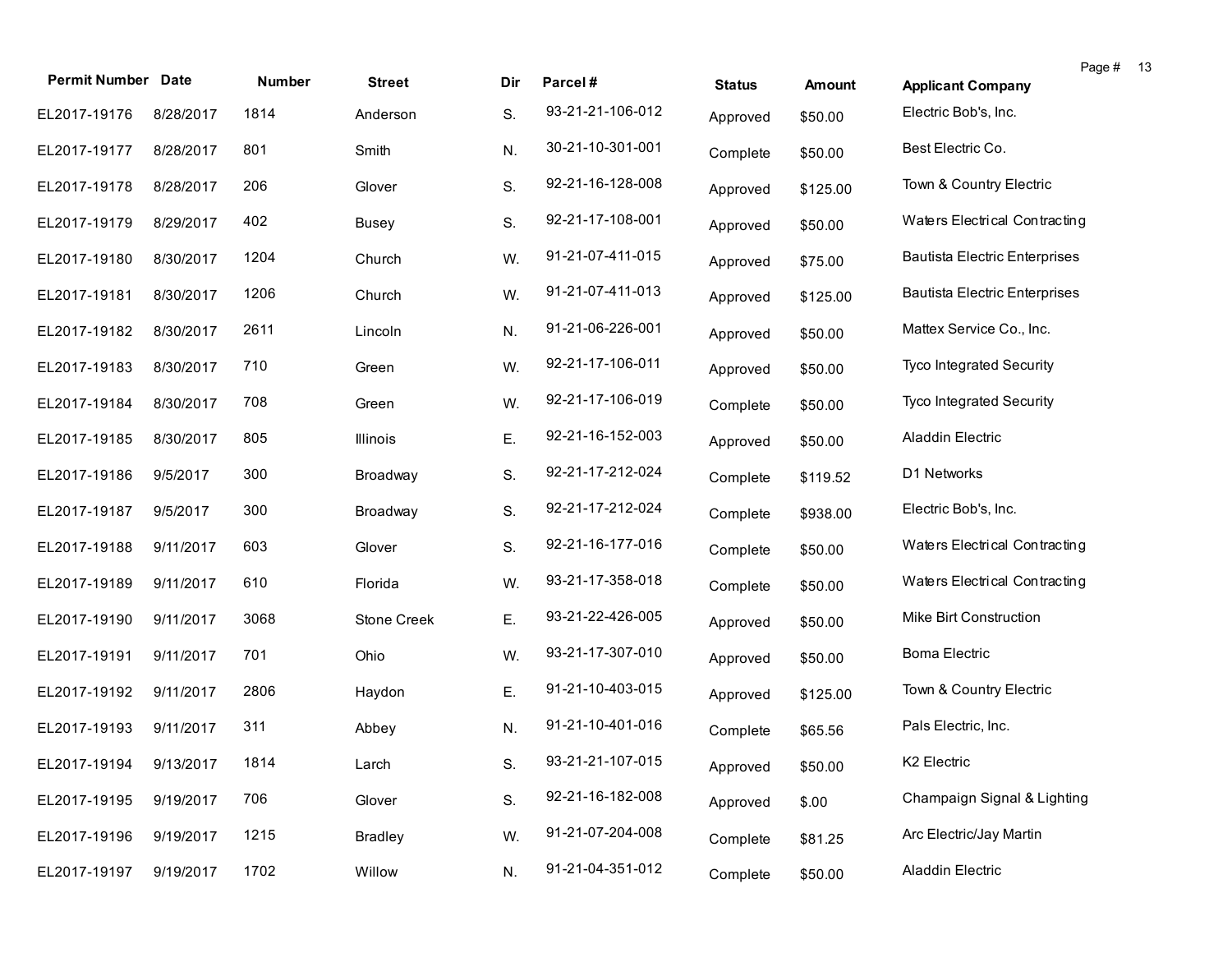| Permit Number | Date | Number | Street | Dir | Parcel # | Status | Amount | Applicant Company |
|---|---|---|---|---|---|---|---|---|
| EL2017-19176 | 8/28/2017 | 1814 | Anderson | S. | 93-21-21-106-012 | Approved | $50.00 | Electric Bob's, Inc. |
| EL2017-19177 | 8/28/2017 | 801 | Smith | N. | 30-21-10-301-001 | Complete | $50.00 | Best Electric Co. |
| EL2017-19178 | 8/28/2017 | 206 | Glover | S. | 92-21-16-128-008 | Approved | $125.00 | Town & Country Electric |
| EL2017-19179 | 8/29/2017 | 402 | Busey | S. | 92-21-17-108-001 | Approved | $50.00 | Waters Electrical Contracting |
| EL2017-19180 | 8/30/2017 | 1204 | Church | W. | 91-21-07-411-015 | Approved | $75.00 | Bautista Electric Enterprises |
| EL2017-19181 | 8/30/2017 | 1206 | Church | W. | 91-21-07-411-013 | Approved | $125.00 | Bautista Electric Enterprises |
| EL2017-19182 | 8/30/2017 | 2611 | Lincoln | N. | 91-21-06-226-001 | Approved | $50.00 | Mattex Service Co., Inc. |
| EL2017-19183 | 8/30/2017 | 710 | Green | W. | 92-21-17-106-011 | Approved | $50.00 | Tyco Integrated Security |
| EL2017-19184 | 8/30/2017 | 708 | Green | W. | 92-21-17-106-019 | Complete | $50.00 | Tyco Integrated Security |
| EL2017-19185 | 8/30/2017 | 805 | Illinois | E. | 92-21-16-152-003 | Approved | $50.00 | Aladdin Electric |
| EL2017-19186 | 9/5/2017 | 300 | Broadway | S. | 92-21-17-212-024 | Complete | $119.52 | D1 Networks |
| EL2017-19187 | 9/5/2017 | 300 | Broadway | S. | 92-21-17-212-024 | Complete | $938.00 | Electric Bob's, Inc. |
| EL2017-19188 | 9/11/2017 | 603 | Glover | S. | 92-21-16-177-016 | Complete | $50.00 | Waters Electrical Contracting |
| EL2017-19189 | 9/11/2017 | 610 | Florida | W. | 93-21-17-358-018 | Complete | $50.00 | Waters Electrical Contracting |
| EL2017-19190 | 9/11/2017 | 3068 | Stone Creek | E. | 93-21-22-426-005 | Approved | $50.00 | Mike Birt Construction |
| EL2017-19191 | 9/11/2017 | 701 | Ohio | W. | 93-21-17-307-010 | Approved | $50.00 | Boma Electric |
| EL2017-19192 | 9/11/2017 | 2806 | Haydon | E. | 91-21-10-403-015 | Approved | $125.00 | Town & Country Electric |
| EL2017-19193 | 9/11/2017 | 311 | Abbey | N. | 91-21-10-401-016 | Complete | $65.56 | Pals Electric, Inc. |
| EL2017-19194 | 9/13/2017 | 1814 | Larch | S. | 93-21-21-107-015 | Approved | $50.00 | K2 Electric |
| EL2017-19195 | 9/19/2017 | 706 | Glover | S. | 92-21-16-182-008 | Approved | $.00 | Champaign Signal & Lighting |
| EL2017-19196 | 9/19/2017 | 1215 | Bradley | W. | 91-21-07-204-008 | Complete | $81.25 | Arc Electric/Jay Martin |
| EL2017-19197 | 9/19/2017 | 1702 | Willow | N. | 91-21-04-351-012 | Complete | $50.00 | Aladdin Electric |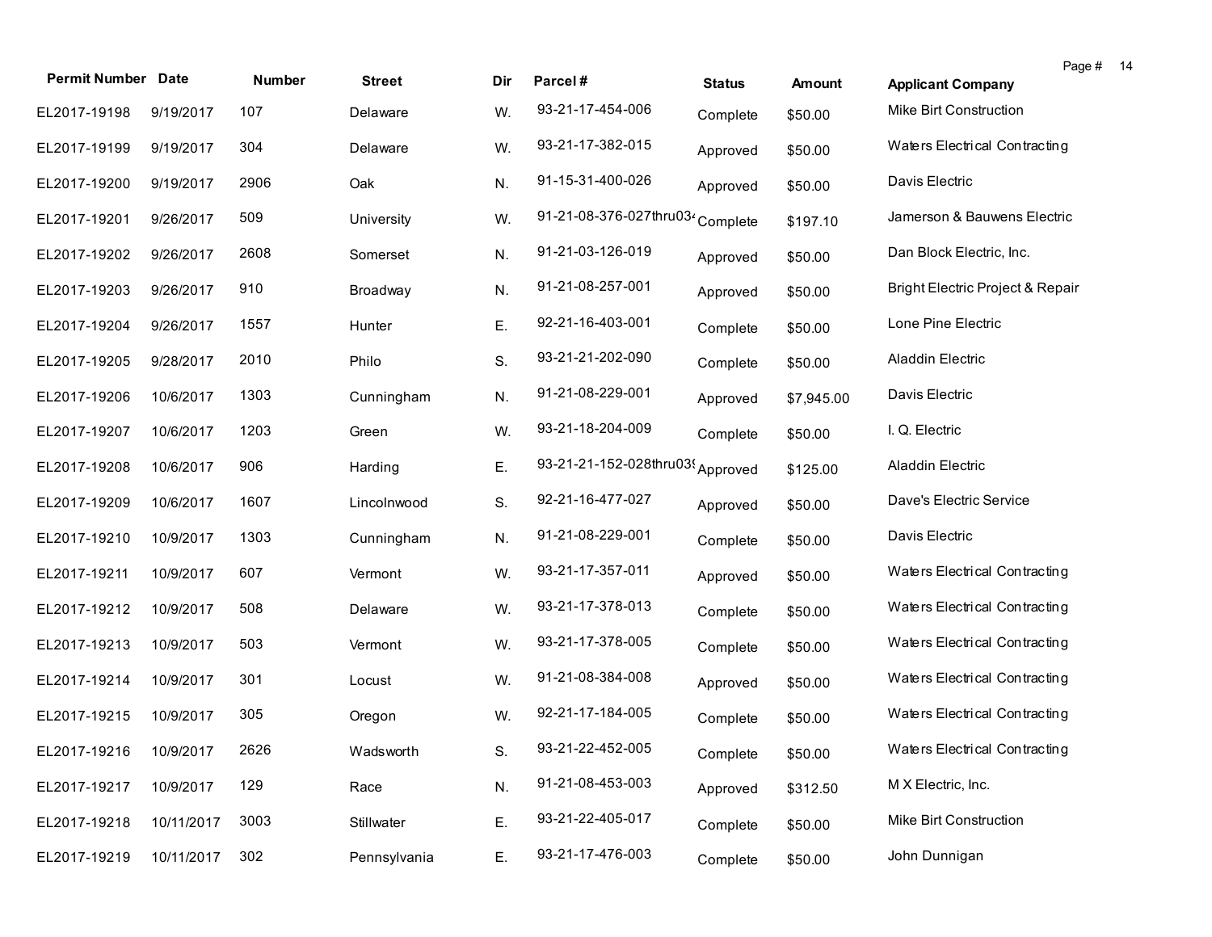| Permit Number | Date | Number | Street | Dir | Parcel # | Status | Amount | Applicant Company |
|---|---|---|---|---|---|---|---|---|
| EL2017-19198 | 9/19/2017 | 107 | Delaware | W. | 93-21-17-454-006 | Complete | $50.00 | Mike Birt Construction |
| EL2017-19199 | 9/19/2017 | 304 | Delaware | W. | 93-21-17-382-015 | Approved | $50.00 | Waters Electrical Contracting |
| EL2017-19200 | 9/19/2017 | 2906 | Oak | N. | 91-15-31-400-026 | Approved | $50.00 | Davis Electric |
| EL2017-19201 | 9/26/2017 | 509 | University | W. | 91-21-08-376-027thru034 | Complete | $197.10 | Jamerson & Bauwens Electric |
| EL2017-19202 | 9/26/2017 | 2608 | Somerset | N. | 91-21-03-126-019 | Approved | $50.00 | Dan Block Electric, Inc. |
| EL2017-19203 | 9/26/2017 | 910 | Broadway | N. | 91-21-08-257-001 | Approved | $50.00 | Bright Electric Project & Repair |
| EL2017-19204 | 9/26/2017 | 1557 | Hunter | E. | 92-21-16-403-001 | Complete | $50.00 | Lone Pine Electric |
| EL2017-19205 | 9/28/2017 | 2010 | Philo | S. | 93-21-21-202-090 | Complete | $50.00 | Aladdin Electric |
| EL2017-19206 | 10/6/2017 | 1303 | Cunningham | N. | 91-21-08-229-001 | Approved | $7,945.00 | Davis Electric |
| EL2017-19207 | 10/6/2017 | 1203 | Green | W. | 93-21-18-204-009 | Complete | $50.00 | I. Q. Electric |
| EL2017-19208 | 10/6/2017 | 906 | Harding | E. | 93-21-21-152-028thru039 | Approved | $125.00 | Aladdin Electric |
| EL2017-19209 | 10/6/2017 | 1607 | Lincolnwood | S. | 92-21-16-477-027 | Approved | $50.00 | Dave's Electric Service |
| EL2017-19210 | 10/9/2017 | 1303 | Cunningham | N. | 91-21-08-229-001 | Complete | $50.00 | Davis Electric |
| EL2017-19211 | 10/9/2017 | 607 | Vermont | W. | 93-21-17-357-011 | Approved | $50.00 | Waters Electrical Contracting |
| EL2017-19212 | 10/9/2017 | 508 | Delaware | W. | 93-21-17-378-013 | Complete | $50.00 | Waters Electrical Contracting |
| EL2017-19213 | 10/9/2017 | 503 | Vermont | W. | 93-21-17-378-005 | Complete | $50.00 | Waters Electrical Contracting |
| EL2017-19214 | 10/9/2017 | 301 | Locust | W. | 91-21-08-384-008 | Approved | $50.00 | Waters Electrical Contracting |
| EL2017-19215 | 10/9/2017 | 305 | Oregon | W. | 92-21-17-184-005 | Complete | $50.00 | Waters Electrical Contracting |
| EL2017-19216 | 10/9/2017 | 2626 | Wadsworth | S. | 93-21-22-452-005 | Complete | $50.00 | Waters Electrical Contracting |
| EL2017-19217 | 10/9/2017 | 129 | Race | N. | 91-21-08-453-003 | Approved | $312.50 | M X Electric, Inc. |
| EL2017-19218 | 10/11/2017 | 3003 | Stillwater | E. | 93-21-22-405-017 | Complete | $50.00 | Mike Birt Construction |
| EL2017-19219 | 10/11/2017 | 302 | Pennsylvania | E. | 93-21-17-476-003 | Complete | $50.00 | John Dunnigan |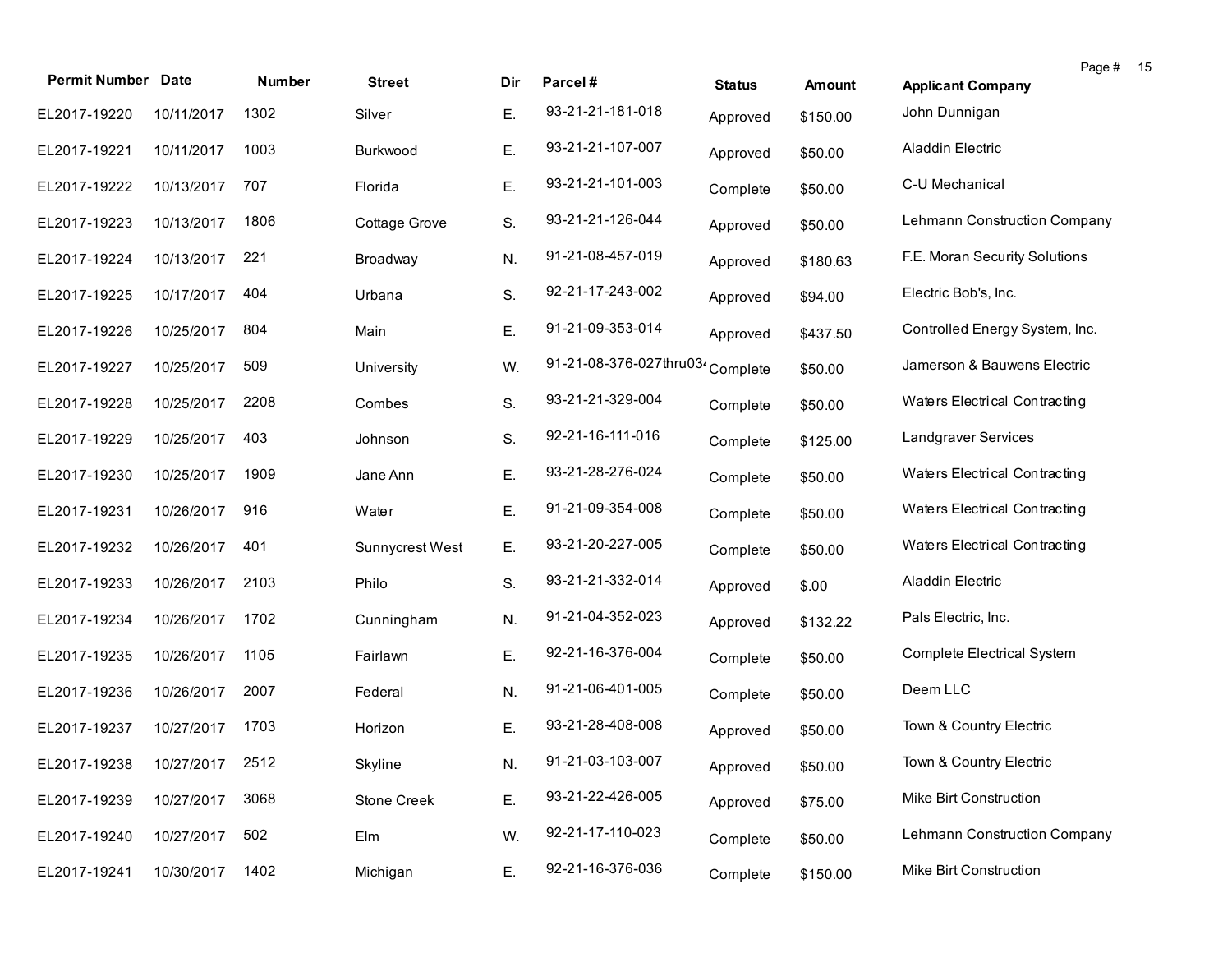| Permit Number | Date | Number | Street | Dir | Parcel # | Status | Amount | Applicant Company |
|---|---|---|---|---|---|---|---|---|
| EL2017-19220 | 10/11/2017 | 1302 | Silver | E. | 93-21-21-181-018 | Approved | $150.00 | John Dunnigan |
| EL2017-19221 | 10/11/2017 | 1003 | Burkwood | E. | 93-21-21-107-007 | Approved | $50.00 | Aladdin Electric |
| EL2017-19222 | 10/13/2017 | 707 | Florida | E. | 93-21-21-101-003 | Complete | $50.00 | C-U Mechanical |
| EL2017-19223 | 10/13/2017 | 1806 | Cottage Grove | S. | 93-21-21-126-044 | Approved | $50.00 | Lehmann Construction Company |
| EL2017-19224 | 10/13/2017 | 221 | Broadway | N. | 91-21-08-457-019 | Approved | $180.63 | F.E. Moran Security Solutions |
| EL2017-19225 | 10/17/2017 | 404 | Urbana | S. | 92-21-17-243-002 | Approved | $94.00 | Electric Bob's, Inc. |
| EL2017-19226 | 10/25/2017 | 804 | Main | E. | 91-21-09-353-014 | Approved | $437.50 | Controlled Energy System, Inc. |
| EL2017-19227 | 10/25/2017 | 509 | University | W. | 91-21-08-376-027thru034 | Complete | $50.00 | Jamerson & Bauwens Electric |
| EL2017-19228 | 10/25/2017 | 2208 | Combes | S. | 93-21-21-329-004 | Complete | $50.00 | Waters Electrical Contracting |
| EL2017-19229 | 10/25/2017 | 403 | Johnson | S. | 92-21-16-111-016 | Complete | $125.00 | Landgraver Services |
| EL2017-19230 | 10/25/2017 | 1909 | Jane Ann | E. | 93-21-28-276-024 | Complete | $50.00 | Waters Electrical Contracting |
| EL2017-19231 | 10/26/2017 | 916 | Water | E. | 91-21-09-354-008 | Complete | $50.00 | Waters Electrical Contracting |
| EL2017-19232 | 10/26/2017 | 401 | Sunnycrest West | E. | 93-21-20-227-005 | Complete | $50.00 | Waters Electrical Contracting |
| EL2017-19233 | 10/26/2017 | 2103 | Philo | S. | 93-21-21-332-014 | Approved | $.00 | Aladdin Electric |
| EL2017-19234 | 10/26/2017 | 1702 | Cunningham | N. | 91-21-04-352-023 | Approved | $132.22 | Pals Electric, Inc. |
| EL2017-19235 | 10/26/2017 | 1105 | Fairlawn | E. | 92-21-16-376-004 | Complete | $50.00 | Complete Electrical System |
| EL2017-19236 | 10/26/2017 | 2007 | Federal | N. | 91-21-06-401-005 | Complete | $50.00 | Deem LLC |
| EL2017-19237 | 10/27/2017 | 1703 | Horizon | E. | 93-21-28-408-008 | Approved | $50.00 | Town & Country Electric |
| EL2017-19238 | 10/27/2017 | 2512 | Skyline | N. | 91-21-03-103-007 | Approved | $50.00 | Town & Country Electric |
| EL2017-19239 | 10/27/2017 | 3068 | Stone Creek | E. | 93-21-22-426-005 | Approved | $75.00 | Mike Birt Construction |
| EL2017-19240 | 10/27/2017 | 502 | Elm | W. | 92-21-17-110-023 | Complete | $50.00 | Lehmann Construction Company |
| EL2017-19241 | 10/30/2017 | 1402 | Michigan | E. | 92-21-16-376-036 | Complete | $150.00 | Mike Birt Construction |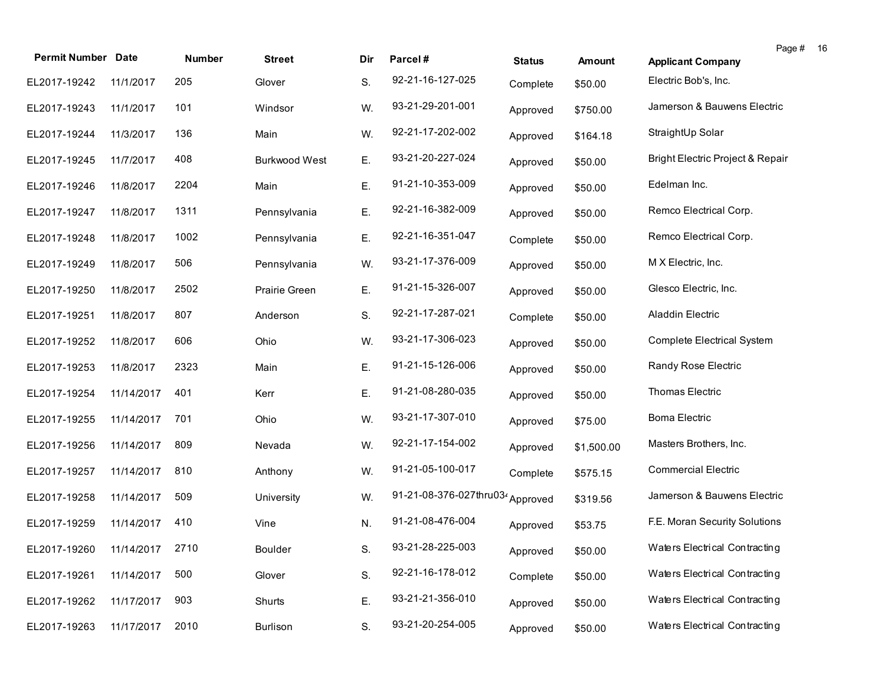| Permit Number | Date | Number | Street | Dir | Parcel # | Status | Amount | Applicant Company |
|---|---|---|---|---|---|---|---|---|
| EL2017-19242 | 11/1/2017 | 205 | Glover | S. | 92-21-16-127-025 | Complete | $50.00 | Electric Bob's, Inc. |
| EL2017-19243 | 11/1/2017 | 101 | Windsor | W. | 93-21-29-201-001 | Approved | $750.00 | Jamerson & Bauwens Electric |
| EL2017-19244 | 11/3/2017 | 136 | Main | W. | 92-21-17-202-002 | Approved | $164.18 | StraightUp Solar |
| EL2017-19245 | 11/7/2017 | 408 | Burkwood West | E. | 93-21-20-227-024 | Approved | $50.00 | Bright Electric Project & Repair |
| EL2017-19246 | 11/8/2017 | 2204 | Main | E. | 91-21-10-353-009 | Approved | $50.00 | Edelman Inc. |
| EL2017-19247 | 11/8/2017 | 1311 | Pennsylvania | E. | 92-21-16-382-009 | Approved | $50.00 | Remco Electrical Corp. |
| EL2017-19248 | 11/8/2017 | 1002 | Pennsylvania | E. | 92-21-16-351-047 | Complete | $50.00 | Remco Electrical Corp. |
| EL2017-19249 | 11/8/2017 | 506 | Pennsylvania | W. | 93-21-17-376-009 | Approved | $50.00 | M X Electric, Inc. |
| EL2017-19250 | 11/8/2017 | 2502 | Prairie Green | E. | 91-21-15-326-007 | Approved | $50.00 | Glesco Electric, Inc. |
| EL2017-19251 | 11/8/2017 | 807 | Anderson | S. | 92-21-17-287-021 | Complete | $50.00 | Aladdin Electric |
| EL2017-19252 | 11/8/2017 | 606 | Ohio | W. | 93-21-17-306-023 | Approved | $50.00 | Complete Electrical System |
| EL2017-19253 | 11/8/2017 | 2323 | Main | E. | 91-21-15-126-006 | Approved | $50.00 | Randy Rose Electric |
| EL2017-19254 | 11/14/2017 | 401 | Kerr | E. | 91-21-08-280-035 | Approved | $50.00 | Thomas Electric |
| EL2017-19255 | 11/14/2017 | 701 | Ohio | W. | 93-21-17-307-010 | Approved | $75.00 | Boma Electric |
| EL2017-19256 | 11/14/2017 | 809 | Nevada | W. | 92-21-17-154-002 | Approved | $1,500.00 | Masters Brothers, Inc. |
| EL2017-19257 | 11/14/2017 | 810 | Anthony | W. | 91-21-05-100-017 | Complete | $575.15 | Commercial Electric |
| EL2017-19258 | 11/14/2017 | 509 | University | W. | 91-21-08-376-027thru034 | Approved | $319.56 | Jamerson & Bauwens Electric |
| EL2017-19259 | 11/14/2017 | 410 | Vine | N. | 91-21-08-476-004 | Approved | $53.75 | F.E. Moran Security Solutions |
| EL2017-19260 | 11/14/2017 | 2710 | Boulder | S. | 93-21-28-225-003 | Approved | $50.00 | Waters Electrical Contracting |
| EL2017-19261 | 11/14/2017 | 500 | Glover | S. | 92-21-16-178-012 | Complete | $50.00 | Waters Electrical Contracting |
| EL2017-19262 | 11/17/2017 | 903 | Shurts | E. | 93-21-21-356-010 | Approved | $50.00 | Waters Electrical Contracting |
| EL2017-19263 | 11/17/2017 | 2010 | Burlison | S. | 93-21-20-254-005 | Approved | $50.00 | Waters Electrical Contracting |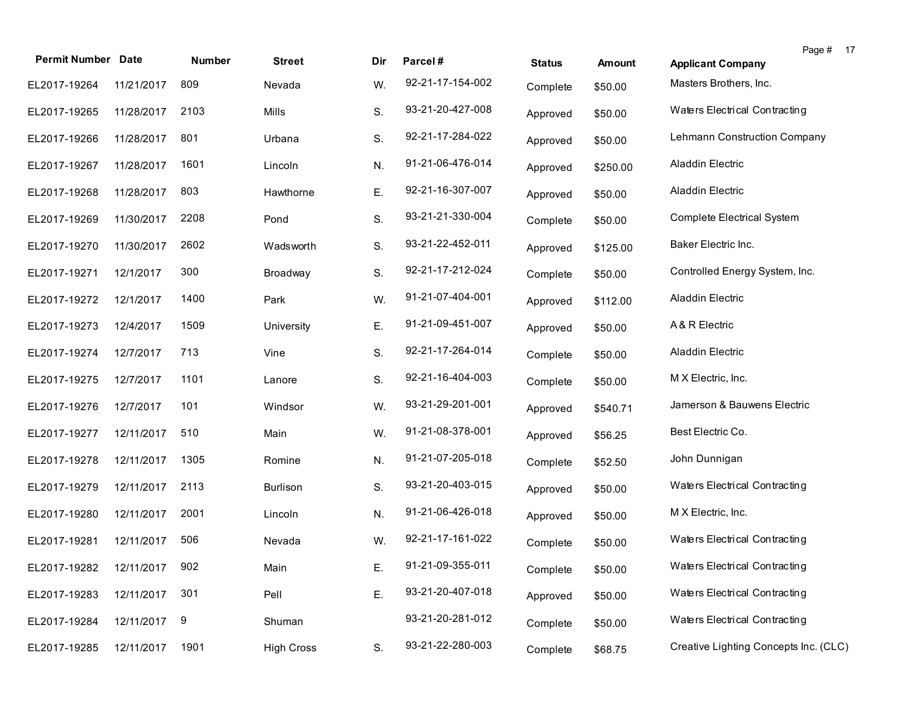| Permit Number | Date | Number | Street | Dir | Parcel # | Status | Amount | Applicant Company |
|---|---|---|---|---|---|---|---|---|
| EL2017-19264 | 11/21/2017 | 809 | Nevada | W. | 92-21-17-154-002 | Complete | $50.00 | Masters Brothers, Inc. |
| EL2017-19265 | 11/28/2017 | 2103 | Mills | S. | 93-21-20-427-008 | Approved | $50.00 | Waters Electrical Contracting |
| EL2017-19266 | 11/28/2017 | 801 | Urbana | S. | 92-21-17-284-022 | Approved | $50.00 | Lehmann Construction Company |
| EL2017-19267 | 11/28/2017 | 1601 | Lincoln | N. | 91-21-06-476-014 | Approved | $250.00 | Aladdin Electric |
| EL2017-19268 | 11/28/2017 | 803 | Hawthorne | E. | 92-21-16-307-007 | Approved | $50.00 | Aladdin Electric |
| EL2017-19269 | 11/30/2017 | 2208 | Pond | S. | 93-21-21-330-004 | Complete | $50.00 | Complete Electrical System |
| EL2017-19270 | 11/30/2017 | 2602 | Wadsworth | S. | 93-21-22-452-011 | Approved | $125.00 | Baker Electric Inc. |
| EL2017-19271 | 12/1/2017 | 300 | Broadway | S. | 92-21-17-212-024 | Complete | $50.00 | Controlled Energy System, Inc. |
| EL2017-19272 | 12/1/2017 | 1400 | Park | W. | 91-21-07-404-001 | Approved | $112.00 | Aladdin Electric |
| EL2017-19273 | 12/4/2017 | 1509 | University | E. | 91-21-09-451-007 | Approved | $50.00 | A & R Electric |
| EL2017-19274 | 12/7/2017 | 713 | Vine | S. | 92-21-17-264-014 | Complete | $50.00 | Aladdin Electric |
| EL2017-19275 | 12/7/2017 | 1101 | Lanore | S. | 92-21-16-404-003 | Complete | $50.00 | M X Electric, Inc. |
| EL2017-19276 | 12/7/2017 | 101 | Windsor | W. | 93-21-29-201-001 | Approved | $540.71 | Jamerson & Bauwens Electric |
| EL2017-19277 | 12/11/2017 | 510 | Main | W. | 91-21-08-378-001 | Approved | $56.25 | Best Electric Co. |
| EL2017-19278 | 12/11/2017 | 1305 | Romine | N. | 91-21-07-205-018 | Complete | $52.50 | John Dunnigan |
| EL2017-19279 | 12/11/2017 | 2113 | Burlison | S. | 93-21-20-403-015 | Approved | $50.00 | Waters Electrical Contracting |
| EL2017-19280 | 12/11/2017 | 2001 | Lincoln | N. | 91-21-06-426-018 | Approved | $50.00 | M X Electric, Inc. |
| EL2017-19281 | 12/11/2017 | 506 | Nevada | W. | 92-21-17-161-022 | Complete | $50.00 | Waters Electrical Contracting |
| EL2017-19282 | 12/11/2017 | 902 | Main | E. | 91-21-09-355-011 | Complete | $50.00 | Waters Electrical Contracting |
| EL2017-19283 | 12/11/2017 | 301 | Pell | E. | 93-21-20-407-018 | Approved | $50.00 | Waters Electrical Contracting |
| EL2017-19284 | 12/11/2017 | 9 | Shuman | | 93-21-20-281-012 | Complete | $50.00 | Waters Electrical Contracting |
| EL2017-19285 | 12/11/2017 | 1901 | High Cross | S. | 93-21-22-280-003 | Complete | $68.75 | Creative Lighting Concepts Inc. (CLC) |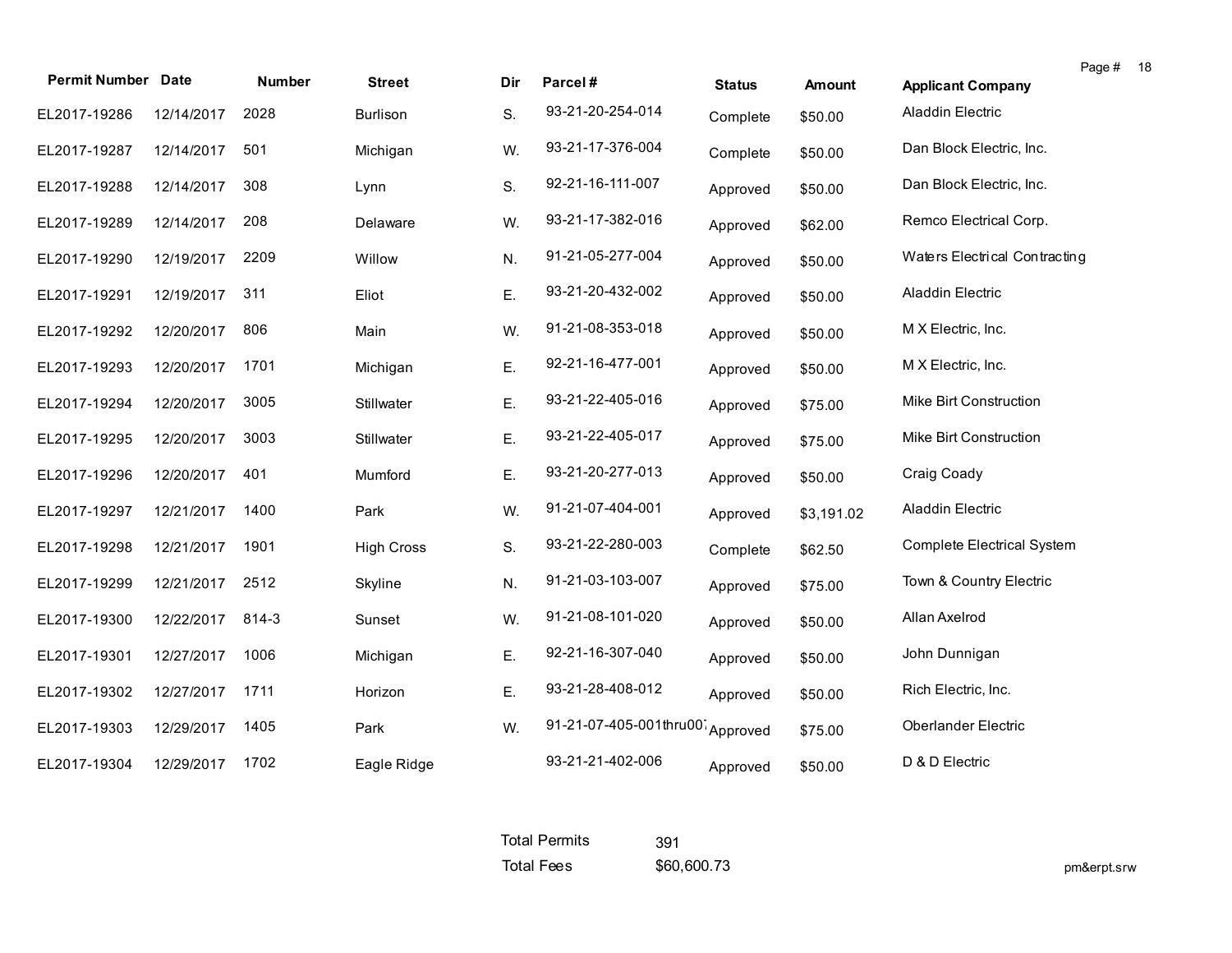| Permit Number | Date | Number | Street | Dir | Parcel # | Status | Amount | Applicant Company |
|---|---|---|---|---|---|---|---|---|
| EL2017-19286 | 12/14/2017 | 2028 | Burlison | S. | 93-21-20-254-014 | Complete | $50.00 | Aladdin Electric |
| EL2017-19287 | 12/14/2017 | 501 | Michigan | W. | 93-21-17-376-004 | Complete | $50.00 | Dan Block Electric, Inc. |
| EL2017-19288 | 12/14/2017 | 308 | Lynn | S. | 92-21-16-111-007 | Approved | $50.00 | Dan Block Electric, Inc. |
| EL2017-19289 | 12/14/2017 | 208 | Delaware | W. | 93-21-17-382-016 | Approved | $62.00 | Remco Electrical Corp. |
| EL2017-19290 | 12/19/2017 | 2209 | Willow | N. | 91-21-05-277-004 | Approved | $50.00 | Waters Electrical Contracting |
| EL2017-19291 | 12/19/2017 | 311 | Eliot | E. | 93-21-20-432-002 | Approved | $50.00 | Aladdin Electric |
| EL2017-19292 | 12/20/2017 | 806 | Main | W. | 91-21-08-353-018 | Approved | $50.00 | M X Electric, Inc. |
| EL2017-19293 | 12/20/2017 | 1701 | Michigan | E. | 92-21-16-477-001 | Approved | $50.00 | M X Electric, Inc. |
| EL2017-19294 | 12/20/2017 | 3005 | Stillwater | E. | 93-21-22-405-016 | Approved | $75.00 | Mike Birt Construction |
| EL2017-19295 | 12/20/2017 | 3003 | Stillwater | E. | 93-21-22-405-017 | Approved | $75.00 | Mike Birt Construction |
| EL2017-19296 | 12/20/2017 | 401 | Mumford | E. | 93-21-20-277-013 | Approved | $50.00 | Craig Coady |
| EL2017-19297 | 12/21/2017 | 1400 | Park | W. | 91-21-07-404-001 | Approved | $3,191.02 | Aladdin Electric |
| EL2017-19298 | 12/21/2017 | 1901 | High Cross | S. | 93-21-22-280-003 | Complete | $62.50 | Complete Electrical System |
| EL2017-19299 | 12/21/2017 | 2512 | Skyline | N. | 91-21-03-103-007 | Approved | $75.00 | Town & Country Electric |
| EL2017-19300 | 12/22/2017 | 814-3 | Sunset | W. | 91-21-08-101-020 | Approved | $50.00 | Allan Axelrod |
| EL2017-19301 | 12/27/2017 | 1006 | Michigan | E. | 92-21-16-307-040 | Approved | $50.00 | John Dunnigan |
| EL2017-19302 | 12/27/2017 | 1711 | Horizon | E. | 93-21-28-408-012 | Approved | $50.00 | Rich Electric, Inc. |
| EL2017-19303 | 12/29/2017 | 1405 | Park | W. | 91-21-07-405-001thru007 | Approved | $75.00 | Oberlander Electric |
| EL2017-19304 | 12/29/2017 | 1702 | Eagle Ridge | | 93-21-21-402-006 | Approved | $50.00 | D & D Electric |

| | |
|---|---|
| Total Permits | 391 |
| Total Fees | $60,600.73 |

pm&erpt.srw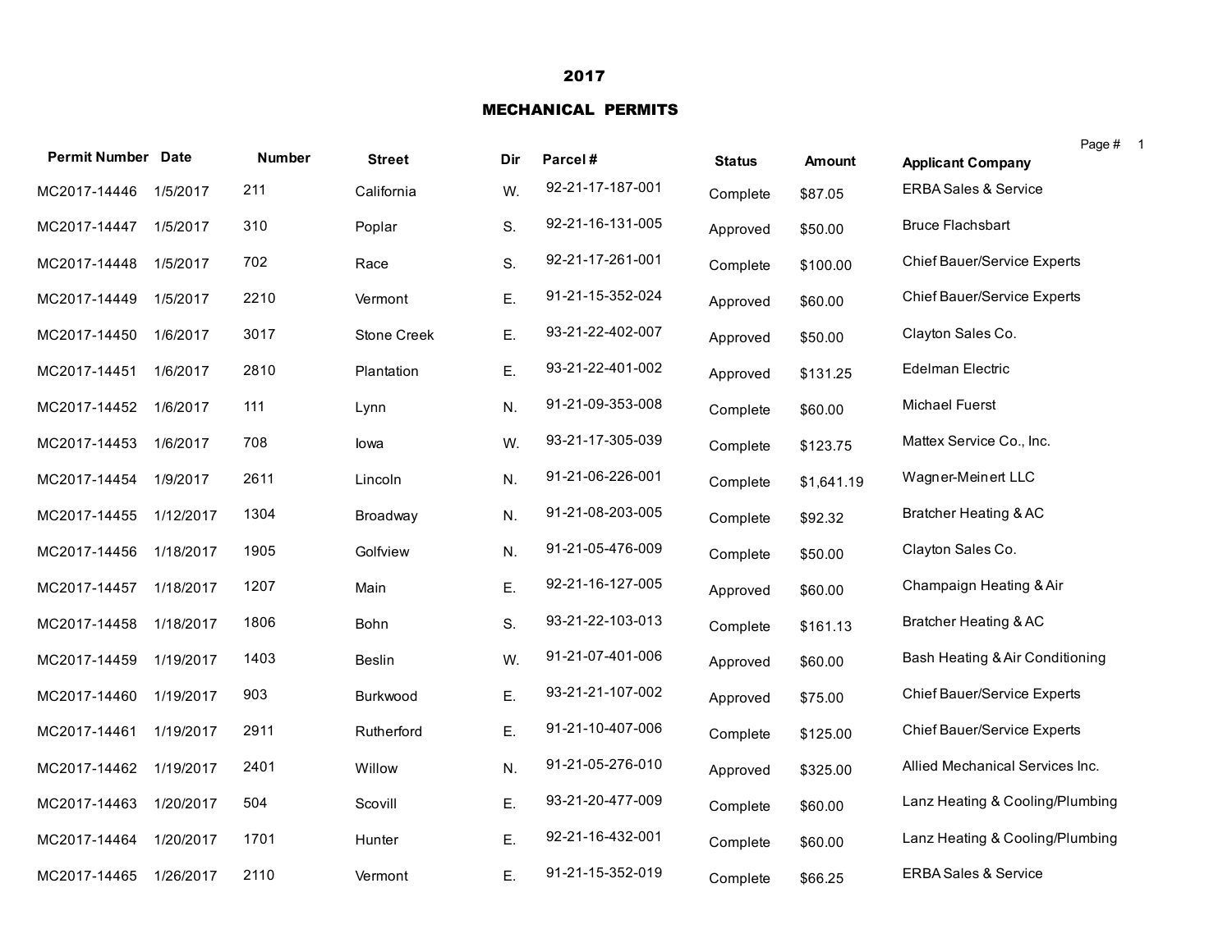# 2017

## MECHANICAL PERMITS

| Permit Number | Date | Number | Street | Dir | Parcel # | Status | Amount | Applicant Company |
|---|---|---|---|---|---|---|---|---|
| MC2017-14446 | 1/5/2017 | 211 | California | W. | 92-21-17-187-001 | Complete | $87.05 | ERBA Sales & Service |
| MC2017-14447 | 1/5/2017 | 310 | Poplar | S. | 92-21-16-131-005 | Approved | $50.00 | Bruce Flachsbart |
| MC2017-14448 | 1/5/2017 | 702 | Race | S. | 92-21-17-261-001 | Complete | $100.00 | Chief Bauer/Service Experts |
| MC2017-14449 | 1/5/2017 | 2210 | Vermont | E. | 91-21-15-352-024 | Approved | $60.00 | Chief Bauer/Service Experts |
| MC2017-14450 | 1/6/2017 | 3017 | Stone Creek | E. | 93-21-22-402-007 | Approved | $50.00 | Clayton Sales Co. |
| MC2017-14451 | 1/6/2017 | 2810 | Plantation | E. | 93-21-22-401-002 | Approved | $131.25 | Edelman Electric |
| MC2017-14452 | 1/6/2017 | 111 | Lynn | N. | 91-21-09-353-008 | Complete | $60.00 | Michael Fuerst |
| MC2017-14453 | 1/6/2017 | 708 | Iowa | W. | 93-21-17-305-039 | Complete | $123.75 | Mattex Service Co., Inc. |
| MC2017-14454 | 1/9/2017 | 2611 | Lincoln | N. | 91-21-06-226-001 | Complete | $1,641.19 | Wagner-Meinert LLC |
| MC2017-14455 | 1/12/2017 | 1304 | Broadway | N. | 91-21-08-203-005 | Complete | $92.32 | Bratcher Heating & AC |
| MC2017-14456 | 1/18/2017 | 1905 | Golfview | N. | 91-21-05-476-009 | Complete | $50.00 | Clayton Sales Co. |
| MC2017-14457 | 1/18/2017 | 1207 | Main | E. | 92-21-16-127-005 | Approved | $60.00 | Champaign Heating & Air |
| MC2017-14458 | 1/18/2017 | 1806 | Bohn | S. | 93-21-22-103-013 | Complete | $161.13 | Bratcher Heating & AC |
| MC2017-14459 | 1/19/2017 | 1403 | Beslin | W. | 91-21-07-401-006 | Approved | $60.00 | Bash Heating & Air Conditioning |
| MC2017-14460 | 1/19/2017 | 903 | Burkwood | E. | 93-21-21-107-002 | Approved | $75.00 | Chief Bauer/Service Experts |
| MC2017-14461 | 1/19/2017 | 2911 | Rutherford | E. | 91-21-10-407-006 | Complete | $125.00 | Chief Bauer/Service Experts |
| MC2017-14462 | 1/19/2017 | 2401 | Willow | N. | 91-21-05-276-010 | Approved | $325.00 | Allied Mechanical Services Inc. |
| MC2017-14463 | 1/20/2017 | 504 | Scovill | E. | 93-21-20-477-009 | Complete | $60.00 | Lanz Heating & Cooling/Plumbing |
| MC2017-14464 | 1/20/2017 | 1701 | Hunter | E. | 92-21-16-432-001 | Complete | $60.00 | Lanz Heating & Cooling/Plumbing |
| MC2017-14465 | 1/26/2017 | 2110 | Vermont | E. | 91-21-15-352-019 | Complete | $66.25 | ERBA Sales & Service |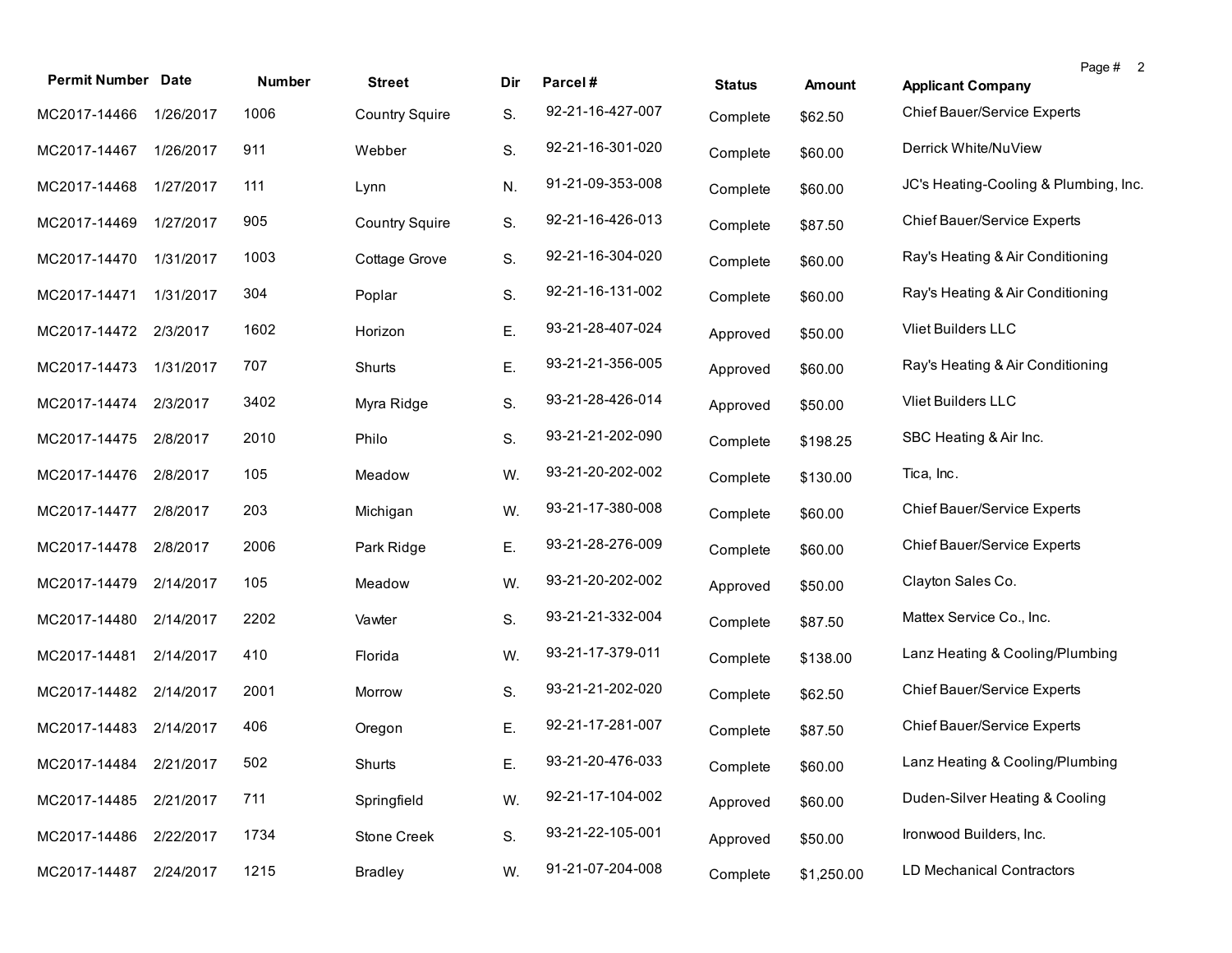| Permit Number | Date | Number | Street | Dir | Parcel # | Status | Amount | Applicant Company |
|---|---|---|---|---|---|---|---|---|
| MC2017-14466 | 1/26/2017 | 1006 | Country Squire | S. | 92-21-16-427-007 | Complete | $62.50 | Chief Bauer/Service Experts |
| MC2017-14467 | 1/26/2017 | 911 | Webber | S. | 92-21-16-301-020 | Complete | $60.00 | Derrick White/NuView |
| MC2017-14468 | 1/27/2017 | 111 | Lynn | N. | 91-21-09-353-008 | Complete | $60.00 | JC's Heating-Cooling & Plumbing, Inc. |
| MC2017-14469 | 1/27/2017 | 905 | Country Squire | S. | 92-21-16-426-013 | Complete | $87.50 | Chief Bauer/Service Experts |
| MC2017-14470 | 1/31/2017 | 1003 | Cottage Grove | S. | 92-21-16-304-020 | Complete | $60.00 | Ray's Heating & Air Conditioning |
| MC2017-14471 | 1/31/2017 | 304 | Poplar | S. | 92-21-16-131-002 | Complete | $60.00 | Ray's Heating & Air Conditioning |
| MC2017-14472 | 2/3/2017 | 1602 | Horizon | E. | 93-21-28-407-024 | Approved | $50.00 | Vliet Builders LLC |
| MC2017-14473 | 1/31/2017 | 707 | Shurts | E. | 93-21-21-356-005 | Approved | $60.00 | Ray's Heating & Air Conditioning |
| MC2017-14474 | 2/3/2017 | 3402 | Myra Ridge | S. | 93-21-28-426-014 | Approved | $50.00 | Vliet Builders LLC |
| MC2017-14475 | 2/8/2017 | 2010 | Philo | S. | 93-21-21-202-090 | Complete | $198.25 | SBC Heating & Air Inc. |
| MC2017-14476 | 2/8/2017 | 105 | Meadow | W. | 93-21-20-202-002 | Complete | $130.00 | Tica, Inc. |
| MC2017-14477 | 2/8/2017 | 203 | Michigan | W. | 93-21-17-380-008 | Complete | $60.00 | Chief Bauer/Service Experts |
| MC2017-14478 | 2/8/2017 | 2006 | Park Ridge | E. | 93-21-28-276-009 | Complete | $60.00 | Chief Bauer/Service Experts |
| MC2017-14479 | 2/14/2017 | 105 | Meadow | W. | 93-21-20-202-002 | Approved | $50.00 | Clayton Sales Co. |
| MC2017-14480 | 2/14/2017 | 2202 | Vawter | S. | 93-21-21-332-004 | Complete | $87.50 | Mattex Service Co., Inc. |
| MC2017-14481 | 2/14/2017 | 410 | Florida | W. | 93-21-17-379-011 | Complete | $138.00 | Lanz Heating & Cooling/Plumbing |
| MC2017-14482 | 2/14/2017 | 2001 | Morrow | S. | 93-21-21-202-020 | Complete | $62.50 | Chief Bauer/Service Experts |
| MC2017-14483 | 2/14/2017 | 406 | Oregon | E. | 92-21-17-281-007 | Complete | $87.50 | Chief Bauer/Service Experts |
| MC2017-14484 | 2/21/2017 | 502 | Shurts | E. | 93-21-20-476-033 | Complete | $60.00 | Lanz Heating & Cooling/Plumbing |
| MC2017-14485 | 2/21/2017 | 711 | Springfield | W. | 92-21-17-104-002 | Approved | $60.00 | Duden-Silver Heating & Cooling |
| MC2017-14486 | 2/22/2017 | 1734 | Stone Creek | S. | 93-21-22-105-001 | Approved | $50.00 | Ironwood Builders, Inc. |
| MC2017-14487 | 2/24/2017 | 1215 | Bradley | W. | 91-21-07-204-008 | Complete | $1,250.00 | LD Mechanical Contractors |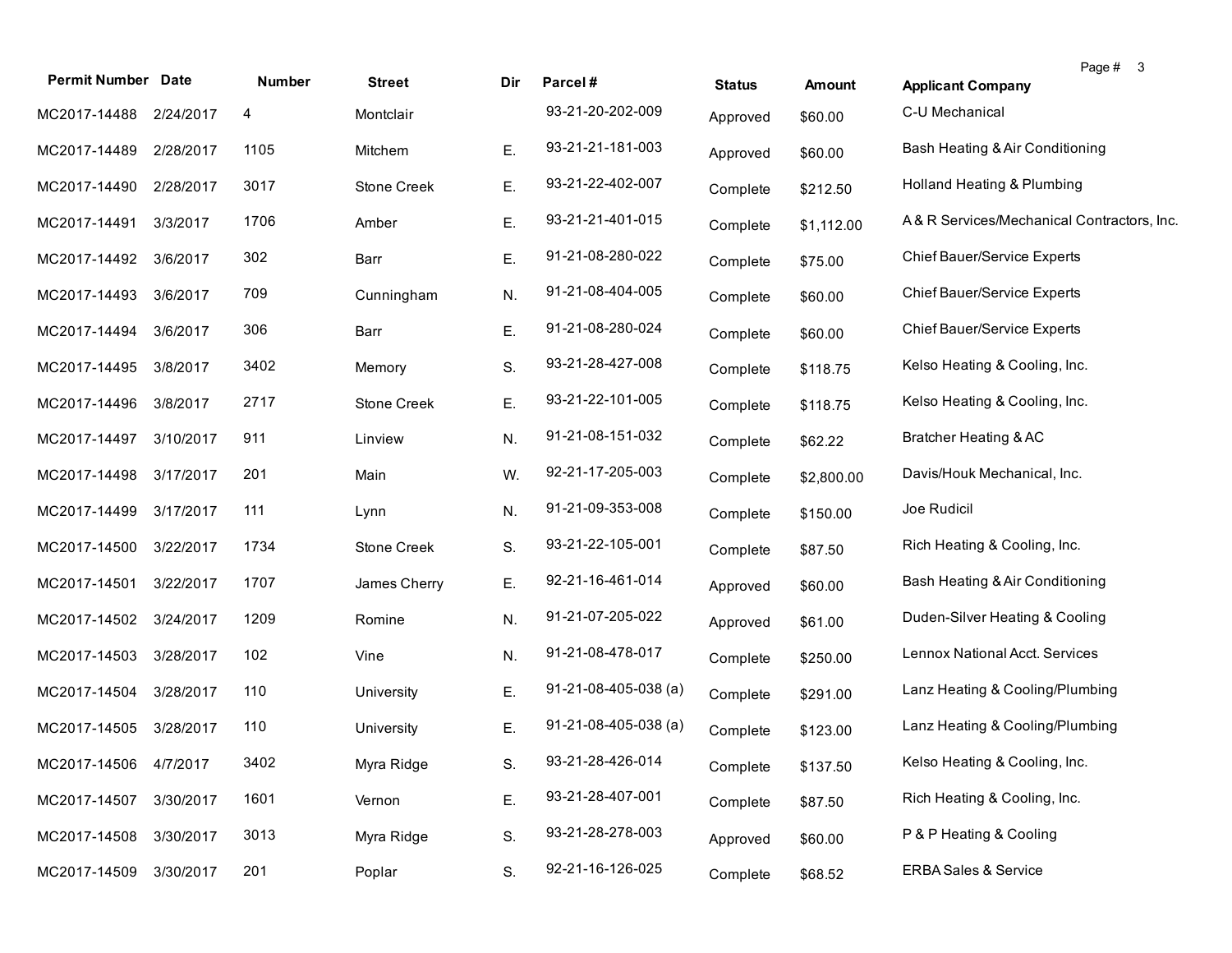| Permit Number | Date | Number | Street | Dir | Parcel # | Status | Amount | Applicant Company |
|---|---|---|---|---|---|---|---|---|
| MC2017-14488 | 2/24/2017 | 4 | Montclair | | 93-21-20-202-009 | Approved | $60.00 | C-U Mechanical |
| MC2017-14489 | 2/28/2017 | 1105 | Mitchem | E. | 93-21-21-181-003 | Approved | $60.00 | Bash Heating & Air Conditioning |
| MC2017-14490 | 2/28/2017 | 3017 | Stone Creek | E. | 93-21-22-402-007 | Complete | $212.50 | Holland Heating & Plumbing |
| MC2017-14491 | 3/3/2017 | 1706 | Amber | E. | 93-21-21-401-015 | Complete | $1,112.00 | A & R Services/Mechanical Contractors, Inc. |
| MC2017-14492 | 3/6/2017 | 302 | Barr | E. | 91-21-08-280-022 | Complete | $75.00 | Chief Bauer/Service Experts |
| MC2017-14493 | 3/6/2017 | 709 | Cunningham | N. | 91-21-08-404-005 | Complete | $60.00 | Chief Bauer/Service Experts |
| MC2017-14494 | 3/6/2017 | 306 | Barr | E. | 91-21-08-280-024 | Complete | $60.00 | Chief Bauer/Service Experts |
| MC2017-14495 | 3/8/2017 | 3402 | Memory | S. | 93-21-28-427-008 | Complete | $118.75 | Kelso Heating & Cooling, Inc. |
| MC2017-14496 | 3/8/2017 | 2717 | Stone Creek | E. | 93-21-22-101-005 | Complete | $118.75 | Kelso Heating & Cooling, Inc. |
| MC2017-14497 | 3/10/2017 | 911 | Linview | N. | 91-21-08-151-032 | Complete | $62.22 | Bratcher Heating & AC |
| MC2017-14498 | 3/17/2017 | 201 | Main | W. | 92-21-17-205-003 | Complete | $2,800.00 | Davis/Houk Mechanical, Inc. |
| MC2017-14499 | 3/17/2017 | 111 | Lynn | N. | 91-21-09-353-008 | Complete | $150.00 | Joe Rudicil |
| MC2017-14500 | 3/22/2017 | 1734 | Stone Creek | S. | 93-21-22-105-001 | Complete | $87.50 | Rich Heating & Cooling, Inc. |
| MC2017-14501 | 3/22/2017 | 1707 | James Cherry | E. | 92-21-16-461-014 | Approved | $60.00 | Bash Heating & Air Conditioning |
| MC2017-14502 | 3/24/2017 | 1209 | Romine | N. | 91-21-07-205-022 | Approved | $61.00 | Duden-Silver Heating & Cooling |
| MC2017-14503 | 3/28/2017 | 102 | Vine | N. | 91-21-08-478-017 | Complete | $250.00 | Lennox National Acct. Services |
| MC2017-14504 | 3/28/2017 | 110 | University | E. | 91-21-08-405-038 (a) | Complete | $291.00 | Lanz Heating & Cooling/Plumbing |
| MC2017-14505 | 3/28/2017 | 110 | University | E. | 91-21-08-405-038 (a) | Complete | $123.00 | Lanz Heating & Cooling/Plumbing |
| MC2017-14506 | 4/7/2017 | 3402 | Myra Ridge | S. | 93-21-28-426-014 | Complete | $137.50 | Kelso Heating & Cooling, Inc. |
| MC2017-14507 | 3/30/2017 | 1601 | Vernon | E. | 93-21-28-407-001 | Complete | $87.50 | Rich Heating & Cooling, Inc. |
| MC2017-14508 | 3/30/2017 | 3013 | Myra Ridge | S. | 93-21-28-278-003 | Approved | $60.00 | P & P Heating & Cooling |
| MC2017-14509 | 3/30/2017 | 201 | Poplar | S. | 92-21-16-126-025 | Complete | $68.52 | ERBA Sales & Service |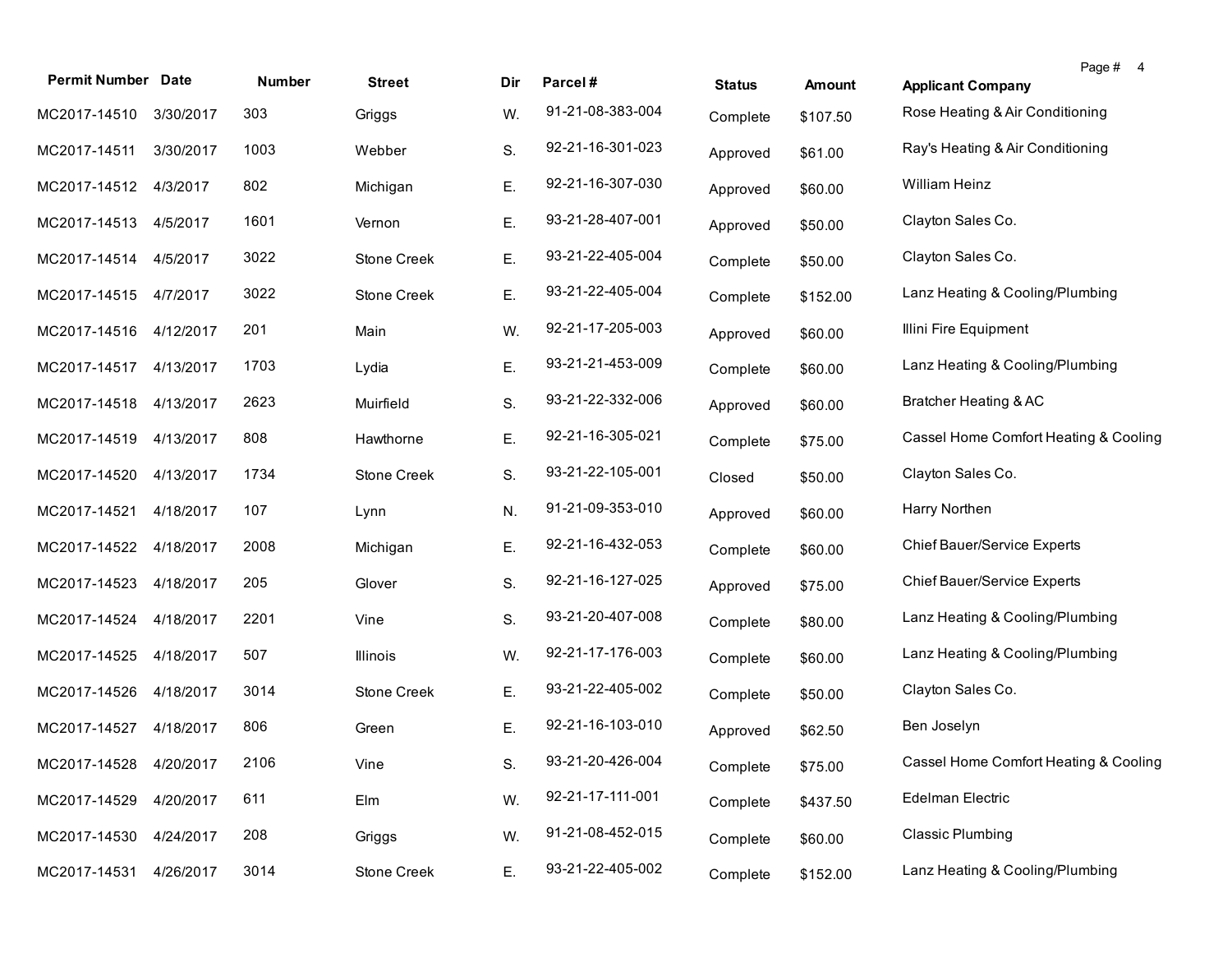| Permit Number | Date | Number | Street | Dir | Parcel # | Status | Amount | Applicant Company |
|---|---|---|---|---|---|---|---|---|
| MC2017-14510 | 3/30/2017 | 303 | Griggs | W. | 91-21-08-383-004 | Complete | $107.50 | Rose Heating & Air Conditioning |
| MC2017-14511 | 3/30/2017 | 1003 | Webber | S. | 92-21-16-301-023 | Approved | $61.00 | Ray's Heating & Air Conditioning |
| MC2017-14512 | 4/3/2017 | 802 | Michigan | E. | 92-21-16-307-030 | Approved | $60.00 | William Heinz |
| MC2017-14513 | 4/5/2017 | 1601 | Vernon | E. | 93-21-28-407-001 | Approved | $50.00 | Clayton Sales Co. |
| MC2017-14514 | 4/5/2017 | 3022 | Stone Creek | E. | 93-21-22-405-004 | Complete | $50.00 | Clayton Sales Co. |
| MC2017-14515 | 4/7/2017 | 3022 | Stone Creek | E. | 93-21-22-405-004 | Complete | $152.00 | Lanz Heating & Cooling/Plumbing |
| MC2017-14516 | 4/12/2017 | 201 | Main | W. | 92-21-17-205-003 | Approved | $60.00 | Illini Fire Equipment |
| MC2017-14517 | 4/13/2017 | 1703 | Lydia | E. | 93-21-21-453-009 | Complete | $60.00 | Lanz Heating & Cooling/Plumbing |
| MC2017-14518 | 4/13/2017 | 2623 | Muirfield | S. | 93-21-22-332-006 | Approved | $60.00 | Bratcher Heating & AC |
| MC2017-14519 | 4/13/2017 | 808 | Hawthorne | E. | 92-21-16-305-021 | Complete | $75.00 | Cassel Home Comfort Heating & Cooling |
| MC2017-14520 | 4/13/2017 | 1734 | Stone Creek | S. | 93-21-22-105-001 | Closed | $50.00 | Clayton Sales Co. |
| MC2017-14521 | 4/18/2017 | 107 | Lynn | N. | 91-21-09-353-010 | Approved | $60.00 | Harry Northen |
| MC2017-14522 | 4/18/2017 | 2008 | Michigan | E. | 92-21-16-432-053 | Complete | $60.00 | Chief Bauer/Service Experts |
| MC2017-14523 | 4/18/2017 | 205 | Glover | S. | 92-21-16-127-025 | Approved | $75.00 | Chief Bauer/Service Experts |
| MC2017-14524 | 4/18/2017 | 2201 | Vine | S. | 93-21-20-407-008 | Complete | $80.00 | Lanz Heating & Cooling/Plumbing |
| MC2017-14525 | 4/18/2017 | 507 | Illinois | W. | 92-21-17-176-003 | Complete | $60.00 | Lanz Heating & Cooling/Plumbing |
| MC2017-14526 | 4/18/2017 | 3014 | Stone Creek | E. | 93-21-22-405-002 | Complete | $50.00 | Clayton Sales Co. |
| MC2017-14527 | 4/18/2017 | 806 | Green | E. | 92-21-16-103-010 | Approved | $62.50 | Ben Joselyn |
| MC2017-14528 | 4/20/2017 | 2106 | Vine | S. | 93-21-20-426-004 | Complete | $75.00 | Cassel Home Comfort Heating & Cooling |
| MC2017-14529 | 4/20/2017 | 611 | Elm | W. | 92-21-17-111-001 | Complete | $437.50 | Edelman Electric |
| MC2017-14530 | 4/24/2017 | 208 | Griggs | W. | 91-21-08-452-015 | Complete | $60.00 | Classic Plumbing |
| MC2017-14531 | 4/26/2017 | 3014 | Stone Creek | E. | 93-21-22-405-002 | Complete | $152.00 | Lanz Heating & Cooling/Plumbing |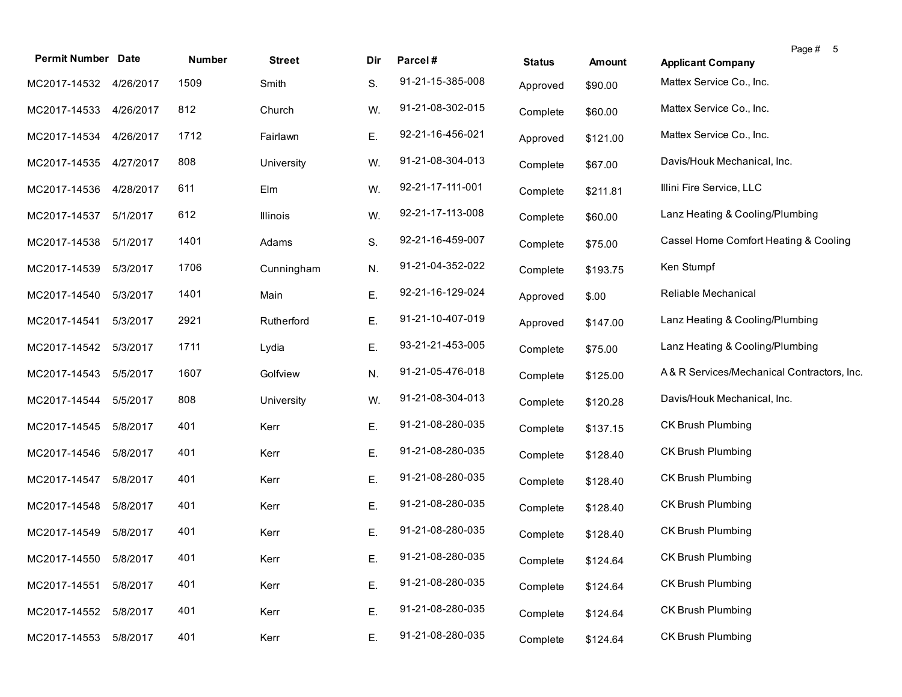| Permit Number | Date | Number | Street | Dir | Parcel # | Status | Amount | Applicant Company |
|---|---|---|---|---|---|---|---|---|
| MC2017-14532 | 4/26/2017 | 1509 | Smith | S. | 91-21-15-385-008 | Approved | $90.00 | Mattex Service Co., Inc. |
| MC2017-14533 | 4/26/2017 | 812 | Church | W. | 91-21-08-302-015 | Complete | $60.00 | Mattex Service Co., Inc. |
| MC2017-14534 | 4/26/2017 | 1712 | Fairlawn | E. | 92-21-16-456-021 | Approved | $121.00 | Mattex Service Co., Inc. |
| MC2017-14535 | 4/27/2017 | 808 | University | W. | 91-21-08-304-013 | Complete | $67.00 | Davis/Houk Mechanical, Inc. |
| MC2017-14536 | 4/28/2017 | 611 | Elm | W. | 92-21-17-111-001 | Complete | $211.81 | Illini Fire Service, LLC |
| MC2017-14537 | 5/1/2017 | 612 | Illinois | W. | 92-21-17-113-008 | Complete | $60.00 | Lanz Heating & Cooling/Plumbing |
| MC2017-14538 | 5/1/2017 | 1401 | Adams | S. | 92-21-16-459-007 | Complete | $75.00 | Cassel Home Comfort Heating & Cooling |
| MC2017-14539 | 5/3/2017 | 1706 | Cunningham | N. | 91-21-04-352-022 | Complete | $193.75 | Ken Stumpf |
| MC2017-14540 | 5/3/2017 | 1401 | Main | E. | 92-21-16-129-024 | Approved | $.00 | Reliable Mechanical |
| MC2017-14541 | 5/3/2017 | 2921 | Rutherford | E. | 91-21-10-407-019 | Approved | $147.00 | Lanz Heating & Cooling/Plumbing |
| MC2017-14542 | 5/3/2017 | 1711 | Lydia | E. | 93-21-21-453-005 | Complete | $75.00 | Lanz Heating & Cooling/Plumbing |
| MC2017-14543 | 5/5/2017 | 1607 | Golfview | N. | 91-21-05-476-018 | Complete | $125.00 | A & R Services/Mechanical Contractors, Inc. |
| MC2017-14544 | 5/5/2017 | 808 | University | W. | 91-21-08-304-013 | Complete | $120.28 | Davis/Houk Mechanical, Inc. |
| MC2017-14545 | 5/8/2017 | 401 | Kerr | E. | 91-21-08-280-035 | Complete | $137.15 | CK Brush Plumbing |
| MC2017-14546 | 5/8/2017 | 401 | Kerr | E. | 91-21-08-280-035 | Complete | $128.40 | CK Brush Plumbing |
| MC2017-14547 | 5/8/2017 | 401 | Kerr | E. | 91-21-08-280-035 | Complete | $128.40 | CK Brush Plumbing |
| MC2017-14548 | 5/8/2017 | 401 | Kerr | E. | 91-21-08-280-035 | Complete | $128.40 | CK Brush Plumbing |
| MC2017-14549 | 5/8/2017 | 401 | Kerr | E. | 91-21-08-280-035 | Complete | $128.40 | CK Brush Plumbing |
| MC2017-14550 | 5/8/2017 | 401 | Kerr | E. | 91-21-08-280-035 | Complete | $124.64 | CK Brush Plumbing |
| MC2017-14551 | 5/8/2017 | 401 | Kerr | E. | 91-21-08-280-035 | Complete | $124.64 | CK Brush Plumbing |
| MC2017-14552 | 5/8/2017 | 401 | Kerr | E. | 91-21-08-280-035 | Complete | $124.64 | CK Brush Plumbing |
| MC2017-14553 | 5/8/2017 | 401 | Kerr | E. | 91-21-08-280-035 | Complete | $124.64 | CK Brush Plumbing |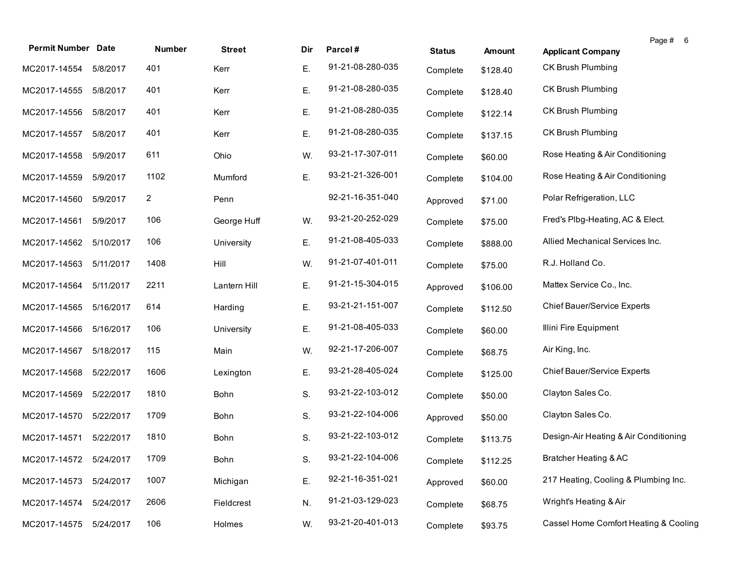| Permit Number | Date | Number | Street | Dir | Parcel # | Status | Amount | Applicant Company |
|---|---|---|---|---|---|---|---|---|
| MC2017-14554 | 5/8/2017 | 401 | Kerr | E. | 91-21-08-280-035 | Complete | $128.40 | CK Brush Plumbing |
| MC2017-14555 | 5/8/2017 | 401 | Kerr | E. | 91-21-08-280-035 | Complete | $128.40 | CK Brush Plumbing |
| MC2017-14556 | 5/8/2017 | 401 | Kerr | E. | 91-21-08-280-035 | Complete | $122.14 | CK Brush Plumbing |
| MC2017-14557 | 5/8/2017 | 401 | Kerr | E. | 91-21-08-280-035 | Complete | $137.15 | CK Brush Plumbing |
| MC2017-14558 | 5/9/2017 | 611 | Ohio | W. | 93-21-17-307-011 | Complete | $60.00 | Rose Heating & Air Conditioning |
| MC2017-14559 | 5/9/2017 | 1102 | Mumford | E. | 93-21-21-326-001 | Complete | $104.00 | Rose Heating & Air Conditioning |
| MC2017-14560 | 5/9/2017 | 2 | Penn | | 92-21-16-351-040 | Approved | $71.00 | Polar Refrigeration, LLC |
| MC2017-14561 | 5/9/2017 | 106 | George Huff | W. | 93-21-20-252-029 | Complete | $75.00 | Fred's Plbg-Heating, AC & Elect. |
| MC2017-14562 | 5/10/2017 | 106 | University | E. | 91-21-08-405-033 | Complete | $888.00 | Allied Mechanical Services Inc. |
| MC2017-14563 | 5/11/2017 | 1408 | Hill | W. | 91-21-07-401-011 | Complete | $75.00 | R.J. Holland Co. |
| MC2017-14564 | 5/11/2017 | 2211 | Lantern Hill | E. | 91-21-15-304-015 | Approved | $106.00 | Mattex Service Co., Inc. |
| MC2017-14565 | 5/16/2017 | 614 | Harding | E. | 93-21-21-151-007 | Complete | $112.50 | Chief Bauer/Service Experts |
| MC2017-14566 | 5/16/2017 | 106 | University | E. | 91-21-08-405-033 | Complete | $60.00 | Illini Fire Equipment |
| MC2017-14567 | 5/18/2017 | 115 | Main | W. | 92-21-17-206-007 | Complete | $68.75 | Air King, Inc. |
| MC2017-14568 | 5/22/2017 | 1606 | Lexington | E. | 93-21-28-405-024 | Complete | $125.00 | Chief Bauer/Service Experts |
| MC2017-14569 | 5/22/2017 | 1810 | Bohn | S. | 93-21-22-103-012 | Complete | $50.00 | Clayton Sales Co. |
| MC2017-14570 | 5/22/2017 | 1709 | Bohn | S. | 93-21-22-104-006 | Approved | $50.00 | Clayton Sales Co. |
| MC2017-14571 | 5/22/2017 | 1810 | Bohn | S. | 93-21-22-103-012 | Complete | $113.75 | Design-Air Heating & Air Conditioning |
| MC2017-14572 | 5/24/2017 | 1709 | Bohn | S. | 93-21-22-104-006 | Complete | $112.25 | Bratcher Heating & AC |
| MC2017-14573 | 5/24/2017 | 1007 | Michigan | E. | 92-21-16-351-021 | Approved | $60.00 | 217 Heating, Cooling & Plumbing Inc. |
| MC2017-14574 | 5/24/2017 | 2606 | Fieldcrest | N. | 91-21-03-129-023 | Complete | $68.75 | Wright's Heating & Air |
| MC2017-14575 | 5/24/2017 | 106 | Holmes | W. | 93-21-20-401-013 | Complete | $93.75 | Cassel Home Comfort Heating & Cooling |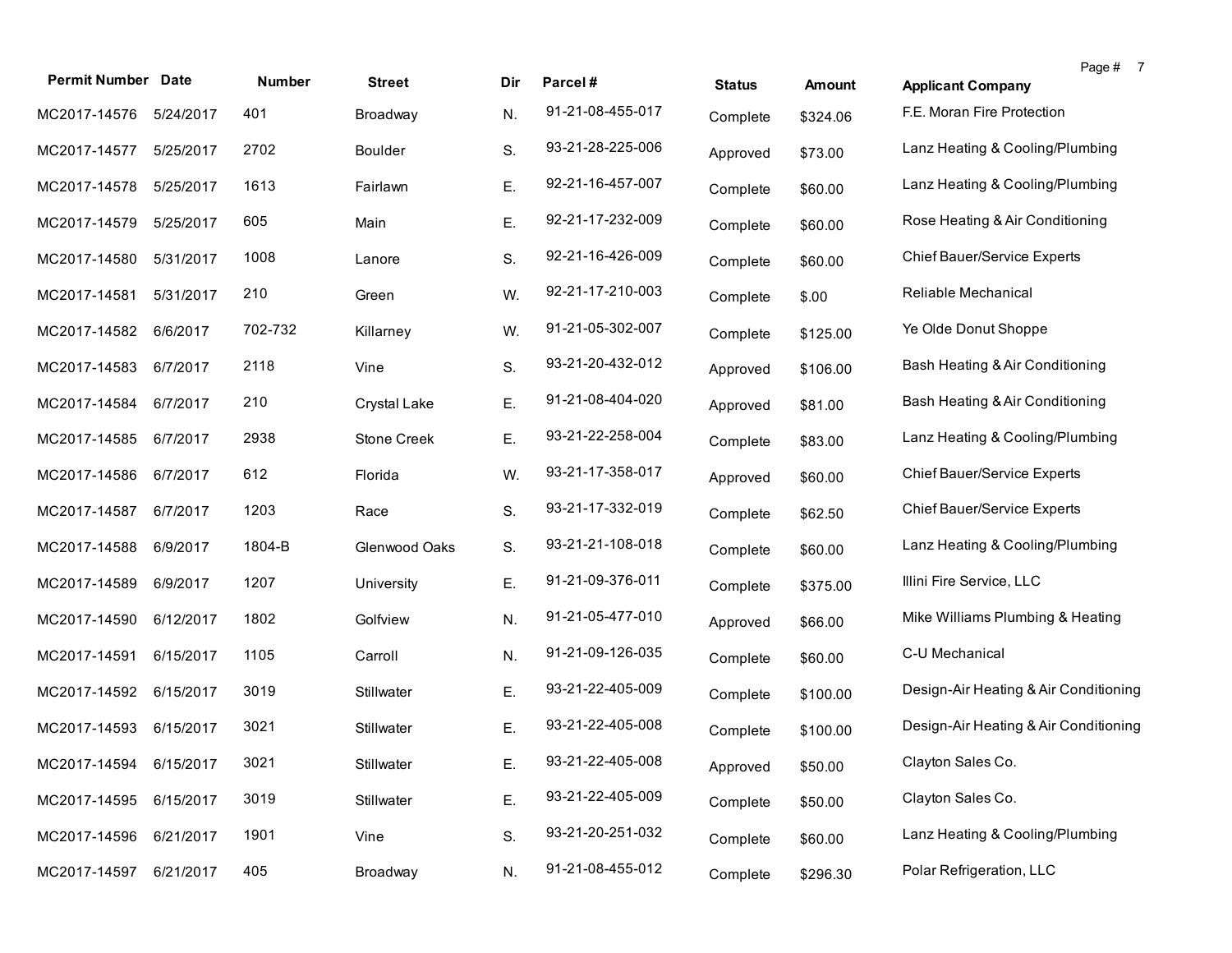| Permit Number | Date | Number | Street | Dir | Parcel # | Status | Amount | Applicant Company |
|---|---|---|---|---|---|---|---|---|
| MC2017-14576 | 5/24/2017 | 401 | Broadway | N. | 91-21-08-455-017 | Complete | $324.06 | F.E. Moran Fire Protection |
| MC2017-14577 | 5/25/2017 | 2702 | Boulder | S. | 93-21-28-225-006 | Approved | $73.00 | Lanz Heating & Cooling/Plumbing |
| MC2017-14578 | 5/25/2017 | 1613 | Fairlawn | E. | 92-21-16-457-007 | Complete | $60.00 | Lanz Heating & Cooling/Plumbing |
| MC2017-14579 | 5/25/2017 | 605 | Main | E. | 92-21-17-232-009 | Complete | $60.00 | Rose Heating & Air Conditioning |
| MC2017-14580 | 5/31/2017 | 1008 | Lanore | S. | 92-21-16-426-009 | Complete | $60.00 | Chief Bauer/Service Experts |
| MC2017-14581 | 5/31/2017 | 210 | Green | W. | 92-21-17-210-003 | Complete | $.00 | Reliable Mechanical |
| MC2017-14582 | 6/6/2017 | 702-732 | Killarney | W. | 91-21-05-302-007 | Complete | $125.00 | Ye Olde Donut Shoppe |
| MC2017-14583 | 6/7/2017 | 2118 | Vine | S. | 93-21-20-432-012 | Approved | $106.00 | Bash Heating & Air Conditioning |
| MC2017-14584 | 6/7/2017 | 210 | Crystal Lake | E. | 91-21-08-404-020 | Approved | $81.00 | Bash Heating & Air Conditioning |
| MC2017-14585 | 6/7/2017 | 2938 | Stone Creek | E. | 93-21-22-258-004 | Complete | $83.00 | Lanz Heating & Cooling/Plumbing |
| MC2017-14586 | 6/7/2017 | 612 | Florida | W. | 93-21-17-358-017 | Approved | $60.00 | Chief Bauer/Service Experts |
| MC2017-14587 | 6/7/2017 | 1203 | Race | S. | 93-21-17-332-019 | Complete | $62.50 | Chief Bauer/Service Experts |
| MC2017-14588 | 6/9/2017 | 1804-B | Glenwood Oaks | S. | 93-21-21-108-018 | Complete | $60.00 | Lanz Heating & Cooling/Plumbing |
| MC2017-14589 | 6/9/2017 | 1207 | University | E. | 91-21-09-376-011 | Complete | $375.00 | Illini Fire Service, LLC |
| MC2017-14590 | 6/12/2017 | 1802 | Golfview | N. | 91-21-05-477-010 | Approved | $66.00 | Mike Williams Plumbing & Heating |
| MC2017-14591 | 6/15/2017 | 1105 | Carroll | N. | 91-21-09-126-035 | Complete | $60.00 | C-U Mechanical |
| MC2017-14592 | 6/15/2017 | 3019 | Stillwater | E. | 93-21-22-405-009 | Complete | $100.00 | Design-Air Heating & Air Conditioning |
| MC2017-14593 | 6/15/2017 | 3021 | Stillwater | E. | 93-21-22-405-008 | Complete | $100.00 | Design-Air Heating & Air Conditioning |
| MC2017-14594 | 6/15/2017 | 3021 | Stillwater | E. | 93-21-22-405-008 | Approved | $50.00 | Clayton Sales Co. |
| MC2017-14595 | 6/15/2017 | 3019 | Stillwater | E. | 93-21-22-405-009 | Complete | $50.00 | Clayton Sales Co. |
| MC2017-14596 | 6/21/2017 | 1901 | Vine | S. | 93-21-20-251-032 | Complete | $60.00 | Lanz Heating & Cooling/Plumbing |
| MC2017-14597 | 6/21/2017 | 405 | Broadway | N. | 91-21-08-455-012 | Complete | $296.30 | Polar Refrigeration, LLC |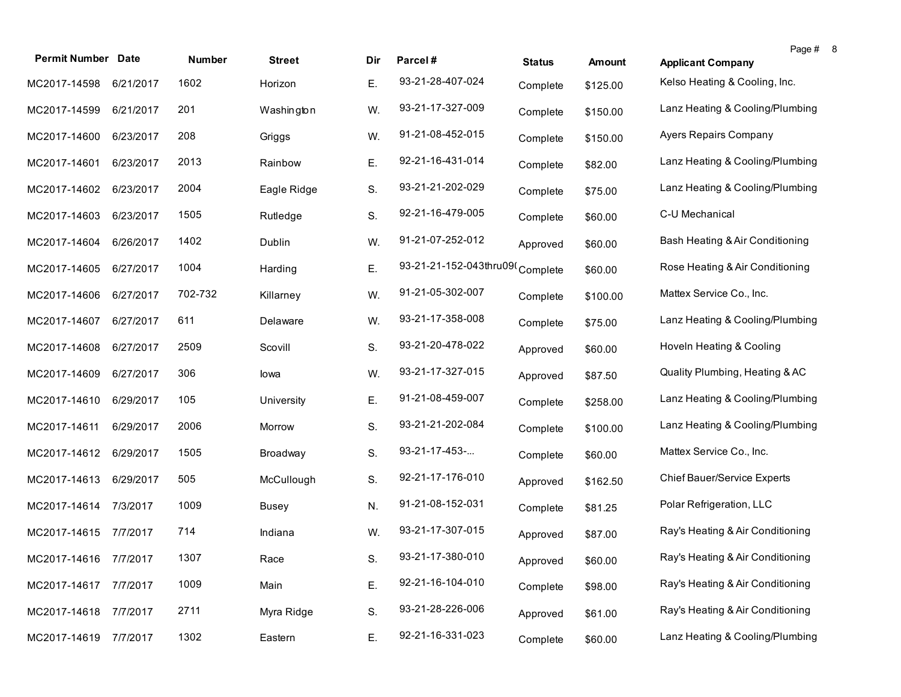| Permit Number | Date | Number | Street | Dir | Parcel # | Status | Amount | Applicant Company |
| --- | --- | --- | --- | --- | --- | --- | --- | --- |
| MC2017-14598 | 6/21/2017 | 1602 | Horizon | E. | 93-21-28-407-024 | Complete | $125.00 | Kelso Heating & Cooling, Inc. |
| MC2017-14599 | 6/21/2017 | 201 | Washington | W. | 93-21-17-327-009 | Complete | $150.00 | Lanz Heating & Cooling/Plumbing |
| MC2017-14600 | 6/23/2017 | 208 | Griggs | W. | 91-21-08-452-015 | Complete | $150.00 | Ayers Repairs Company |
| MC2017-14601 | 6/23/2017 | 2013 | Rainbow | E. | 92-21-16-431-014 | Complete | $82.00 | Lanz Heating & Cooling/Plumbing |
| MC2017-14602 | 6/23/2017 | 2004 | Eagle Ridge | S. | 93-21-21-202-029 | Complete | $75.00 | Lanz Heating & Cooling/Plumbing |
| MC2017-14603 | 6/23/2017 | 1505 | Rutledge | S. | 92-21-16-479-005 | Complete | $60.00 | C-U Mechanical |
| MC2017-14604 | 6/26/2017 | 1402 | Dublin | W. | 91-21-07-252-012 | Approved | $60.00 | Bash Heating & Air Conditioning |
| MC2017-14605 | 6/27/2017 | 1004 | Harding | E. | 93-21-21-152-043thru09( | Complete | $60.00 | Rose Heating & Air Conditioning |
| MC2017-14606 | 6/27/2017 | 702-732 | Killarney | W. | 91-21-05-302-007 | Complete | $100.00 | Mattex Service Co., Inc. |
| MC2017-14607 | 6/27/2017 | 611 | Delaware | W. | 93-21-17-358-008 | Complete | $75.00 | Lanz Heating & Cooling/Plumbing |
| MC2017-14608 | 6/27/2017 | 2509 | Scovill | S. | 93-21-20-478-022 | Approved | $60.00 | Hoveln Heating & Cooling |
| MC2017-14609 | 6/27/2017 | 306 | Iowa | W. | 93-21-17-327-015 | Approved | $87.50 | Quality Plumbing, Heating & AC |
| MC2017-14610 | 6/29/2017 | 105 | University | E. | 91-21-08-459-007 | Complete | $258.00 | Lanz Heating & Cooling/Plumbing |
| MC2017-14611 | 6/29/2017 | 2006 | Morrow | S. | 93-21-21-202-084 | Complete | $100.00 | Lanz Heating & Cooling/Plumbing |
| MC2017-14612 | 6/29/2017 | 1505 | Broadway | S. | 93-21-17-453-... | Complete | $60.00 | Mattex Service Co., Inc. |
| MC2017-14613 | 6/29/2017 | 505 | McCullough | S. | 92-21-17-176-010 | Approved | $162.50 | Chief Bauer/Service Experts |
| MC2017-14614 | 7/3/2017 | 1009 | Busey | N. | 91-21-08-152-031 | Complete | $81.25 | Polar Refrigeration, LLC |
| MC2017-14615 | 7/7/2017 | 714 | Indiana | W. | 93-21-17-307-015 | Approved | $87.00 | Ray's Heating & Air Conditioning |
| MC2017-14616 | 7/7/2017 | 1307 | Race | S. | 93-21-17-380-010 | Approved | $60.00 | Ray's Heating & Air Conditioning |
| MC2017-14617 | 7/7/2017 | 1009 | Main | E. | 92-21-16-104-010 | Complete | $98.00 | Ray's Heating & Air Conditioning |
| MC2017-14618 | 7/7/2017 | 2711 | Myra Ridge | S. | 93-21-28-226-006 | Approved | $61.00 | Ray's Heating & Air Conditioning |
| MC2017-14619 | 7/7/2017 | 1302 | Eastern | E. | 92-21-16-331-023 | Complete | $60.00 | Lanz Heating & Cooling/Plumbing |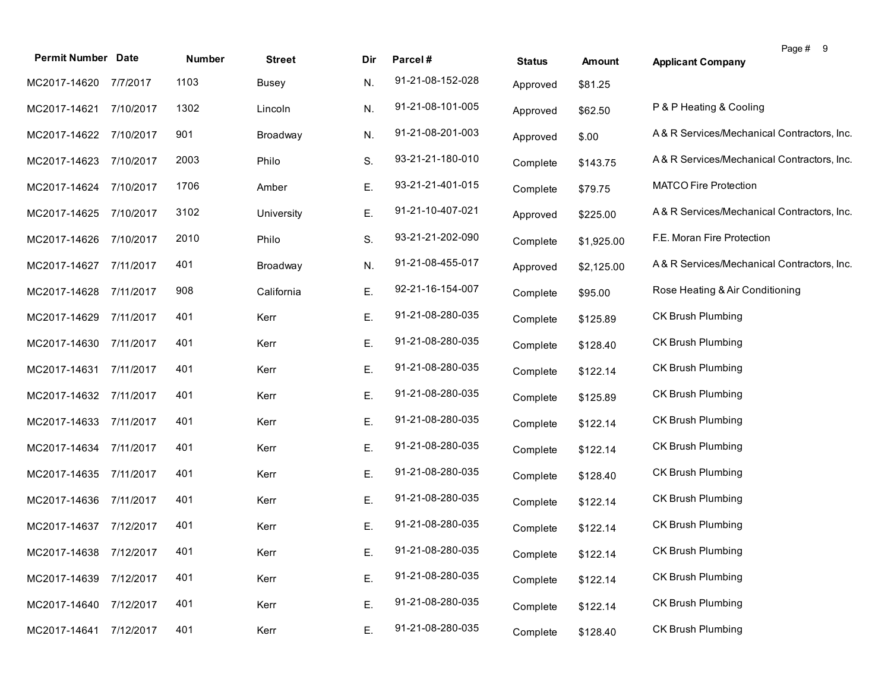| Permit Number | Date | Number | Street | Dir | Parcel # | Status | Amount | Applicant Company |
|---|---|---|---|---|---|---|---|---|
| MC2017-14620 | 7/7/2017 | 1103 | Busey | N. | 91-21-08-152-028 | Approved | $81.25 | |
| MC2017-14621 | 7/10/2017 | 1302 | Lincoln | N. | 91-21-08-101-005 | Approved | $62.50 | P & P Heating & Cooling |
| MC2017-14622 | 7/10/2017 | 901 | Broadway | N. | 91-21-08-201-003 | Approved | $.00 | A & R Services/Mechanical Contractors, Inc. |
| MC2017-14623 | 7/10/2017 | 2003 | Philo | S. | 93-21-21-180-010 | Complete | $143.75 | A & R Services/Mechanical Contractors, Inc. |
| MC2017-14624 | 7/10/2017 | 1706 | Amber | E. | 93-21-21-401-015 | Complete | $79.75 | MATCO Fire Protection |
| MC2017-14625 | 7/10/2017 | 3102 | University | E. | 91-21-10-407-021 | Approved | $225.00 | A & R Services/Mechanical Contractors, Inc. |
| MC2017-14626 | 7/10/2017 | 2010 | Philo | S. | 93-21-21-202-090 | Complete | $1,925.00 | F.E. Moran Fire Protection |
| MC2017-14627 | 7/11/2017 | 401 | Broadway | N. | 91-21-08-455-017 | Approved | $2,125.00 | A & R Services/Mechanical Contractors, Inc. |
| MC2017-14628 | 7/11/2017 | 908 | California | E. | 92-21-16-154-007 | Complete | $95.00 | Rose Heating & Air Conditioning |
| MC2017-14629 | 7/11/2017 | 401 | Kerr | E. | 91-21-08-280-035 | Complete | $125.89 | CK Brush Plumbing |
| MC2017-14630 | 7/11/2017 | 401 | Kerr | E. | 91-21-08-280-035 | Complete | $128.40 | CK Brush Plumbing |
| MC2017-14631 | 7/11/2017 | 401 | Kerr | E. | 91-21-08-280-035 | Complete | $122.14 | CK Brush Plumbing |
| MC2017-14632 | 7/11/2017 | 401 | Kerr | E. | 91-21-08-280-035 | Complete | $125.89 | CK Brush Plumbing |
| MC2017-14633 | 7/11/2017 | 401 | Kerr | E. | 91-21-08-280-035 | Complete | $122.14 | CK Brush Plumbing |
| MC2017-14634 | 7/11/2017 | 401 | Kerr | E. | 91-21-08-280-035 | Complete | $122.14 | CK Brush Plumbing |
| MC2017-14635 | 7/11/2017 | 401 | Kerr | E. | 91-21-08-280-035 | Complete | $128.40 | CK Brush Plumbing |
| MC2017-14636 | 7/11/2017 | 401 | Kerr | E. | 91-21-08-280-035 | Complete | $122.14 | CK Brush Plumbing |
| MC2017-14637 | 7/12/2017 | 401 | Kerr | E. | 91-21-08-280-035 | Complete | $122.14 | CK Brush Plumbing |
| MC2017-14638 | 7/12/2017 | 401 | Kerr | E. | 91-21-08-280-035 | Complete | $122.14 | CK Brush Plumbing |
| MC2017-14639 | 7/12/2017 | 401 | Kerr | E. | 91-21-08-280-035 | Complete | $122.14 | CK Brush Plumbing |
| MC2017-14640 | 7/12/2017 | 401 | Kerr | E. | 91-21-08-280-035 | Complete | $122.14 | CK Brush Plumbing |
| MC2017-14641 | 7/12/2017 | 401 | Kerr | E. | 91-21-08-280-035 | Complete | $128.40 | CK Brush Plumbing |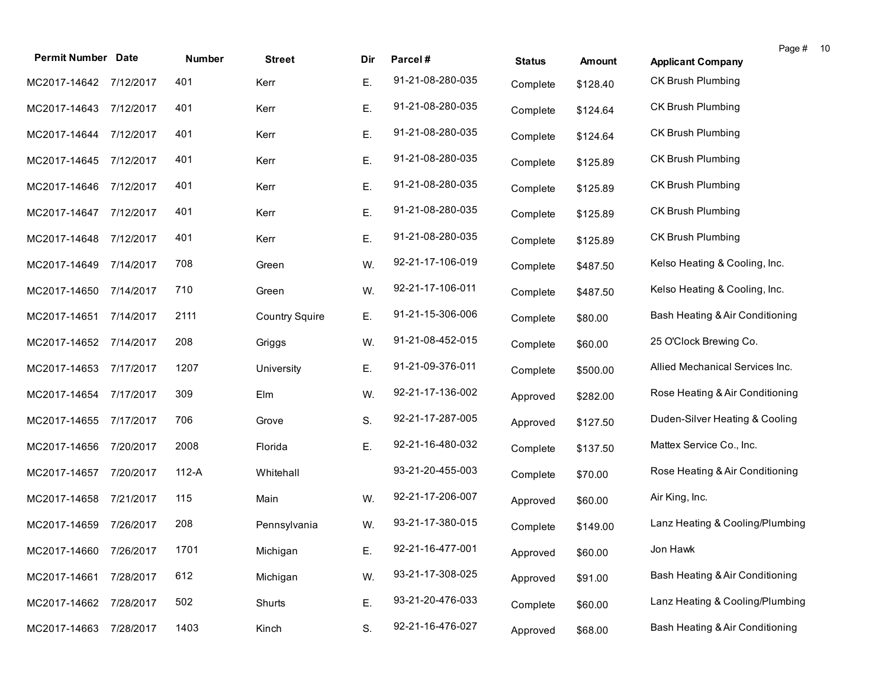| Permit Number | Date | Number | Street | Dir | Parcel # | Status | Amount | Applicant Company |
|---|---|---|---|---|---|---|---|---|
| MC2017-14642 | 7/12/2017 | 401 | Kerr | E. | 91-21-08-280-035 | Complete | $128.40 | CK Brush Plumbing |
| MC2017-14643 | 7/12/2017 | 401 | Kerr | E. | 91-21-08-280-035 | Complete | $124.64 | CK Brush Plumbing |
| MC2017-14644 | 7/12/2017 | 401 | Kerr | E. | 91-21-08-280-035 | Complete | $124.64 | CK Brush Plumbing |
| MC2017-14645 | 7/12/2017 | 401 | Kerr | E. | 91-21-08-280-035 | Complete | $125.89 | CK Brush Plumbing |
| MC2017-14646 | 7/12/2017 | 401 | Kerr | E. | 91-21-08-280-035 | Complete | $125.89 | CK Brush Plumbing |
| MC2017-14647 | 7/12/2017 | 401 | Kerr | E. | 91-21-08-280-035 | Complete | $125.89 | CK Brush Plumbing |
| MC2017-14648 | 7/12/2017 | 401 | Kerr | E. | 91-21-08-280-035 | Complete | $125.89 | CK Brush Plumbing |
| MC2017-14649 | 7/14/2017 | 708 | Green | W. | 92-21-17-106-019 | Complete | $487.50 | Kelso Heating & Cooling, Inc. |
| MC2017-14650 | 7/14/2017 | 710 | Green | W. | 92-21-17-106-011 | Complete | $487.50 | Kelso Heating & Cooling, Inc. |
| MC2017-14651 | 7/14/2017 | 2111 | Country Squire | E. | 91-21-15-306-006 | Complete | $80.00 | Bash Heating & Air Conditioning |
| MC2017-14652 | 7/14/2017 | 208 | Griggs | W. | 91-21-08-452-015 | Complete | $60.00 | 25 O'Clock Brewing Co. |
| MC2017-14653 | 7/17/2017 | 1207 | University | E. | 91-21-09-376-011 | Complete | $500.00 | Allied Mechanical Services Inc. |
| MC2017-14654 | 7/17/2017 | 309 | Elm | W. | 92-21-17-136-002 | Approved | $282.00 | Rose Heating & Air Conditioning |
| MC2017-14655 | 7/17/2017 | 706 | Grove | S. | 92-21-17-287-005 | Approved | $127.50 | Duden-Silver Heating & Cooling |
| MC2017-14656 | 7/20/2017 | 2008 | Florida | E. | 92-21-16-480-032 | Complete | $137.50 | Mattex Service Co., Inc. |
| MC2017-14657 | 7/20/2017 | 112-A | Whitehall | | 93-21-20-455-003 | Complete | $70.00 | Rose Heating & Air Conditioning |
| MC2017-14658 | 7/21/2017 | 115 | Main | W. | 92-21-17-206-007 | Approved | $60.00 | Air King, Inc. |
| MC2017-14659 | 7/26/2017 | 208 | Pennsylvania | W. | 93-21-17-380-015 | Complete | $149.00 | Lanz Heating & Cooling/Plumbing |
| MC2017-14660 | 7/26/2017 | 1701 | Michigan | E. | 92-21-16-477-001 | Approved | $60.00 | Jon Hawk |
| MC2017-14661 | 7/28/2017 | 612 | Michigan | W. | 93-21-17-308-025 | Approved | $91.00 | Bash Heating & Air Conditioning |
| MC2017-14662 | 7/28/2017 | 502 | Shurts | E. | 93-21-20-476-033 | Complete | $60.00 | Lanz Heating & Cooling/Plumbing |
| MC2017-14663 | 7/28/2017 | 1403 | Kinch | S. | 92-21-16-476-027 | Approved | $68.00 | Bash Heating & Air Conditioning |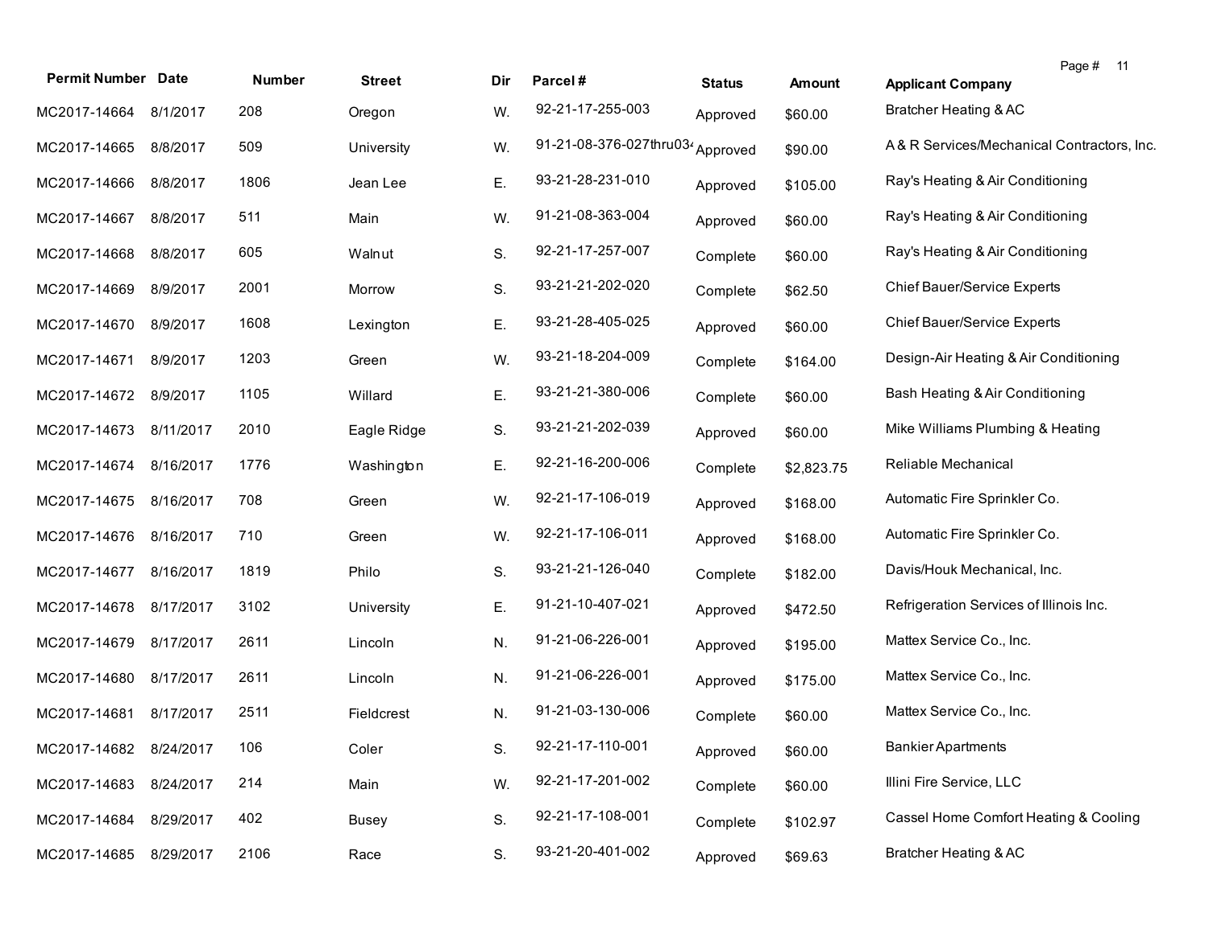| Permit Number | Date | Number | Street | Dir | Parcel # | Status | Amount | Applicant Company |
|---|---|---|---|---|---|---|---|---|
| MC2017-14664 | 8/1/2017 | 208 | Oregon | W. | 92-21-17-255-003 | Approved | $60.00 | Bratcher Heating & AC |
| MC2017-14665 | 8/8/2017 | 509 | University | W. | 91-21-08-376-027thru034 | Approved | $90.00 | A & R Services/Mechanical Contractors, Inc. |
| MC2017-14666 | 8/8/2017 | 1806 | Jean Lee | E. | 93-21-28-231-010 | Approved | $105.00 | Ray's Heating & Air Conditioning |
| MC2017-14667 | 8/8/2017 | 511 | Main | W. | 91-21-08-363-004 | Approved | $60.00 | Ray's Heating & Air Conditioning |
| MC2017-14668 | 8/8/2017 | 605 | Walnut | S. | 92-21-17-257-007 | Complete | $60.00 | Ray's Heating & Air Conditioning |
| MC2017-14669 | 8/9/2017 | 2001 | Morrow | S. | 93-21-21-202-020 | Complete | $62.50 | Chief Bauer/Service Experts |
| MC2017-14670 | 8/9/2017 | 1608 | Lexington | E. | 93-21-28-405-025 | Approved | $60.00 | Chief Bauer/Service Experts |
| MC2017-14671 | 8/9/2017 | 1203 | Green | W. | 93-21-18-204-009 | Complete | $164.00 | Design-Air Heating & Air Conditioning |
| MC2017-14672 | 8/9/2017 | 1105 | Willard | E. | 93-21-21-380-006 | Complete | $60.00 | Bash Heating & Air Conditioning |
| MC2017-14673 | 8/11/2017 | 2010 | Eagle Ridge | S. | 93-21-21-202-039 | Approved | $60.00 | Mike Williams Plumbing & Heating |
| MC2017-14674 | 8/16/2017 | 1776 | Washington | E. | 92-21-16-200-006 | Complete | $2,823.75 | Reliable Mechanical |
| MC2017-14675 | 8/16/2017 | 708 | Green | W. | 92-21-17-106-019 | Approved | $168.00 | Automatic Fire Sprinkler Co. |
| MC2017-14676 | 8/16/2017 | 710 | Green | W. | 92-21-17-106-011 | Approved | $168.00 | Automatic Fire Sprinkler Co. |
| MC2017-14677 | 8/16/2017 | 1819 | Philo | S. | 93-21-21-126-040 | Complete | $182.00 | Davis/Houk Mechanical, Inc. |
| MC2017-14678 | 8/17/2017 | 3102 | University | E. | 91-21-10-407-021 | Approved | $472.50 | Refrigeration Services of Illinois Inc. |
| MC2017-14679 | 8/17/2017 | 2611 | Lincoln | N. | 91-21-06-226-001 | Approved | $195.00 | Mattex Service Co., Inc. |
| MC2017-14680 | 8/17/2017 | 2611 | Lincoln | N. | 91-21-06-226-001 | Approved | $175.00 | Mattex Service Co., Inc. |
| MC2017-14681 | 8/17/2017 | 2511 | Fieldcrest | N. | 91-21-03-130-006 | Complete | $60.00 | Mattex Service Co., Inc. |
| MC2017-14682 | 8/24/2017 | 106 | Coler | S. | 92-21-17-110-001 | Approved | $60.00 | Bankier Apartments |
| MC2017-14683 | 8/24/2017 | 214 | Main | W. | 92-21-17-201-002 | Complete | $60.00 | Illini Fire Service, LLC |
| MC2017-14684 | 8/29/2017 | 402 | Busey | S. | 92-21-17-108-001 | Complete | $102.97 | Cassel Home Comfort Heating & Cooling |
| MC2017-14685 | 8/29/2017 | 2106 | Race | S. | 93-21-20-401-002 | Approved | $69.63 | Bratcher Heating & AC |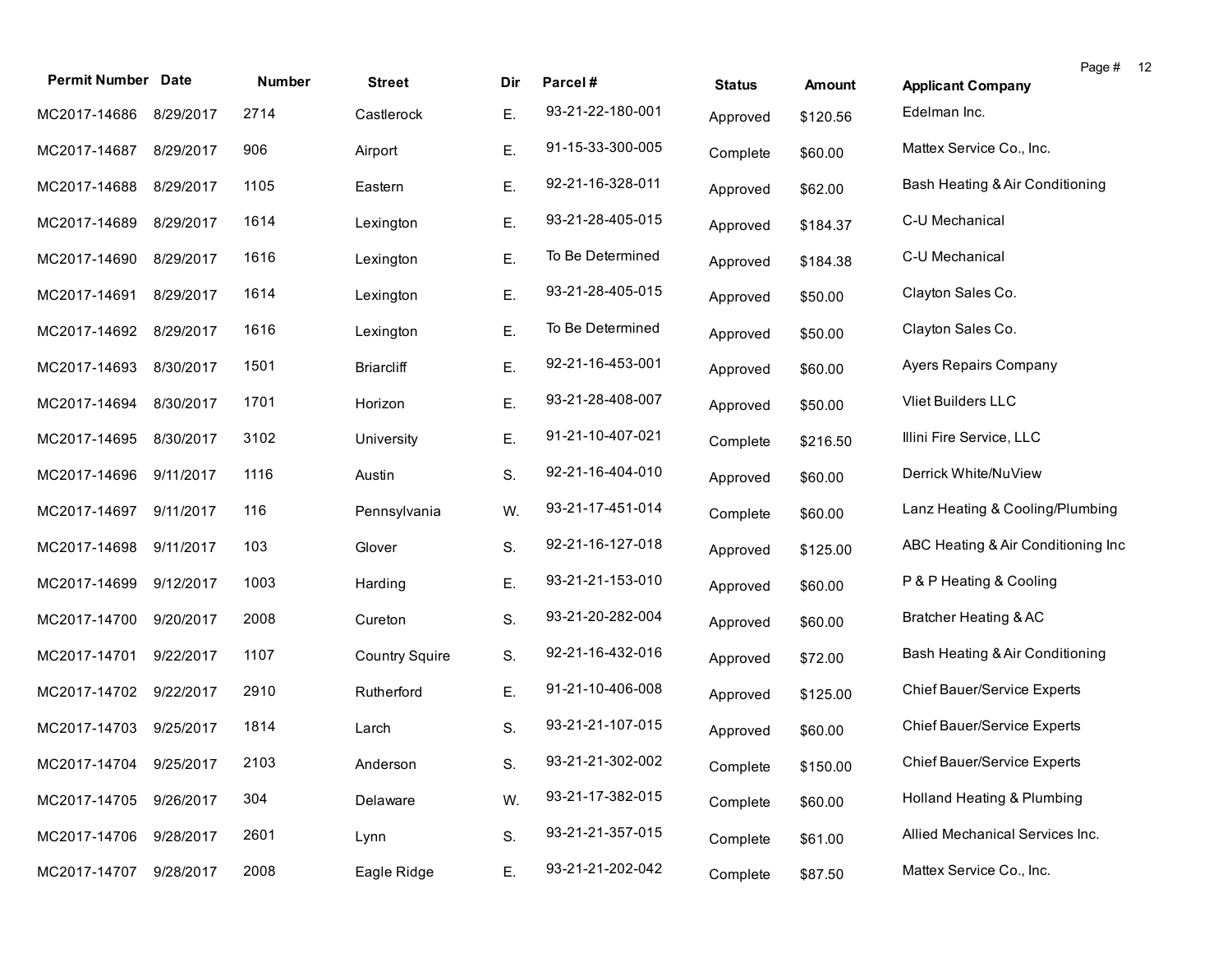| Permit Number | Date | Number | Street | Dir | Parcel # | Status | Amount | Applicant Company |
|---|---|---|---|---|---|---|---|---|
| MC2017-14686 | 8/29/2017 | 2714 | Castlerock | E. | 93-21-22-180-001 | Approved | $120.56 | Edelman Inc. |
| MC2017-14687 | 8/29/2017 | 906 | Airport | E. | 91-15-33-300-005 | Complete | $60.00 | Mattex Service Co., Inc. |
| MC2017-14688 | 8/29/2017 | 1105 | Eastern | E. | 92-21-16-328-011 | Approved | $62.00 | Bash Heating & Air Conditioning |
| MC2017-14689 | 8/29/2017 | 1614 | Lexington | E. | 93-21-28-405-015 | Approved | $184.37 | C-U Mechanical |
| MC2017-14690 | 8/29/2017 | 1616 | Lexington | E. | To Be Determined | Approved | $184.38 | C-U Mechanical |
| MC2017-14691 | 8/29/2017 | 1614 | Lexington | E. | 93-21-28-405-015 | Approved | $50.00 | Clayton Sales Co. |
| MC2017-14692 | 8/29/2017 | 1616 | Lexington | E. | To Be Determined | Approved | $50.00 | Clayton Sales Co. |
| MC2017-14693 | 8/30/2017 | 1501 | Briarcliff | E. | 92-21-16-453-001 | Approved | $60.00 | Ayers Repairs Company |
| MC2017-14694 | 8/30/2017 | 1701 | Horizon | E. | 93-21-28-408-007 | Approved | $50.00 | Vliet Builders LLC |
| MC2017-14695 | 8/30/2017 | 3102 | University | E. | 91-21-10-407-021 | Complete | $216.50 | Illini Fire Service, LLC |
| MC2017-14696 | 9/11/2017 | 1116 | Austin | S. | 92-21-16-404-010 | Approved | $60.00 | Derrick White/NuView |
| MC2017-14697 | 9/11/2017 | 116 | Pennsylvania | W. | 93-21-17-451-014 | Complete | $60.00 | Lanz Heating & Cooling/Plumbing |
| MC2017-14698 | 9/11/2017 | 103 | Glover | S. | 92-21-16-127-018 | Approved | $125.00 | ABC Heating & Air Conditioning Inc |
| MC2017-14699 | 9/12/2017 | 1003 | Harding | E. | 93-21-21-153-010 | Approved | $60.00 | P & P Heating & Cooling |
| MC2017-14700 | 9/20/2017 | 2008 | Cureton | S. | 93-21-20-282-004 | Approved | $60.00 | Bratcher Heating & AC |
| MC2017-14701 | 9/22/2017 | 1107 | Country Squire | S. | 92-21-16-432-016 | Approved | $72.00 | Bash Heating & Air Conditioning |
| MC2017-14702 | 9/22/2017 | 2910 | Rutherford | E. | 91-21-10-406-008 | Approved | $125.00 | Chief Bauer/Service Experts |
| MC2017-14703 | 9/25/2017 | 1814 | Larch | S. | 93-21-21-107-015 | Approved | $60.00 | Chief Bauer/Service Experts |
| MC2017-14704 | 9/25/2017 | 2103 | Anderson | S. | 93-21-21-302-002 | Complete | $150.00 | Chief Bauer/Service Experts |
| MC2017-14705 | 9/26/2017 | 304 | Delaware | W. | 93-21-17-382-015 | Complete | $60.00 | Holland Heating & Plumbing |
| MC2017-14706 | 9/28/2017 | 2601 | Lynn | S. | 93-21-21-357-015 | Complete | $61.00 | Allied Mechanical Services Inc. |
| MC2017-14707 | 9/28/2017 | 2008 | Eagle Ridge | E. | 93-21-21-202-042 | Complete | $87.50 | Mattex Service Co., Inc. |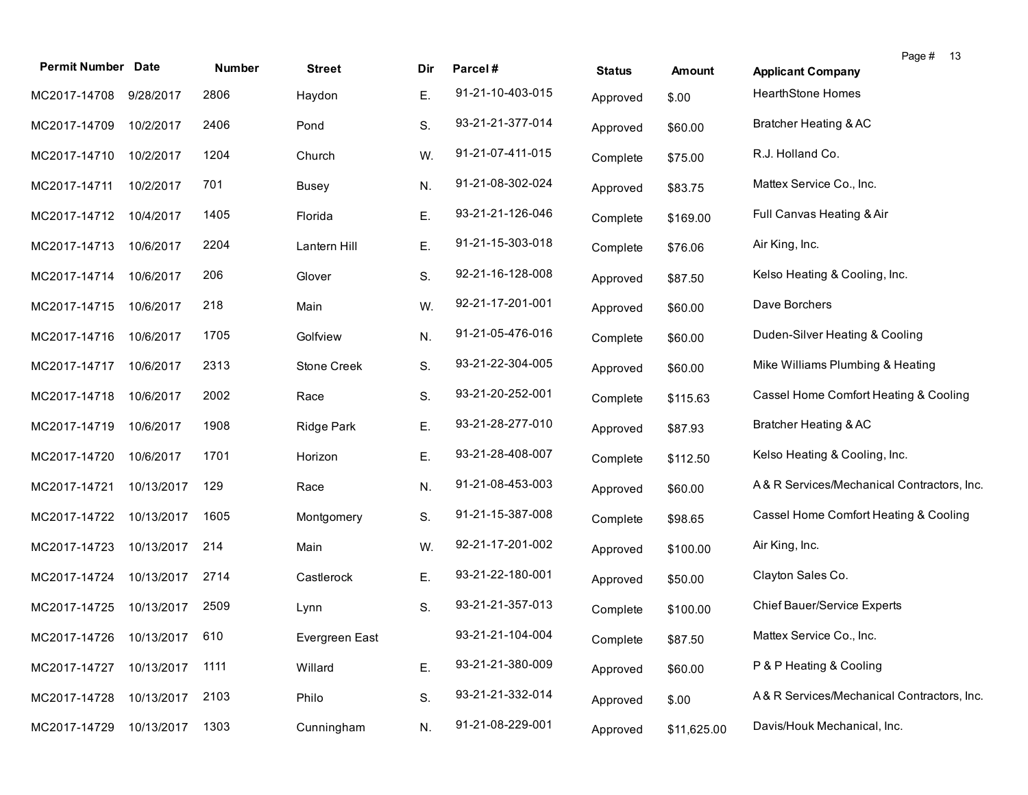| Permit Number | Date | Number | Street | Dir | Parcel # | Status | Amount | Applicant Company |
|---|---|---|---|---|---|---|---|---|
| MC2017-14708 | 9/28/2017 | 2806 | Haydon | E. | 91-21-10-403-015 | Approved | $.00 | HearthStone Homes |
| MC2017-14709 | 10/2/2017 | 2406 | Pond | S. | 93-21-21-377-014 | Approved | $60.00 | Bratcher Heating & AC |
| MC2017-14710 | 10/2/2017 | 1204 | Church | W. | 91-21-07-411-015 | Complete | $75.00 | R.J. Holland Co. |
| MC2017-14711 | 10/2/2017 | 701 | Busey | N. | 91-21-08-302-024 | Approved | $83.75 | Mattex Service Co., Inc. |
| MC2017-14712 | 10/4/2017 | 1405 | Florida | E. | 93-21-21-126-046 | Complete | $169.00 | Full Canvas Heating & Air |
| MC2017-14713 | 10/6/2017 | 2204 | Lantern Hill | E. | 91-21-15-303-018 | Complete | $76.06 | Air King, Inc. |
| MC2017-14714 | 10/6/2017 | 206 | Glover | S. | 92-21-16-128-008 | Approved | $87.50 | Kelso Heating & Cooling, Inc. |
| MC2017-14715 | 10/6/2017 | 218 | Main | W. | 92-21-17-201-001 | Approved | $60.00 | Dave Borchers |
| MC2017-14716 | 10/6/2017 | 1705 | Golfview | N. | 91-21-05-476-016 | Complete | $60.00 | Duden-Silver Heating & Cooling |
| MC2017-14717 | 10/6/2017 | 2313 | Stone Creek | S. | 93-21-22-304-005 | Approved | $60.00 | Mike Williams Plumbing & Heating |
| MC2017-14718 | 10/6/2017 | 2002 | Race | S. | 93-21-20-252-001 | Complete | $115.63 | Cassel Home Comfort Heating & Cooling |
| MC2017-14719 | 10/6/2017 | 1908 | Ridge Park | E. | 93-21-28-277-010 | Approved | $87.93 | Bratcher Heating & AC |
| MC2017-14720 | 10/6/2017 | 1701 | Horizon | E. | 93-21-28-408-007 | Complete | $112.50 | Kelso Heating & Cooling, Inc. |
| MC2017-14721 | 10/13/2017 | 129 | Race | N. | 91-21-08-453-003 | Approved | $60.00 | A & R Services/Mechanical Contractors, Inc. |
| MC2017-14722 | 10/13/2017 | 1605 | Montgomery | S. | 91-21-15-387-008 | Complete | $98.65 | Cassel Home Comfort Heating & Cooling |
| MC2017-14723 | 10/13/2017 | 214 | Main | W. | 92-21-17-201-002 | Approved | $100.00 | Air King, Inc. |
| MC2017-14724 | 10/13/2017 | 2714 | Castlerock | E. | 93-21-22-180-001 | Approved | $50.00 | Clayton Sales Co. |
| MC2017-14725 | 10/13/2017 | 2509 | Lynn | S. | 93-21-21-357-013 | Complete | $100.00 | Chief Bauer/Service Experts |
| MC2017-14726 | 10/13/2017 | 610 | Evergreen East | | 93-21-21-104-004 | Complete | $87.50 | Mattex Service Co., Inc. |
| MC2017-14727 | 10/13/2017 | 1111 | Willard | E. | 93-21-21-380-009 | Approved | $60.00 | P & P Heating & Cooling |
| MC2017-14728 | 10/13/2017 | 2103 | Philo | S. | 93-21-21-332-014 | Approved | $.00 | A & R Services/Mechanical Contractors, Inc. |
| MC2017-14729 | 10/13/2017 | 1303 | Cunningham | N. | 91-21-08-229-001 | Approved | $11,625.00 | Davis/Houk Mechanical, Inc. |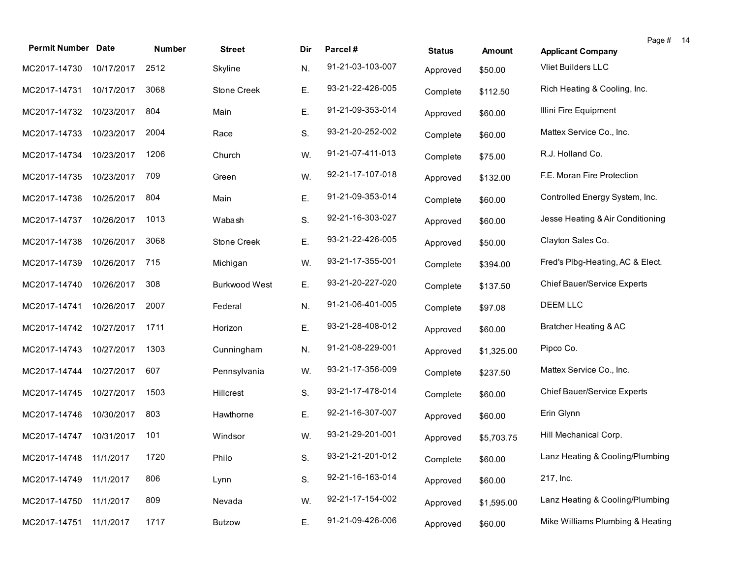| Permit Number | Date | Number | Street | Dir | Parcel # | Status | Amount | Applicant Company |
|---|---|---|---|---|---|---|---|---|
| MC2017-14730 | 10/17/2017 | 2512 | Skyline | N. | 91-21-03-103-007 | Approved | $50.00 | Vliet Builders LLC |
| MC2017-14731 | 10/17/2017 | 3068 | Stone Creek | E. | 93-21-22-426-005 | Complete | $112.50 | Rich Heating & Cooling, Inc. |
| MC2017-14732 | 10/23/2017 | 804 | Main | E. | 91-21-09-353-014 | Approved | $60.00 | Illini Fire Equipment |
| MC2017-14733 | 10/23/2017 | 2004 | Race | S. | 93-21-20-252-002 | Complete | $60.00 | Mattex Service Co., Inc. |
| MC2017-14734 | 10/23/2017 | 1206 | Church | W. | 91-21-07-411-013 | Complete | $75.00 | R.J. Holland Co. |
| MC2017-14735 | 10/23/2017 | 709 | Green | W. | 92-21-17-107-018 | Approved | $132.00 | F.E. Moran Fire Protection |
| MC2017-14736 | 10/25/2017 | 804 | Main | E. | 91-21-09-353-014 | Complete | $60.00 | Controlled Energy System, Inc. |
| MC2017-14737 | 10/26/2017 | 1013 | Wabash | S. | 92-21-16-303-027 | Approved | $60.00 | Jesse Heating & Air Conditioning |
| MC2017-14738 | 10/26/2017 | 3068 | Stone Creek | E. | 93-21-22-426-005 | Approved | $50.00 | Clayton Sales Co. |
| MC2017-14739 | 10/26/2017 | 715 | Michigan | W. | 93-21-17-355-001 | Complete | $394.00 | Fred's Plbg-Heating, AC & Elect. |
| MC2017-14740 | 10/26/2017 | 308 | Burkwood West | E. | 93-21-20-227-020 | Complete | $137.50 | Chief Bauer/Service Experts |
| MC2017-14741 | 10/26/2017 | 2007 | Federal | N. | 91-21-06-401-005 | Complete | $97.08 | DEEM LLC |
| MC2017-14742 | 10/27/2017 | 1711 | Horizon | E. | 93-21-28-408-012 | Approved | $60.00 | Bratcher Heating & AC |
| MC2017-14743 | 10/27/2017 | 1303 | Cunningham | N. | 91-21-08-229-001 | Approved | $1,325.00 | Pipco Co. |
| MC2017-14744 | 10/27/2017 | 607 | Pennsylvania | W. | 93-21-17-356-009 | Complete | $237.50 | Mattex Service Co., Inc. |
| MC2017-14745 | 10/27/2017 | 1503 | Hillcrest | S. | 93-21-17-478-014 | Complete | $60.00 | Chief Bauer/Service Experts |
| MC2017-14746 | 10/30/2017 | 803 | Hawthorne | E. | 92-21-16-307-007 | Approved | $60.00 | Erin Glynn |
| MC2017-14747 | 10/31/2017 | 101 | Windsor | W. | 93-21-29-201-001 | Approved | $5,703.75 | Hill Mechanical Corp. |
| MC2017-14748 | 11/1/2017 | 1720 | Philo | S. | 93-21-21-201-012 | Complete | $60.00 | Lanz Heating & Cooling/Plumbing |
| MC2017-14749 | 11/1/2017 | 806 | Lynn | S. | 92-21-16-163-014 | Approved | $60.00 | 217, Inc. |
| MC2017-14750 | 11/1/2017 | 809 | Nevada | W. | 92-21-17-154-002 | Approved | $1,595.00 | Lanz Heating & Cooling/Plumbing |
| MC2017-14751 | 11/1/2017 | 1717 | Butzow | E. | 91-21-09-426-006 | Approved | $60.00 | Mike Williams Plumbing & Heating |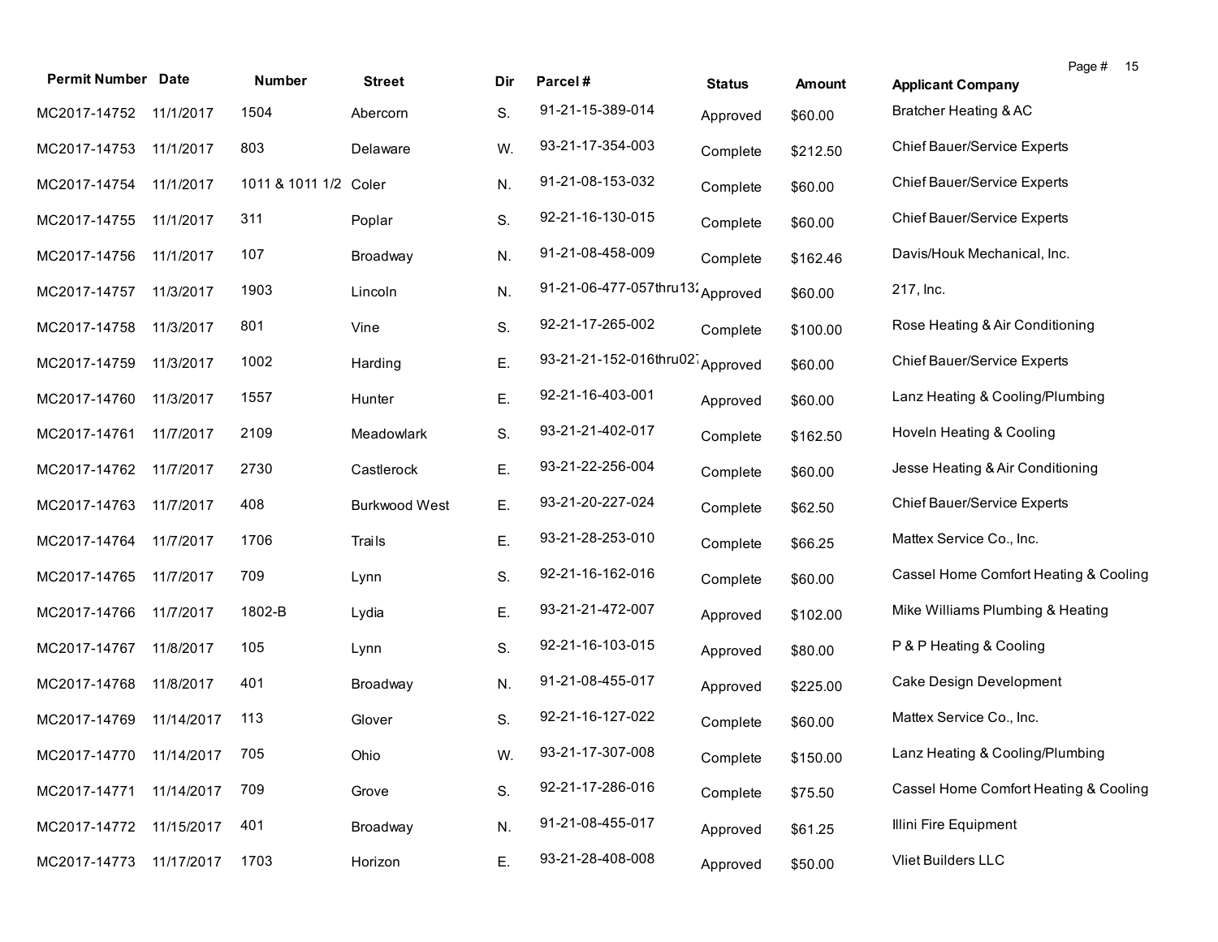| Permit Number | Date | Number | Street | Dir | Parcel # | Status | Amount | Applicant Company |
|---|---|---|---|---|---|---|---|---|
| MC2017-14752 | 11/1/2017 | 1504 | Abercorn | S. | 91-21-15-389-014 | Approved | $60.00 | Bratcher Heating & AC |
| MC2017-14753 | 11/1/2017 | 803 | Delaware | W. | 93-21-17-354-003 | Complete | $212.50 | Chief Bauer/Service Experts |
| MC2017-14754 | 11/1/2017 | 1011 & 1011 1/2 | Coler | N. | 91-21-08-153-032 | Complete | $60.00 | Chief Bauer/Service Experts |
| MC2017-14755 | 11/1/2017 | 311 | Poplar | S. | 92-21-16-130-015 | Complete | $60.00 | Chief Bauer/Service Experts |
| MC2017-14756 | 11/1/2017 | 107 | Broadway | N. | 91-21-08-458-009 | Complete | $162.46 | Davis/Houk Mechanical, Inc. |
| MC2017-14757 | 11/3/2017 | 1903 | Lincoln | N. | 91-21-06-477-057thru132 | Approved | $60.00 | 217, Inc. |
| MC2017-14758 | 11/3/2017 | 801 | Vine | S. | 92-21-17-265-002 | Complete | $100.00 | Rose Heating & Air Conditioning |
| MC2017-14759 | 11/3/2017 | 1002 | Harding | E. | 93-21-21-152-016thru027 | Approved | $60.00 | Chief Bauer/Service Experts |
| MC2017-14760 | 11/3/2017 | 1557 | Hunter | E. | 92-21-16-403-001 | Approved | $60.00 | Lanz Heating & Cooling/Plumbing |
| MC2017-14761 | 11/7/2017 | 2109 | Meadowlark | S. | 93-21-21-402-017 | Complete | $162.50 | Hoveln Heating & Cooling |
| MC2017-14762 | 11/7/2017 | 2730 | Castlerock | E. | 93-21-22-256-004 | Complete | $60.00 | Jesse Heating & Air Conditioning |
| MC2017-14763 | 11/7/2017 | 408 | Burkwood West | E. | 93-21-20-227-024 | Complete | $62.50 | Chief Bauer/Service Experts |
| MC2017-14764 | 11/7/2017 | 1706 | Trails | E. | 93-21-28-253-010 | Complete | $66.25 | Mattex Service Co., Inc. |
| MC2017-14765 | 11/7/2017 | 709 | Lynn | S. | 92-21-16-162-016 | Complete | $60.00 | Cassel Home Comfort Heating & Cooling |
| MC2017-14766 | 11/7/2017 | 1802-B | Lydia | E. | 93-21-21-472-007 | Approved | $102.00 | Mike Williams Plumbing & Heating |
| MC2017-14767 | 11/8/2017 | 105 | Lynn | S. | 92-21-16-103-015 | Approved | $80.00 | P & P Heating & Cooling |
| MC2017-14768 | 11/8/2017 | 401 | Broadway | N. | 91-21-08-455-017 | Approved | $225.00 | Cake Design Development |
| MC2017-14769 | 11/14/2017 | 113 | Glover | S. | 92-21-16-127-022 | Complete | $60.00 | Mattex Service Co., Inc. |
| MC2017-14770 | 11/14/2017 | 705 | Ohio | W. | 93-21-17-307-008 | Complete | $150.00 | Lanz Heating & Cooling/Plumbing |
| MC2017-14771 | 11/14/2017 | 709 | Grove | S. | 92-21-17-286-016 | Complete | $75.50 | Cassel Home Comfort Heating & Cooling |
| MC2017-14772 | 11/15/2017 | 401 | Broadway | N. | 91-21-08-455-017 | Approved | $61.25 | Illini Fire Equipment |
| MC2017-14773 | 11/17/2017 | 1703 | Horizon | E. | 93-21-28-408-008 | Approved | $50.00 | Vliet Builders LLC |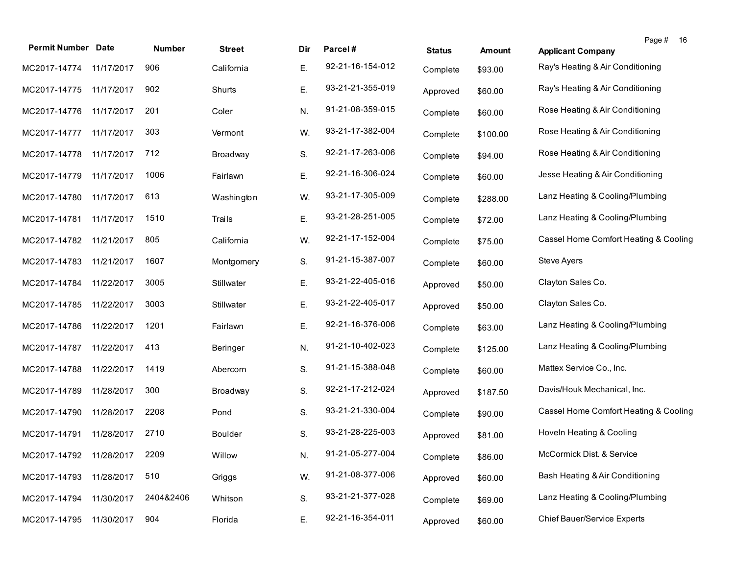| Permit Number | Date | Number | Street | Dir | Parcel # | Status | Amount | Applicant Company |
|---|---|---|---|---|---|---|---|---|
| MC2017-14774 | 11/17/2017 | 906 | California | E. | 92-21-16-154-012 | Complete | $93.00 | Ray's Heating & Air Conditioning |
| MC2017-14775 | 11/17/2017 | 902 | Shurts | E. | 93-21-21-355-019 | Approved | $60.00 | Ray's Heating & Air Conditioning |
| MC2017-14776 | 11/17/2017 | 201 | Coler | N. | 91-21-08-359-015 | Complete | $60.00 | Rose Heating & Air Conditioning |
| MC2017-14777 | 11/17/2017 | 303 | Vermont | W. | 93-21-17-382-004 | Complete | $100.00 | Rose Heating & Air Conditioning |
| MC2017-14778 | 11/17/2017 | 712 | Broadway | S. | 92-21-17-263-006 | Complete | $94.00 | Rose Heating & Air Conditioning |
| MC2017-14779 | 11/17/2017 | 1006 | Fairlawn | E. | 92-21-16-306-024 | Complete | $60.00 | Jesse Heating & Air Conditioning |
| MC2017-14780 | 11/17/2017 | 613 | Washington | W. | 93-21-17-305-009 | Complete | $288.00 | Lanz Heating & Cooling/Plumbing |
| MC2017-14781 | 11/17/2017 | 1510 | Trails | E. | 93-21-28-251-005 | Complete | $72.00 | Lanz Heating & Cooling/Plumbing |
| MC2017-14782 | 11/21/2017 | 805 | California | W. | 92-21-17-152-004 | Complete | $75.00 | Cassel Home Comfort Heating & Cooling |
| MC2017-14783 | 11/21/2017 | 1607 | Montgomery | S. | 91-21-15-387-007 | Complete | $60.00 | Steve Ayers |
| MC2017-14784 | 11/22/2017 | 3005 | Stillwater | E. | 93-21-22-405-016 | Approved | $50.00 | Clayton Sales Co. |
| MC2017-14785 | 11/22/2017 | 3003 | Stillwater | E. | 93-21-22-405-017 | Approved | $50.00 | Clayton Sales Co. |
| MC2017-14786 | 11/22/2017 | 1201 | Fairlawn | E. | 92-21-16-376-006 | Complete | $63.00 | Lanz Heating & Cooling/Plumbing |
| MC2017-14787 | 11/22/2017 | 413 | Beringer | N. | 91-21-10-402-023 | Complete | $125.00 | Lanz Heating & Cooling/Plumbing |
| MC2017-14788 | 11/22/2017 | 1419 | Abercorn | S. | 91-21-15-388-048 | Complete | $60.00 | Mattex Service Co., Inc. |
| MC2017-14789 | 11/28/2017 | 300 | Broadway | S. | 92-21-17-212-024 | Approved | $187.50 | Davis/Houk Mechanical, Inc. |
| MC2017-14790 | 11/28/2017 | 2208 | Pond | S. | 93-21-21-330-004 | Complete | $90.00 | Cassel Home Comfort Heating & Cooling |
| MC2017-14791 | 11/28/2017 | 2710 | Boulder | S. | 93-21-28-225-003 | Approved | $81.00 | Hoveln Heating & Cooling |
| MC2017-14792 | 11/28/2017 | 2209 | Willow | N. | 91-21-05-277-004 | Complete | $86.00 | McCormick Dist. & Service |
| MC2017-14793 | 11/28/2017 | 510 | Griggs | W. | 91-21-08-377-006 | Approved | $60.00 | Bash Heating & Air Conditioning |
| MC2017-14794 | 11/30/2017 | 2404&2406 | Whitson | S. | 93-21-21-377-028 | Complete | $69.00 | Lanz Heating & Cooling/Plumbing |
| MC2017-14795 | 11/30/2017 | 904 | Florida | E. | 92-21-16-354-011 | Approved | $60.00 | Chief Bauer/Service Experts |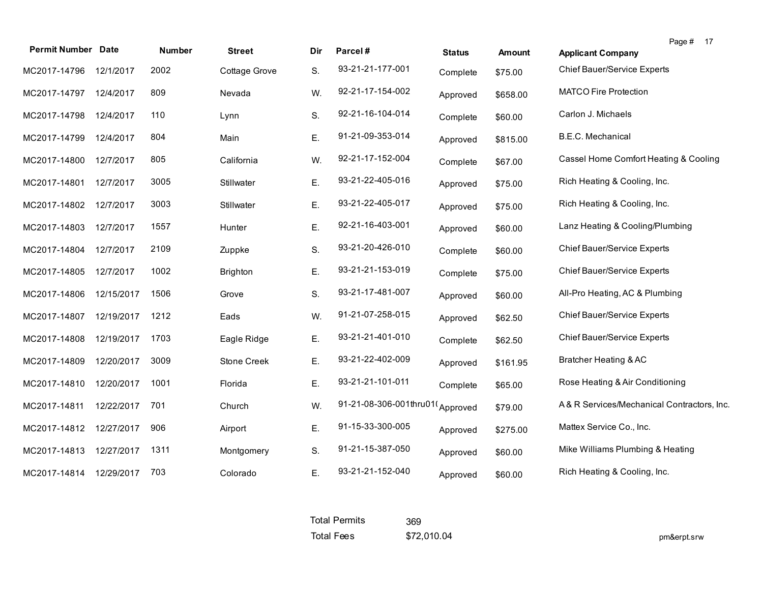| Permit Number | Date | Number | Street | Dir | Parcel # | Status | Amount | Applicant Company |
|---|---|---|---|---|---|---|---|---|
| MC2017-14796 | 12/1/2017 | 2002 | Cottage Grove | S. | 93-21-21-177-001 | Complete | $75.00 | Chief Bauer/Service Experts |
| MC2017-14797 | 12/4/2017 | 809 | Nevada | W. | 92-21-17-154-002 | Approved | $658.00 | MATCO Fire Protection |
| MC2017-14798 | 12/4/2017 | 110 | Lynn | S. | 92-21-16-104-014 | Complete | $60.00 | Carlon J. Michaels |
| MC2017-14799 | 12/4/2017 | 804 | Main | E. | 91-21-09-353-014 | Approved | $815.00 | B.E.C. Mechanical |
| MC2017-14800 | 12/7/2017 | 805 | California | W. | 92-21-17-152-004 | Complete | $67.00 | Cassel Home Comfort Heating & Cooling |
| MC2017-14801 | 12/7/2017 | 3005 | Stillwater | E. | 93-21-22-405-016 | Approved | $75.00 | Rich Heating & Cooling, Inc. |
| MC2017-14802 | 12/7/2017 | 3003 | Stillwater | E. | 93-21-22-405-017 | Approved | $75.00 | Rich Heating & Cooling, Inc. |
| MC2017-14803 | 12/7/2017 | 1557 | Hunter | E. | 92-21-16-403-001 | Approved | $60.00 | Lanz Heating & Cooling/Plumbing |
| MC2017-14804 | 12/7/2017 | 2109 | Zuppke | S. | 93-21-20-426-010 | Complete | $60.00 | Chief Bauer/Service Experts |
| MC2017-14805 | 12/7/2017 | 1002 | Brighton | E. | 93-21-21-153-019 | Complete | $75.00 | Chief Bauer/Service Experts |
| MC2017-14806 | 12/15/2017 | 1506 | Grove | S. | 93-21-17-481-007 | Approved | $60.00 | All-Pro Heating, AC & Plumbing |
| MC2017-14807 | 12/19/2017 | 1212 | Eads | W. | 91-21-07-258-015 | Approved | $62.50 | Chief Bauer/Service Experts |
| MC2017-14808 | 12/19/2017 | 1703 | Eagle Ridge | E. | 93-21-21-401-010 | Complete | $62.50 | Chief Bauer/Service Experts |
| MC2017-14809 | 12/20/2017 | 3009 | Stone Creek | E. | 93-21-22-402-009 | Approved | $161.95 | Bratcher Heating & AC |
| MC2017-14810 | 12/20/2017 | 1001 | Florida | E. | 93-21-21-101-011 | Complete | $65.00 | Rose Heating & Air Conditioning |
| MC2017-14811 | 12/22/2017 | 701 | Church | W. | 91-21-08-306-001thru01( | Approved | $79.00 | A & R Services/Mechanical Contractors, Inc. |
| MC2017-14812 | 12/27/2017 | 906 | Airport | E. | 91-15-33-300-005 | Approved | $275.00 | Mattex Service Co., Inc. |
| MC2017-14813 | 12/27/2017 | 1311 | Montgomery | S. | 91-21-15-387-050 | Approved | $60.00 | Mike Williams Plumbing & Heating |
| MC2017-14814 | 12/29/2017 | 703 | Colorado | E. | 93-21-21-152-040 | Approved | $60.00 | Rich Heating & Cooling, Inc. |

Total Permits 369

Total Fees $72,010.04

pm&erpt.srw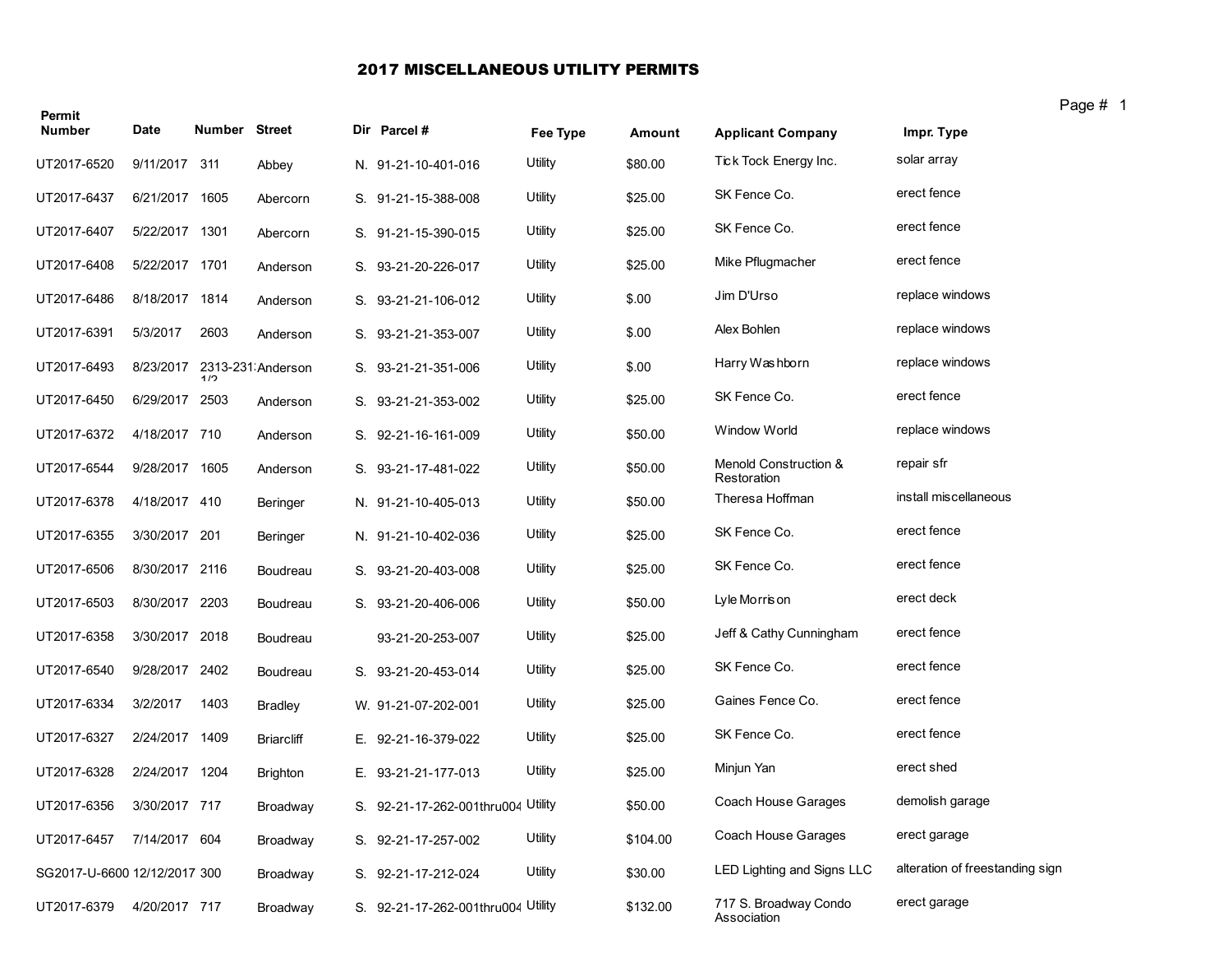# 2017 MISCELLANEOUS UTILITY PERMITS

| Permit Number | Date | Number | Street | Dir | Parcel # | Fee Type | Amount | Applicant Company | Impr. Type |
|---|---|---|---|---|---|---|---|---|---|
| UT2017-6520 | 9/11/2017 | 311 | Abbey | N. | 91-21-10-401-016 | Utility | $80.00 | Tick Tock Energy Inc. | solar array |
| UT2017-6437 | 6/21/2017 | 1605 | Abercorn | S. | 91-21-15-388-008 | Utility | $25.00 | SK Fence Co. | erect fence |
| UT2017-6407 | 5/22/2017 | 1301 | Abercorn | S. | 91-21-15-390-015 | Utility | $25.00 | SK Fence Co. | erect fence |
| UT2017-6408 | 5/22/2017 | 1701 | Anderson | S. | 93-21-20-226-017 | Utility | $25.00 | Mike Pflugmacher | erect fence |
| UT2017-6486 | 8/18/2017 | 1814 | Anderson | S. | 93-21-21-106-012 | Utility | $.00 | Jim D'Urso | replace windows |
| UT2017-6391 | 5/3/2017 | 2603 | Anderson | S. | 93-21-21-353-007 | Utility | $.00 | Alex Bohlen | replace windows |
| UT2017-6493 | 8/23/2017 | 2313-2313 1/2 | Anderson | S. | 93-21-21-351-006 | Utility | $.00 | Harry Washborn | replace windows |
| UT2017-6450 | 6/29/2017 | 2503 | Anderson | S. | 93-21-21-353-002 | Utility | $25.00 | SK Fence Co. | erect fence |
| UT2017-6372 | 4/18/2017 | 710 | Anderson | S. | 92-21-16-161-009 | Utility | $50.00 | Window World | replace windows |
| UT2017-6544 | 9/28/2017 | 1605 | Anderson | S. | 93-21-17-481-022 | Utility | $50.00 | Menold Construction & Restoration | repair sfr |
| UT2017-6378 | 4/18/2017 | 410 | Beringer | N. | 91-21-10-405-013 | Utility | $50.00 | Theresa Hoffman | install miscellaneous |
| UT2017-6355 | 3/30/2017 | 201 | Beringer | N. | 91-21-10-402-036 | Utility | $25.00 | SK Fence Co. | erect fence |
| UT2017-6506 | 8/30/2017 | 2116 | Boudreau | S. | 93-21-20-403-008 | Utility | $25.00 | SK Fence Co. | erect fence |
| UT2017-6503 | 8/30/2017 | 2203 | Boudreau | S. | 93-21-20-406-006 | Utility | $50.00 | Lyle Morrison | erect deck |
| UT2017-6358 | 3/30/2017 | 2018 | Boudreau | | 93-21-20-253-007 | Utility | $25.00 | Jeff & Cathy Cunningham | erect fence |
| UT2017-6540 | 9/28/2017 | 2402 | Boudreau | S. | 93-21-20-453-014 | Utility | $25.00 | SK Fence Co. | erect fence |
| UT2017-6334 | 3/2/2017 | 1403 | Bradley | W. | 91-21-07-202-001 | Utility | $25.00 | Gaines Fence Co. | erect fence |
| UT2017-6327 | 2/24/2017 | 1409 | Briarcliff | E. | 92-21-16-379-022 | Utility | $25.00 | SK Fence Co. | erect fence |
| UT2017-6328 | 2/24/2017 | 1204 | Brighton | E. | 93-21-21-177-013 | Utility | $25.00 | Minjun Yan | erect shed |
| UT2017-6356 | 3/30/2017 | 717 | Broadway | S. | 92-21-17-262-001thru004 | Utility | $50.00 | Coach House Garages | demolish garage |
| UT2017-6457 | 7/14/2017 | 604 | Broadway | S. | 92-21-17-257-002 | Utility | $104.00 | Coach House Garages | erect garage |
| SG2017-U-6600 | 12/12/2017 | 300 | Broadway | S. | 92-21-17-212-024 | Utility | $30.00 | LED Lighting and Signs LLC | alteration of freestanding sign |
| UT2017-6379 | 4/20/2017 | 717 | Broadway | S. | 92-21-17-262-001thru004 | Utility | $132.00 | 717 S. Broadway Condo Association | erect garage |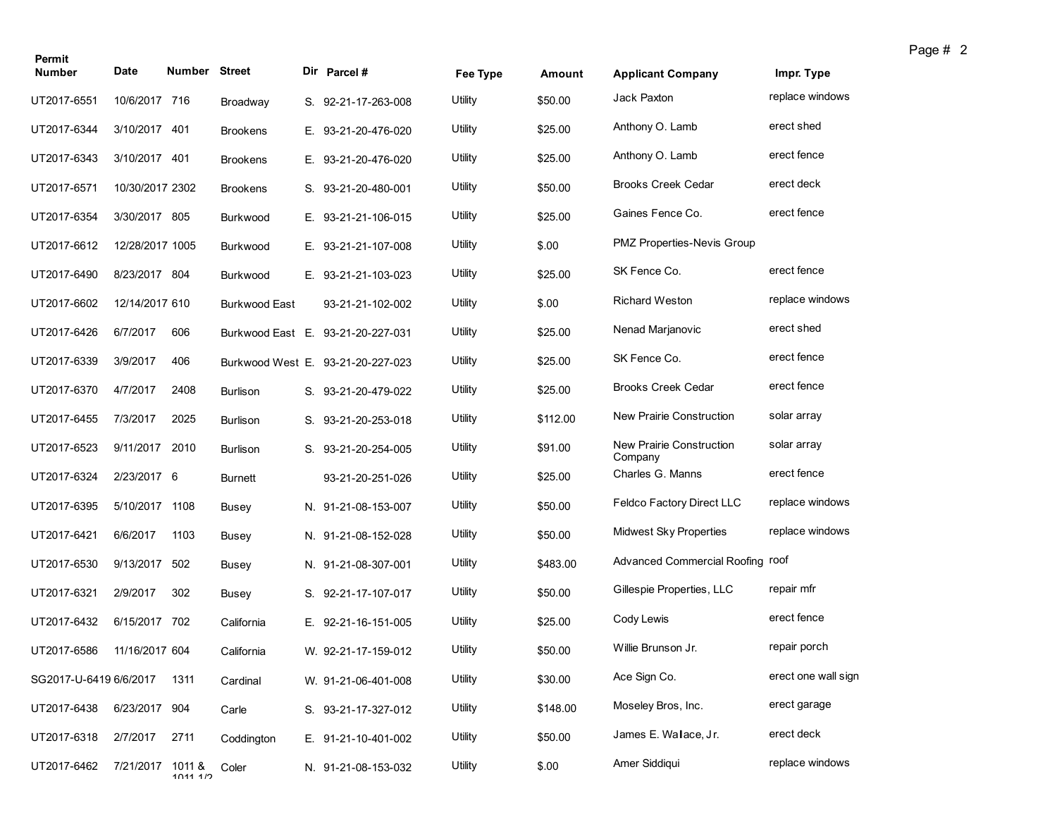| Permit Number | Date | Number | Street | Dir | Parcel # | Fee Type | Amount | Applicant Company | Impr. Type |
|---|---|---|---|---|---|---|---|---|---|
| UT2017-6551 | 10/6/2017 | 716 | Broadway | S. | 92-21-17-263-008 | Utility | $50.00 | Jack Paxton | replace windows |
| UT2017-6344 | 3/10/2017 | 401 | Brookens | E. | 93-21-20-476-020 | Utility | $25.00 | Anthony O. Lamb | erect shed |
| UT2017-6343 | 3/10/2017 | 401 | Brookens | E. | 93-21-20-476-020 | Utility | $25.00 | Anthony O. Lamb | erect fence |
| UT2017-6571 | 10/30/2017 | 2302 | Brookens | S. | 93-21-20-480-001 | Utility | $50.00 | Brooks Creek Cedar | erect deck |
| UT2017-6354 | 3/30/2017 | 805 | Burkwood | E. | 93-21-21-106-015 | Utility | $25.00 | Gaines Fence Co. | erect fence |
| UT2017-6612 | 12/28/2017 | 1005 | Burkwood | E. | 93-21-21-107-008 | Utility | $.00 | PMZ Properties-Nevis Group | |
| UT2017-6490 | 8/23/2017 | 804 | Burkwood | E. | 93-21-21-103-023 | Utility | $25.00 | SK Fence Co. | erect fence |
| UT2017-6602 | 12/14/2017 | 610 | Burkwood East | | 93-21-21-102-002 | Utility | $.00 | Richard Weston | replace windows |
| UT2017-6426 | 6/7/2017 | 606 | Burkwood East | E. | 93-21-20-227-031 | Utility | $25.00 | Nenad Marjanovic | erect shed |
| UT2017-6339 | 3/9/2017 | 406 | Burkwood West | E. | 93-21-20-227-023 | Utility | $25.00 | SK Fence Co. | erect fence |
| UT2017-6370 | 4/7/2017 | 2408 | Burlison | S. | 93-21-20-479-022 | Utility | $25.00 | Brooks Creek Cedar | erect fence |
| UT2017-6455 | 7/3/2017 | 2025 | Burlison | S. | 93-21-20-253-018 | Utility | $112.00 | New Prairie Construction | solar array |
| UT2017-6523 | 9/11/2017 | 2010 | Burlison | S. | 93-21-20-254-005 | Utility | $91.00 | New Prairie Construction Company | solar array |
| UT2017-6324 | 2/23/2017 | 6 | Burnett | | 93-21-20-251-026 | Utility | $25.00 | Charles G. Manns | erect fence |
| UT2017-6395 | 5/10/2017 | 1108 | Busey | N. | 91-21-08-153-007 | Utility | $50.00 | Feldco Factory Direct LLC | replace windows |
| UT2017-6421 | 6/6/2017 | 1103 | Busey | N. | 91-21-08-152-028 | Utility | $50.00 | Midwest Sky Properties | replace windows |
| UT2017-6530 | 9/13/2017 | 502 | Busey | N. | 91-21-08-307-001 | Utility | $483.00 | Advanced Commercial Roofing | roof |
| UT2017-6321 | 2/9/2017 | 302 | Busey | S. | 92-21-17-107-017 | Utility | $50.00 | Gillespie Properties, LLC | repair mfr |
| UT2017-6432 | 6/15/2017 | 702 | California | E. | 92-21-16-151-005 | Utility | $25.00 | Cody Lewis | erect fence |
| UT2017-6586 | 11/16/2017 | 604 | California | W. | 92-21-17-159-012 | Utility | $50.00 | Willie Brunson Jr. | repair porch |
| SG2017-U-6419 | 6/6/2017 | 1311 | Cardinal | W. | 91-21-06-401-008 | Utility | $30.00 | Ace Sign Co. | erect one wall sign |
| UT2017-6438 | 6/23/2017 | 904 | Carle | S. | 93-21-17-327-012 | Utility | $148.00 | Moseley Bros, Inc. | erect garage |
| UT2017-6318 | 2/7/2017 | 2711 | Coddington | E. | 91-21-10-401-002 | Utility | $50.00 | James E. Wallace, Jr. | erect deck |
| UT2017-6462 | 7/21/2017 | 1011 & 1011 1/2 | Coler | N. | 91-21-08-153-032 | Utility | $.00 | Amer Siddiqui | replace windows |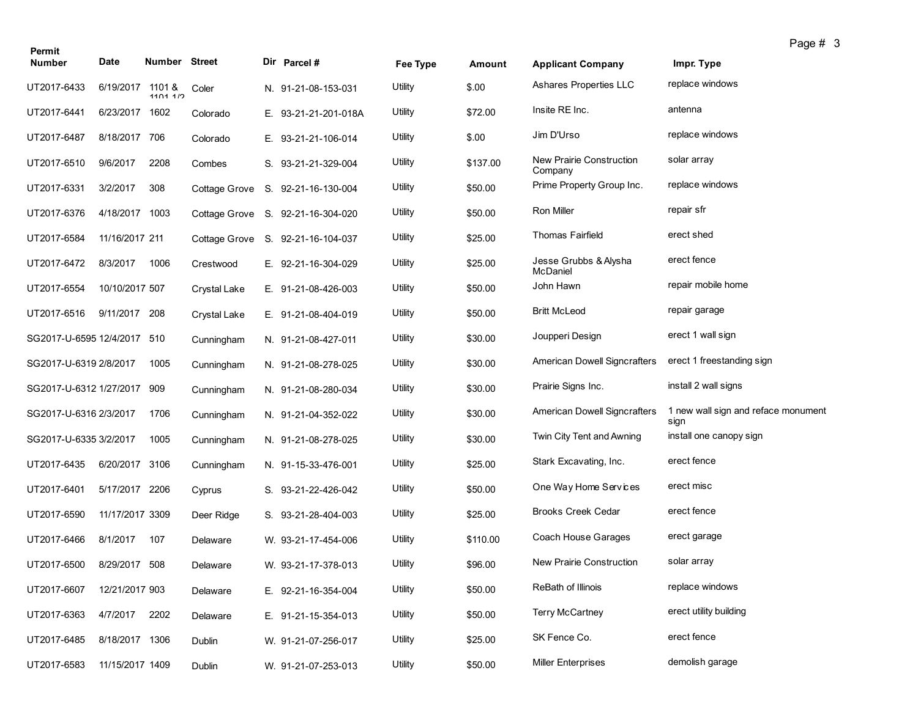| Permit Number | Date | Number | Street | Dir | Parcel # | Fee Type | Amount | Applicant Company | Impr. Type |
|---|---|---|---|---|---|---|---|---|---|
| UT2017-6433 | 6/19/2017 | 1101 & 1101 1/2 | Coler | N. | 91-21-08-153-031 | Utility | $.00 | Ashares Properties LLC | replace windows |
| UT2017-6441 | 6/23/2017 | 1602 | Colorado | E. | 93-21-21-201-018A | Utility | $72.00 | Insite RE Inc. | antenna |
| UT2017-6487 | 8/18/2017 | 706 | Colorado | E. | 93-21-21-106-014 | Utility | $.00 | Jim D'Urso | replace windows |
| UT2017-6510 | 9/6/2017 | 2208 | Combes | S. | 93-21-21-329-004 | Utility | $137.00 | New Prairie Construction Company | solar array |
| UT2017-6331 | 3/2/2017 | 308 | Cottage Grove | S. | 92-21-16-130-004 | Utility | $50.00 | Prime Property Group Inc. | replace windows |
| UT2017-6376 | 4/18/2017 | 1003 | Cottage Grove | S. | 92-21-16-304-020 | Utility | $50.00 | Ron Miller | repair sfr |
| UT2017-6584 | 11/16/2017 | 211 | Cottage Grove | S. | 92-21-16-104-037 | Utility | $25.00 | Thomas Fairfield | erect shed |
| UT2017-6472 | 8/3/2017 | 1006 | Crestwood | E. | 92-21-16-304-029 | Utility | $25.00 | Jesse Grubbs & Alysha McDaniel | erect fence |
| UT2017-6554 | 10/10/2017 | 507 | Crystal Lake | E. | 91-21-08-426-003 | Utility | $50.00 | John Hawn | repair mobile home |
| UT2017-6516 | 9/11/2017 | 208 | Crystal Lake | E. | 91-21-08-404-019 | Utility | $50.00 | Britt McLeod | repair garage |
| SG2017-U-6595 | 12/4/2017 | 510 | Cunningham | N. | 91-21-08-427-011 | Utility | $30.00 | Joupperi Design | erect 1 wall sign |
| SG2017-U-6319 | 2/8/2017 | 1005 | Cunningham | N. | 91-21-08-278-025 | Utility | $30.00 | American Dowell Signcrafters | erect 1 freestanding sign |
| SG2017-U-6312 | 1/27/2017 | 909 | Cunningham | N. | 91-21-08-280-034 | Utility | $30.00 | Prairie Signs Inc. | install 2 wall signs |
| SG2017-U-6316 | 2/3/2017 | 1706 | Cunningham | N. | 91-21-04-352-022 | Utility | $30.00 | American Dowell Signcrafters | 1 new wall sign and reface monument sign |
| SG2017-U-6335 | 3/2/2017 | 1005 | Cunningham | N. | 91-21-08-278-025 | Utility | $30.00 | Twin City Tent and Awning | install one canopy sign |
| UT2017-6435 | 6/20/2017 | 3106 | Cunningham | N. | 91-15-33-476-001 | Utility | $25.00 | Stark Excavating, Inc. | erect fence |
| UT2017-6401 | 5/17/2017 | 2206 | Cyprus | S. | 93-21-22-426-042 | Utility | $50.00 | One Way Home Services | erect misc |
| UT2017-6590 | 11/17/2017 | 3309 | Deer Ridge | S. | 93-21-28-404-003 | Utility | $25.00 | Brooks Creek Cedar | erect fence |
| UT2017-6466 | 8/1/2017 | 107 | Delaware | W. | 93-21-17-454-006 | Utility | $110.00 | Coach House Garages | erect garage |
| UT2017-6500 | 8/29/2017 | 508 | Delaware | W. | 93-21-17-378-013 | Utility | $96.00 | New Prairie Construction | solar array |
| UT2017-6607 | 12/21/2017 | 903 | Delaware | E. | 92-21-16-354-004 | Utility | $50.00 | ReBath of Illinois | replace windows |
| UT2017-6363 | 4/7/2017 | 2202 | Delaware | E. | 91-21-15-354-013 | Utility | $50.00 | Terry McCartney | erect utility building |
| UT2017-6485 | 8/18/2017 | 1306 | Dublin | W. | 91-21-07-256-017 | Utility | $25.00 | SK Fence Co. | erect fence |
| UT2017-6583 | 11/15/2017 | 1409 | Dublin | W. | 91-21-07-253-013 | Utility | $50.00 | Miller Enterprises | demolish garage |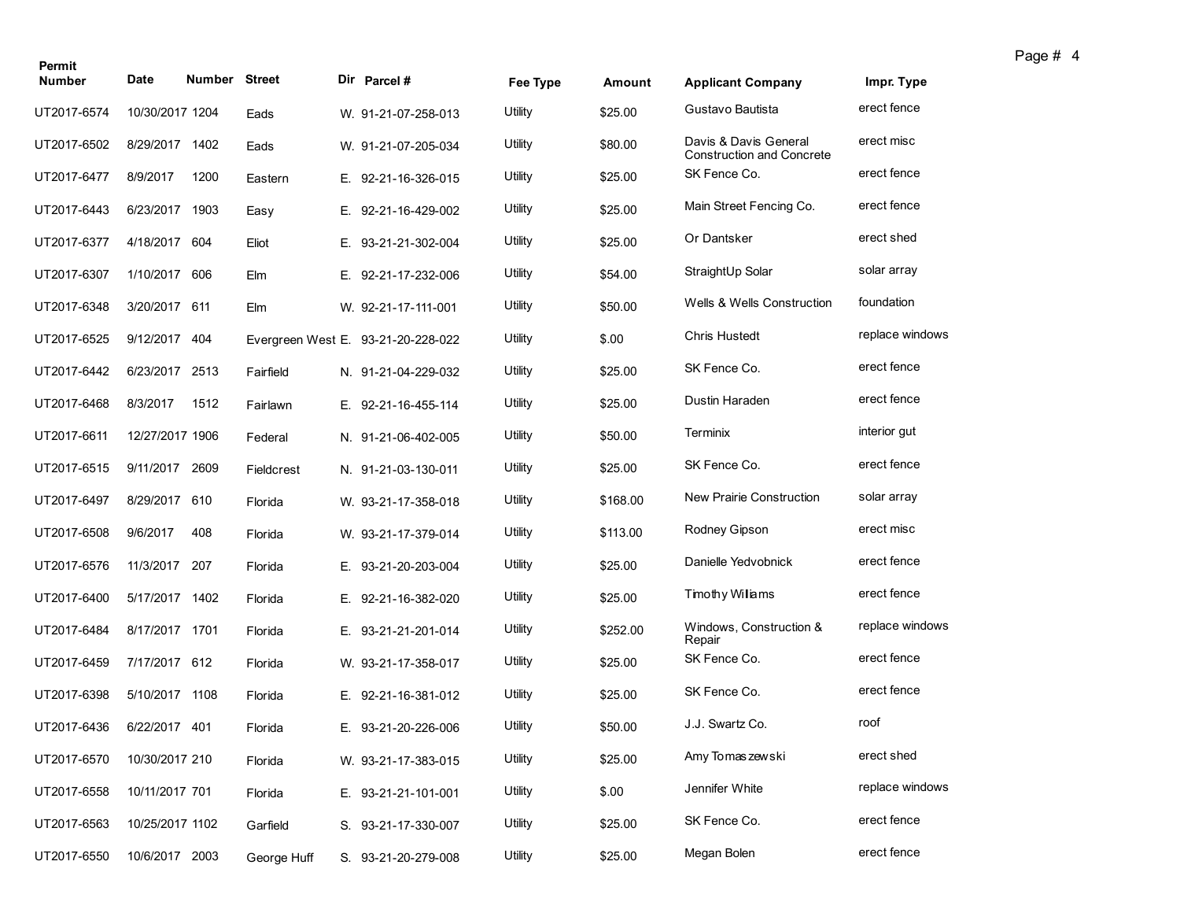| Permit Number | Date | Number | Street | Dir | Parcel # | Fee Type | Amount | Applicant Company | Impr. Type |
|---|---|---|---|---|---|---|---|---|---|
| UT2017-6574 | 10/30/2017 | 1204 | Eads | W. | 91-21-07-258-013 | Utility | $25.00 | Gustavo Bautista | erect fence |
| UT2017-6502 | 8/29/2017 | 1402 | Eads | W. | 91-21-07-205-034 | Utility | $80.00 | Davis & Davis General Construction and Concrete | erect misc |
| UT2017-6477 | 8/9/2017 | 1200 | Eastern | E. | 92-21-16-326-015 | Utility | $25.00 | SK Fence Co. | erect fence |
| UT2017-6443 | 6/23/2017 | 1903 | Easy | E. | 92-21-16-429-002 | Utility | $25.00 | Main Street Fencing Co. | erect fence |
| UT2017-6377 | 4/18/2017 | 604 | Eliot | E. | 93-21-21-302-004 | Utility | $25.00 | Or Dantsker | erect shed |
| UT2017-6307 | 1/10/2017 | 606 | Elm | E. | 92-21-17-232-006 | Utility | $54.00 | StraightUp Solar | solar array |
| UT2017-6348 | 3/20/2017 | 611 | Elm | W. | 92-21-17-111-001 | Utility | $50.00 | Wells & Wells Construction | foundation |
| UT2017-6525 | 9/12/2017 | 404 | Evergreen West | E. | 93-21-20-228-022 | Utility | $.00 | Chris Hustedt | replace windows |
| UT2017-6442 | 6/23/2017 | 2513 | Fairfield | N. | 91-21-04-229-032 | Utility | $25.00 | SK Fence Co. | erect fence |
| UT2017-6468 | 8/3/2017 | 1512 | Fairlawn | E. | 92-21-16-455-114 | Utility | $25.00 | Dustin Haraden | erect fence |
| UT2017-6611 | 12/27/2017 | 1906 | Federal | N. | 91-21-06-402-005 | Utility | $50.00 | Terminix | interior gut |
| UT2017-6515 | 9/11/2017 | 2609 | Fieldcrest | N. | 91-21-03-130-011 | Utility | $25.00 | SK Fence Co. | erect fence |
| UT2017-6497 | 8/29/2017 | 610 | Florida | W. | 93-21-17-358-018 | Utility | $168.00 | New Prairie Construction | solar array |
| UT2017-6508 | 9/6/2017 | 408 | Florida | W. | 93-21-17-379-014 | Utility | $113.00 | Rodney Gipson | erect misc |
| UT2017-6576 | 11/3/2017 | 207 | Florida | E. | 93-21-20-203-004 | Utility | $25.00 | Danielle Yedvobnick | erect fence |
| UT2017-6400 | 5/17/2017 | 1402 | Florida | E. | 92-21-16-382-020 | Utility | $25.00 | Timothy Williams | erect fence |
| UT2017-6484 | 8/17/2017 | 1701 | Florida | E. | 93-21-21-201-014 | Utility | $252.00 | Windows, Construction & Repair | replace windows |
| UT2017-6459 | 7/17/2017 | 612 | Florida | W. | 93-21-17-358-017 | Utility | $25.00 | SK Fence Co. | erect fence |
| UT2017-6398 | 5/10/2017 | 1108 | Florida | E. | 92-21-16-381-012 | Utility | $25.00 | SK Fence Co. | erect fence |
| UT2017-6436 | 6/22/2017 | 401 | Florida | E. | 93-21-20-226-006 | Utility | $50.00 | J.J. Swartz Co. | roof |
| UT2017-6570 | 10/30/2017 | 210 | Florida | W. | 93-21-17-383-015 | Utility | $25.00 | Amy Tomaszewski | erect shed |
| UT2017-6558 | 10/11/2017 | 701 | Florida | E. | 93-21-21-101-001 | Utility | $.00 | Jennifer White | replace windows |
| UT2017-6563 | 10/25/2017 | 1102 | Garfield | S. | 93-21-17-330-007 | Utility | $25.00 | SK Fence Co. | erect fence |
| UT2017-6550 | 10/6/2017 | 2003 | George Huff | S. | 93-21-20-279-008 | Utility | $25.00 | Megan Bolen | erect fence |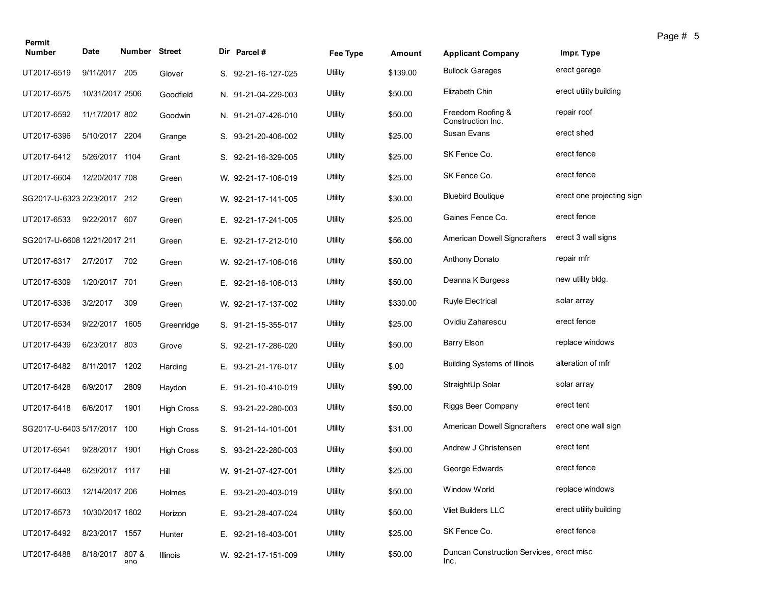| Permit Number | Date | Number | Street | Dir | Parcel # | Fee Type | Amount | Applicant Company | Impr. Type |
|---|---|---|---|---|---|---|---|---|---|
| UT2017-6519 | 9/11/2017 | 205 | Glover | S. | 92-21-16-127-025 | Utility | $139.00 | Bullock Garages | erect garage |
| UT2017-6575 | 10/31/2017 | 2506 | Goodfield | N. | 91-21-04-229-003 | Utility | $50.00 | Elizabeth Chin | erect utility building |
| UT2017-6592 | 11/17/2017 | 802 | Goodwin | N. | 91-21-07-426-010 | Utility | $50.00 | Freedom Roofing & Construction Inc. | repair roof |
| UT2017-6396 | 5/10/2017 | 2204 | Grange | S. | 93-21-20-406-002 | Utility | $25.00 | Susan Evans | erect shed |
| UT2017-6412 | 5/26/2017 | 1104 | Grant | S. | 92-21-16-329-005 | Utility | $25.00 | SK Fence Co. | erect fence |
| UT2017-6604 | 12/20/2017 | 708 | Green | W. | 92-21-17-106-019 | Utility | $25.00 | SK Fence Co. | erect fence |
| SG2017-U-6323 | 2/23/2017 | 212 | Green | W. | 92-21-17-141-005 | Utility | $30.00 | Bluebird Boutique | erect one projecting sign |
| UT2017-6533 | 9/22/2017 | 607 | Green | E. | 92-21-17-241-005 | Utility | $25.00 | Gaines Fence Co. | erect fence |
| SG2017-U-6608 | 12/21/2017 | 211 | Green | E. | 92-21-17-212-010 | Utility | $56.00 | American Dowell Signcrafters | erect 3 wall signs |
| UT2017-6317 | 2/7/2017 | 702 | Green | W. | 92-21-17-106-016 | Utility | $50.00 | Anthony Donato | repair mfr |
| UT2017-6309 | 1/20/2017 | 701 | Green | E. | 92-21-16-106-013 | Utility | $50.00 | Deanna K Burgess | new utility bldg. |
| UT2017-6336 | 3/2/2017 | 309 | Green | W. | 92-21-17-137-002 | Utility | $330.00 | Ruyle Electrical | solar array |
| UT2017-6534 | 9/22/2017 | 1605 | Greenridge | S. | 91-21-15-355-017 | Utility | $25.00 | Ovidiu Zaharescu | erect fence |
| UT2017-6439 | 6/23/2017 | 803 | Grove | S. | 92-21-17-286-020 | Utility | $50.00 | Barry Elson | replace windows |
| UT2017-6482 | 8/11/2017 | 1202 | Harding | E. | 93-21-21-176-017 | Utility | $.00 | Building Systems of Illinois | alteration of mfr |
| UT2017-6428 | 6/9/2017 | 2809 | Haydon | E. | 91-21-10-410-019 | Utility | $90.00 | StraightUp Solar | solar array |
| UT2017-6418 | 6/6/2017 | 1901 | High Cross | S. | 93-21-22-280-003 | Utility | $50.00 | Riggs Beer Company | erect tent |
| SG2017-U-6403 | 5/17/2017 | 100 | High Cross | S. | 91-21-14-101-001 | Utility | $31.00 | American Dowell Signcrafters | erect one wall sign |
| UT2017-6541 | 9/28/2017 | 1901 | High Cross | S. | 93-21-22-280-003 | Utility | $50.00 | Andrew J Christensen | erect tent |
| UT2017-6448 | 6/29/2017 | 1117 | Hill | W. | 91-21-07-427-001 | Utility | $25.00 | George Edwards | erect fence |
| UT2017-6603 | 12/14/2017 | 206 | Holmes | E. | 93-21-20-403-019 | Utility | $50.00 | Window World | replace windows |
| UT2017-6573 | 10/30/2017 | 1602 | Horizon | E. | 93-21-28-407-024 | Utility | $50.00 | Vliet Builders LLC | erect utility building |
| UT2017-6492 | 8/23/2017 | 1557 | Hunter | E. | 92-21-16-403-001 | Utility | $25.00 | SK Fence Co. | erect fence |
| UT2017-6488 | 8/18/2017 | 807 & 809 | Illinois | W. | 92-21-17-151-009 | Utility | $50.00 | Duncan Construction Services, Inc. | erect misc |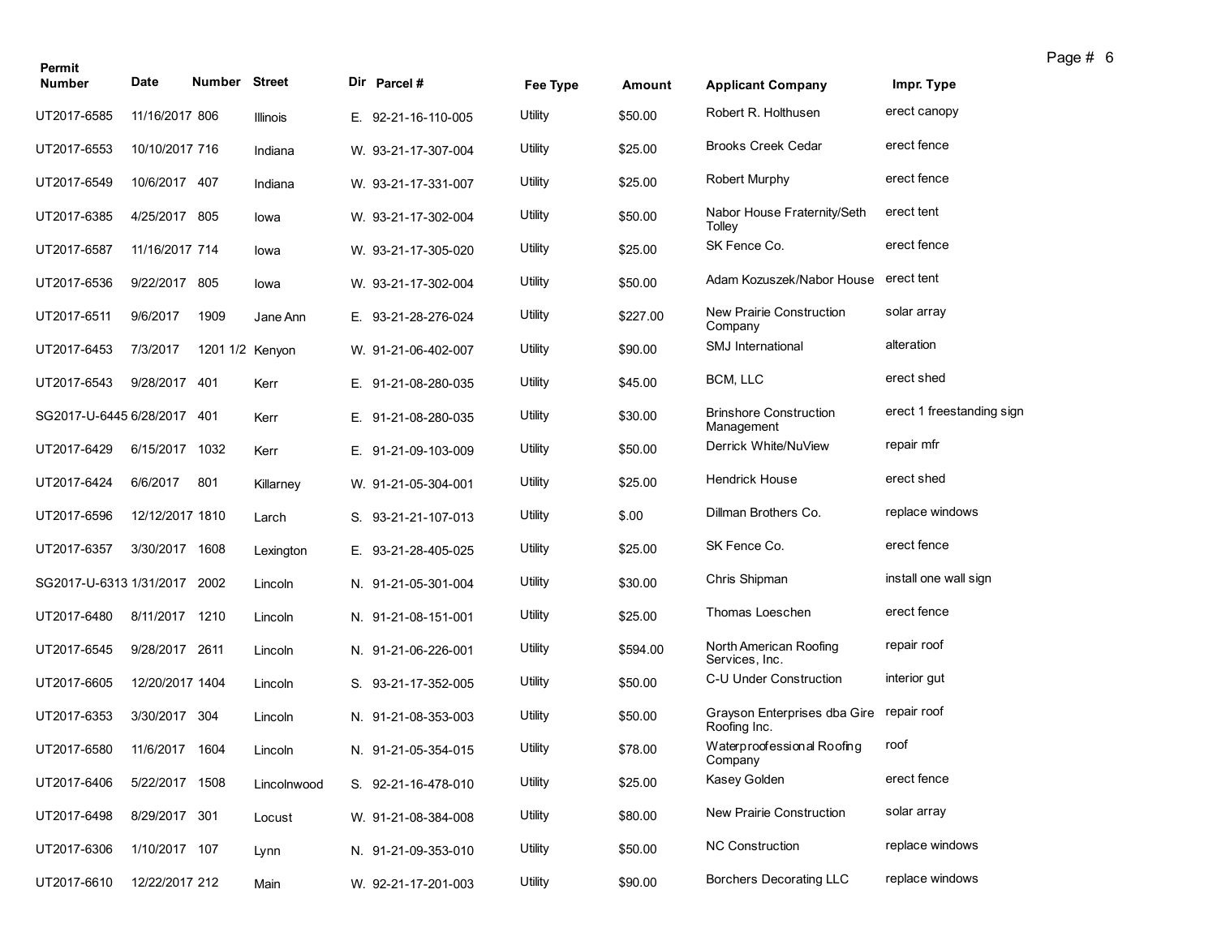| Permit Number | Date | Number | Street | Dir | Parcel # | Fee Type | Amount | Applicant Company | Impr. Type |
|---|---|---|---|---|---|---|---|---|---|
| UT2017-6585 | 11/16/2017 | 806 | Illinois | E. | 92-21-16-110-005 | Utility | $50.00 | Robert R. Holthusen | erect canopy |
| UT2017-6553 | 10/10/2017 | 716 | Indiana | W. | 93-21-17-307-004 | Utility | $25.00 | Brooks Creek Cedar | erect fence |
| UT2017-6549 | 10/6/2017 | 407 | Indiana | W. | 93-21-17-331-007 | Utility | $25.00 | Robert Murphy | erect fence |
| UT2017-6385 | 4/25/2017 | 805 | Iowa | W. | 93-21-17-302-004 | Utility | $50.00 | Nabor House Fraternity/Seth Tolley | erect tent |
| UT2017-6587 | 11/16/2017 | 714 | Iowa | W. | 93-21-17-305-020 | Utility | $25.00 | SK Fence Co. | erect fence |
| UT2017-6536 | 9/22/2017 | 805 | Iowa | W. | 93-21-17-302-004 | Utility | $50.00 | Adam Kozuszek/Nabor House | erect tent |
| UT2017-6511 | 9/6/2017 | 1909 | Jane Ann | E. | 93-21-28-276-024 | Utility | $227.00 | New Prairie Construction Company | solar array |
| UT2017-6453 | 7/3/2017 | 1201 1/2 | Kenyon | W. | 91-21-06-402-007 | Utility | $90.00 | SMJ International | alteration |
| UT2017-6543 | 9/28/2017 | 401 | Kerr | E. | 91-21-08-280-035 | Utility | $45.00 | BCM, LLC | erect shed |
| SG2017-U-6445 | 6/28/2017 | 401 | Kerr | E. | 91-21-08-280-035 | Utility | $30.00 | Brinshore Construction Management | erect 1 freestanding sign |
| UT2017-6429 | 6/15/2017 | 1032 | Kerr | E. | 91-21-09-103-009 | Utility | $50.00 | Derrick White/NuView | repair mfr |
| UT2017-6424 | 6/6/2017 | 801 | Killarney | W. | 91-21-05-304-001 | Utility | $25.00 | Hendrick House | erect shed |
| UT2017-6596 | 12/12/2017 | 1810 | Larch | S. | 93-21-21-107-013 | Utility | $.00 | Dillman Brothers Co. | replace windows |
| UT2017-6357 | 3/30/2017 | 1608 | Lexington | E. | 93-21-28-405-025 | Utility | $25.00 | SK Fence Co. | erect fence |
| SG2017-U-6313 | 1/31/2017 | 2002 | Lincoln | N. | 91-21-05-301-004 | Utility | $30.00 | Chris Shipman | install one wall sign |
| UT2017-6480 | 8/11/2017 | 1210 | Lincoln | N. | 91-21-08-151-001 | Utility | $25.00 | Thomas Loeschen | erect fence |
| UT2017-6545 | 9/28/2017 | 2611 | Lincoln | N. | 91-21-06-226-001 | Utility | $594.00 | North American Roofing Services, Inc. | repair roof |
| UT2017-6605 | 12/20/2017 | 1404 | Lincoln | S. | 93-21-17-352-005 | Utility | $50.00 | C-U Under Construction | interior gut |
| UT2017-6353 | 3/30/2017 | 304 | Lincoln | N. | 91-21-08-353-003 | Utility | $50.00 | Grayson Enterprises dba Gire Roofing Inc. | repair roof |
| UT2017-6580 | 11/6/2017 | 1604 | Lincoln | N. | 91-21-05-354-015 | Utility | $78.00 | Waterproofessional Roofing Company | roof |
| UT2017-6406 | 5/22/2017 | 1508 | Lincolnwood | S. | 92-21-16-478-010 | Utility | $25.00 | Kasey Golden | erect fence |
| UT2017-6498 | 8/29/2017 | 301 | Locust | W. | 91-21-08-384-008 | Utility | $80.00 | New Prairie Construction | solar array |
| UT2017-6306 | 1/10/2017 | 107 | Lynn | N. | 91-21-09-353-010 | Utility | $50.00 | NC Construction | replace windows |
| UT2017-6610 | 12/22/2017 | 212 | Main | W. | 92-21-17-201-003 | Utility | $90.00 | Borchers Decorating LLC | replace windows |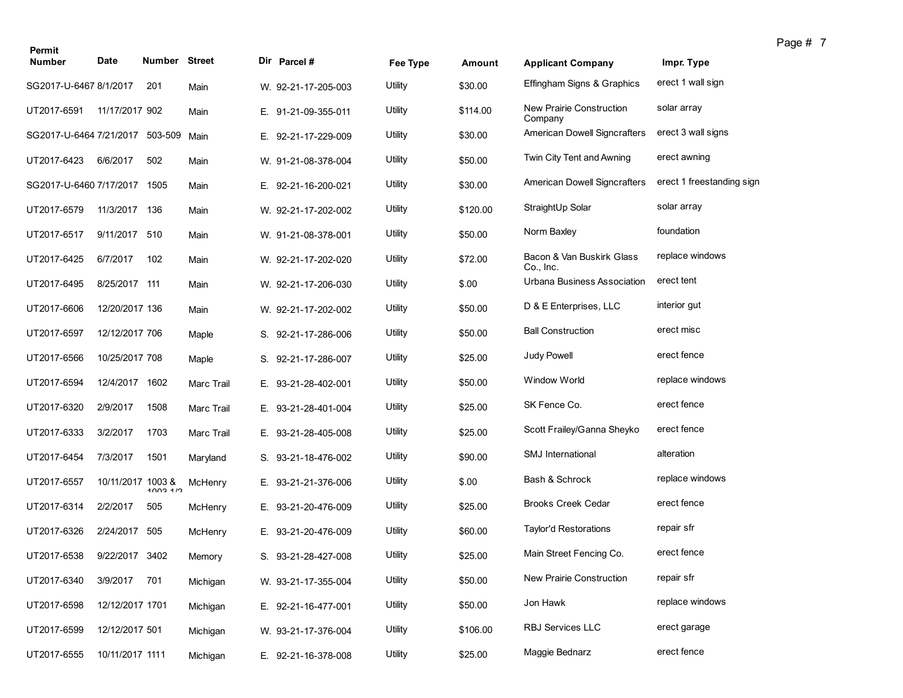| Permit Number | Date | Number | Street | Dir | Parcel # | Fee Type | Amount | Applicant Company | Impr. Type |
|---|---|---|---|---|---|---|---|---|---|
| SG2017-U-6467 | 8/1/2017 | 201 | Main | W. | 92-21-17-205-003 | Utility | $30.00 | Effingham Signs & Graphics | erect 1 wall sign |
| UT2017-6591 | 11/17/2017 | 902 | Main | E. | 91-21-09-355-011 | Utility | $114.00 | New Prairie Construction Company | solar array |
| SG2017-U-6464 | 7/21/2017 | 503-509 | Main | E. | 92-21-17-229-009 | Utility | $30.00 | American Dowell Signcrafters | erect 3 wall signs |
| UT2017-6423 | 6/6/2017 | 502 | Main | W. | 91-21-08-378-004 | Utility | $50.00 | Twin City Tent and Awning | erect awning |
| SG2017-U-6460 | 7/17/2017 | 1505 | Main | E. | 92-21-16-200-021 | Utility | $30.00 | American Dowell Signcrafters | erect 1 freestanding sign |
| UT2017-6579 | 11/3/2017 | 136 | Main | W. | 92-21-17-202-002 | Utility | $120.00 | StraightUp Solar | solar array |
| UT2017-6517 | 9/11/2017 | 510 | Main | W. | 91-21-08-378-001 | Utility | $50.00 | Norm Baxley | foundation |
| UT2017-6425 | 6/7/2017 | 102 | Main | W. | 92-21-17-202-020 | Utility | $72.00 | Bacon & Van Buskirk Glass Co., Inc. | replace windows |
| UT2017-6495 | 8/25/2017 | 111 | Main | W. | 92-21-17-206-030 | Utility | $.00 | Urbana Business Association | erect tent |
| UT2017-6606 | 12/20/2017 | 136 | Main | W. | 92-21-17-202-002 | Utility | $50.00 | D & E Enterprises, LLC | interior gut |
| UT2017-6597 | 12/12/2017 | 706 | Maple | S. | 92-21-17-286-006 | Utility | $50.00 | Ball Construction | erect misc |
| UT2017-6566 | 10/25/2017 | 708 | Maple | S. | 92-21-17-286-007 | Utility | $25.00 | Judy Powell | erect fence |
| UT2017-6594 | 12/4/2017 | 1602 | Marc Trail | E. | 93-21-28-402-001 | Utility | $50.00 | Window World | replace windows |
| UT2017-6320 | 2/9/2017 | 1508 | Marc Trail | E. | 93-21-28-401-004 | Utility | $25.00 | SK Fence Co. | erect fence |
| UT2017-6333 | 3/2/2017 | 1703 | Marc Trail | E. | 93-21-28-405-008 | Utility | $25.00 | Scott Frailey/Ganna Sheyko | erect fence |
| UT2017-6454 | 7/3/2017 | 1501 | Maryland | S. | 93-21-18-476-002 | Utility | $90.00 | SMJ International | alteration |
| UT2017-6557 | 10/11/2017 | 1003 & 1003 1/2 | McHenry | E. | 93-21-21-376-006 | Utility | $.00 | Bash & Schrock | replace windows |
| UT2017-6314 | 2/2/2017 | 505 | McHenry | E. | 93-21-20-476-009 | Utility | $25.00 | Brooks Creek Cedar | erect fence |
| UT2017-6326 | 2/24/2017 | 505 | McHenry | E. | 93-21-20-476-009 | Utility | $60.00 | Taylor'd Restorations | repair sfr |
| UT2017-6538 | 9/22/2017 | 3402 | Memory | S. | 93-21-28-427-008 | Utility | $25.00 | Main Street Fencing Co. | erect fence |
| UT2017-6340 | 3/9/2017 | 701 | Michigan | W. | 93-21-17-355-004 | Utility | $50.00 | New Prairie Construction | repair sfr |
| UT2017-6598 | 12/12/2017 | 1701 | Michigan | E. | 92-21-16-477-001 | Utility | $50.00 | Jon Hawk | replace windows |
| UT2017-6599 | 12/12/2017 | 501 | Michigan | W. | 93-21-17-376-004 | Utility | $106.00 | RBJ Services LLC | erect garage |
| UT2017-6555 | 10/11/2017 | 1111 | Michigan | E. | 92-21-16-378-008 | Utility | $25.00 | Maggie Bednarz | erect fence |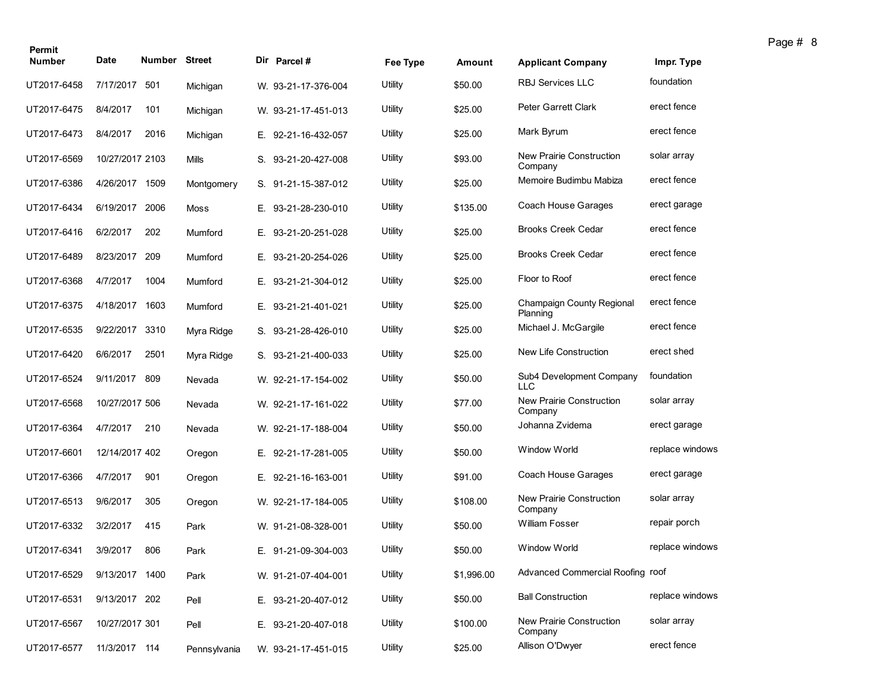| Permit Number | Date | Number | Street | Dir | Parcel # | Fee Type | Amount | Applicant Company | Impr. Type |
|---|---|---|---|---|---|---|---|---|---|
| UT2017-6458 | 7/17/2017 | 501 | Michigan | W. | 93-21-17-376-004 | Utility | $50.00 | RBJ Services LLC | foundation |
| UT2017-6475 | 8/4/2017 | 101 | Michigan | W. | 93-21-17-451-013 | Utility | $25.00 | Peter Garrett Clark | erect fence |
| UT2017-6473 | 8/4/2017 | 2016 | Michigan | E. | 92-21-16-432-057 | Utility | $25.00 | Mark Byrum | erect fence |
| UT2017-6569 | 10/27/2017 | 2103 | Mills | S. | 93-21-20-427-008 | Utility | $93.00 | New Prairie Construction Company | solar array |
| UT2017-6386 | 4/26/2017 | 1509 | Montgomery | S. | 91-21-15-387-012 | Utility | $25.00 | Memoire Budimbu Mabiza | erect fence |
| UT2017-6434 | 6/19/2017 | 2006 | Moss | E. | 93-21-28-230-010 | Utility | $135.00 | Coach House Garages | erect garage |
| UT2017-6416 | 6/2/2017 | 202 | Mumford | E. | 93-21-20-251-028 | Utility | $25.00 | Brooks Creek Cedar | erect fence |
| UT2017-6489 | 8/23/2017 | 209 | Mumford | E. | 93-21-20-254-026 | Utility | $25.00 | Brooks Creek Cedar | erect fence |
| UT2017-6368 | 4/7/2017 | 1004 | Mumford | E. | 93-21-21-304-012 | Utility | $25.00 | Floor to Roof | erect fence |
| UT2017-6375 | 4/18/2017 | 1603 | Mumford | E. | 93-21-21-401-021 | Utility | $25.00 | Champaign County Regional Planning | erect fence |
| UT2017-6535 | 9/22/2017 | 3310 | Myra Ridge | S. | 93-21-28-426-010 | Utility | $25.00 | Michael J. McGargile | erect fence |
| UT2017-6420 | 6/6/2017 | 2501 | Myra Ridge | S. | 93-21-21-400-033 | Utility | $25.00 | New Life Construction | erect shed |
| UT2017-6524 | 9/11/2017 | 809 | Nevada | W. | 92-21-17-154-002 | Utility | $50.00 | Sub4 Development Company LLC | foundation |
| UT2017-6568 | 10/27/2017 | 506 | Nevada | W. | 92-21-17-161-022 | Utility | $77.00 | New Prairie Construction Company | solar array |
| UT2017-6364 | 4/7/2017 | 210 | Nevada | W. | 92-21-17-188-004 | Utility | $50.00 | Johanna Zvidema | erect garage |
| UT2017-6601 | 12/14/2017 | 402 | Oregon | E. | 92-21-17-281-005 | Utility | $50.00 | Window World | replace windows |
| UT2017-6366 | 4/7/2017 | 901 | Oregon | E. | 92-21-16-163-001 | Utility | $91.00 | Coach House Garages | erect garage |
| UT2017-6513 | 9/6/2017 | 305 | Oregon | W. | 92-21-17-184-005 | Utility | $108.00 | New Prairie Construction Company | solar array |
| UT2017-6332 | 3/2/2017 | 415 | Park | W. | 91-21-08-328-001 | Utility | $50.00 | William Fosser | repair porch |
| UT2017-6341 | 3/9/2017 | 806 | Park | E. | 91-21-09-304-003 | Utility | $50.00 | Window World | replace windows |
| UT2017-6529 | 9/13/2017 | 1400 | Park | W. | 91-21-07-404-001 | Utility | $1,996.00 | Advanced Commercial Roofing | roof |
| UT2017-6531 | 9/13/2017 | 202 | Pell | E. | 93-21-20-407-012 | Utility | $50.00 | Ball Construction | replace windows |
| UT2017-6567 | 10/27/2017 | 301 | Pell | E. | 93-21-20-407-018 | Utility | $100.00 | New Prairie Construction Company | solar array |
| UT2017-6577 | 11/3/2017 | 114 | Pennsylvania | W. | 93-21-17-451-015 | Utility | $25.00 | Allison O'Dwyer | erect fence |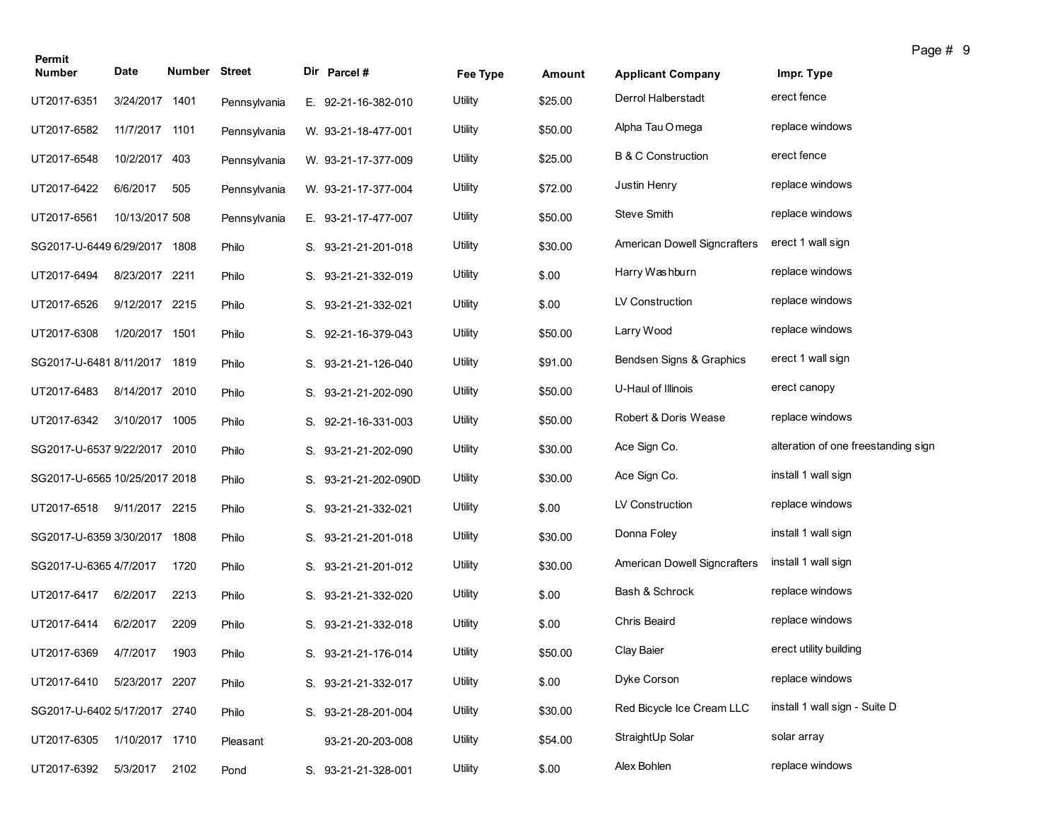| Permit Number | Date | Number | Street | Dir | Parcel # | Fee Type | Amount | Applicant Company | Impr. Type |
|---|---|---|---|---|---|---|---|---|---|
| UT2017-6351 | 3/24/2017 | 1401 | Pennsylvania | E. | 92-21-16-382-010 | Utility | $25.00 | Derrol Halberstadt | erect fence |
| UT2017-6582 | 11/7/2017 | 1101 | Pennsylvania | W. | 93-21-18-477-001 | Utility | $50.00 | Alpha Tau Omega | replace windows |
| UT2017-6548 | 10/2/2017 | 403 | Pennsylvania | W. | 93-21-17-377-009 | Utility | $25.00 | B & C Construction | erect fence |
| UT2017-6422 | 6/6/2017 | 505 | Pennsylvania | W. | 93-21-17-377-004 | Utility | $72.00 | Justin Henry | replace windows |
| UT2017-6561 | 10/13/2017 | 508 | Pennsylvania | E. | 93-21-17-477-007 | Utility | $50.00 | Steve Smith | replace windows |
| SG2017-U-6449 | 6/29/2017 | 1808 | Philo | S. | 93-21-21-201-018 | Utility | $30.00 | American Dowell Signcrafters | erect 1 wall sign |
| UT2017-6494 | 8/23/2017 | 2211 | Philo | S. | 93-21-21-332-019 | Utility | $.00 | Harry Washburn | replace windows |
| UT2017-6526 | 9/12/2017 | 2215 | Philo | S. | 93-21-21-332-021 | Utility | $.00 | LV Construction | replace windows |
| UT2017-6308 | 1/20/2017 | 1501 | Philo | S. | 92-21-16-379-043 | Utility | $50.00 | Larry Wood | replace windows |
| SG2017-U-6481 | 8/11/2017 | 1819 | Philo | S. | 93-21-21-126-040 | Utility | $91.00 | Bendsen Signs & Graphics | erect 1 wall sign |
| UT2017-6483 | 8/14/2017 | 2010 | Philo | S. | 93-21-21-202-090 | Utility | $50.00 | U-Haul of Illinois | erect canopy |
| UT2017-6342 | 3/10/2017 | 1005 | Philo | S. | 92-21-16-331-003 | Utility | $50.00 | Robert & Doris Wease | replace windows |
| SG2017-U-6537 | 9/22/2017 | 2010 | Philo | S. | 93-21-21-202-090 | Utility | $30.00 | Ace Sign Co. | alteration of one freestanding sign |
| SG2017-U-6565 | 10/25/2017 | 2018 | Philo | S. | 93-21-21-202-090D | Utility | $30.00 | Ace Sign Co. | install 1 wall sign |
| UT2017-6518 | 9/11/2017 | 2215 | Philo | S. | 93-21-21-332-021 | Utility | $.00 | LV Construction | replace windows |
| SG2017-U-6359 | 3/30/2017 | 1808 | Philo | S. | 93-21-21-201-018 | Utility | $30.00 | Donna Foley | install 1 wall sign |
| SG2017-U-6365 | 4/7/2017 | 1720 | Philo | S. | 93-21-21-201-012 | Utility | $30.00 | American Dowell Signcrafters | install 1 wall sign |
| UT2017-6417 | 6/2/2017 | 2213 | Philo | S. | 93-21-21-332-020 | Utility | $.00 | Bash & Schrock | replace windows |
| UT2017-6414 | 6/2/2017 | 2209 | Philo | S. | 93-21-21-332-018 | Utility | $.00 | Chris Beaird | replace windows |
| UT2017-6369 | 4/7/2017 | 1903 | Philo | S. | 93-21-21-176-014 | Utility | $50.00 | Clay Baier | erect utility building |
| UT2017-6410 | 5/23/2017 | 2207 | Philo | S. | 93-21-21-332-017 | Utility | $.00 | Dyke Corson | replace windows |
| SG2017-U-6402 | 5/17/2017 | 2740 | Philo | S. | 93-21-28-201-004 | Utility | $30.00 | Red Bicycle Ice Cream LLC | install 1 wall sign - Suite D |
| UT2017-6305 | 1/10/2017 | 1710 | Pleasant | | 93-21-20-203-008 | Utility | $54.00 | StraightUp Solar | solar array |
| UT2017-6392 | 5/3/2017 | 2102 | Pond | S. | 93-21-21-328-001 | Utility | $.00 | Alex Bohlen | replace windows |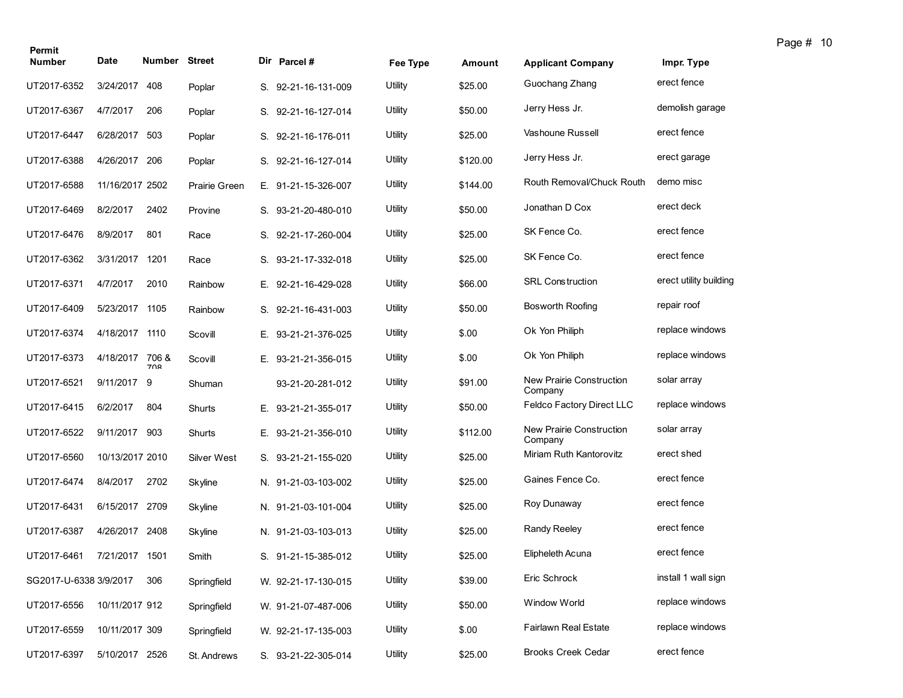| Permit Number | Date | Number | Street | Dir | Parcel # | Fee Type | Amount | Applicant Company | Impr. Type |
|---|---|---|---|---|---|---|---|---|---|
| UT2017-6352 | 3/24/2017 | 408 | Poplar | S. | 92-21-16-131-009 | Utility | $25.00 | Guochang Zhang | erect fence |
| UT2017-6367 | 4/7/2017 | 206 | Poplar | S. | 92-21-16-127-014 | Utility | $50.00 | Jerry Hess Jr. | demolish garage |
| UT2017-6447 | 6/28/2017 | 503 | Poplar | S. | 92-21-16-176-011 | Utility | $25.00 | Vashoune Russell | erect fence |
| UT2017-6388 | 4/26/2017 | 206 | Poplar | S. | 92-21-16-127-014 | Utility | $120.00 | Jerry Hess Jr. | erect garage |
| UT2017-6588 | 11/16/2017 | 2502 | Prairie Green | E. | 91-21-15-326-007 | Utility | $144.00 | Routh Removal/Chuck Routh | demo misc |
| UT2017-6469 | 8/2/2017 | 2402 | Provine | S. | 93-21-20-480-010 | Utility | $50.00 | Jonathan D Cox | erect deck |
| UT2017-6476 | 8/9/2017 | 801 | Race | S. | 92-21-17-260-004 | Utility | $25.00 | SK Fence Co. | erect fence |
| UT2017-6362 | 3/31/2017 | 1201 | Race | S. | 93-21-17-332-018 | Utility | $25.00 | SK Fence Co. | erect fence |
| UT2017-6371 | 4/7/2017 | 2010 | Rainbow | E. | 92-21-16-429-028 | Utility | $66.00 | SRL Construction | erect utility building |
| UT2017-6409 | 5/23/2017 | 1105 | Rainbow | S. | 92-21-16-431-003 | Utility | $50.00 | Bosworth Roofing | repair roof |
| UT2017-6374 | 4/18/2017 | 1110 | Scovill | E. | 93-21-21-376-025 | Utility | $.00 | Ok Yon Philiph | replace windows |
| UT2017-6373 | 4/18/2017 | 706 & 708 | Scovill | E. | 93-21-21-356-015 | Utility | $.00 | Ok Yon Philiph | replace windows |
| UT2017-6521 | 9/11/2017 | 9 | Shuman | | 93-21-20-281-012 | Utility | $91.00 | New Prairie Construction Company | solar array |
| UT2017-6415 | 6/2/2017 | 804 | Shurts | E. | 93-21-21-355-017 | Utility | $50.00 | Feldco Factory Direct LLC | replace windows |
| UT2017-6522 | 9/11/2017 | 903 | Shurts | E. | 93-21-21-356-010 | Utility | $112.00 | New Prairie Construction Company | solar array |
| UT2017-6560 | 10/13/2017 | 2010 | Silver West | S. | 93-21-21-155-020 | Utility | $25.00 | Miriam Ruth Kantorovitz | erect shed |
| UT2017-6474 | 8/4/2017 | 2702 | Skyline | N. | 91-21-03-103-002 | Utility | $25.00 | Gaines Fence Co. | erect fence |
| UT2017-6431 | 6/15/2017 | 2709 | Skyline | N. | 91-21-03-101-004 | Utility | $25.00 | Roy Dunaway | erect fence |
| UT2017-6387 | 4/26/2017 | 2408 | Skyline | N. | 91-21-03-103-013 | Utility | $25.00 | Randy Reeley | erect fence |
| UT2017-6461 | 7/21/2017 | 1501 | Smith | S. | 91-21-15-385-012 | Utility | $25.00 | Elipheleth Acuna | erect fence |
| SG2017-U-6338 | 3/9/2017 | 306 | Springfield | W. | 92-21-17-130-015 | Utility | $39.00 | Eric Schrock | install 1 wall sign |
| UT2017-6556 | 10/11/2017 | 912 | Springfield | W. | 91-21-07-487-006 | Utility | $50.00 | Window World | replace windows |
| UT2017-6559 | 10/11/2017 | 309 | Springfield | W. | 92-21-17-135-003 | Utility | $.00 | Fairlawn Real Estate | replace windows |
| UT2017-6397 | 5/10/2017 | 2526 | St. Andrews | S. | 93-21-22-305-014 | Utility | $25.00 | Brooks Creek Cedar | erect fence |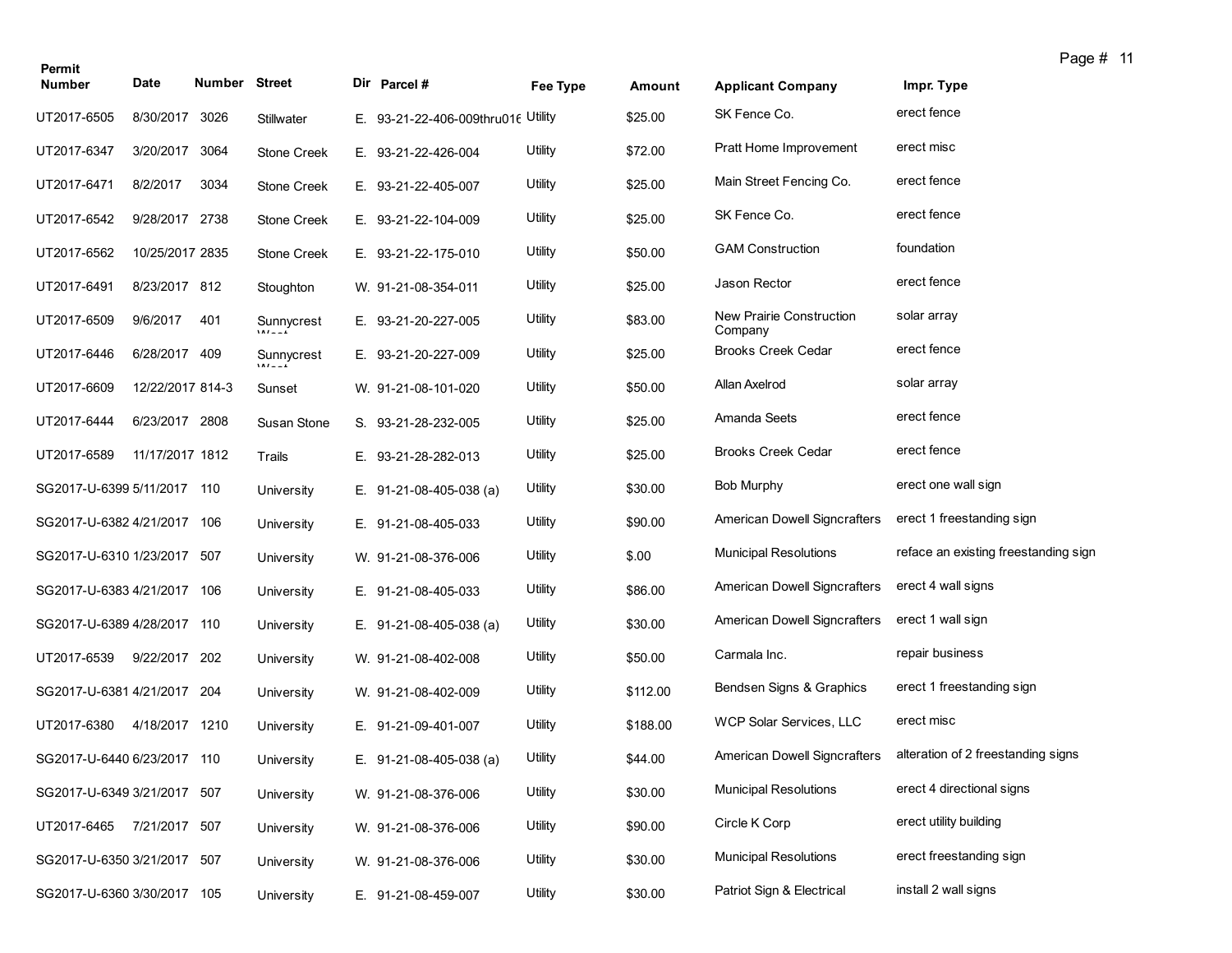| Permit Number | Date | Number | Street | Dir | Parcel # | Fee Type | Amount | Applicant Company | Impr. Type |
|---|---|---|---|---|---|---|---|---|---|
| UT2017-6505 | 8/30/2017 | 3026 | Stillwater | E. | 93-21-22-406-009thru016 | Utility | $25.00 | SK Fence Co. | erect fence |
| UT2017-6347 | 3/20/2017 | 3064 | Stone Creek | E. | 93-21-22-426-004 | Utility | $72.00 | Pratt Home Improvement | erect misc |
| UT2017-6471 | 8/2/2017 | 3034 | Stone Creek | E. | 93-21-22-405-007 | Utility | $25.00 | Main Street Fencing Co. | erect fence |
| UT2017-6542 | 9/28/2017 | 2738 | Stone Creek | E. | 93-21-22-104-009 | Utility | $25.00 | SK Fence Co. | erect fence |
| UT2017-6562 | 10/25/2017 | 2835 | Stone Creek | E. | 93-21-22-175-010 | Utility | $50.00 | GAM Construction | foundation |
| UT2017-6491 | 8/23/2017 | 812 | Stoughton | W. | 91-21-08-354-011 | Utility | $25.00 | Jason Rector | erect fence |
| UT2017-6509 | 9/6/2017 | 401 | Sunnycrest West | E. | 93-21-20-227-005 | Utility | $83.00 | New Prairie Construction Company | solar array |
| UT2017-6446 | 6/28/2017 | 409 | Sunnycrest West | E. | 93-21-20-227-009 | Utility | $25.00 | Brooks Creek Cedar | erect fence |
| UT2017-6609 | 12/22/2017 | 814-3 | Sunset | W. | 91-21-08-101-020 | Utility | $50.00 | Allan Axelrod | solar array |
| UT2017-6444 | 6/23/2017 | 2808 | Susan Stone | S. | 93-21-28-232-005 | Utility | $25.00 | Amanda Seets | erect fence |
| UT2017-6589 | 11/17/2017 | 1812 | Trails | E. | 93-21-28-282-013 | Utility | $25.00 | Brooks Creek Cedar | erect fence |
| SG2017-U-6399 | 5/11/2017 | 110 | University | E. | 91-21-08-405-038 (a) | Utility | $30.00 | Bob Murphy | erect one wall sign |
| SG2017-U-6382 | 4/21/2017 | 106 | University | E. | 91-21-08-405-033 | Utility | $90.00 | American Dowell Signcrafters | erect 1 freestanding sign |
| SG2017-U-6310 | 1/23/2017 | 507 | University | W. | 91-21-08-376-006 | Utility | $.00 | Municipal Resolutions | reface an existing freestanding sign |
| SG2017-U-6383 | 4/21/2017 | 106 | University | E. | 91-21-08-405-033 | Utility | $86.00 | American Dowell Signcrafters | erect 4 wall signs |
| SG2017-U-6389 | 4/28/2017 | 110 | University | E. | 91-21-08-405-038 (a) | Utility | $30.00 | American Dowell Signcrafters | erect 1 wall sign |
| UT2017-6539 | 9/22/2017 | 202 | University | W. | 91-21-08-402-008 | Utility | $50.00 | Carmala Inc. | repair business |
| SG2017-U-6381 | 4/21/2017 | 204 | University | W. | 91-21-08-402-009 | Utility | $112.00 | Bendsen Signs & Graphics | erect 1 freestanding sign |
| UT2017-6380 | 4/18/2017 | 1210 | University | E. | 91-21-09-401-007 | Utility | $188.00 | WCP Solar Services, LLC | erect misc |
| SG2017-U-6440 | 6/23/2017 | 110 | University | E. | 91-21-08-405-038 (a) | Utility | $44.00 | American Dowell Signcrafters | alteration of 2 freestanding signs |
| SG2017-U-6349 | 3/21/2017 | 507 | University | W. | 91-21-08-376-006 | Utility | $30.00 | Municipal Resolutions | erect 4 directional signs |
| UT2017-6465 | 7/21/2017 | 507 | University | W. | 91-21-08-376-006 | Utility | $90.00 | Circle K Corp | erect utility building |
| SG2017-U-6350 | 3/21/2017 | 507 | University | W. | 91-21-08-376-006 | Utility | $30.00 | Municipal Resolutions | erect freestanding sign |
| SG2017-U-6360 | 3/30/2017 | 105 | University | E. | 91-21-08-459-007 | Utility | $30.00 | Patriot Sign & Electrical | install 2 wall signs |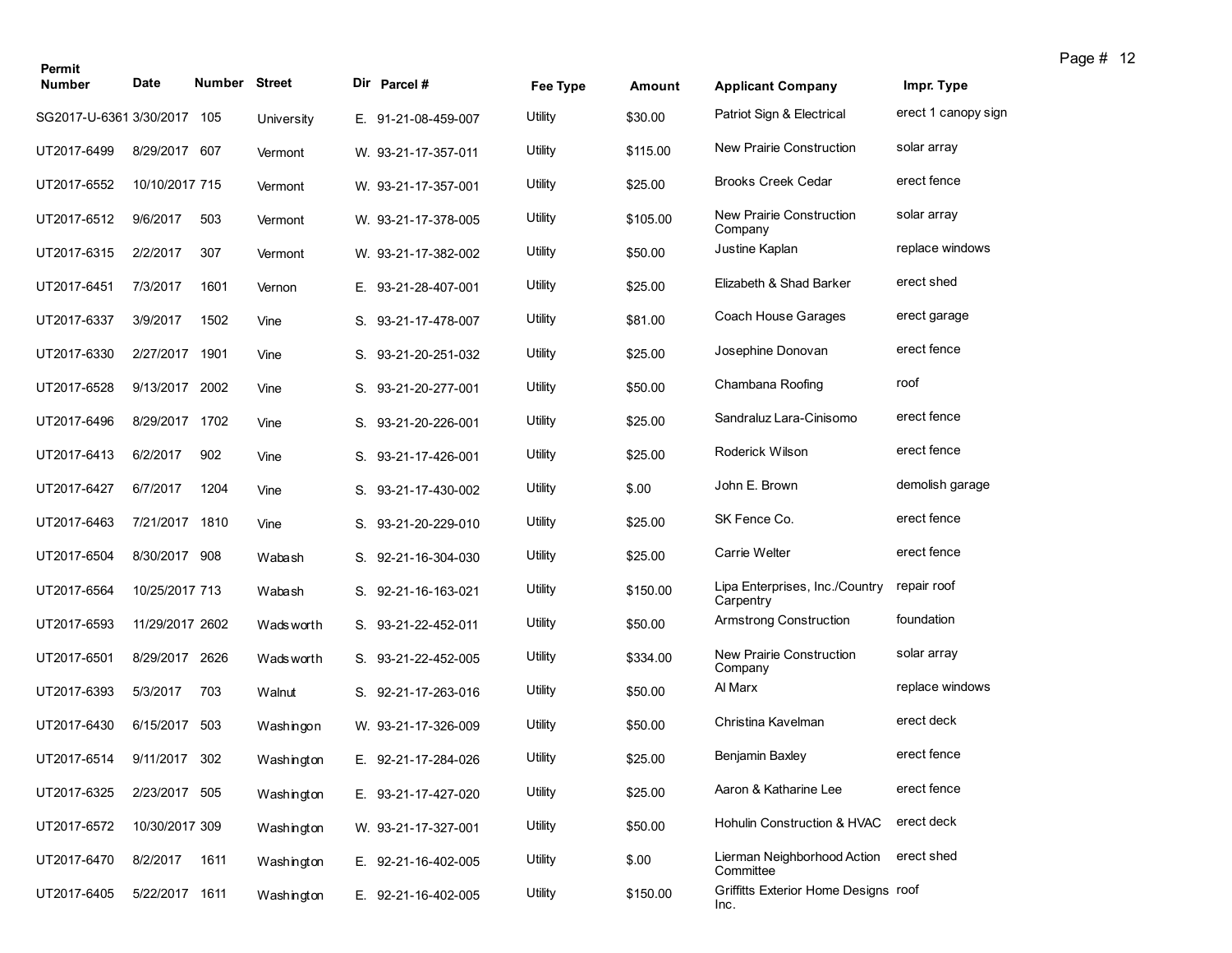| Permit Number | Date | Number | Street | Dir | Parcel # | Fee Type | Amount | Applicant Company | Impr. Type |
|---|---|---|---|---|---|---|---|---|---|
| SG2017-U-6361 | 3/30/2017 | 105 | University | E. | 91-21-08-459-007 | Utility | $30.00 | Patriot Sign & Electrical | erect 1 canopy sign |
| UT2017-6499 | 8/29/2017 | 607 | Vermont | W. | 93-21-17-357-011 | Utility | $115.00 | New Prairie Construction | solar array |
| UT2017-6552 | 10/10/2017 | 715 | Vermont | W. | 93-21-17-357-001 | Utility | $25.00 | Brooks Creek Cedar | erect fence |
| UT2017-6512 | 9/6/2017 | 503 | Vermont | W. | 93-21-17-378-005 | Utility | $105.00 | New Prairie Construction Company | solar array |
| UT2017-6315 | 2/2/2017 | 307 | Vermont | W. | 93-21-17-382-002 | Utility | $50.00 | Justine Kaplan | replace windows |
| UT2017-6451 | 7/3/2017 | 1601 | Vernon | E. | 93-21-28-407-001 | Utility | $25.00 | Elizabeth & Shad Barker | erect shed |
| UT2017-6337 | 3/9/2017 | 1502 | Vine | S. | 93-21-17-478-007 | Utility | $81.00 | Coach House Garages | erect garage |
| UT2017-6330 | 2/27/2017 | 1901 | Vine | S. | 93-21-20-251-032 | Utility | $25.00 | Josephine Donovan | erect fence |
| UT2017-6528 | 9/13/2017 | 2002 | Vine | S. | 93-21-20-277-001 | Utility | $50.00 | Chambana Roofing | roof |
| UT2017-6496 | 8/29/2017 | 1702 | Vine | S. | 93-21-20-226-001 | Utility | $25.00 | Sandraluz Lara-Cinisomo | erect fence |
| UT2017-6413 | 6/2/2017 | 902 | Vine | S. | 93-21-17-426-001 | Utility | $25.00 | Roderick Wilson | erect fence |
| UT2017-6427 | 6/7/2017 | 1204 | Vine | S. | 93-21-17-430-002 | Utility | $.00 | John E. Brown | demolish garage |
| UT2017-6463 | 7/21/2017 | 1810 | Vine | S. | 93-21-20-229-010 | Utility | $25.00 | SK Fence Co. | erect fence |
| UT2017-6504 | 8/30/2017 | 908 | Wabash | S. | 92-21-16-304-030 | Utility | $25.00 | Carrie Welter | erect fence |
| UT2017-6564 | 10/25/2017 | 713 | Wabash | S. | 92-21-16-163-021 | Utility | $150.00 | Lipa Enterprises, Inc./Country Carpentry | repair roof |
| UT2017-6593 | 11/29/2017 | 2602 | Wadsworth | S. | 93-21-22-452-011 | Utility | $50.00 | Armstrong Construction | foundation |
| UT2017-6501 | 8/29/2017 | 2626 | Wadsworth | S. | 93-21-22-452-005 | Utility | $334.00 | New Prairie Construction Company | solar array |
| UT2017-6393 | 5/3/2017 | 703 | Walnut | S. | 92-21-17-263-016 | Utility | $50.00 | Al Marx | replace windows |
| UT2017-6430 | 6/15/2017 | 503 | Washingon | W. | 93-21-17-326-009 | Utility | $50.00 | Christina Kavelman | erect deck |
| UT2017-6514 | 9/11/2017 | 302 | Washington | E. | 92-21-17-284-026 | Utility | $25.00 | Benjamin Baxley | erect fence |
| UT2017-6325 | 2/23/2017 | 505 | Washington | E. | 93-21-17-427-020 | Utility | $25.00 | Aaron & Katharine Lee | erect fence |
| UT2017-6572 | 10/30/2017 | 309 | Washington | W. | 93-21-17-327-001 | Utility | $50.00 | Hohulin Construction & HVAC | erect deck |
| UT2017-6470 | 8/2/2017 | 1611 | Washington | E. | 92-21-16-402-005 | Utility | $.00 | Lierman Neighborhood Action Committee | erect shed |
| UT2017-6405 | 5/22/2017 | 1611 | Washington | E. | 92-21-16-402-005 | Utility | $150.00 | Griffitts Exterior Home Designs Inc. | roof |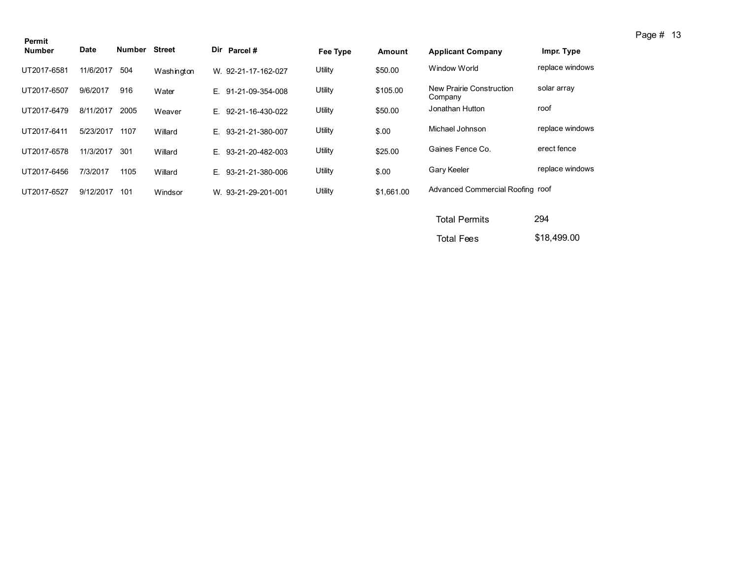| Permit Number | Date | Number | Street | Dir | Parcel # | Fee Type | Amount | Applicant Company | Impr. Type |
|---|---|---|---|---|---|---|---|---|---|
| UT2017-6581 | 11/6/2017 | 504 | Washington | W. | 92-21-17-162-027 | Utility | $50.00 | Window World | replace windows |
| UT2017-6507 | 9/6/2017 | 916 | Water | E. | 91-21-09-354-008 | Utility | $105.00 | New Prairie Construction Company | solar array |
| UT2017-6479 | 8/11/2017 | 2005 | Weaver | E. | 92-21-16-430-022 | Utility | $50.00 | Jonathan Hutton | roof |
| UT2017-6411 | 5/23/2017 | 1107 | Willard | E. | 93-21-21-380-007 | Utility | $.00 | Michael Johnson | replace windows |
| UT2017-6578 | 11/3/2017 | 301 | Willard | E. | 93-21-20-482-003 | Utility | $25.00 | Gaines Fence Co. | erect fence |
| UT2017-6456 | 7/3/2017 | 1105 | Willard | E. | 93-21-21-380-006 | Utility | $.00 | Gary Keeler | replace windows |
| UT2017-6527 | 9/12/2017 | 101 | Windsor | W. | 93-21-29-201-001 | Utility | $1,661.00 | Advanced Commercial Roofing | roof |

Total Permits 294

Total Fees $18,499.00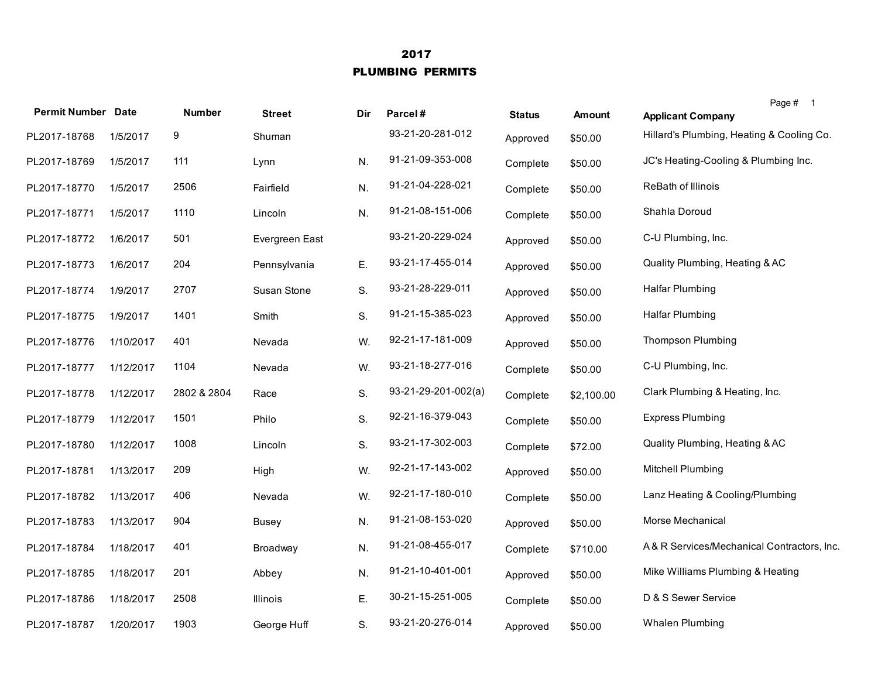# 2017
# PLUMBING PERMITS

| Permit Number | Date | Number | Street | Dir | Parcel # | Status | Amount | Applicant Company |
|---|---|---|---|---|---|---|---|---|
| PL2017-18768 | 1/5/2017 | 9 | Shuman | | 93-21-20-281-012 | Approved | $50.00 | Hillard's Plumbing, Heating & Cooling Co. |
| PL2017-18769 | 1/5/2017 | 111 | Lynn | N. | 91-21-09-353-008 | Complete | $50.00 | JC's Heating-Cooling & Plumbing Inc. |
| PL2017-18770 | 1/5/2017 | 2506 | Fairfield | N. | 91-21-04-228-021 | Complete | $50.00 | ReBath of Illinois |
| PL2017-18771 | 1/5/2017 | 1110 | Lincoln | N. | 91-21-08-151-006 | Complete | $50.00 | Shahla Doroud |
| PL2017-18772 | 1/6/2017 | 501 | Evergreen East | | 93-21-20-229-024 | Approved | $50.00 | C-U Plumbing, Inc. |
| PL2017-18773 | 1/6/2017 | 204 | Pennsylvania | E. | 93-21-17-455-014 | Approved | $50.00 | Quality Plumbing, Heating & AC |
| PL2017-18774 | 1/9/2017 | 2707 | Susan Stone | S. | 93-21-28-229-011 | Approved | $50.00 | Halfar Plumbing |
| PL2017-18775 | 1/9/2017 | 1401 | Smith | S. | 91-21-15-385-023 | Approved | $50.00 | Halfar Plumbing |
| PL2017-18776 | 1/10/2017 | 401 | Nevada | W. | 92-21-17-181-009 | Approved | $50.00 | Thompson Plumbing |
| PL2017-18777 | 1/12/2017 | 1104 | Nevada | W. | 93-21-18-277-016 | Complete | $50.00 | C-U Plumbing, Inc. |
| PL2017-18778 | 1/12/2017 | 2802 & 2804 | Race | S. | 93-21-29-201-002(a) | Complete | $2,100.00 | Clark Plumbing & Heating, Inc. |
| PL2017-18779 | 1/12/2017 | 1501 | Philo | S. | 92-21-16-379-043 | Complete | $50.00 | Express Plumbing |
| PL2017-18780 | 1/12/2017 | 1008 | Lincoln | S. | 93-21-17-302-003 | Complete | $72.00 | Quality Plumbing, Heating & AC |
| PL2017-18781 | 1/13/2017 | 209 | High | W. | 92-21-17-143-002 | Approved | $50.00 | Mitchell Plumbing |
| PL2017-18782 | 1/13/2017 | 406 | Nevada | W. | 92-21-17-180-010 | Complete | $50.00 | Lanz Heating & Cooling/Plumbing |
| PL2017-18783 | 1/13/2017 | 904 | Busey | N. | 91-21-08-153-020 | Approved | $50.00 | Morse Mechanical |
| PL2017-18784 | 1/18/2017 | 401 | Broadway | N. | 91-21-08-455-017 | Complete | $710.00 | A & R Services/Mechanical Contractors, Inc. |
| PL2017-18785 | 1/18/2017 | 201 | Abbey | N. | 91-21-10-401-001 | Approved | $50.00 | Mike Williams Plumbing & Heating |
| PL2017-18786 | 1/18/2017 | 2508 | Illinois | E. | 30-21-15-251-005 | Complete | $50.00 | D & S Sewer Service |
| PL2017-18787 | 1/20/2017 | 1903 | George Huff | S. | 93-21-20-276-014 | Approved | $50.00 | Whalen Plumbing |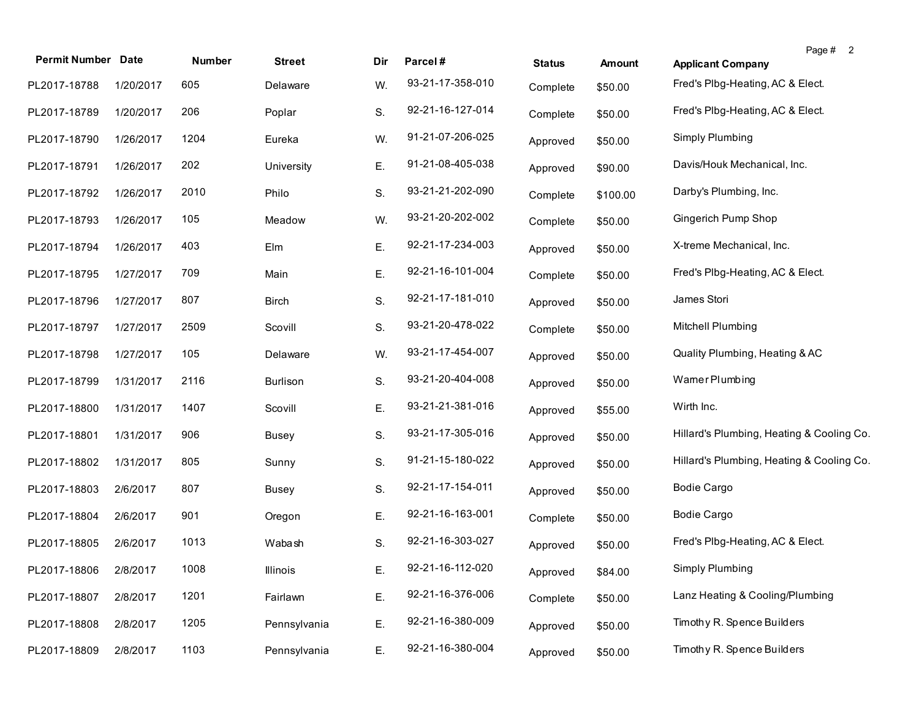| Permit Number | Date | Number | Street | Dir | Parcel # | Status | Amount | Applicant Company |
|---|---|---|---|---|---|---|---|---|
| PL2017-18788 | 1/20/2017 | 605 | Delaware | W. | 93-21-17-358-010 | Complete | $50.00 | Fred's Plbg-Heating, AC & Elect. |
| PL2017-18789 | 1/20/2017 | 206 | Poplar | S. | 92-21-16-127-014 | Complete | $50.00 | Fred's Plbg-Heating, AC & Elect. |
| PL2017-18790 | 1/26/2017 | 1204 | Eureka | W. | 91-21-07-206-025 | Approved | $50.00 | Simply Plumbing |
| PL2017-18791 | 1/26/2017 | 202 | University | E. | 91-21-08-405-038 | Approved | $90.00 | Davis/Houk Mechanical, Inc. |
| PL2017-18792 | 1/26/2017 | 2010 | Philo | S. | 93-21-21-202-090 | Complete | $100.00 | Darby's Plumbing, Inc. |
| PL2017-18793 | 1/26/2017 | 105 | Meadow | W. | 93-21-20-202-002 | Complete | $50.00 | Gingerich Pump Shop |
| PL2017-18794 | 1/26/2017 | 403 | Elm | E. | 92-21-17-234-003 | Approved | $50.00 | X-treme Mechanical, Inc. |
| PL2017-18795 | 1/27/2017 | 709 | Main | E. | 92-21-16-101-004 | Complete | $50.00 | Fred's Plbg-Heating, AC & Elect. |
| PL2017-18796 | 1/27/2017 | 807 | Birch | S. | 92-21-17-181-010 | Approved | $50.00 | James Stori |
| PL2017-18797 | 1/27/2017 | 2509 | Scovill | S. | 93-21-20-478-022 | Complete | $50.00 | Mitchell Plumbing |
| PL2017-18798 | 1/27/2017 | 105 | Delaware | W. | 93-21-17-454-007 | Approved | $50.00 | Quality Plumbing, Heating & AC |
| PL2017-18799 | 1/31/2017 | 2116 | Burlison | S. | 93-21-20-404-008 | Approved | $50.00 | Warner Plumbing |
| PL2017-18800 | 1/31/2017 | 1407 | Scovill | E. | 93-21-21-381-016 | Approved | $55.00 | Wirth Inc. |
| PL2017-18801 | 1/31/2017 | 906 | Busey | S. | 93-21-17-305-016 | Approved | $50.00 | Hillard's Plumbing, Heating & Cooling Co. |
| PL2017-18802 | 1/31/2017 | 805 | Sunny | S. | 91-21-15-180-022 | Approved | $50.00 | Hillard's Plumbing, Heating & Cooling Co. |
| PL2017-18803 | 2/6/2017 | 807 | Busey | S. | 92-21-17-154-011 | Approved | $50.00 | Bodie Cargo |
| PL2017-18804 | 2/6/2017 | 901 | Oregon | E. | 92-21-16-163-001 | Complete | $50.00 | Bodie Cargo |
| PL2017-18805 | 2/6/2017 | 1013 | Wabash | S. | 92-21-16-303-027 | Approved | $50.00 | Fred's Plbg-Heating, AC & Elect. |
| PL2017-18806 | 2/8/2017 | 1008 | Illinois | E. | 92-21-16-112-020 | Approved | $84.00 | Simply Plumbing |
| PL2017-18807 | 2/8/2017 | 1201 | Fairlawn | E. | 92-21-16-376-006 | Complete | $50.00 | Lanz Heating & Cooling/Plumbing |
| PL2017-18808 | 2/8/2017 | 1205 | Pennsylvania | E. | 92-21-16-380-009 | Approved | $50.00 | Timothy R. Spence Builders |
| PL2017-18809 | 2/8/2017 | 1103 | Pennsylvania | E. | 92-21-16-380-004 | Approved | $50.00 | Timothy R. Spence Builders |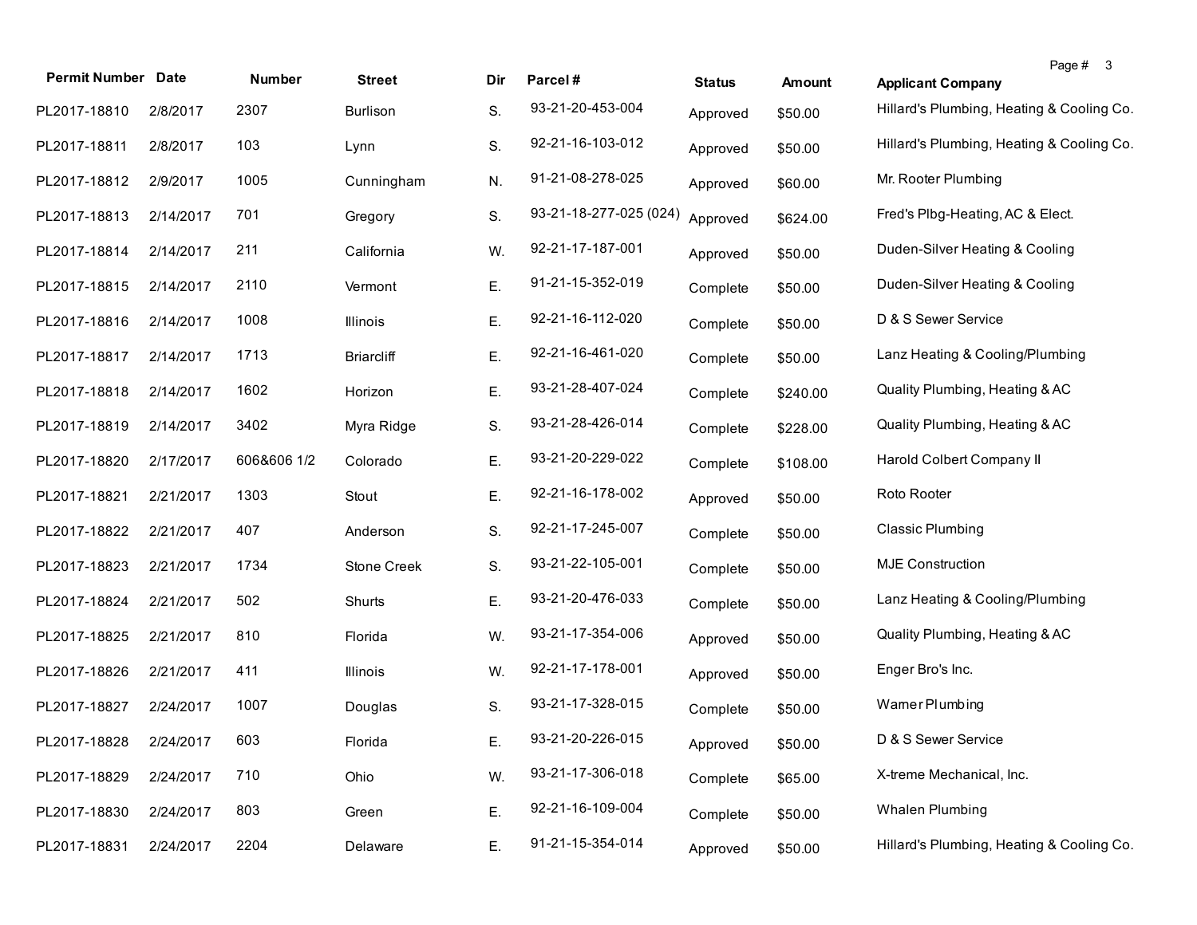| Permit Number | Date | Number | Street | Dir | Parcel # | Status | Amount | Applicant Company |
|---|---|---|---|---|---|---|---|---|
| PL2017-18810 | 2/8/2017 | 2307 | Burlison | S. | 93-21-20-453-004 | Approved | $50.00 | Hillard's Plumbing, Heating & Cooling Co. |
| PL2017-18811 | 2/8/2017 | 103 | Lynn | S. | 92-21-16-103-012 | Approved | $50.00 | Hillard's Plumbing, Heating & Cooling Co. |
| PL2017-18812 | 2/9/2017 | 1005 | Cunningham | N. | 91-21-08-278-025 | Approved | $60.00 | Mr. Rooter Plumbing |
| PL2017-18813 | 2/14/2017 | 701 | Gregory | S. | 93-21-18-277-025 (024) | Approved | $624.00 | Fred's Plbg-Heating, AC & Elect. |
| PL2017-18814 | 2/14/2017 | 211 | California | W. | 92-21-17-187-001 | Approved | $50.00 | Duden-Silver Heating & Cooling |
| PL2017-18815 | 2/14/2017 | 2110 | Vermont | E. | 91-21-15-352-019 | Complete | $50.00 | Duden-Silver Heating & Cooling |
| PL2017-18816 | 2/14/2017 | 1008 | Illinois | E. | 92-21-16-112-020 | Complete | $50.00 | D & S Sewer Service |
| PL2017-18817 | 2/14/2017 | 1713 | Briarcliff | E. | 92-21-16-461-020 | Complete | $50.00 | Lanz Heating & Cooling/Plumbing |
| PL2017-18818 | 2/14/2017 | 1602 | Horizon | E. | 93-21-28-407-024 | Complete | $240.00 | Quality Plumbing, Heating & AC |
| PL2017-18819 | 2/14/2017 | 3402 | Myra Ridge | S. | 93-21-28-426-014 | Complete | $228.00 | Quality Plumbing, Heating & AC |
| PL2017-18820 | 2/17/2017 | 606&606 1/2 | Colorado | E. | 93-21-20-229-022 | Complete | $108.00 | Harold Colbert Company II |
| PL2017-18821 | 2/21/2017 | 1303 | Stout | E. | 92-21-16-178-002 | Approved | $50.00 | Roto Rooter |
| PL2017-18822 | 2/21/2017 | 407 | Anderson | S. | 92-21-17-245-007 | Complete | $50.00 | Classic Plumbing |
| PL2017-18823 | 2/21/2017 | 1734 | Stone Creek | S. | 93-21-22-105-001 | Complete | $50.00 | MJE Construction |
| PL2017-18824 | 2/21/2017 | 502 | Shurts | E. | 93-21-20-476-033 | Complete | $50.00 | Lanz Heating & Cooling/Plumbing |
| PL2017-18825 | 2/21/2017 | 810 | Florida | W. | 93-21-17-354-006 | Approved | $50.00 | Quality Plumbing, Heating & AC |
| PL2017-18826 | 2/21/2017 | 411 | Illinois | W. | 92-21-17-178-001 | Approved | $50.00 | Enger Bro's Inc. |
| PL2017-18827 | 2/24/2017 | 1007 | Douglas | S. | 93-21-17-328-015 | Complete | $50.00 | Warner Plumbing |
| PL2017-18828 | 2/24/2017 | 603 | Florida | E. | 93-21-20-226-015 | Approved | $50.00 | D & S Sewer Service |
| PL2017-18829 | 2/24/2017 | 710 | Ohio | W. | 93-21-17-306-018 | Complete | $65.00 | X-treme Mechanical, Inc. |
| PL2017-18830 | 2/24/2017 | 803 | Green | E. | 92-21-16-109-004 | Complete | $50.00 | Whalen Plumbing |
| PL2017-18831 | 2/24/2017 | 2204 | Delaware | E. | 91-21-15-354-014 | Approved | $50.00 | Hillard's Plumbing, Heating & Cooling Co. |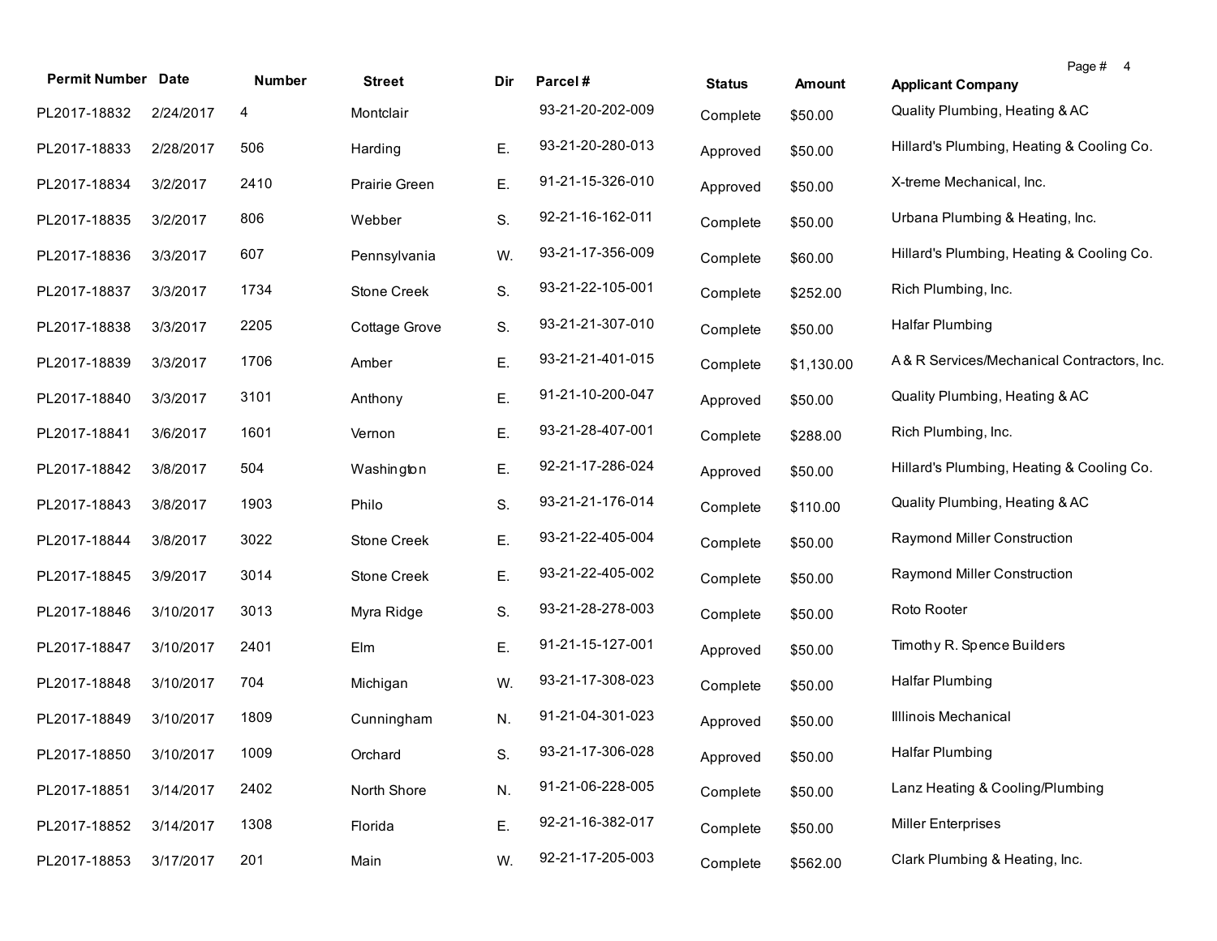| Permit Number | Date | Number | Street | Dir | Parcel # | Status | Amount | Applicant Company |
|---|---|---|---|---|---|---|---|---|
| PL2017-18832 | 2/24/2017 | 4 | Montclair | | 93-21-20-202-009 | Complete | $50.00 | Quality Plumbing, Heating & AC |
| PL2017-18833 | 2/28/2017 | 506 | Harding | E. | 93-21-20-280-013 | Approved | $50.00 | Hillard's Plumbing, Heating & Cooling Co. |
| PL2017-18834 | 3/2/2017 | 2410 | Prairie Green | E. | 91-21-15-326-010 | Approved | $50.00 | X-treme Mechanical, Inc. |
| PL2017-18835 | 3/2/2017 | 806 | Webber | S. | 92-21-16-162-011 | Complete | $50.00 | Urbana Plumbing & Heating, Inc. |
| PL2017-18836 | 3/3/2017 | 607 | Pennsylvania | W. | 93-21-17-356-009 | Complete | $60.00 | Hillard's Plumbing, Heating & Cooling Co. |
| PL2017-18837 | 3/3/2017 | 1734 | Stone Creek | S. | 93-21-22-105-001 | Complete | $252.00 | Rich Plumbing, Inc. |
| PL2017-18838 | 3/3/2017 | 2205 | Cottage Grove | S. | 93-21-21-307-010 | Complete | $50.00 | Halfar Plumbing |
| PL2017-18839 | 3/3/2017 | 1706 | Amber | E. | 93-21-21-401-015 | Complete | $1,130.00 | A & R Services/Mechanical Contractors, Inc. |
| PL2017-18840 | 3/3/2017 | 3101 | Anthony | E. | 91-21-10-200-047 | Approved | $50.00 | Quality Plumbing, Heating & AC |
| PL2017-18841 | 3/6/2017 | 1601 | Vernon | E. | 93-21-28-407-001 | Complete | $288.00 | Rich Plumbing, Inc. |
| PL2017-18842 | 3/8/2017 | 504 | Washington | E. | 92-21-17-286-024 | Approved | $50.00 | Hillard's Plumbing, Heating & Cooling Co. |
| PL2017-18843 | 3/8/2017 | 1903 | Philo | S. | 93-21-21-176-014 | Complete | $110.00 | Quality Plumbing, Heating & AC |
| PL2017-18844 | 3/8/2017 | 3022 | Stone Creek | E. | 93-21-22-405-004 | Complete | $50.00 | Raymond Miller Construction |
| PL2017-18845 | 3/9/2017 | 3014 | Stone Creek | E. | 93-21-22-405-002 | Complete | $50.00 | Raymond Miller Construction |
| PL2017-18846 | 3/10/2017 | 3013 | Myra Ridge | S. | 93-21-28-278-003 | Complete | $50.00 | Roto Rooter |
| PL2017-18847 | 3/10/2017 | 2401 | Elm | E. | 91-21-15-127-001 | Approved | $50.00 | Timothy R. Spence Builders |
| PL2017-18848 | 3/10/2017 | 704 | Michigan | W. | 93-21-17-308-023 | Complete | $50.00 | Halfar Plumbing |
| PL2017-18849 | 3/10/2017 | 1809 | Cunningham | N. | 91-21-04-301-023 | Approved | $50.00 | Illlinois Mechanical |
| PL2017-18850 | 3/10/2017 | 1009 | Orchard | S. | 93-21-17-306-028 | Approved | $50.00 | Halfar Plumbing |
| PL2017-18851 | 3/14/2017 | 2402 | North Shore | N. | 91-21-06-228-005 | Complete | $50.00 | Lanz Heating & Cooling/Plumbing |
| PL2017-18852 | 3/14/2017 | 1308 | Florida | E. | 92-21-16-382-017 | Complete | $50.00 | Miller Enterprises |
| PL2017-18853 | 3/17/2017 | 201 | Main | W. | 92-21-17-205-003 | Complete | $562.00 | Clark Plumbing & Heating, Inc. |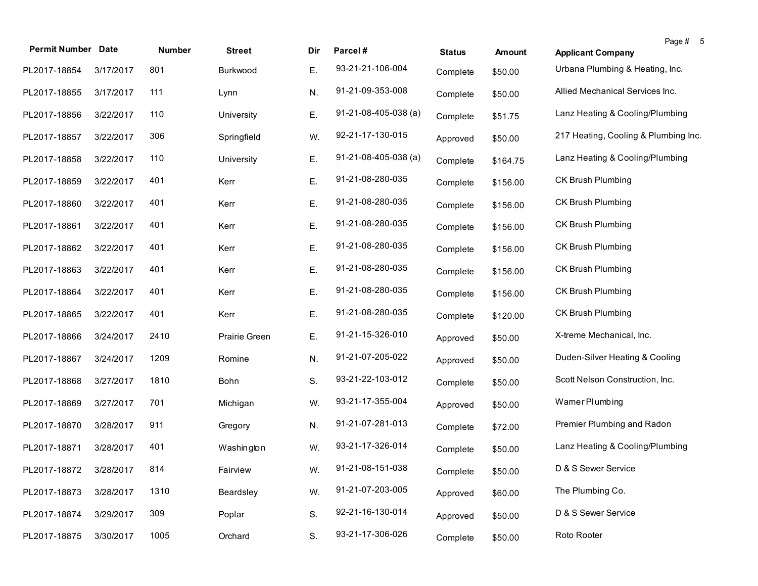| Permit Number | Date | Number | Street | Dir | Parcel # | Status | Amount | Applicant Company |
|---|---|---|---|---|---|---|---|---|
| PL2017-18854 | 3/17/2017 | 801 | Burkwood | E. | 93-21-21-106-004 | Complete | $50.00 | Urbana Plumbing & Heating, Inc. |
| PL2017-18855 | 3/17/2017 | 111 | Lynn | N. | 91-21-09-353-008 | Complete | $50.00 | Allied Mechanical Services Inc. |
| PL2017-18856 | 3/22/2017 | 110 | University | E. | 91-21-08-405-038 (a) | Complete | $51.75 | Lanz Heating & Cooling/Plumbing |
| PL2017-18857 | 3/22/2017 | 306 | Springfield | W. | 92-21-17-130-015 | Approved | $50.00 | 217 Heating, Cooling & Plumbing Inc. |
| PL2017-18858 | 3/22/2017 | 110 | University | E. | 91-21-08-405-038 (a) | Complete | $164.75 | Lanz Heating & Cooling/Plumbing |
| PL2017-18859 | 3/22/2017 | 401 | Kerr | E. | 91-21-08-280-035 | Complete | $156.00 | CK Brush Plumbing |
| PL2017-18860 | 3/22/2017 | 401 | Kerr | E. | 91-21-08-280-035 | Complete | $156.00 | CK Brush Plumbing |
| PL2017-18861 | 3/22/2017 | 401 | Kerr | E. | 91-21-08-280-035 | Complete | $156.00 | CK Brush Plumbing |
| PL2017-18862 | 3/22/2017 | 401 | Kerr | E. | 91-21-08-280-035 | Complete | $156.00 | CK Brush Plumbing |
| PL2017-18863 | 3/22/2017 | 401 | Kerr | E. | 91-21-08-280-035 | Complete | $156.00 | CK Brush Plumbing |
| PL2017-18864 | 3/22/2017 | 401 | Kerr | E. | 91-21-08-280-035 | Complete | $156.00 | CK Brush Plumbing |
| PL2017-18865 | 3/22/2017 | 401 | Kerr | E. | 91-21-08-280-035 | Complete | $120.00 | CK Brush Plumbing |
| PL2017-18866 | 3/24/2017 | 2410 | Prairie Green | E. | 91-21-15-326-010 | Approved | $50.00 | X-treme Mechanical, Inc. |
| PL2017-18867 | 3/24/2017 | 1209 | Romine | N. | 91-21-07-205-022 | Approved | $50.00 | Duden-Silver Heating & Cooling |
| PL2017-18868 | 3/27/2017 | 1810 | Bohn | S. | 93-21-22-103-012 | Complete | $50.00 | Scott Nelson Construction, Inc. |
| PL2017-18869 | 3/27/2017 | 701 | Michigan | W. | 93-21-17-355-004 | Approved | $50.00 | Warner Plumbing |
| PL2017-18870 | 3/28/2017 | 911 | Gregory | N. | 91-21-07-281-013 | Complete | $72.00 | Premier Plumbing and Radon |
| PL2017-18871 | 3/28/2017 | 401 | Washington | W. | 93-21-17-326-014 | Complete | $50.00 | Lanz Heating & Cooling/Plumbing |
| PL2017-18872 | 3/28/2017 | 814 | Fairview | W. | 91-21-08-151-038 | Complete | $50.00 | D & S Sewer Service |
| PL2017-18873 | 3/28/2017 | 1310 | Beardsley | W. | 91-21-07-203-005 | Approved | $60.00 | The Plumbing Co. |
| PL2017-18874 | 3/29/2017 | 309 | Poplar | S. | 92-21-16-130-014 | Approved | $50.00 | D & S Sewer Service |
| PL2017-18875 | 3/30/2017 | 1005 | Orchard | S. | 93-21-17-306-026 | Complete | $50.00 | Roto Rooter |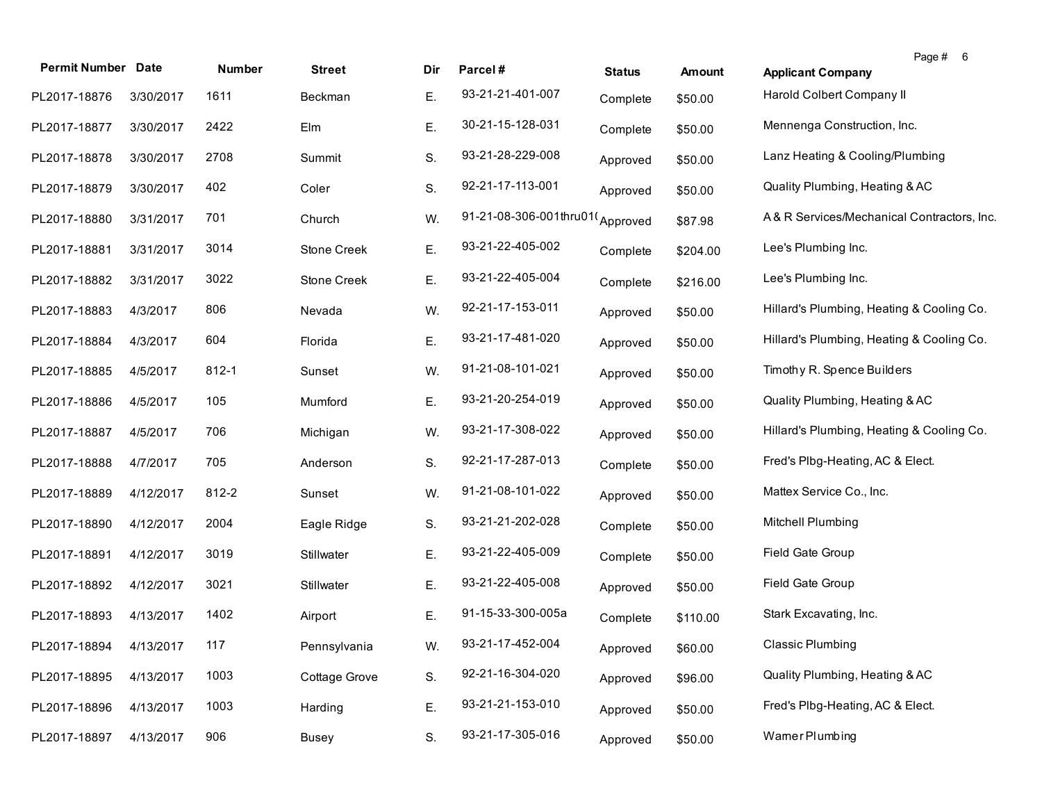| Permit Number | Date | Number | Street | Dir | Parcel # | Status | Amount | Applicant Company |
|---|---|---|---|---|---|---|---|---|
| PL2017-18876 | 3/30/2017 | 1611 | Beckman | E. | 93-21-21-401-007 | Complete | $50.00 | Harold Colbert Company II |
| PL2017-18877 | 3/30/2017 | 2422 | Elm | E. | 30-21-15-128-031 | Complete | $50.00 | Mennenga Construction, Inc. |
| PL2017-18878 | 3/30/2017 | 2708 | Summit | S. | 93-21-28-229-008 | Approved | $50.00 | Lanz Heating & Cooling/Plumbing |
| PL2017-18879 | 3/30/2017 | 402 | Coler | S. | 92-21-17-113-001 | Approved | $50.00 | Quality Plumbing, Heating & AC |
| PL2017-18880 | 3/31/2017 | 701 | Church | W. | 91-21-08-306-001thru01( | Approved | $87.98 | A & R Services/Mechanical Contractors, Inc. |
| PL2017-18881 | 3/31/2017 | 3014 | Stone Creek | E. | 93-21-22-405-002 | Complete | $204.00 | Lee's Plumbing Inc. |
| PL2017-18882 | 3/31/2017 | 3022 | Stone Creek | E. | 93-21-22-405-004 | Complete | $216.00 | Lee's Plumbing Inc. |
| PL2017-18883 | 4/3/2017 | 806 | Nevada | W. | 92-21-17-153-011 | Approved | $50.00 | Hillard's Plumbing, Heating & Cooling Co. |
| PL2017-18884 | 4/3/2017 | 604 | Florida | E. | 93-21-17-481-020 | Approved | $50.00 | Hillard's Plumbing, Heating & Cooling Co. |
| PL2017-18885 | 4/5/2017 | 812-1 | Sunset | W. | 91-21-08-101-021 | Approved | $50.00 | Timothy R. Spence Builders |
| PL2017-18886 | 4/5/2017 | 105 | Mumford | E. | 93-21-20-254-019 | Approved | $50.00 | Quality Plumbing, Heating & AC |
| PL2017-18887 | 4/5/2017 | 706 | Michigan | W. | 93-21-17-308-022 | Approved | $50.00 | Hillard's Plumbing, Heating & Cooling Co. |
| PL2017-18888 | 4/7/2017 | 705 | Anderson | S. | 92-21-17-287-013 | Complete | $50.00 | Fred's Plbg-Heating, AC & Elect. |
| PL2017-18889 | 4/12/2017 | 812-2 | Sunset | W. | 91-21-08-101-022 | Approved | $50.00 | Mattex Service Co., Inc. |
| PL2017-18890 | 4/12/2017 | 2004 | Eagle Ridge | S. | 93-21-21-202-028 | Complete | $50.00 | Mitchell Plumbing |
| PL2017-18891 | 4/12/2017 | 3019 | Stillwater | E. | 93-21-22-405-009 | Complete | $50.00 | Field Gate Group |
| PL2017-18892 | 4/12/2017 | 3021 | Stillwater | E. | 93-21-22-405-008 | Approved | $50.00 | Field Gate Group |
| PL2017-18893 | 4/13/2017 | 1402 | Airport | E. | 91-15-33-300-005a | Complete | $110.00 | Stark Excavating, Inc. |
| PL2017-18894 | 4/13/2017 | 117 | Pennsylvania | W. | 93-21-17-452-004 | Approved | $60.00 | Classic Plumbing |
| PL2017-18895 | 4/13/2017 | 1003 | Cottage Grove | S. | 92-21-16-304-020 | Approved | $96.00 | Quality Plumbing, Heating & AC |
| PL2017-18896 | 4/13/2017 | 1003 | Harding | E. | 93-21-21-153-010 | Approved | $50.00 | Fred's Plbg-Heating, AC & Elect. |
| PL2017-18897 | 4/13/2017 | 906 | Busey | S. | 93-21-17-305-016 | Approved | $50.00 | Warner Plumbing |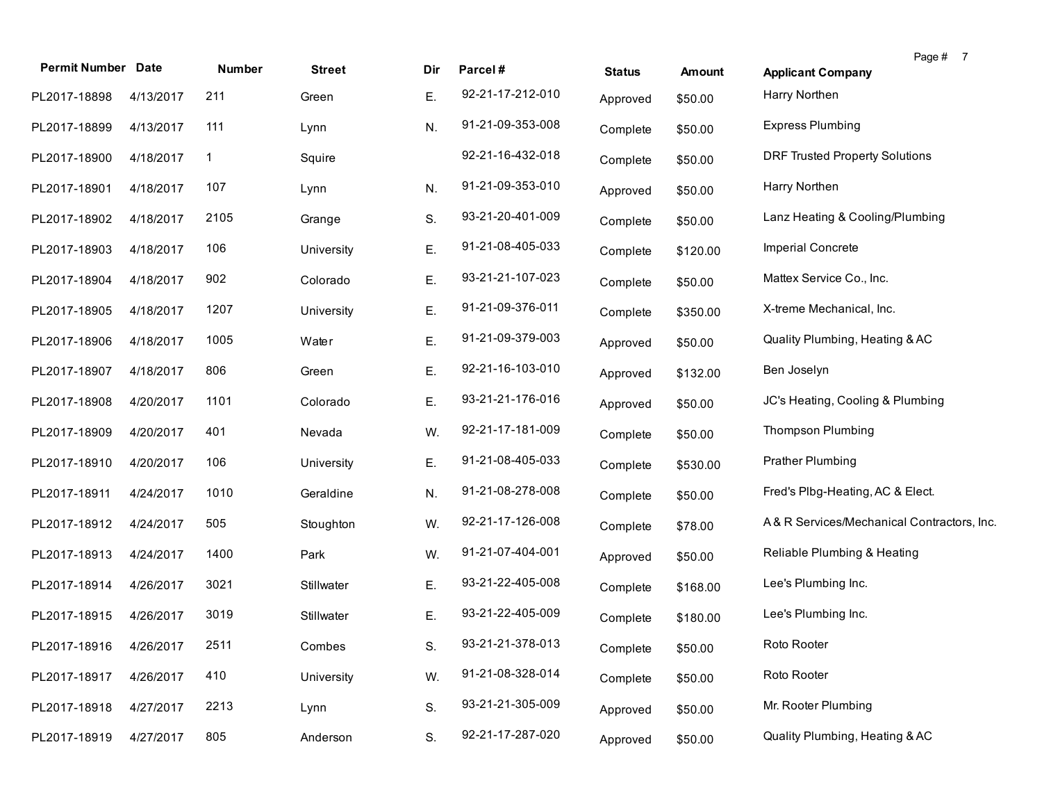| Permit Number | Date | Number | Street | Dir | Parcel # | Status | Amount | Applicant Company |
|---|---|---|---|---|---|---|---|---|
| PL2017-18898 | 4/13/2017 | 211 | Green | E. | 92-21-17-212-010 | Approved | $50.00 | Harry Northen |
| PL2017-18899 | 4/13/2017 | 111 | Lynn | N. | 91-21-09-353-008 | Complete | $50.00 | Express Plumbing |
| PL2017-18900 | 4/18/2017 | 1 | Squire | | 92-21-16-432-018 | Complete | $50.00 | DRF Trusted Property Solutions |
| PL2017-18901 | 4/18/2017 | 107 | Lynn | N. | 91-21-09-353-010 | Approved | $50.00 | Harry Northen |
| PL2017-18902 | 4/18/2017 | 2105 | Grange | S. | 93-21-20-401-009 | Complete | $50.00 | Lanz Heating & Cooling/Plumbing |
| PL2017-18903 | 4/18/2017 | 106 | University | E. | 91-21-08-405-033 | Complete | $120.00 | Imperial Concrete |
| PL2017-18904 | 4/18/2017 | 902 | Colorado | E. | 93-21-21-107-023 | Complete | $50.00 | Mattex Service Co., Inc. |
| PL2017-18905 | 4/18/2017 | 1207 | University | E. | 91-21-09-376-011 | Complete | $350.00 | X-treme Mechanical, Inc. |
| PL2017-18906 | 4/18/2017 | 1005 | Water | E. | 91-21-09-379-003 | Approved | $50.00 | Quality Plumbing, Heating & AC |
| PL2017-18907 | 4/18/2017 | 806 | Green | E. | 92-21-16-103-010 | Approved | $132.00 | Ben Joselyn |
| PL2017-18908 | 4/20/2017 | 1101 | Colorado | E. | 93-21-21-176-016 | Approved | $50.00 | JC's Heating, Cooling & Plumbing |
| PL2017-18909 | 4/20/2017 | 401 | Nevada | W. | 92-21-17-181-009 | Complete | $50.00 | Thompson Plumbing |
| PL2017-18910 | 4/20/2017 | 106 | University | E. | 91-21-08-405-033 | Complete | $530.00 | Prather Plumbing |
| PL2017-18911 | 4/24/2017 | 1010 | Geraldine | N. | 91-21-08-278-008 | Complete | $50.00 | Fred's Plbg-Heating, AC & Elect. |
| PL2017-18912 | 4/24/2017 | 505 | Stoughton | W. | 92-21-17-126-008 | Complete | $78.00 | A & R Services/Mechanical Contractors, Inc. |
| PL2017-18913 | 4/24/2017 | 1400 | Park | W. | 91-21-07-404-001 | Approved | $50.00 | Reliable Plumbing & Heating |
| PL2017-18914 | 4/26/2017 | 3021 | Stillwater | E. | 93-21-22-405-008 | Complete | $168.00 | Lee's Plumbing Inc. |
| PL2017-18915 | 4/26/2017 | 3019 | Stillwater | E. | 93-21-22-405-009 | Complete | $180.00 | Lee's Plumbing Inc. |
| PL2017-18916 | 4/26/2017 | 2511 | Combes | S. | 93-21-21-378-013 | Complete | $50.00 | Roto Rooter |
| PL2017-18917 | 4/26/2017 | 410 | University | W. | 91-21-08-328-014 | Complete | $50.00 | Roto Rooter |
| PL2017-18918 | 4/27/2017 | 2213 | Lynn | S. | 93-21-21-305-009 | Approved | $50.00 | Mr. Rooter Plumbing |
| PL2017-18919 | 4/27/2017 | 805 | Anderson | S. | 92-21-17-287-020 | Approved | $50.00 | Quality Plumbing, Heating & AC |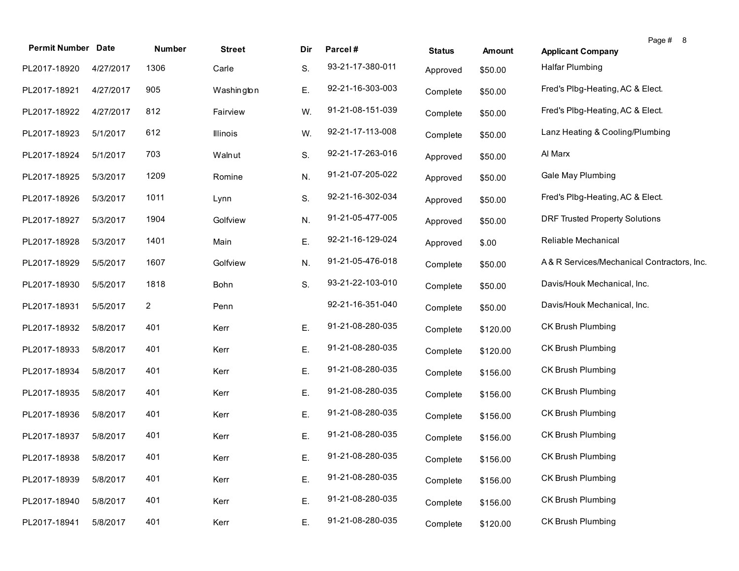| Permit Number | Date | Number | Street | Dir | Parcel # | Status | Amount | Applicant Company |
|---|---|---|---|---|---|---|---|---|
| PL2017-18920 | 4/27/2017 | 1306 | Carle | S. | 93-21-17-380-011 | Approved | $50.00 | Halfar Plumbing |
| PL2017-18921 | 4/27/2017 | 905 | Washington | E. | 92-21-16-303-003 | Complete | $50.00 | Fred's Plbg-Heating, AC & Elect. |
| PL2017-18922 | 4/27/2017 | 812 | Fairview | W. | 91-21-08-151-039 | Complete | $50.00 | Fred's Plbg-Heating, AC & Elect. |
| PL2017-18923 | 5/1/2017 | 612 | Illinois | W. | 92-21-17-113-008 | Complete | $50.00 | Lanz Heating & Cooling/Plumbing |
| PL2017-18924 | 5/1/2017 | 703 | Walnut | S. | 92-21-17-263-016 | Approved | $50.00 | Al Marx |
| PL2017-18925 | 5/3/2017 | 1209 | Romine | N. | 91-21-07-205-022 | Approved | $50.00 | Gale May Plumbing |
| PL2017-18926 | 5/3/2017 | 1011 | Lynn | S. | 92-21-16-302-034 | Approved | $50.00 | Fred's Plbg-Heating, AC & Elect. |
| PL2017-18927 | 5/3/2017 | 1904 | Golfview | N. | 91-21-05-477-005 | Approved | $50.00 | DRF Trusted Property Solutions |
| PL2017-18928 | 5/3/2017 | 1401 | Main | E. | 92-21-16-129-024 | Approved | $.00 | Reliable Mechanical |
| PL2017-18929 | 5/5/2017 | 1607 | Golfview | N. | 91-21-05-476-018 | Complete | $50.00 | A & R Services/Mechanical Contractors, Inc. |
| PL2017-18930 | 5/5/2017 | 1818 | Bohn | S. | 93-21-22-103-010 | Complete | $50.00 | Davis/Houk Mechanical, Inc. |
| PL2017-18931 | 5/5/2017 | 2 | Penn | | 92-21-16-351-040 | Complete | $50.00 | Davis/Houk Mechanical, Inc. |
| PL2017-18932 | 5/8/2017 | 401 | Kerr | E. | 91-21-08-280-035 | Complete | $120.00 | CK Brush Plumbing |
| PL2017-18933 | 5/8/2017 | 401 | Kerr | E. | 91-21-08-280-035 | Complete | $120.00 | CK Brush Plumbing |
| PL2017-18934 | 5/8/2017 | 401 | Kerr | E. | 91-21-08-280-035 | Complete | $156.00 | CK Brush Plumbing |
| PL2017-18935 | 5/8/2017 | 401 | Kerr | E. | 91-21-08-280-035 | Complete | $156.00 | CK Brush Plumbing |
| PL2017-18936 | 5/8/2017 | 401 | Kerr | E. | 91-21-08-280-035 | Complete | $156.00 | CK Brush Plumbing |
| PL2017-18937 | 5/8/2017 | 401 | Kerr | E. | 91-21-08-280-035 | Complete | $156.00 | CK Brush Plumbing |
| PL2017-18938 | 5/8/2017 | 401 | Kerr | E. | 91-21-08-280-035 | Complete | $156.00 | CK Brush Plumbing |
| PL2017-18939 | 5/8/2017 | 401 | Kerr | E. | 91-21-08-280-035 | Complete | $156.00 | CK Brush Plumbing |
| PL2017-18940 | 5/8/2017 | 401 | Kerr | E. | 91-21-08-280-035 | Complete | $156.00 | CK Brush Plumbing |
| PL2017-18941 | 5/8/2017 | 401 | Kerr | E. | 91-21-08-280-035 | Complete | $120.00 | CK Brush Plumbing |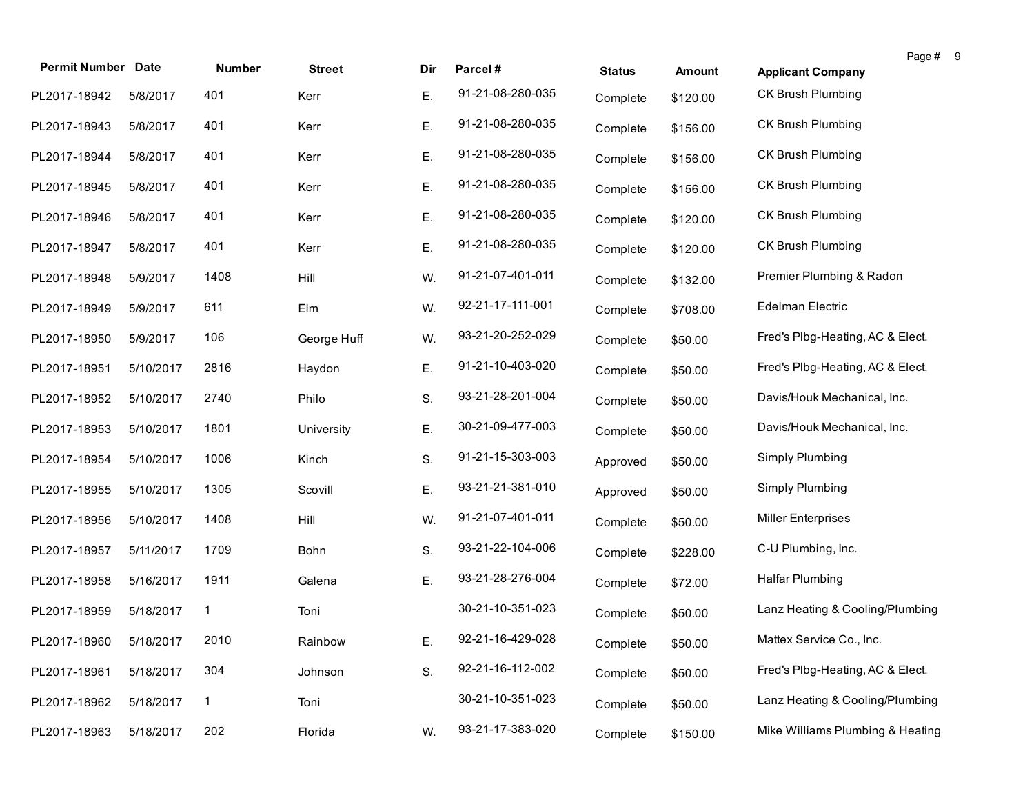| Permit Number | Date | Number | Street | Dir | Parcel # | Status | Amount | Applicant Company |
|---|---|---|---|---|---|---|---|---|
| PL2017-18942 | 5/8/2017 | 401 | Kerr | E. | 91-21-08-280-035 | Complete | $120.00 | CK Brush Plumbing |
| PL2017-18943 | 5/8/2017 | 401 | Kerr | E. | 91-21-08-280-035 | Complete | $156.00 | CK Brush Plumbing |
| PL2017-18944 | 5/8/2017 | 401 | Kerr | E. | 91-21-08-280-035 | Complete | $156.00 | CK Brush Plumbing |
| PL2017-18945 | 5/8/2017 | 401 | Kerr | E. | 91-21-08-280-035 | Complete | $156.00 | CK Brush Plumbing |
| PL2017-18946 | 5/8/2017 | 401 | Kerr | E. | 91-21-08-280-035 | Complete | $120.00 | CK Brush Plumbing |
| PL2017-18947 | 5/8/2017 | 401 | Kerr | E. | 91-21-08-280-035 | Complete | $120.00 | CK Brush Plumbing |
| PL2017-18948 | 5/9/2017 | 1408 | Hill | W. | 91-21-07-401-011 | Complete | $132.00 | Premier Plumbing & Radon |
| PL2017-18949 | 5/9/2017 | 611 | Elm | W. | 92-21-17-111-001 | Complete | $708.00 | Edelman Electric |
| PL2017-18950 | 5/9/2017 | 106 | George Huff | W. | 93-21-20-252-029 | Complete | $50.00 | Fred's Plbg-Heating, AC & Elect. |
| PL2017-18951 | 5/10/2017 | 2816 | Haydon | E. | 91-21-10-403-020 | Complete | $50.00 | Fred's Plbg-Heating, AC & Elect. |
| PL2017-18952 | 5/10/2017 | 2740 | Philo | S. | 93-21-28-201-004 | Complete | $50.00 | Davis/Houk Mechanical, Inc. |
| PL2017-18953 | 5/10/2017 | 1801 | University | E. | 30-21-09-477-003 | Complete | $50.00 | Davis/Houk Mechanical, Inc. |
| PL2017-18954 | 5/10/2017 | 1006 | Kinch | S. | 91-21-15-303-003 | Approved | $50.00 | Simply Plumbing |
| PL2017-18955 | 5/10/2017 | 1305 | Scovill | E. | 93-21-21-381-010 | Approved | $50.00 | Simply Plumbing |
| PL2017-18956 | 5/10/2017 | 1408 | Hill | W. | 91-21-07-401-011 | Complete | $50.00 | Miller Enterprises |
| PL2017-18957 | 5/11/2017 | 1709 | Bohn | S. | 93-21-22-104-006 | Complete | $228.00 | C-U Plumbing, Inc. |
| PL2017-18958 | 5/16/2017 | 1911 | Galena | E. | 93-21-28-276-004 | Complete | $72.00 | Halfar Plumbing |
| PL2017-18959 | 5/18/2017 | 1 | Toni | | 30-21-10-351-023 | Complete | $50.00 | Lanz Heating & Cooling/Plumbing |
| PL2017-18960 | 5/18/2017 | 2010 | Rainbow | E. | 92-21-16-429-028 | Complete | $50.00 | Mattex Service Co., Inc. |
| PL2017-18961 | 5/18/2017 | 304 | Johnson | S. | 92-21-16-112-002 | Complete | $50.00 | Fred's Plbg-Heating, AC & Elect. |
| PL2017-18962 | 5/18/2017 | 1 | Toni | | 30-21-10-351-023 | Complete | $50.00 | Lanz Heating & Cooling/Plumbing |
| PL2017-18963 | 5/18/2017 | 202 | Florida | W. | 93-21-17-383-020 | Complete | $150.00 | Mike Williams Plumbing & Heating |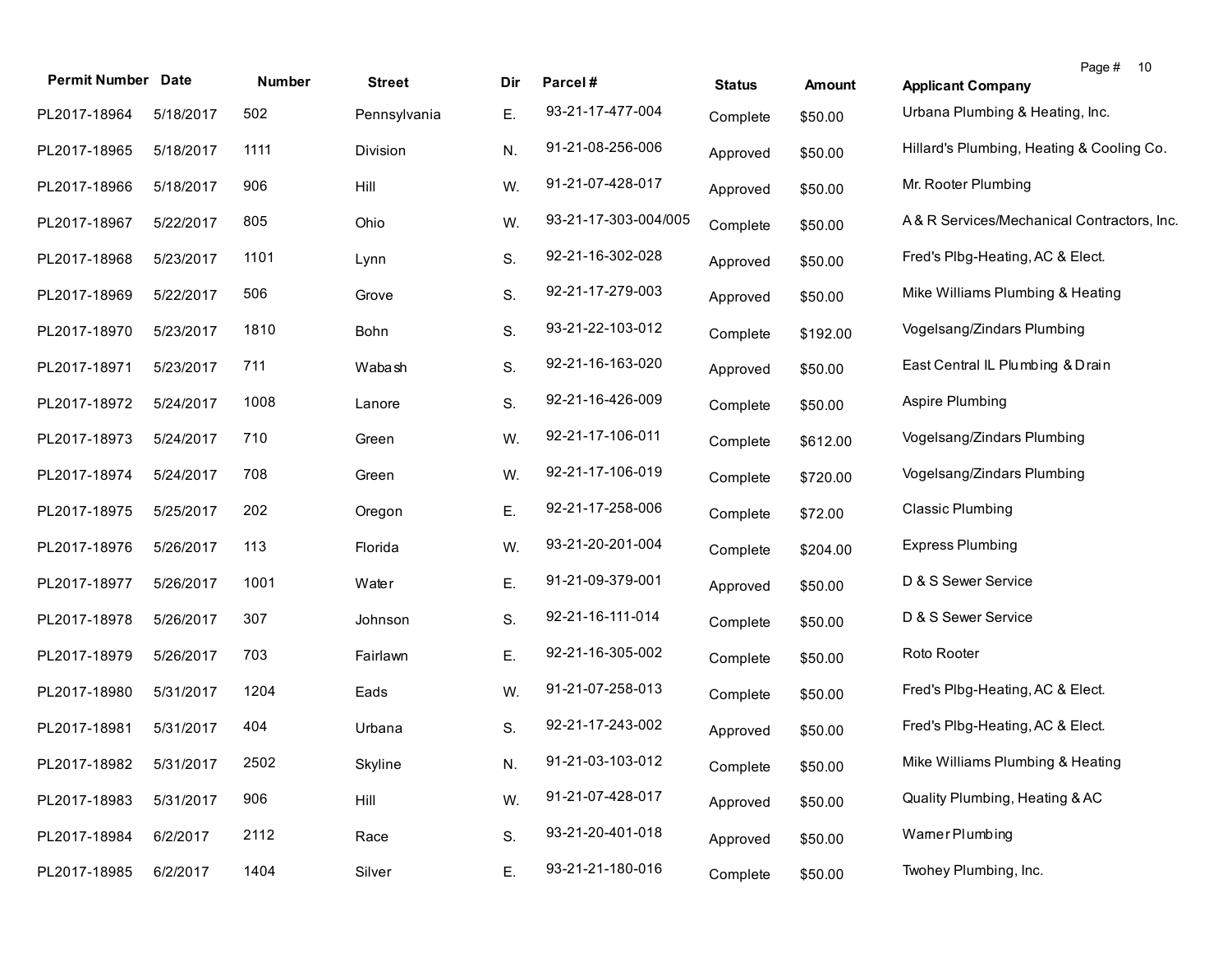| Permit Number | Date | Number | Street | Dir | Parcel # | Status | Amount | Applicant Company |
|---|---|---|---|---|---|---|---|---|
| PL2017-18964 | 5/18/2017 | 502 | Pennsylvania | E. | 93-21-17-477-004 | Complete | $50.00 | Urbana Plumbing & Heating, Inc. |
| PL2017-18965 | 5/18/2017 | 1111 | Division | N. | 91-21-08-256-006 | Approved | $50.00 | Hillard's Plumbing, Heating & Cooling Co. |
| PL2017-18966 | 5/18/2017 | 906 | Hill | W. | 91-21-07-428-017 | Approved | $50.00 | Mr. Rooter Plumbing |
| PL2017-18967 | 5/22/2017 | 805 | Ohio | W. | 93-21-17-303-004/005 | Complete | $50.00 | A & R Services/Mechanical Contractors, Inc. |
| PL2017-18968 | 5/23/2017 | 1101 | Lynn | S. | 92-21-16-302-028 | Approved | $50.00 | Fred's Plbg-Heating, AC & Elect. |
| PL2017-18969 | 5/22/2017 | 506 | Grove | S. | 92-21-17-279-003 | Approved | $50.00 | Mike Williams Plumbing & Heating |
| PL2017-18970 | 5/23/2017 | 1810 | Bohn | S. | 93-21-22-103-012 | Complete | $192.00 | Vogelsang/Zindars Plumbing |
| PL2017-18971 | 5/23/2017 | 711 | Wabash | S. | 92-21-16-163-020 | Approved | $50.00 | East Central IL Plumbing & Drain |
| PL2017-18972 | 5/24/2017 | 1008 | Lanore | S. | 92-21-16-426-009 | Complete | $50.00 | Aspire Plumbing |
| PL2017-18973 | 5/24/2017 | 710 | Green | W. | 92-21-17-106-011 | Complete | $612.00 | Vogelsang/Zindars Plumbing |
| PL2017-18974 | 5/24/2017 | 708 | Green | W. | 92-21-17-106-019 | Complete | $720.00 | Vogelsang/Zindars Plumbing |
| PL2017-18975 | 5/25/2017 | 202 | Oregon | E. | 92-21-17-258-006 | Complete | $72.00 | Classic Plumbing |
| PL2017-18976 | 5/26/2017 | 113 | Florida | W. | 93-21-20-201-004 | Complete | $204.00 | Express Plumbing |
| PL2017-18977 | 5/26/2017 | 1001 | Water | E. | 91-21-09-379-001 | Approved | $50.00 | D & S Sewer Service |
| PL2017-18978 | 5/26/2017 | 307 | Johnson | S. | 92-21-16-111-014 | Complete | $50.00 | D & S Sewer Service |
| PL2017-18979 | 5/26/2017 | 703 | Fairlawn | E. | 92-21-16-305-002 | Complete | $50.00 | Roto Rooter |
| PL2017-18980 | 5/31/2017 | 1204 | Eads | W. | 91-21-07-258-013 | Complete | $50.00 | Fred's Plbg-Heating, AC & Elect. |
| PL2017-18981 | 5/31/2017 | 404 | Urbana | S. | 92-21-17-243-002 | Approved | $50.00 | Fred's Plbg-Heating, AC & Elect. |
| PL2017-18982 | 5/31/2017 | 2502 | Skyline | N. | 91-21-03-103-012 | Complete | $50.00 | Mike Williams Plumbing & Heating |
| PL2017-18983 | 5/31/2017 | 906 | Hill | W. | 91-21-07-428-017 | Approved | $50.00 | Quality Plumbing, Heating & AC |
| PL2017-18984 | 6/2/2017 | 2112 | Race | S. | 93-21-20-401-018 | Approved | $50.00 | Warner Plumbing |
| PL2017-18985 | 6/2/2017 | 1404 | Silver | E. | 93-21-21-180-016 | Complete | $50.00 | Twohey Plumbing, Inc. |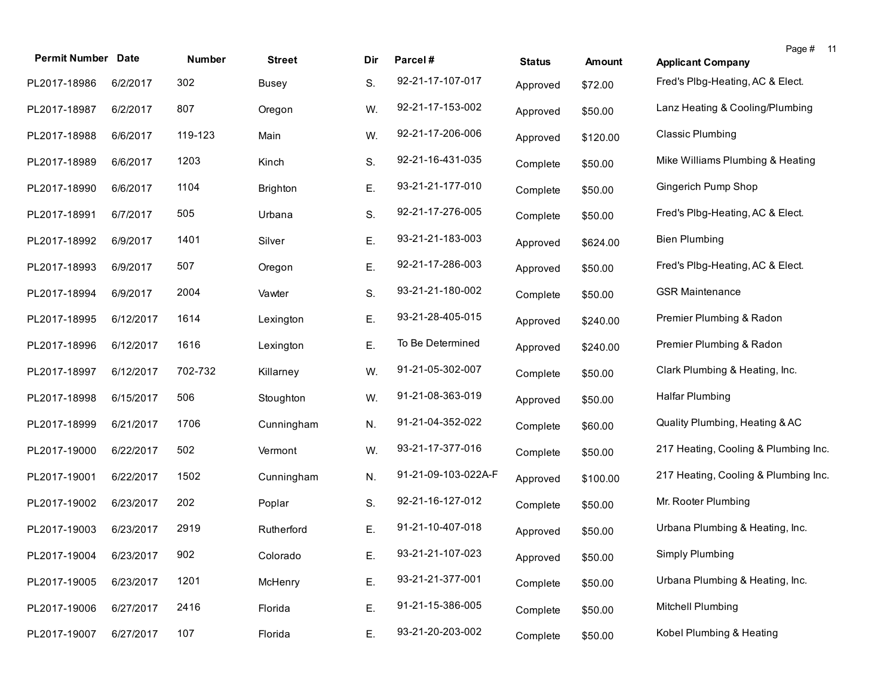| Permit Number | Date | Number | Street | Dir | Parcel # | Status | Amount | Applicant Company |
|---|---|---|---|---|---|---|---|---|
| PL2017-18986 | 6/2/2017 | 302 | Busey | S. | 92-21-17-107-017 | Approved | $72.00 | Fred's Plbg-Heating, AC & Elect. |
| PL2017-18987 | 6/2/2017 | 807 | Oregon | W. | 92-21-17-153-002 | Approved | $50.00 | Lanz Heating & Cooling/Plumbing |
| PL2017-18988 | 6/6/2017 | 119-123 | Main | W. | 92-21-17-206-006 | Approved | $120.00 | Classic Plumbing |
| PL2017-18989 | 6/6/2017 | 1203 | Kinch | S. | 92-21-16-431-035 | Complete | $50.00 | Mike Williams Plumbing & Heating |
| PL2017-18990 | 6/6/2017 | 1104 | Brighton | E. | 93-21-21-177-010 | Complete | $50.00 | Gingerich Pump Shop |
| PL2017-18991 | 6/7/2017 | 505 | Urbana | S. | 92-21-17-276-005 | Complete | $50.00 | Fred's Plbg-Heating, AC & Elect. |
| PL2017-18992 | 6/9/2017 | 1401 | Silver | E. | 93-21-21-183-003 | Approved | $624.00 | Bien Plumbing |
| PL2017-18993 | 6/9/2017 | 507 | Oregon | E. | 92-21-17-286-003 | Approved | $50.00 | Fred's Plbg-Heating, AC & Elect. |
| PL2017-18994 | 6/9/2017 | 2004 | Vawter | S. | 93-21-21-180-002 | Complete | $50.00 | GSR Maintenance |
| PL2017-18995 | 6/12/2017 | 1614 | Lexington | E. | 93-21-28-405-015 | Approved | $240.00 | Premier Plumbing & Radon |
| PL2017-18996 | 6/12/2017 | 1616 | Lexington | E. | To Be Determined | Approved | $240.00 | Premier Plumbing & Radon |
| PL2017-18997 | 6/12/2017 | 702-732 | Killarney | W. | 91-21-05-302-007 | Complete | $50.00 | Clark Plumbing & Heating, Inc. |
| PL2017-18998 | 6/15/2017 | 506 | Stoughton | W. | 91-21-08-363-019 | Approved | $50.00 | Halfar Plumbing |
| PL2017-18999 | 6/21/2017 | 1706 | Cunningham | N. | 91-21-04-352-022 | Complete | $60.00 | Quality Plumbing, Heating & AC |
| PL2017-19000 | 6/22/2017 | 502 | Vermont | W. | 93-21-17-377-016 | Complete | $50.00 | 217 Heating, Cooling & Plumbing Inc. |
| PL2017-19001 | 6/22/2017 | 1502 | Cunningham | N. | 91-21-09-103-022A-F | Approved | $100.00 | 217 Heating, Cooling & Plumbing Inc. |
| PL2017-19002 | 6/23/2017 | 202 | Poplar | S. | 92-21-16-127-012 | Complete | $50.00 | Mr. Rooter Plumbing |
| PL2017-19003 | 6/23/2017 | 2919 | Rutherford | E. | 91-21-10-407-018 | Approved | $50.00 | Urbana Plumbing & Heating, Inc. |
| PL2017-19004 | 6/23/2017 | 902 | Colorado | E. | 93-21-21-107-023 | Approved | $50.00 | Simply Plumbing |
| PL2017-19005 | 6/23/2017 | 1201 | McHenry | E. | 93-21-21-377-001 | Complete | $50.00 | Urbana Plumbing & Heating, Inc. |
| PL2017-19006 | 6/27/2017 | 2416 | Florida | E. | 91-21-15-386-005 | Complete | $50.00 | Mitchell Plumbing |
| PL2017-19007 | 6/27/2017 | 107 | Florida | E. | 93-21-20-203-002 | Complete | $50.00 | Kobel Plumbing & Heating |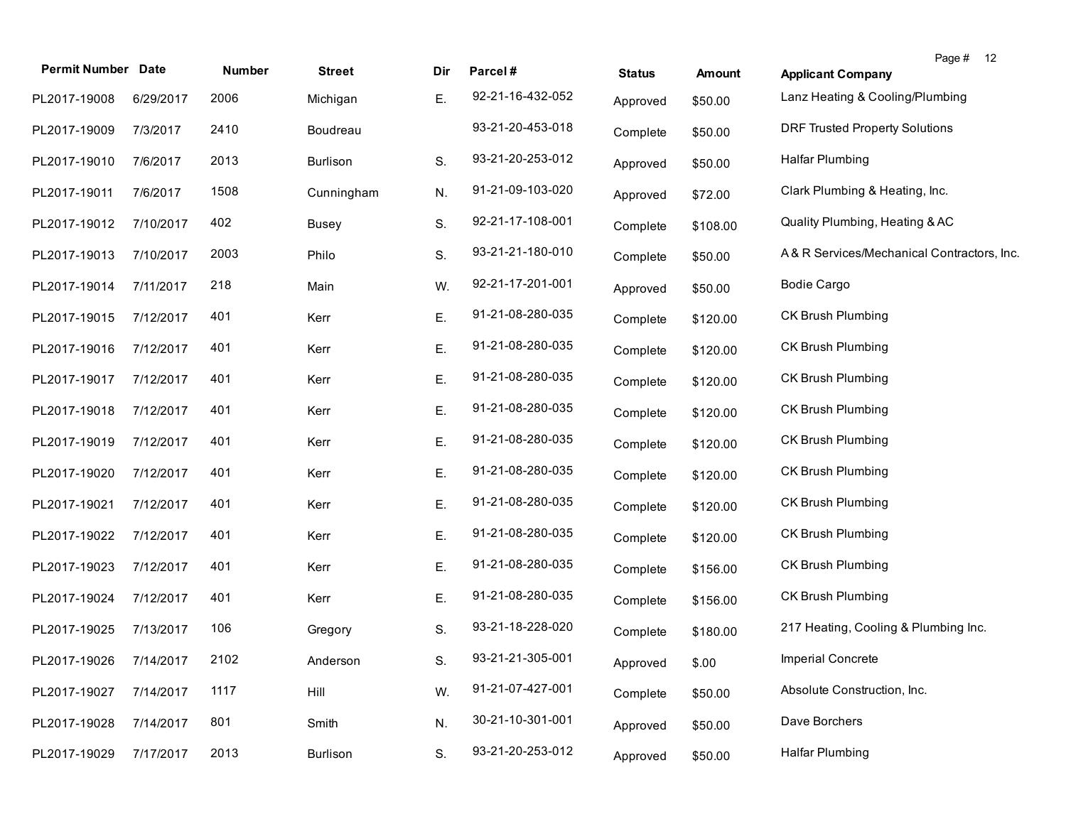| Permit Number | Date | Number | Street | Dir | Parcel # | Status | Amount | Applicant Company |
|---|---|---|---|---|---|---|---|---|
| PL2017-19008 | 6/29/2017 | 2006 | Michigan | E. | 92-21-16-432-052 | Approved | $50.00 | Lanz Heating & Cooling/Plumbing |
| PL2017-19009 | 7/3/2017 | 2410 | Boudreau | | 93-21-20-453-018 | Complete | $50.00 | DRF Trusted Property Solutions |
| PL2017-19010 | 7/6/2017 | 2013 | Burlison | S. | 93-21-20-253-012 | Approved | $50.00 | Halfar Plumbing |
| PL2017-19011 | 7/6/2017 | 1508 | Cunningham | N. | 91-21-09-103-020 | Approved | $72.00 | Clark Plumbing & Heating, Inc. |
| PL2017-19012 | 7/10/2017 | 402 | Busey | S. | 92-21-17-108-001 | Complete | $108.00 | Quality Plumbing, Heating & AC |
| PL2017-19013 | 7/10/2017 | 2003 | Philo | S. | 93-21-21-180-010 | Complete | $50.00 | A & R Services/Mechanical Contractors, Inc. |
| PL2017-19014 | 7/11/2017 | 218 | Main | W. | 92-21-17-201-001 | Approved | $50.00 | Bodie Cargo |
| PL2017-19015 | 7/12/2017 | 401 | Kerr | E. | 91-21-08-280-035 | Complete | $120.00 | CK Brush Plumbing |
| PL2017-19016 | 7/12/2017 | 401 | Kerr | E. | 91-21-08-280-035 | Complete | $120.00 | CK Brush Plumbing |
| PL2017-19017 | 7/12/2017 | 401 | Kerr | E. | 91-21-08-280-035 | Complete | $120.00 | CK Brush Plumbing |
| PL2017-19018 | 7/12/2017 | 401 | Kerr | E. | 91-21-08-280-035 | Complete | $120.00 | CK Brush Plumbing |
| PL2017-19019 | 7/12/2017 | 401 | Kerr | E. | 91-21-08-280-035 | Complete | $120.00 | CK Brush Plumbing |
| PL2017-19020 | 7/12/2017 | 401 | Kerr | E. | 91-21-08-280-035 | Complete | $120.00 | CK Brush Plumbing |
| PL2017-19021 | 7/12/2017 | 401 | Kerr | E. | 91-21-08-280-035 | Complete | $120.00 | CK Brush Plumbing |
| PL2017-19022 | 7/12/2017 | 401 | Kerr | E. | 91-21-08-280-035 | Complete | $120.00 | CK Brush Plumbing |
| PL2017-19023 | 7/12/2017 | 401 | Kerr | E. | 91-21-08-280-035 | Complete | $156.00 | CK Brush Plumbing |
| PL2017-19024 | 7/12/2017 | 401 | Kerr | E. | 91-21-08-280-035 | Complete | $156.00 | CK Brush Plumbing |
| PL2017-19025 | 7/13/2017 | 106 | Gregory | S. | 93-21-18-228-020 | Complete | $180.00 | 217 Heating, Cooling & Plumbing Inc. |
| PL2017-19026 | 7/14/2017 | 2102 | Anderson | S. | 93-21-21-305-001 | Approved | $.00 | Imperial Concrete |
| PL2017-19027 | 7/14/2017 | 1117 | Hill | W. | 91-21-07-427-001 | Complete | $50.00 | Absolute Construction, Inc. |
| PL2017-19028 | 7/14/2017 | 801 | Smith | N. | 30-21-10-301-001 | Approved | $50.00 | Dave Borchers |
| PL2017-19029 | 7/17/2017 | 2013 | Burlison | S. | 93-21-20-253-012 | Approved | $50.00 | Halfar Plumbing |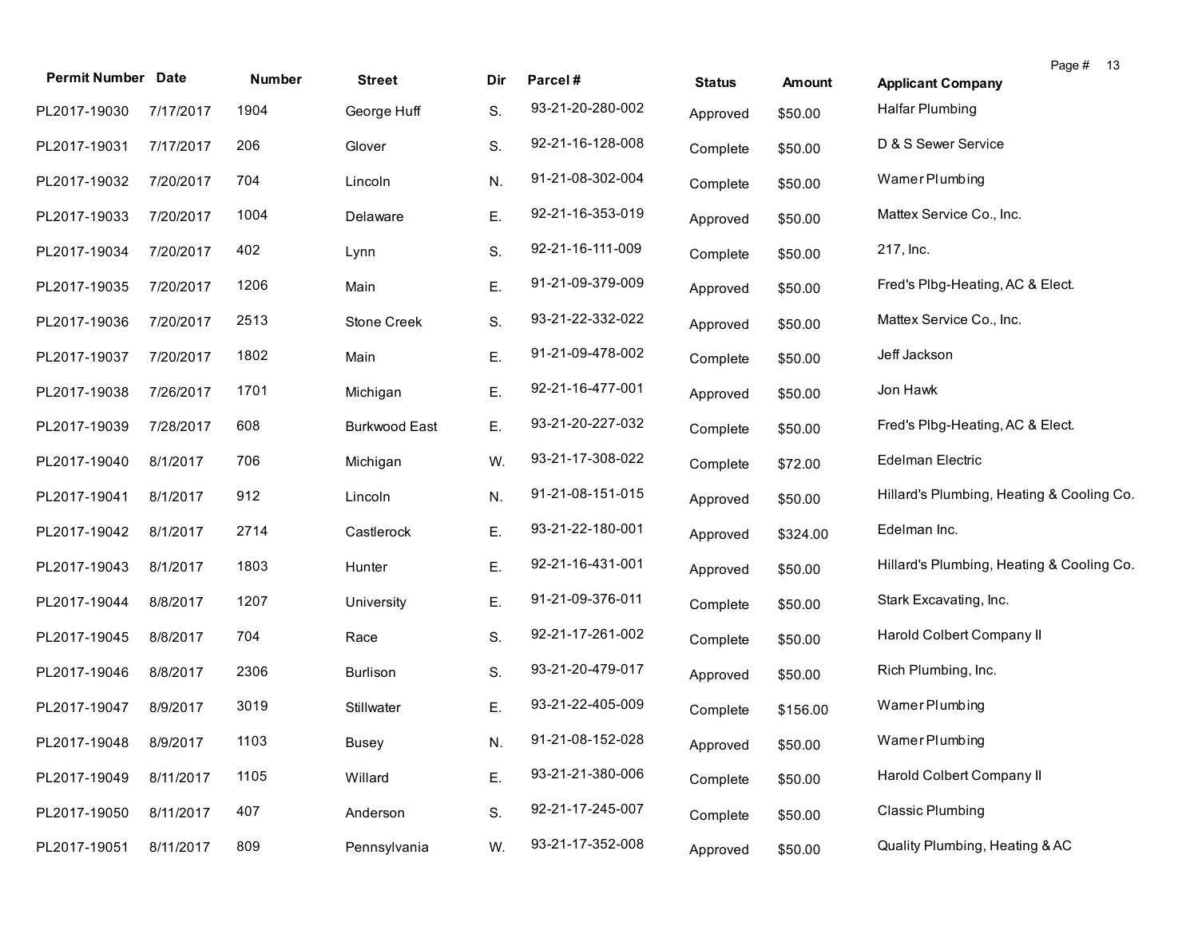| Permit Number | Date | Number | Street | Dir | Parcel # | Status | Amount | Applicant Company |
|---|---|---|---|---|---|---|---|---|
| PL2017-19030 | 7/17/2017 | 1904 | George Huff | S. | 93-21-20-280-002 | Approved | $50.00 | Halfar Plumbing |
| PL2017-19031 | 7/17/2017 | 206 | Glover | S. | 92-21-16-128-008 | Complete | $50.00 | D & S Sewer Service |
| PL2017-19032 | 7/20/2017 | 704 | Lincoln | N. | 91-21-08-302-004 | Complete | $50.00 | Warner Plumbing |
| PL2017-19033 | 7/20/2017 | 1004 | Delaware | E. | 92-21-16-353-019 | Approved | $50.00 | Mattex Service Co., Inc. |
| PL2017-19034 | 7/20/2017 | 402 | Lynn | S. | 92-21-16-111-009 | Complete | $50.00 | 217, Inc. |
| PL2017-19035 | 7/20/2017 | 1206 | Main | E. | 91-21-09-379-009 | Approved | $50.00 | Fred's Plbg-Heating, AC & Elect. |
| PL2017-19036 | 7/20/2017 | 2513 | Stone Creek | S. | 93-21-22-332-022 | Approved | $50.00 | Mattex Service Co., Inc. |
| PL2017-19037 | 7/20/2017 | 1802 | Main | E. | 91-21-09-478-002 | Complete | $50.00 | Jeff Jackson |
| PL2017-19038 | 7/26/2017 | 1701 | Michigan | E. | 92-21-16-477-001 | Approved | $50.00 | Jon Hawk |
| PL2017-19039 | 7/28/2017 | 608 | Burkwood East | E. | 93-21-20-227-032 | Complete | $50.00 | Fred's Plbg-Heating, AC & Elect. |
| PL2017-19040 | 8/1/2017 | 706 | Michigan | W. | 93-21-17-308-022 | Complete | $72.00 | Edelman Electric |
| PL2017-19041 | 8/1/2017 | 912 | Lincoln | N. | 91-21-08-151-015 | Approved | $50.00 | Hillard's Plumbing, Heating & Cooling Co. |
| PL2017-19042 | 8/1/2017 | 2714 | Castlerock | E. | 93-21-22-180-001 | Approved | $324.00 | Edelman Inc. |
| PL2017-19043 | 8/1/2017 | 1803 | Hunter | E. | 92-21-16-431-001 | Approved | $50.00 | Hillard's Plumbing, Heating & Cooling Co. |
| PL2017-19044 | 8/8/2017 | 1207 | University | E. | 91-21-09-376-011 | Complete | $50.00 | Stark Excavating, Inc. |
| PL2017-19045 | 8/8/2017 | 704 | Race | S. | 92-21-17-261-002 | Complete | $50.00 | Harold Colbert Company II |
| PL2017-19046 | 8/8/2017 | 2306 | Burlison | S. | 93-21-20-479-017 | Approved | $50.00 | Rich Plumbing, Inc. |
| PL2017-19047 | 8/9/2017 | 3019 | Stillwater | E. | 93-21-22-405-009 | Complete | $156.00 | Warner Plumbing |
| PL2017-19048 | 8/9/2017 | 1103 | Busey | N. | 91-21-08-152-028 | Approved | $50.00 | Warner Plumbing |
| PL2017-19049 | 8/11/2017 | 1105 | Willard | E. | 93-21-21-380-006 | Complete | $50.00 | Harold Colbert Company II |
| PL2017-19050 | 8/11/2017 | 407 | Anderson | S. | 92-21-17-245-007 | Complete | $50.00 | Classic Plumbing |
| PL2017-19051 | 8/11/2017 | 809 | Pennsylvania | W. | 93-21-17-352-008 | Approved | $50.00 | Quality Plumbing, Heating & AC |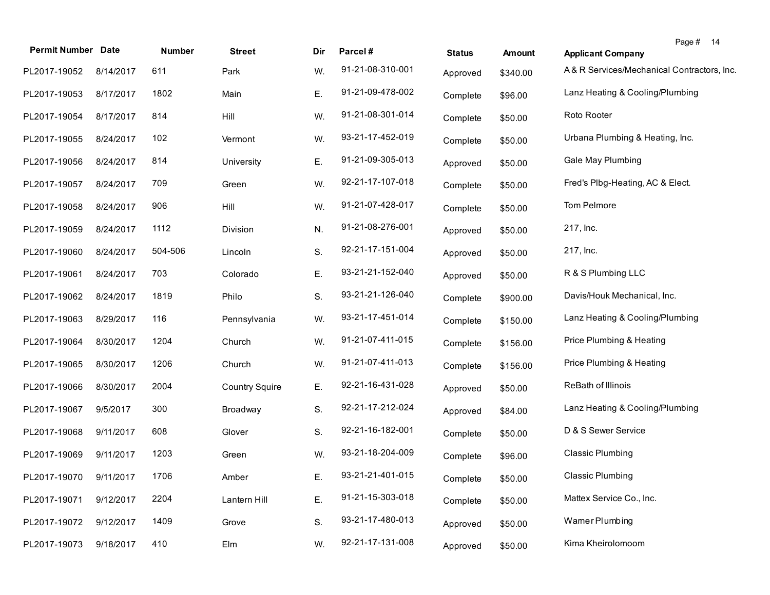| Permit Number | Date | Number | Street | Dir | Parcel # | Status | Amount | Applicant Company |
|---|---|---|---|---|---|---|---|---|
| PL2017-19052 | 8/14/2017 | 611 | Park | W. | 91-21-08-310-001 | Approved | $340.00 | A & R Services/Mechanical Contractors, Inc. |
| PL2017-19053 | 8/17/2017 | 1802 | Main | E. | 91-21-09-478-002 | Complete | $96.00 | Lanz Heating & Cooling/Plumbing |
| PL2017-19054 | 8/17/2017 | 814 | Hill | W. | 91-21-08-301-014 | Complete | $50.00 | Roto Rooter |
| PL2017-19055 | 8/24/2017 | 102 | Vermont | W. | 93-21-17-452-019 | Complete | $50.00 | Urbana Plumbing & Heating, Inc. |
| PL2017-19056 | 8/24/2017 | 814 | University | E. | 91-21-09-305-013 | Approved | $50.00 | Gale May Plumbing |
| PL2017-19057 | 8/24/2017 | 709 | Green | W. | 92-21-17-107-018 | Complete | $50.00 | Fred's Plbg-Heating, AC & Elect. |
| PL2017-19058 | 8/24/2017 | 906 | Hill | W. | 91-21-07-428-017 | Complete | $50.00 | Tom Pelmore |
| PL2017-19059 | 8/24/2017 | 1112 | Division | N. | 91-21-08-276-001 | Approved | $50.00 | 217, Inc. |
| PL2017-19060 | 8/24/2017 | 504-506 | Lincoln | S. | 92-21-17-151-004 | Approved | $50.00 | 217, Inc. |
| PL2017-19061 | 8/24/2017 | 703 | Colorado | E. | 93-21-21-152-040 | Approved | $50.00 | R & S Plumbing LLC |
| PL2017-19062 | 8/24/2017 | 1819 | Philo | S. | 93-21-21-126-040 | Complete | $900.00 | Davis/Houk Mechanical, Inc. |
| PL2017-19063 | 8/29/2017 | 116 | Pennsylvania | W. | 93-21-17-451-014 | Complete | $150.00 | Lanz Heating & Cooling/Plumbing |
| PL2017-19064 | 8/30/2017 | 1204 | Church | W. | 91-21-07-411-015 | Complete | $156.00 | Price Plumbing & Heating |
| PL2017-19065 | 8/30/2017 | 1206 | Church | W. | 91-21-07-411-013 | Complete | $156.00 | Price Plumbing & Heating |
| PL2017-19066 | 8/30/2017 | 2004 | Country Squire | E. | 92-21-16-431-028 | Approved | $50.00 | ReBath of Illinois |
| PL2017-19067 | 9/5/2017 | 300 | Broadway | S. | 92-21-17-212-024 | Approved | $84.00 | Lanz Heating & Cooling/Plumbing |
| PL2017-19068 | 9/11/2017 | 608 | Glover | S. | 92-21-16-182-001 | Complete | $50.00 | D & S Sewer Service |
| PL2017-19069 | 9/11/2017 | 1203 | Green | W. | 93-21-18-204-009 | Complete | $96.00 | Classic Plumbing |
| PL2017-19070 | 9/11/2017 | 1706 | Amber | E. | 93-21-21-401-015 | Complete | $50.00 | Classic Plumbing |
| PL2017-19071 | 9/12/2017 | 2204 | Lantern Hill | E. | 91-21-15-303-018 | Complete | $50.00 | Mattex Service Co., Inc. |
| PL2017-19072 | 9/12/2017 | 1409 | Grove | S. | 93-21-17-480-013 | Approved | $50.00 | Warner Plumbing |
| PL2017-19073 | 9/18/2017 | 410 | Elm | W. | 92-21-17-131-008 | Approved | $50.00 | Kima Kheirolomoom |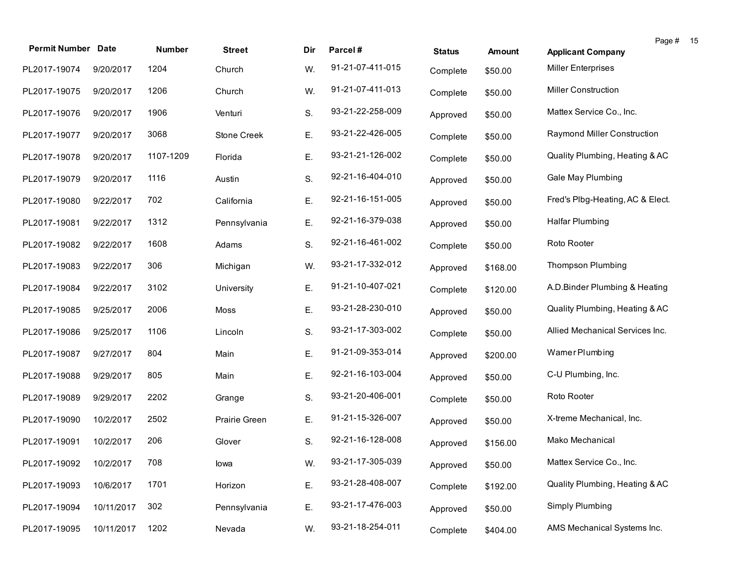| Permit Number | Date | Number | Street | Dir | Parcel # | Status | Amount | Applicant Company |
|---|---|---|---|---|---|---|---|---|
| PL2017-19074 | 9/20/2017 | 1204 | Church | W. | 91-21-07-411-015 | Complete | $50.00 | Miller Enterprises |
| PL2017-19075 | 9/20/2017 | 1206 | Church | W. | 91-21-07-411-013 | Complete | $50.00 | Miller Construction |
| PL2017-19076 | 9/20/2017 | 1906 | Venturi | S. | 93-21-22-258-009 | Approved | $50.00 | Mattex Service Co., Inc. |
| PL2017-19077 | 9/20/2017 | 3068 | Stone Creek | E. | 93-21-22-426-005 | Complete | $50.00 | Raymond Miller Construction |
| PL2017-19078 | 9/20/2017 | 1107-1209 | Florida | E. | 93-21-21-126-002 | Complete | $50.00 | Quality Plumbing, Heating & AC |
| PL2017-19079 | 9/20/2017 | 1116 | Austin | S. | 92-21-16-404-010 | Approved | $50.00 | Gale May Plumbing |
| PL2017-19080 | 9/22/2017 | 702 | California | E. | 92-21-16-151-005 | Approved | $50.00 | Fred's Plbg-Heating, AC & Elect. |
| PL2017-19081 | 9/22/2017 | 1312 | Pennsylvania | E. | 92-21-16-379-038 | Approved | $50.00 | Halfar Plumbing |
| PL2017-19082 | 9/22/2017 | 1608 | Adams | S. | 92-21-16-461-002 | Complete | $50.00 | Roto Rooter |
| PL2017-19083 | 9/22/2017 | 306 | Michigan | W. | 93-21-17-332-012 | Approved | $168.00 | Thompson Plumbing |
| PL2017-19084 | 9/22/2017 | 3102 | University | E. | 91-21-10-407-021 | Complete | $120.00 | A.D.Binder Plumbing & Heating |
| PL2017-19085 | 9/25/2017 | 2006 | Moss | E. | 93-21-28-230-010 | Approved | $50.00 | Quality Plumbing, Heating & AC |
| PL2017-19086 | 9/25/2017 | 1106 | Lincoln | S. | 93-21-17-303-002 | Complete | $50.00 | Allied Mechanical Services Inc. |
| PL2017-19087 | 9/27/2017 | 804 | Main | E. | 91-21-09-353-014 | Approved | $200.00 | Warner Plumbing |
| PL2017-19088 | 9/29/2017 | 805 | Main | E. | 92-21-16-103-004 | Approved | $50.00 | C-U Plumbing, Inc. |
| PL2017-19089 | 9/29/2017 | 2202 | Grange | S. | 93-21-20-406-001 | Complete | $50.00 | Roto Rooter |
| PL2017-19090 | 10/2/2017 | 2502 | Prairie Green | E. | 91-21-15-326-007 | Approved | $50.00 | X-treme Mechanical, Inc. |
| PL2017-19091 | 10/2/2017 | 206 | Glover | S. | 92-21-16-128-008 | Approved | $156.00 | Mako Mechanical |
| PL2017-19092 | 10/2/2017 | 708 | Iowa | W. | 93-21-17-305-039 | Approved | $50.00 | Mattex Service Co., Inc. |
| PL2017-19093 | 10/6/2017 | 1701 | Horizon | E. | 93-21-28-408-007 | Complete | $192.00 | Quality Plumbing, Heating & AC |
| PL2017-19094 | 10/11/2017 | 302 | Pennsylvania | E. | 93-21-17-476-003 | Approved | $50.00 | Simply Plumbing |
| PL2017-19095 | 10/11/2017 | 1202 | Nevada | W. | 93-21-18-254-011 | Complete | $404.00 | AMS Mechanical Systems Inc. |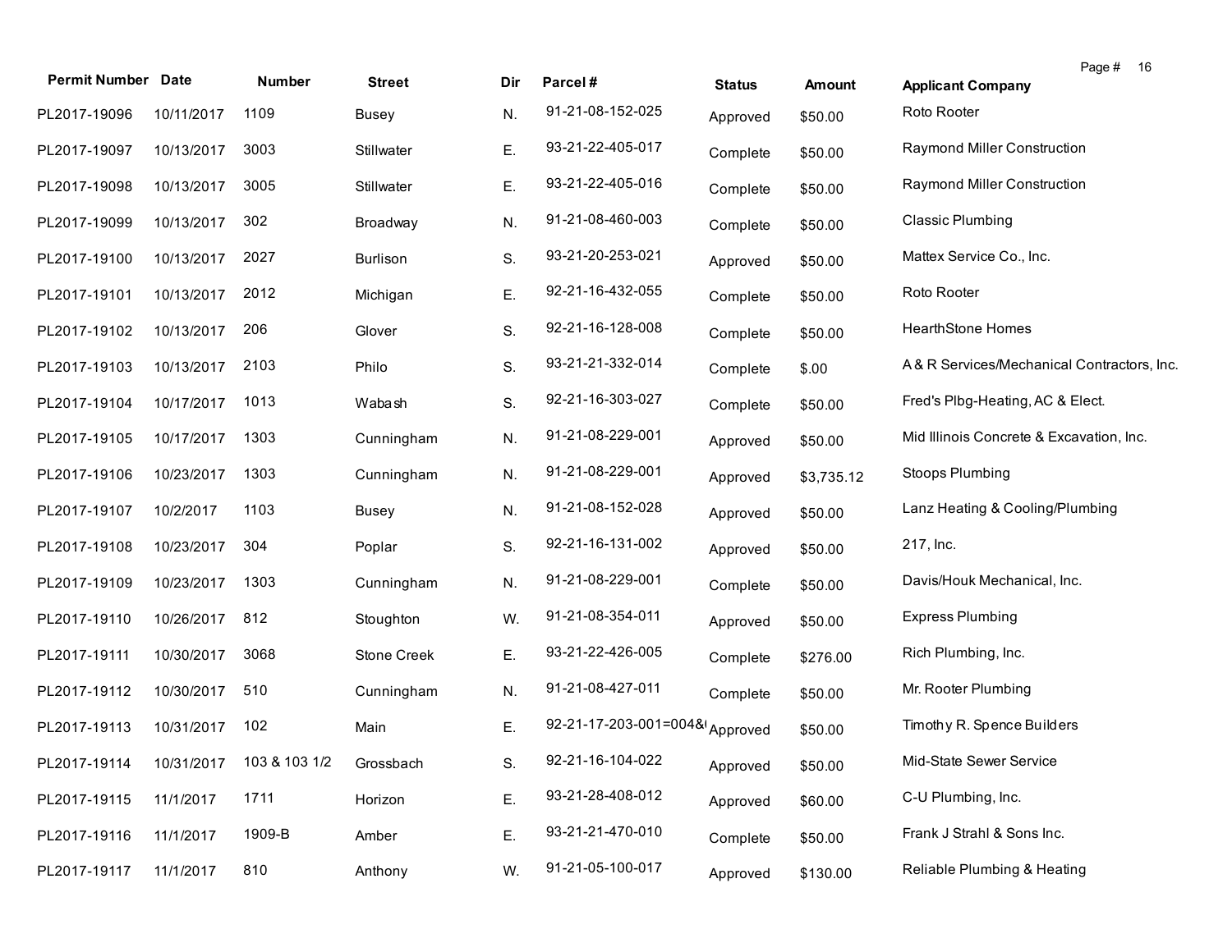| Permit Number | Date | Number | Street | Dir | Parcel # | Status | Amount | Applicant Company |
|---|---|---|---|---|---|---|---|---|
| PL2017-19096 | 10/11/2017 | 1109 | Busey | N. | 91-21-08-152-025 | Approved | $50.00 | Roto Rooter |
| PL2017-19097 | 10/13/2017 | 3003 | Stillwater | E. | 93-21-22-405-017 | Complete | $50.00 | Raymond Miller Construction |
| PL2017-19098 | 10/13/2017 | 3005 | Stillwater | E. | 93-21-22-405-016 | Complete | $50.00 | Raymond Miller Construction |
| PL2017-19099 | 10/13/2017 | 302 | Broadway | N. | 91-21-08-460-003 | Complete | $50.00 | Classic Plumbing |
| PL2017-19100 | 10/13/2017 | 2027 | Burlison | S. | 93-21-20-253-021 | Approved | $50.00 | Mattex Service Co., Inc. |
| PL2017-19101 | 10/13/2017 | 2012 | Michigan | E. | 92-21-16-432-055 | Complete | $50.00 | Roto Rooter |
| PL2017-19102 | 10/13/2017 | 206 | Glover | S. | 92-21-16-128-008 | Complete | $50.00 | HearthStone Homes |
| PL2017-19103 | 10/13/2017 | 2103 | Philo | S. | 93-21-21-332-014 | Complete | $.00 | A & R Services/Mechanical Contractors, Inc. |
| PL2017-19104 | 10/17/2017 | 1013 | Wabash | S. | 92-21-16-303-027 | Complete | $50.00 | Fred's Plbg-Heating, AC & Elect. |
| PL2017-19105 | 10/17/2017 | 1303 | Cunningham | N. | 91-21-08-229-001 | Approved | $50.00 | Mid Illinois Concrete & Excavation, Inc. |
| PL2017-19106 | 10/23/2017 | 1303 | Cunningham | N. | 91-21-08-229-001 | Approved | $3,735.12 | Stoops Plumbing |
| PL2017-19107 | 10/2/2017 | 1103 | Busey | N. | 91-21-08-152-028 | Approved | $50.00 | Lanz Heating & Cooling/Plumbing |
| PL2017-19108 | 10/23/2017 | 304 | Poplar | S. | 92-21-16-131-002 | Approved | $50.00 | 217, Inc. |
| PL2017-19109 | 10/23/2017 | 1303 | Cunningham | N. | 91-21-08-229-001 | Complete | $50.00 | Davis/Houk Mechanical, Inc. |
| PL2017-19110 | 10/26/2017 | 812 | Stoughton | W. | 91-21-08-354-011 | Approved | $50.00 | Express Plumbing |
| PL2017-19111 | 10/30/2017 | 3068 | Stone Creek | E. | 93-21-22-426-005 | Complete | $276.00 | Rich Plumbing, Inc. |
| PL2017-19112 | 10/30/2017 | 510 | Cunningham | N. | 91-21-08-427-011 | Complete | $50.00 | Mr. Rooter Plumbing |
| PL2017-19113 | 10/31/2017 | 102 | Main | E. | 92-21-17-203-001=004&( | Approved | $50.00 | Timothy R. Spence Builders |
| PL2017-19114 | 10/31/2017 | 103 & 103 1/2 | Grossbach | S. | 92-21-16-104-022 | Approved | $50.00 | Mid-State Sewer Service |
| PL2017-19115 | 11/1/2017 | 1711 | Horizon | E. | 93-21-28-408-012 | Approved | $60.00 | C-U Plumbing, Inc. |
| PL2017-19116 | 11/1/2017 | 1909-B | Amber | E. | 93-21-21-470-010 | Complete | $50.00 | Frank J Strahl & Sons Inc. |
| PL2017-19117 | 11/1/2017 | 810 | Anthony | W. | 91-21-05-100-017 | Approved | $130.00 | Reliable Plumbing & Heating |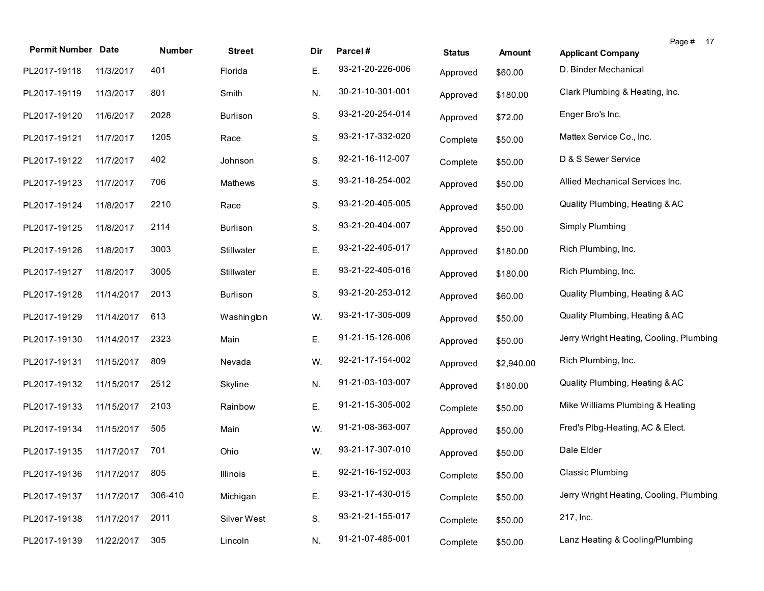| Permit Number | Date | Number | Street | Dir | Parcel # | Status | Amount | Applicant Company |
|---|---|---|---|---|---|---|---|---|
| PL2017-19118 | 11/3/2017 | 401 | Florida | E. | 93-21-20-226-006 | Approved | $60.00 | D. Binder Mechanical |
| PL2017-19119 | 11/3/2017 | 801 | Smith | N. | 30-21-10-301-001 | Approved | $180.00 | Clark Plumbing & Heating, Inc. |
| PL2017-19120 | 11/6/2017 | 2028 | Burlison | S. | 93-21-20-254-014 | Approved | $72.00 | Enger Bro's Inc. |
| PL2017-19121 | 11/7/2017 | 1205 | Race | S. | 93-21-17-332-020 | Complete | $50.00 | Mattex Service Co., Inc. |
| PL2017-19122 | 11/7/2017 | 402 | Johnson | S. | 92-21-16-112-007 | Complete | $50.00 | D & S Sewer Service |
| PL2017-19123 | 11/7/2017 | 706 | Mathews | S. | 93-21-18-254-002 | Approved | $50.00 | Allied Mechanical Services Inc. |
| PL2017-19124 | 11/8/2017 | 2210 | Race | S. | 93-21-20-405-005 | Approved | $50.00 | Quality Plumbing, Heating & AC |
| PL2017-19125 | 11/8/2017 | 2114 | Burlison | S. | 93-21-20-404-007 | Approved | $50.00 | Simply Plumbing |
| PL2017-19126 | 11/8/2017 | 3003 | Stillwater | E. | 93-21-22-405-017 | Approved | $180.00 | Rich Plumbing, Inc. |
| PL2017-19127 | 11/8/2017 | 3005 | Stillwater | E. | 93-21-22-405-016 | Approved | $180.00 | Rich Plumbing, Inc. |
| PL2017-19128 | 11/14/2017 | 2013 | Burlison | S. | 93-21-20-253-012 | Approved | $60.00 | Quality Plumbing, Heating & AC |
| PL2017-19129 | 11/14/2017 | 613 | Washington | W. | 93-21-17-305-009 | Approved | $50.00 | Quality Plumbing, Heating & AC |
| PL2017-19130 | 11/14/2017 | 2323 | Main | E. | 91-21-15-126-006 | Approved | $50.00 | Jerry Wright Heating, Cooling, Plumbing |
| PL2017-19131 | 11/15/2017 | 809 | Nevada | W. | 92-21-17-154-002 | Approved | $2,940.00 | Rich Plumbing, Inc. |
| PL2017-19132 | 11/15/2017 | 2512 | Skyline | N. | 91-21-03-103-007 | Approved | $180.00 | Quality Plumbing, Heating & AC |
| PL2017-19133 | 11/15/2017 | 2103 | Rainbow | E. | 91-21-15-305-002 | Complete | $50.00 | Mike Williams Plumbing & Heating |
| PL2017-19134 | 11/15/2017 | 505 | Main | W. | 91-21-08-363-007 | Approved | $50.00 | Fred's Plbg-Heating, AC & Elect. |
| PL2017-19135 | 11/17/2017 | 701 | Ohio | W. | 93-21-17-307-010 | Approved | $50.00 | Dale Elder |
| PL2017-19136 | 11/17/2017 | 805 | Illinois | E. | 92-21-16-152-003 | Complete | $50.00 | Classic Plumbing |
| PL2017-19137 | 11/17/2017 | 306-410 | Michigan | E. | 93-21-17-430-015 | Complete | $50.00 | Jerry Wright Heating, Cooling, Plumbing |
| PL2017-19138 | 11/17/2017 | 2011 | Silver West | S. | 93-21-21-155-017 | Complete | $50.00 | 217, Inc. |
| PL2017-19139 | 11/22/2017 | 305 | Lincoln | N. | 91-21-07-485-001 | Complete | $50.00 | Lanz Heating & Cooling/Plumbing |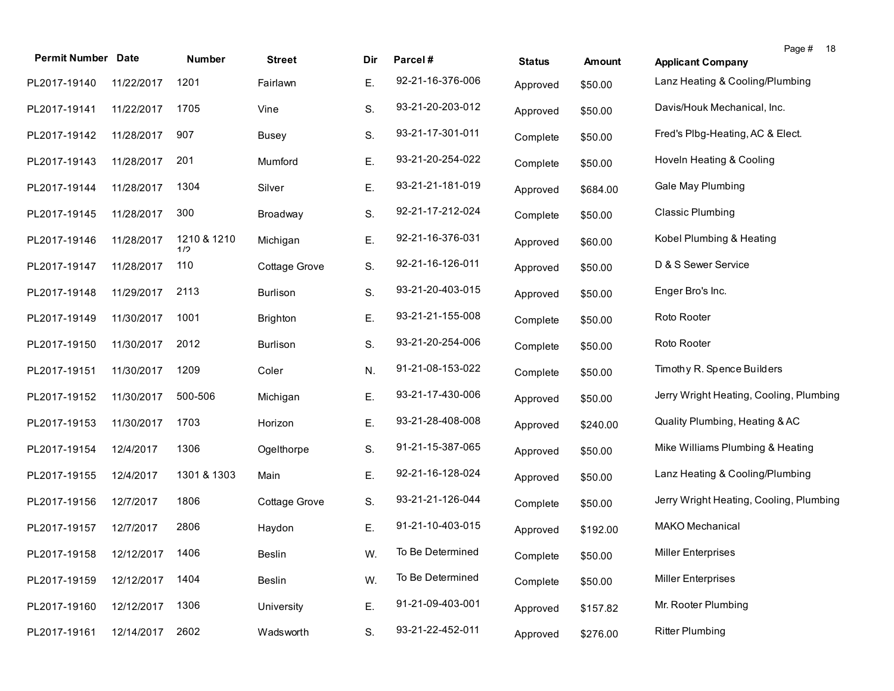| Permit Number | Date | Number | Street | Dir | Parcel # | Status | Amount | Applicant Company |
|---|---|---|---|---|---|---|---|---|
| PL2017-19140 | 11/22/2017 | 1201 | Fairlawn | E. | 92-21-16-376-006 | Approved | $50.00 | Lanz Heating & Cooling/Plumbing |
| PL2017-19141 | 11/22/2017 | 1705 | Vine | S. | 93-21-20-203-012 | Approved | $50.00 | Davis/Houk Mechanical, Inc. |
| PL2017-19142 | 11/28/2017 | 907 | Busey | S. | 93-21-17-301-011 | Complete | $50.00 | Fred's Plbg-Heating, AC & Elect. |
| PL2017-19143 | 11/28/2017 | 201 | Mumford | E. | 93-21-20-254-022 | Complete | $50.00 | Hoveln Heating & Cooling |
| PL2017-19144 | 11/28/2017 | 1304 | Silver | E. | 93-21-21-181-019 | Approved | $684.00 | Gale May Plumbing |
| PL2017-19145 | 11/28/2017 | 300 | Broadway | S. | 92-21-17-212-024 | Complete | $50.00 | Classic Plumbing |
| PL2017-19146 | 11/28/2017 | 1210 & 1210 1/2 | Michigan | E. | 92-21-16-376-031 | Approved | $60.00 | Kobel Plumbing & Heating |
| PL2017-19147 | 11/28/2017 | 110 | Cottage Grove | S. | 92-21-16-126-011 | Approved | $50.00 | D & S Sewer Service |
| PL2017-19148 | 11/29/2017 | 2113 | Burlison | S. | 93-21-20-403-015 | Approved | $50.00 | Enger Bro's Inc. |
| PL2017-19149 | 11/30/2017 | 1001 | Brighton | E. | 93-21-21-155-008 | Complete | $50.00 | Roto Rooter |
| PL2017-19150 | 11/30/2017 | 2012 | Burlison | S. | 93-21-20-254-006 | Complete | $50.00 | Roto Rooter |
| PL2017-19151 | 11/30/2017 | 1209 | Coler | N. | 91-21-08-153-022 | Complete | $50.00 | Timothy R. Spence Builders |
| PL2017-19152 | 11/30/2017 | 500-506 | Michigan | E. | 93-21-17-430-006 | Approved | $50.00 | Jerry Wright Heating, Cooling, Plumbing |
| PL2017-19153 | 11/30/2017 | 1703 | Horizon | E. | 93-21-28-408-008 | Approved | $240.00 | Quality Plumbing, Heating & AC |
| PL2017-19154 | 12/4/2017 | 1306 | Ogelthorpe | S. | 91-21-15-387-065 | Approved | $50.00 | Mike Williams Plumbing & Heating |
| PL2017-19155 | 12/4/2017 | 1301 & 1303 | Main | E. | 92-21-16-128-024 | Approved | $50.00 | Lanz Heating & Cooling/Plumbing |
| PL2017-19156 | 12/7/2017 | 1806 | Cottage Grove | S. | 93-21-21-126-044 | Complete | $50.00 | Jerry Wright Heating, Cooling, Plumbing |
| PL2017-19157 | 12/7/2017 | 2806 | Haydon | E. | 91-21-10-403-015 | Approved | $192.00 | MAKO Mechanical |
| PL2017-19158 | 12/12/2017 | 1406 | Beslin | W. | To Be Determined | Complete | $50.00 | Miller Enterprises |
| PL2017-19159 | 12/12/2017 | 1404 | Beslin | W. | To Be Determined | Complete | $50.00 | Miller Enterprises |
| PL2017-19160 | 12/12/2017 | 1306 | University | E. | 91-21-09-403-001 | Approved | $157.82 | Mr. Rooter Plumbing |
| PL2017-19161 | 12/14/2017 | 2602 | Wadsworth | S. | 93-21-22-452-011 | Approved | $276.00 | Ritter Plumbing |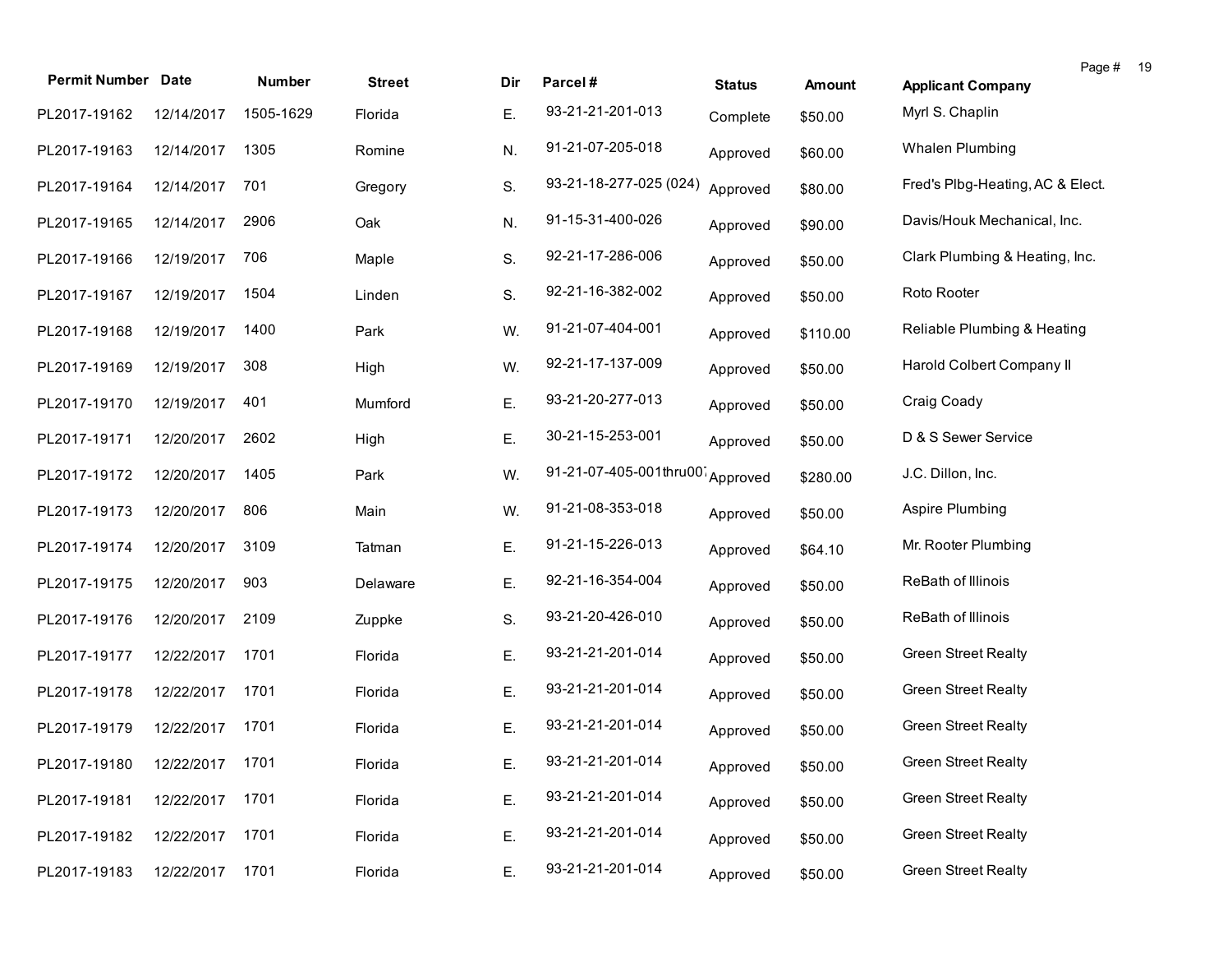| Permit Number | Date | Number | Street | Dir | Parcel # | Status | Amount | Applicant Company |
|---|---|---|---|---|---|---|---|---|
| PL2017-19162 | 12/14/2017 | 1505-1629 | Florida | E. | 93-21-21-201-013 | Complete | $50.00 | Myrl S. Chaplin |
| PL2017-19163 | 12/14/2017 | 1305 | Romine | N. | 91-21-07-205-018 | Approved | $60.00 | Whalen Plumbing |
| PL2017-19164 | 12/14/2017 | 701 | Gregory | S. | 93-21-18-277-025 (024) | Approved | $80.00 | Fred's Plbg-Heating, AC & Elect. |
| PL2017-19165 | 12/14/2017 | 2906 | Oak | N. | 91-15-31-400-026 | Approved | $90.00 | Davis/Houk Mechanical, Inc. |
| PL2017-19166 | 12/19/2017 | 706 | Maple | S. | 92-21-17-286-006 | Approved | $50.00 | Clark Plumbing & Heating, Inc. |
| PL2017-19167 | 12/19/2017 | 1504 | Linden | S. | 92-21-16-382-002 | Approved | $50.00 | Roto Rooter |
| PL2017-19168 | 12/19/2017 | 1400 | Park | W. | 91-21-07-404-001 | Approved | $110.00 | Reliable Plumbing & Heating |
| PL2017-19169 | 12/19/2017 | 308 | High | W. | 92-21-17-137-009 | Approved | $50.00 | Harold Colbert Company II |
| PL2017-19170 | 12/19/2017 | 401 | Mumford | E. | 93-21-20-277-013 | Approved | $50.00 | Craig Coady |
| PL2017-19171 | 12/20/2017 | 2602 | High | E. | 30-21-15-253-001 | Approved | $50.00 | D & S Sewer Service |
| PL2017-19172 | 12/20/2017 | 1405 | Park | W. | 91-21-07-405-001thru007 | Approved | $280.00 | J.C. Dillon, Inc. |
| PL2017-19173 | 12/20/2017 | 806 | Main | W. | 91-21-08-353-018 | Approved | $50.00 | Aspire Plumbing |
| PL2017-19174 | 12/20/2017 | 3109 | Tatman | E. | 91-21-15-226-013 | Approved | $64.10 | Mr. Rooter Plumbing |
| PL2017-19175 | 12/20/2017 | 903 | Delaware | E. | 92-21-16-354-004 | Approved | $50.00 | ReBath of Illinois |
| PL2017-19176 | 12/20/2017 | 2109 | Zuppke | S. | 93-21-20-426-010 | Approved | $50.00 | ReBath of Illinois |
| PL2017-19177 | 12/22/2017 | 1701 | Florida | E. | 93-21-21-201-014 | Approved | $50.00 | Green Street Realty |
| PL2017-19178 | 12/22/2017 | 1701 | Florida | E. | 93-21-21-201-014 | Approved | $50.00 | Green Street Realty |
| PL2017-19179 | 12/22/2017 | 1701 | Florida | E. | 93-21-21-201-014 | Approved | $50.00 | Green Street Realty |
| PL2017-19180 | 12/22/2017 | 1701 | Florida | E. | 93-21-21-201-014 | Approved | $50.00 | Green Street Realty |
| PL2017-19181 | 12/22/2017 | 1701 | Florida | E. | 93-21-21-201-014 | Approved | $50.00 | Green Street Realty |
| PL2017-19182 | 12/22/2017 | 1701 | Florida | E. | 93-21-21-201-014 | Approved | $50.00 | Green Street Realty |
| PL2017-19183 | 12/22/2017 | 1701 | Florida | E. | 93-21-21-201-014 | Approved | $50.00 | Green Street Realty |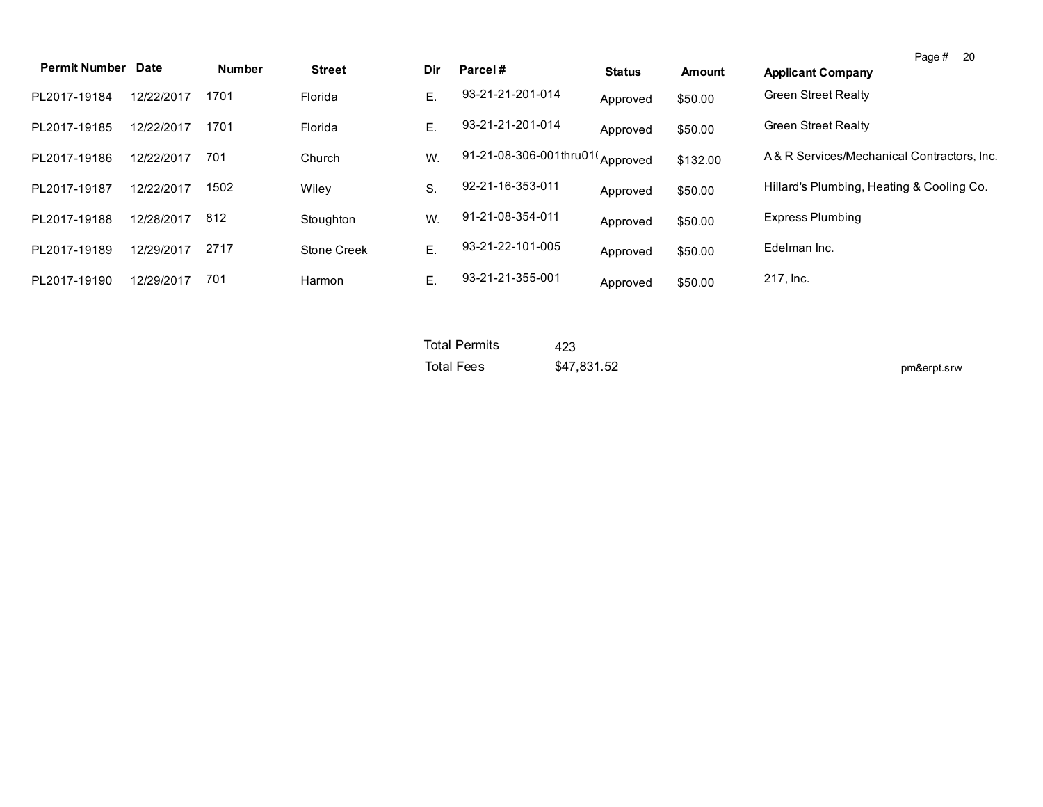| Permit Number | Date | Number | Street | Dir | Parcel # | Status | Amount | Applicant Company |
|---|---|---|---|---|---|---|---|---|
| PL2017-19184 | 12/22/2017 | 1701 | Florida | E. | 93-21-21-201-014 | Approved | $50.00 | Green Street Realty |
| PL2017-19185 | 12/22/2017 | 1701 | Florida | E. | 93-21-21-201-014 | Approved | $50.00 | Green Street Realty |
| PL2017-19186 | 12/22/2017 | 701 | Church | W. | 91-21-08-306-001thru01( | Approved | $132.00 | A & R Services/Mechanical Contractors, Inc. |
| PL2017-19187 | 12/22/2017 | 1502 | Wiley | S. | 92-21-16-353-011 | Approved | $50.00 | Hillard's Plumbing, Heating & Cooling Co. |
| PL2017-19188 | 12/28/2017 | 812 | Stoughton | W. | 91-21-08-354-011 | Approved | $50.00 | Express Plumbing |
| PL2017-19189 | 12/29/2017 | 2717 | Stone Creek | E. | 93-21-22-101-005 | Approved | $50.00 | Edelman Inc. |
| PL2017-19190 | 12/29/2017 | 701 | Harmon | E. | 93-21-21-355-001 | Approved | $50.00 | 217, Inc. |

Total Permits 423

Total Fees $47,831.52

pm&erpt.srw